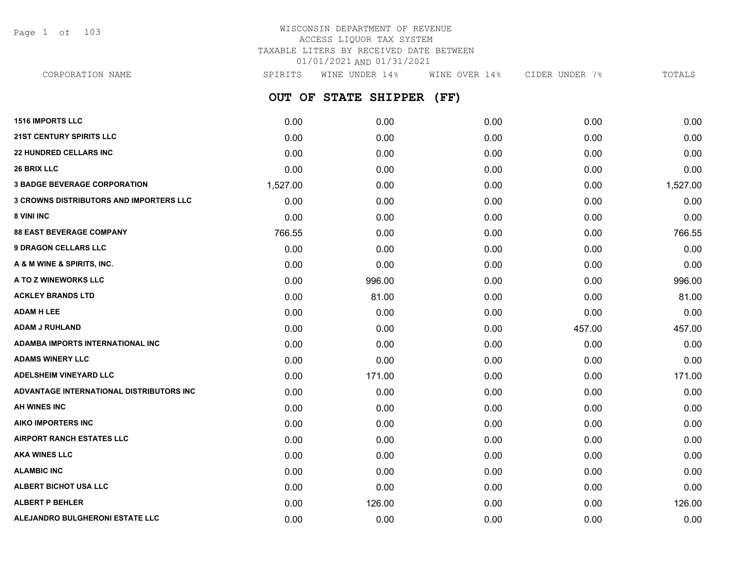# WISCONSIN DEPARTMENT OF REVENUE

ACCESS LIQUOR TAX SYSTEM

TAXABLE LITERS BY RECEIVED DATE BETWEEN 01/01/2021 AND 01/31/2021

## OUT OF STATE SHIPPER (FF)

| CORPORATION NAME | SPIRITS | WINE UNDER 14% | WINE OVER 14% | CIDER UNDER 7% | TOTALS |
|---|---|---|---|---|---|
| 1516 IMPORTS LLC | 0.00 | 0.00 | 0.00 | 0.00 | 0.00 |
| 21ST CENTURY SPIRITS LLC | 0.00 | 0.00 | 0.00 | 0.00 | 0.00 |
| 22 HUNDRED CELLARS INC | 0.00 | 0.00 | 0.00 | 0.00 | 0.00 |
| 26 BRIX LLC | 0.00 | 0.00 | 0.00 | 0.00 | 0.00 |
| 3 BADGE BEVERAGE CORPORATION | 1,527.00 | 0.00 | 0.00 | 0.00 | 1,527.00 |
| 3 CROWNS DISTRIBUTORS AND IMPORTERS LLC | 0.00 | 0.00 | 0.00 | 0.00 | 0.00 |
| 8 VINI INC | 0.00 | 0.00 | 0.00 | 0.00 | 0.00 |
| 88 EAST BEVERAGE COMPANY | 766.55 | 0.00 | 0.00 | 0.00 | 766.55 |
| 9 DRAGON CELLARS LLC | 0.00 | 0.00 | 0.00 | 0.00 | 0.00 |
| A & M WINE & SPIRITS, INC. | 0.00 | 0.00 | 0.00 | 0.00 | 0.00 |
| A TO Z WINEWORKS LLC | 0.00 | 996.00 | 0.00 | 0.00 | 996.00 |
| ACKLEY BRANDS LTD | 0.00 | 81.00 | 0.00 | 0.00 | 81.00 |
| ADAM H LEE | 0.00 | 0.00 | 0.00 | 0.00 | 0.00 |
| ADAM J RUHLAND | 0.00 | 0.00 | 0.00 | 457.00 | 457.00 |
| ADAMBA IMPORTS INTERNATIONAL INC | 0.00 | 0.00 | 0.00 | 0.00 | 0.00 |
| ADAMS WINERY LLC | 0.00 | 0.00 | 0.00 | 0.00 | 0.00 |
| ADELSHEIM VINEYARD LLC | 0.00 | 171.00 | 0.00 | 0.00 | 171.00 |
| ADVANTAGE INTERNATIONAL DISTRIBUTORS INC | 0.00 | 0.00 | 0.00 | 0.00 | 0.00 |
| AH WINES INC | 0.00 | 0.00 | 0.00 | 0.00 | 0.00 |
| AIKO IMPORTERS INC | 0.00 | 0.00 | 0.00 | 0.00 | 0.00 |
| AIRPORT RANCH ESTATES LLC | 0.00 | 0.00 | 0.00 | 0.00 | 0.00 |
| AKA WINES LLC | 0.00 | 0.00 | 0.00 | 0.00 | 0.00 |
| ALAMBIC INC | 0.00 | 0.00 | 0.00 | 0.00 | 0.00 |
| ALBERT BICHOT USA LLC | 0.00 | 0.00 | 0.00 | 0.00 | 0.00 |
| ALBERT P BEHLER | 0.00 | 126.00 | 0.00 | 0.00 | 126.00 |
| ALEJANDRO BULGHERONI ESTATE LLC | 0.00 | 0.00 | 0.00 | 0.00 | 0.00 |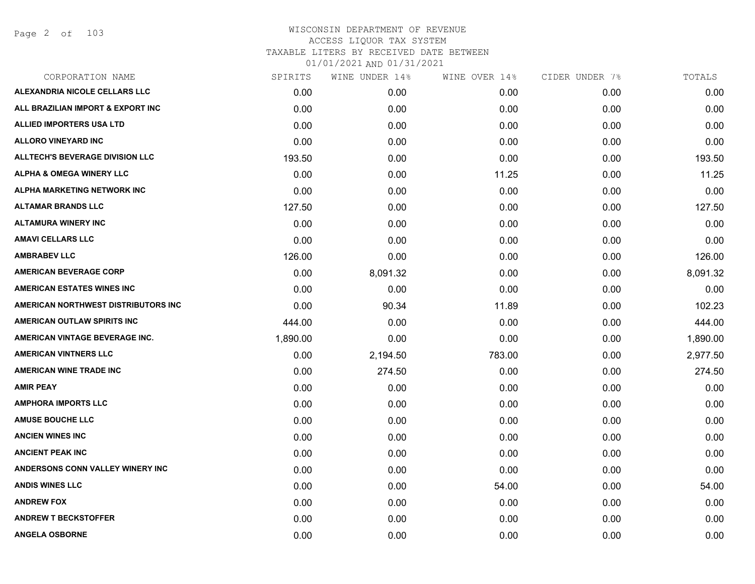WISCONSIN DEPARTMENT OF REVENUE
ACCESS LIQUOR TAX SYSTEM
TAXABLE LITERS BY RECEIVED DATE BETWEEN
01/01/2021 AND 01/31/2021

| CORPORATION NAME | SPIRITS | WINE UNDER 14% | WINE OVER 14% | CIDER UNDER 7% | TOTALS |
|---|---|---|---|---|---|
| ALEXANDRIA NICOLE CELLARS LLC | 0.00 | 0.00 | 0.00 | 0.00 | 0.00 |
| ALL BRAZILIAN IMPORT & EXPORT INC | 0.00 | 0.00 | 0.00 | 0.00 | 0.00 |
| ALLIED IMPORTERS USA LTD | 0.00 | 0.00 | 0.00 | 0.00 | 0.00 |
| ALLORO VINEYARD INC | 0.00 | 0.00 | 0.00 | 0.00 | 0.00 |
| ALLTECH'S BEVERAGE DIVISION LLC | 193.50 | 0.00 | 0.00 | 0.00 | 193.50 |
| ALPHA & OMEGA WINERY LLC | 0.00 | 0.00 | 11.25 | 0.00 | 11.25 |
| ALPHA MARKETING NETWORK INC | 0.00 | 0.00 | 0.00 | 0.00 | 0.00 |
| ALTAMAR BRANDS LLC | 127.50 | 0.00 | 0.00 | 0.00 | 127.50 |
| ALTAMURA WINERY INC | 0.00 | 0.00 | 0.00 | 0.00 | 0.00 |
| AMAVI CELLARS LLC | 0.00 | 0.00 | 0.00 | 0.00 | 0.00 |
| AMBRABEV LLC | 126.00 | 0.00 | 0.00 | 0.00 | 126.00 |
| AMERICAN BEVERAGE CORP | 0.00 | 8,091.32 | 0.00 | 0.00 | 8,091.32 |
| AMERICAN ESTATES WINES INC | 0.00 | 0.00 | 0.00 | 0.00 | 0.00 |
| AMERICAN NORTHWEST DISTRIBUTORS INC | 0.00 | 90.34 | 11.89 | 0.00 | 102.23 |
| AMERICAN OUTLAW SPIRITS INC | 444.00 | 0.00 | 0.00 | 0.00 | 444.00 |
| AMERICAN VINTAGE BEVERAGE INC. | 1,890.00 | 0.00 | 0.00 | 0.00 | 1,890.00 |
| AMERICAN VINTNERS LLC | 0.00 | 2,194.50 | 783.00 | 0.00 | 2,977.50 |
| AMERICAN WINE TRADE INC | 0.00 | 274.50 | 0.00 | 0.00 | 274.50 |
| AMIR PEAY | 0.00 | 0.00 | 0.00 | 0.00 | 0.00 |
| AMPHORA IMPORTS LLC | 0.00 | 0.00 | 0.00 | 0.00 | 0.00 |
| AMUSE BOUCHE LLC | 0.00 | 0.00 | 0.00 | 0.00 | 0.00 |
| ANCIEN WINES INC | 0.00 | 0.00 | 0.00 | 0.00 | 0.00 |
| ANCIENT PEAK INC | 0.00 | 0.00 | 0.00 | 0.00 | 0.00 |
| ANDERSONS CONN VALLEY WINERY INC | 0.00 | 0.00 | 0.00 | 0.00 | 0.00 |
| ANDIS WINES LLC | 0.00 | 0.00 | 54.00 | 0.00 | 54.00 |
| ANDREW FOX | 0.00 | 0.00 | 0.00 | 0.00 | 0.00 |
| ANDREW T BECKSTOFFER | 0.00 | 0.00 | 0.00 | 0.00 | 0.00 |
| ANGELA OSBORNE | 0.00 | 0.00 | 0.00 | 0.00 | 0.00 |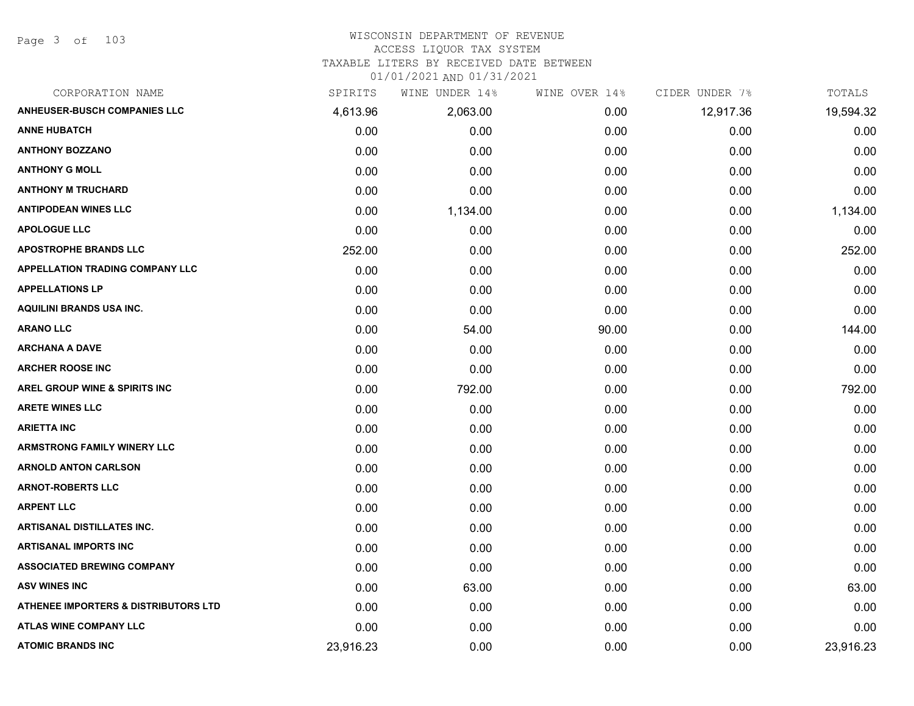WISCONSIN DEPARTMENT OF REVENUE
ACCESS LIQUOR TAX SYSTEM
TAXABLE LITERS BY RECEIVED DATE BETWEEN
01/01/2021 AND 01/31/2021

| CORPORATION NAME | SPIRITS | WINE UNDER 14% | WINE OVER 14% | CIDER UNDER 7% | TOTALS |
|---|---|---|---|---|---|
| ANHEUSER-BUSCH COMPANIES LLC | 4,613.96 | 2,063.00 | 0.00 | 12,917.36 | 19,594.32 |
| ANNE HUBATCH | 0.00 | 0.00 | 0.00 | 0.00 | 0.00 |
| ANTHONY BOZZANO | 0.00 | 0.00 | 0.00 | 0.00 | 0.00 |
| ANTHONY G MOLL | 0.00 | 0.00 | 0.00 | 0.00 | 0.00 |
| ANTHONY M TRUCHARD | 0.00 | 0.00 | 0.00 | 0.00 | 0.00 |
| ANTIPODEAN WINES LLC | 0.00 | 1,134.00 | 0.00 | 0.00 | 1,134.00 |
| APOLOGUE LLC | 0.00 | 0.00 | 0.00 | 0.00 | 0.00 |
| APOSTROPHE BRANDS LLC | 252.00 | 0.00 | 0.00 | 0.00 | 252.00 |
| APPELLATION TRADING COMPANY LLC | 0.00 | 0.00 | 0.00 | 0.00 | 0.00 |
| APPELLATIONS LP | 0.00 | 0.00 | 0.00 | 0.00 | 0.00 |
| AQUILINI BRANDS USA INC. | 0.00 | 0.00 | 0.00 | 0.00 | 0.00 |
| ARANO LLC | 0.00 | 54.00 | 90.00 | 0.00 | 144.00 |
| ARCHANA A DAVE | 0.00 | 0.00 | 0.00 | 0.00 | 0.00 |
| ARCHER ROOSE INC | 0.00 | 0.00 | 0.00 | 0.00 | 0.00 |
| AREL GROUP WINE & SPIRITS INC | 0.00 | 792.00 | 0.00 | 0.00 | 792.00 |
| ARETE WINES LLC | 0.00 | 0.00 | 0.00 | 0.00 | 0.00 |
| ARIETTA INC | 0.00 | 0.00 | 0.00 | 0.00 | 0.00 |
| ARMSTRONG FAMILY WINERY LLC | 0.00 | 0.00 | 0.00 | 0.00 | 0.00 |
| ARNOLD ANTON CARLSON | 0.00 | 0.00 | 0.00 | 0.00 | 0.00 |
| ARNOT-ROBERTS LLC | 0.00 | 0.00 | 0.00 | 0.00 | 0.00 |
| ARPENT LLC | 0.00 | 0.00 | 0.00 | 0.00 | 0.00 |
| ARTISANAL DISTILLATES INC. | 0.00 | 0.00 | 0.00 | 0.00 | 0.00 |
| ARTISANAL IMPORTS INC | 0.00 | 0.00 | 0.00 | 0.00 | 0.00 |
| ASSOCIATED BREWING COMPANY | 0.00 | 0.00 | 0.00 | 0.00 | 0.00 |
| ASV WINES INC | 0.00 | 63.00 | 0.00 | 0.00 | 63.00 |
| ATHENEE IMPORTERS & DISTRIBUTORS LTD | 0.00 | 0.00 | 0.00 | 0.00 | 0.00 |
| ATLAS WINE COMPANY LLC | 0.00 | 0.00 | 0.00 | 0.00 | 0.00 |
| ATOMIC BRANDS INC | 23,916.23 | 0.00 | 0.00 | 0.00 | 23,916.23 |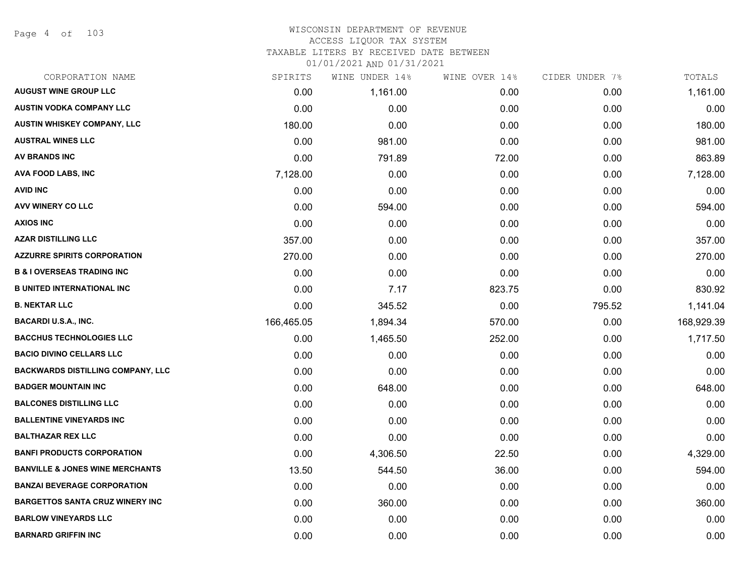# WISCONSIN DEPARTMENT OF REVENUE
## ACCESS LIQUOR TAX SYSTEM
### TAXABLE LITERS BY RECEIVED DATE BETWEEN 01/01/2021 AND 01/31/2021

| CORPORATION NAME | SPIRITS | WINE UNDER 14% | WINE OVER 14% | CIDER UNDER 7% | TOTALS |
|---|---|---|---|---|---|
| AUGUST WINE GROUP LLC | 0.00 | 1,161.00 | 0.00 | 0.00 | 1,161.00 |
| AUSTIN VODKA COMPANY LLC | 0.00 | 0.00 | 0.00 | 0.00 | 0.00 |
| AUSTIN WHISKEY COMPANY, LLC | 180.00 | 0.00 | 0.00 | 0.00 | 180.00 |
| AUSTRAL WINES LLC | 0.00 | 981.00 | 0.00 | 0.00 | 981.00 |
| AV BRANDS INC | 0.00 | 791.89 | 72.00 | 0.00 | 863.89 |
| AVA FOOD LABS, INC | 7,128.00 | 0.00 | 0.00 | 0.00 | 7,128.00 |
| AVID INC | 0.00 | 0.00 | 0.00 | 0.00 | 0.00 |
| AVV WINERY CO LLC | 0.00 | 594.00 | 0.00 | 0.00 | 594.00 |
| AXIOS INC | 0.00 | 0.00 | 0.00 | 0.00 | 0.00 |
| AZAR DISTILLING LLC | 357.00 | 0.00 | 0.00 | 0.00 | 357.00 |
| AZZURRE SPIRITS CORPORATION | 270.00 | 0.00 | 0.00 | 0.00 | 270.00 |
| B & I OVERSEAS TRADING INC | 0.00 | 0.00 | 0.00 | 0.00 | 0.00 |
| B UNITED INTERNATIONAL INC | 0.00 | 7.17 | 823.75 | 0.00 | 830.92 |
| B. NEKTAR LLC | 0.00 | 345.52 | 0.00 | 795.52 | 1,141.04 |
| BACARDI U.S.A., INC. | 166,465.05 | 1,894.34 | 570.00 | 0.00 | 168,929.39 |
| BACCHUS TECHNOLOGIES LLC | 0.00 | 1,465.50 | 252.00 | 0.00 | 1,717.50 |
| BACIO DIVINO CELLARS LLC | 0.00 | 0.00 | 0.00 | 0.00 | 0.00 |
| BACKWARDS DISTILLING COMPANY, LLC | 0.00 | 0.00 | 0.00 | 0.00 | 0.00 |
| BADGER MOUNTAIN INC | 0.00 | 648.00 | 0.00 | 0.00 | 648.00 |
| BALCONES DISTILLING LLC | 0.00 | 0.00 | 0.00 | 0.00 | 0.00 |
| BALLENTINE VINEYARDS INC | 0.00 | 0.00 | 0.00 | 0.00 | 0.00 |
| BALTHAZAR REX LLC | 0.00 | 0.00 | 0.00 | 0.00 | 0.00 |
| BANFI PRODUCTS CORPORATION | 0.00 | 4,306.50 | 22.50 | 0.00 | 4,329.00 |
| BANVILLE & JONES WINE MERCHANTS | 13.50 | 544.50 | 36.00 | 0.00 | 594.00 |
| BANZAI BEVERAGE CORPORATION | 0.00 | 0.00 | 0.00 | 0.00 | 0.00 |
| BARGETTOS SANTA CRUZ WINERY INC | 0.00 | 360.00 | 0.00 | 0.00 | 360.00 |
| BARLOW VINEYARDS LLC | 0.00 | 0.00 | 0.00 | 0.00 | 0.00 |
| BARNARD GRIFFIN INC | 0.00 | 0.00 | 0.00 | 0.00 | 0.00 |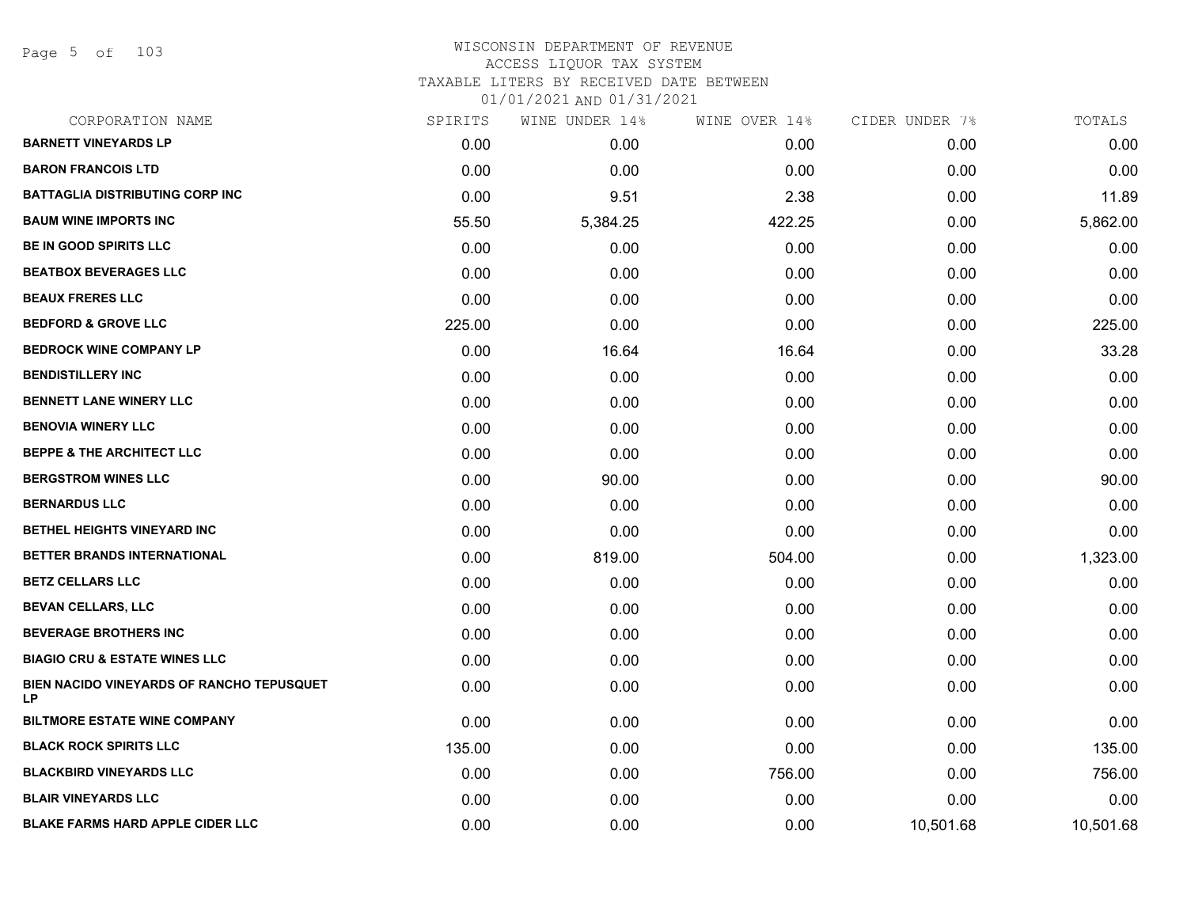# WISCONSIN DEPARTMENT OF REVENUE
## ACCESS LIQUOR TAX SYSTEM
### TAXABLE LITERS BY RECEIVED DATE BETWEEN 01/01/2021 AND 01/31/2021

| CORPORATION NAME | SPIRITS | WINE UNDER 14% | WINE OVER 14% | CIDER UNDER 7% | TOTALS |
|---|---|---|---|---|---|
| BARNETT VINEYARDS LP | 0.00 | 0.00 | 0.00 | 0.00 | 0.00 |
| BARON FRANCOIS LTD | 0.00 | 0.00 | 0.00 | 0.00 | 0.00 |
| BATTAGLIA DISTRIBUTING CORP INC | 0.00 | 9.51 | 2.38 | 0.00 | 11.89 |
| BAUM WINE IMPORTS INC | 55.50 | 5,384.25 | 422.25 | 0.00 | 5,862.00 |
| BE IN GOOD SPIRITS LLC | 0.00 | 0.00 | 0.00 | 0.00 | 0.00 |
| BEATBOX BEVERAGES LLC | 0.00 | 0.00 | 0.00 | 0.00 | 0.00 |
| BEAUX FRERES LLC | 0.00 | 0.00 | 0.00 | 0.00 | 0.00 |
| BEDFORD & GROVE LLC | 225.00 | 0.00 | 0.00 | 0.00 | 225.00 |
| BEDROCK WINE COMPANY LP | 0.00 | 16.64 | 16.64 | 0.00 | 33.28 |
| BENDISTILLERY INC | 0.00 | 0.00 | 0.00 | 0.00 | 0.00 |
| BENNETT LANE WINERY LLC | 0.00 | 0.00 | 0.00 | 0.00 | 0.00 |
| BENOVIA WINERY LLC | 0.00 | 0.00 | 0.00 | 0.00 | 0.00 |
| BEPPE & THE ARCHITECT LLC | 0.00 | 0.00 | 0.00 | 0.00 | 0.00 |
| BERGSTROM WINES LLC | 0.00 | 90.00 | 0.00 | 0.00 | 90.00 |
| BERNARDUS LLC | 0.00 | 0.00 | 0.00 | 0.00 | 0.00 |
| BETHEL HEIGHTS VINEYARD INC | 0.00 | 0.00 | 0.00 | 0.00 | 0.00 |
| BETTER BRANDS INTERNATIONAL | 0.00 | 819.00 | 504.00 | 0.00 | 1,323.00 |
| BETZ CELLARS LLC | 0.00 | 0.00 | 0.00 | 0.00 | 0.00 |
| BEVAN CELLARS, LLC | 0.00 | 0.00 | 0.00 | 0.00 | 0.00 |
| BEVERAGE BROTHERS INC | 0.00 | 0.00 | 0.00 | 0.00 | 0.00 |
| BIAGIO CRU & ESTATE WINES LLC | 0.00 | 0.00 | 0.00 | 0.00 | 0.00 |
| BIEN NACIDO VINEYARDS OF RANCHO TEPUSQUET LP | 0.00 | 0.00 | 0.00 | 0.00 | 0.00 |
| BILTMORE ESTATE WINE COMPANY | 0.00 | 0.00 | 0.00 | 0.00 | 0.00 |
| BLACK ROCK SPIRITS LLC | 135.00 | 0.00 | 0.00 | 0.00 | 135.00 |
| BLACKBIRD VINEYARDS LLC | 0.00 | 0.00 | 756.00 | 0.00 | 756.00 |
| BLAIR VINEYARDS LLC | 0.00 | 0.00 | 0.00 | 0.00 | 0.00 |
| BLAKE FARMS HARD APPLE CIDER LLC | 0.00 | 0.00 | 0.00 | 10,501.68 | 10,501.68 |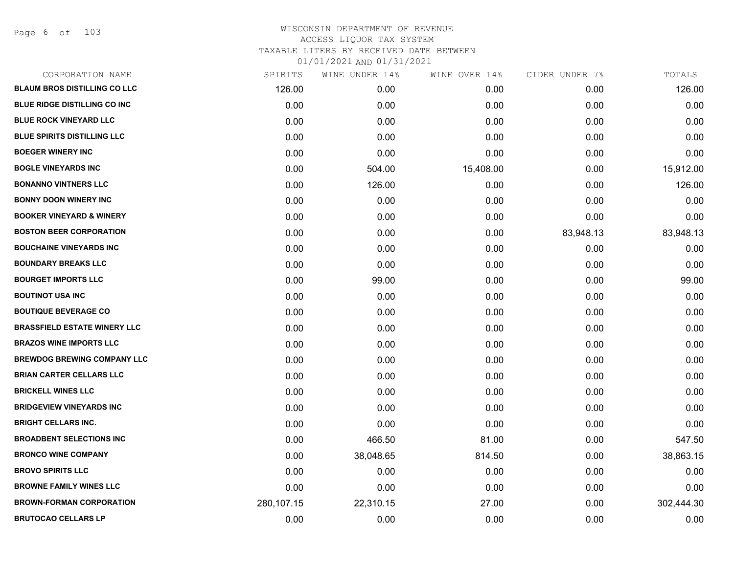WISCONSIN DEPARTMENT OF REVENUE
ACCESS LIQUOR TAX SYSTEM
TAXABLE LITERS BY RECEIVED DATE BETWEEN
01/01/2021 AND 01/31/2021

| CORPORATION NAME | SPIRITS | WINE UNDER 14% | WINE OVER 14% | CIDER UNDER 7% | TOTALS |
|---|---|---|---|---|---|
| BLAUM BROS DISTILLING CO LLC | 126.00 | 0.00 | 0.00 | 0.00 | 126.00 |
| BLUE RIDGE DISTILLING CO INC | 0.00 | 0.00 | 0.00 | 0.00 | 0.00 |
| BLUE ROCK VINEYARD LLC | 0.00 | 0.00 | 0.00 | 0.00 | 0.00 |
| BLUE SPIRITS DISTILLING LLC | 0.00 | 0.00 | 0.00 | 0.00 | 0.00 |
| BOEGER WINERY INC | 0.00 | 0.00 | 0.00 | 0.00 | 0.00 |
| BOGLE VINEYARDS INC | 0.00 | 504.00 | 15,408.00 | 0.00 | 15,912.00 |
| BONANNO VINTNERS LLC | 0.00 | 126.00 | 0.00 | 0.00 | 126.00 |
| BONNY DOON WINERY INC | 0.00 | 0.00 | 0.00 | 0.00 | 0.00 |
| BOOKER VINEYARD & WINERY | 0.00 | 0.00 | 0.00 | 0.00 | 0.00 |
| BOSTON BEER CORPORATION | 0.00 | 0.00 | 0.00 | 83,948.13 | 83,948.13 |
| BOUCHAINE VINEYARDS INC | 0.00 | 0.00 | 0.00 | 0.00 | 0.00 |
| BOUNDARY BREAKS LLC | 0.00 | 0.00 | 0.00 | 0.00 | 0.00 |
| BOURGET IMPORTS LLC | 0.00 | 99.00 | 0.00 | 0.00 | 99.00 |
| BOUTINOT USA INC | 0.00 | 0.00 | 0.00 | 0.00 | 0.00 |
| BOUTIQUE BEVERAGE CO | 0.00 | 0.00 | 0.00 | 0.00 | 0.00 |
| BRASSFIELD ESTATE WINERY LLC | 0.00 | 0.00 | 0.00 | 0.00 | 0.00 |
| BRAZOS WINE IMPORTS LLC | 0.00 | 0.00 | 0.00 | 0.00 | 0.00 |
| BREWDOG BREWING COMPANY LLC | 0.00 | 0.00 | 0.00 | 0.00 | 0.00 |
| BRIAN CARTER CELLARS LLC | 0.00 | 0.00 | 0.00 | 0.00 | 0.00 |
| BRICKELL WINES LLC | 0.00 | 0.00 | 0.00 | 0.00 | 0.00 |
| BRIDGEVIEW VINEYARDS INC | 0.00 | 0.00 | 0.00 | 0.00 | 0.00 |
| BRIGHT CELLARS INC. | 0.00 | 0.00 | 0.00 | 0.00 | 0.00 |
| BROADBENT SELECTIONS INC | 0.00 | 466.50 | 81.00 | 0.00 | 547.50 |
| BRONCO WINE COMPANY | 0.00 | 38,048.65 | 814.50 | 0.00 | 38,863.15 |
| BROVO SPIRITS LLC | 0.00 | 0.00 | 0.00 | 0.00 | 0.00 |
| BROWNE FAMILY WINES LLC | 0.00 | 0.00 | 0.00 | 0.00 | 0.00 |
| BROWN-FORMAN CORPORATION | 280,107.15 | 22,310.15 | 27.00 | 0.00 | 302,444.30 |
| BRUTOCAO CELLARS LP | 0.00 | 0.00 | 0.00 | 0.00 | 0.00 |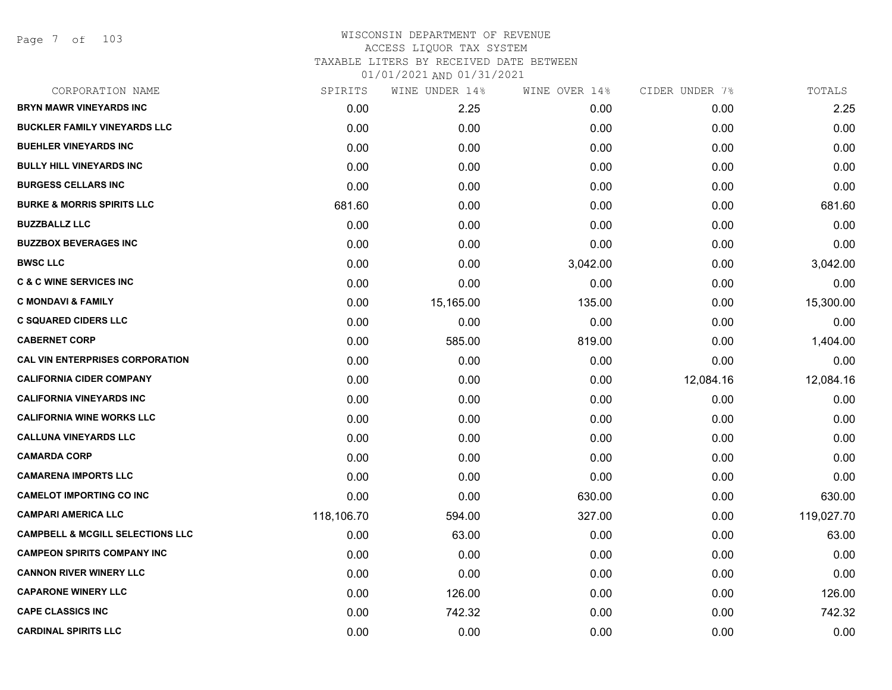WISCONSIN DEPARTMENT OF REVENUE
ACCESS LIQUOR TAX SYSTEM
TAXABLE LITERS BY RECEIVED DATE BETWEEN
01/01/2021 AND 01/31/2021

| CORPORATION NAME | SPIRITS | WINE UNDER 14% | WINE OVER 14% | CIDER UNDER 7% | TOTALS |
|---|---|---|---|---|---|
| BRYN MAWR VINEYARDS INC | 0.00 | 2.25 | 0.00 | 0.00 | 2.25 |
| BUCKLER FAMILY VINEYARDS LLC | 0.00 | 0.00 | 0.00 | 0.00 | 0.00 |
| BUEHLER VINEYARDS INC | 0.00 | 0.00 | 0.00 | 0.00 | 0.00 |
| BULLY HILL VINEYARDS INC | 0.00 | 0.00 | 0.00 | 0.00 | 0.00 |
| BURGESS CELLARS INC | 0.00 | 0.00 | 0.00 | 0.00 | 0.00 |
| BURKE & MORRIS SPIRITS LLC | 681.60 | 0.00 | 0.00 | 0.00 | 681.60 |
| BUZZBALLZ LLC | 0.00 | 0.00 | 0.00 | 0.00 | 0.00 |
| BUZZBOX BEVERAGES INC | 0.00 | 0.00 | 0.00 | 0.00 | 0.00 |
| BWSC LLC | 0.00 | 0.00 | 3,042.00 | 0.00 | 3,042.00 |
| C & C WINE SERVICES INC | 0.00 | 0.00 | 0.00 | 0.00 | 0.00 |
| C MONDAVI & FAMILY | 0.00 | 15,165.00 | 135.00 | 0.00 | 15,300.00 |
| C SQUARED CIDERS LLC | 0.00 | 0.00 | 0.00 | 0.00 | 0.00 |
| CABERNET CORP | 0.00 | 585.00 | 819.00 | 0.00 | 1,404.00 |
| CAL VIN ENTERPRISES CORPORATION | 0.00 | 0.00 | 0.00 | 0.00 | 0.00 |
| CALIFORNIA CIDER COMPANY | 0.00 | 0.00 | 0.00 | 12,084.16 | 12,084.16 |
| CALIFORNIA VINEYARDS INC | 0.00 | 0.00 | 0.00 | 0.00 | 0.00 |
| CALIFORNIA WINE WORKS LLC | 0.00 | 0.00 | 0.00 | 0.00 | 0.00 |
| CALLUNA VINEYARDS LLC | 0.00 | 0.00 | 0.00 | 0.00 | 0.00 |
| CAMARDA CORP | 0.00 | 0.00 | 0.00 | 0.00 | 0.00 |
| CAMARENA IMPORTS LLC | 0.00 | 0.00 | 0.00 | 0.00 | 0.00 |
| CAMELOT IMPORTING CO INC | 0.00 | 0.00 | 630.00 | 0.00 | 630.00 |
| CAMPARI AMERICA LLC | 118,106.70 | 594.00 | 327.00 | 0.00 | 119,027.70 |
| CAMPBELL & MCGILL SELECTIONS LLC | 0.00 | 63.00 | 0.00 | 0.00 | 63.00 |
| CAMPEON SPIRITS COMPANY INC | 0.00 | 0.00 | 0.00 | 0.00 | 0.00 |
| CANNON RIVER WINERY LLC | 0.00 | 0.00 | 0.00 | 0.00 | 0.00 |
| CAPARONE WINERY LLC | 0.00 | 126.00 | 0.00 | 0.00 | 126.00 |
| CAPE CLASSICS INC | 0.00 | 742.32 | 0.00 | 0.00 | 742.32 |
| CARDINAL SPIRITS LLC | 0.00 | 0.00 | 0.00 | 0.00 | 0.00 |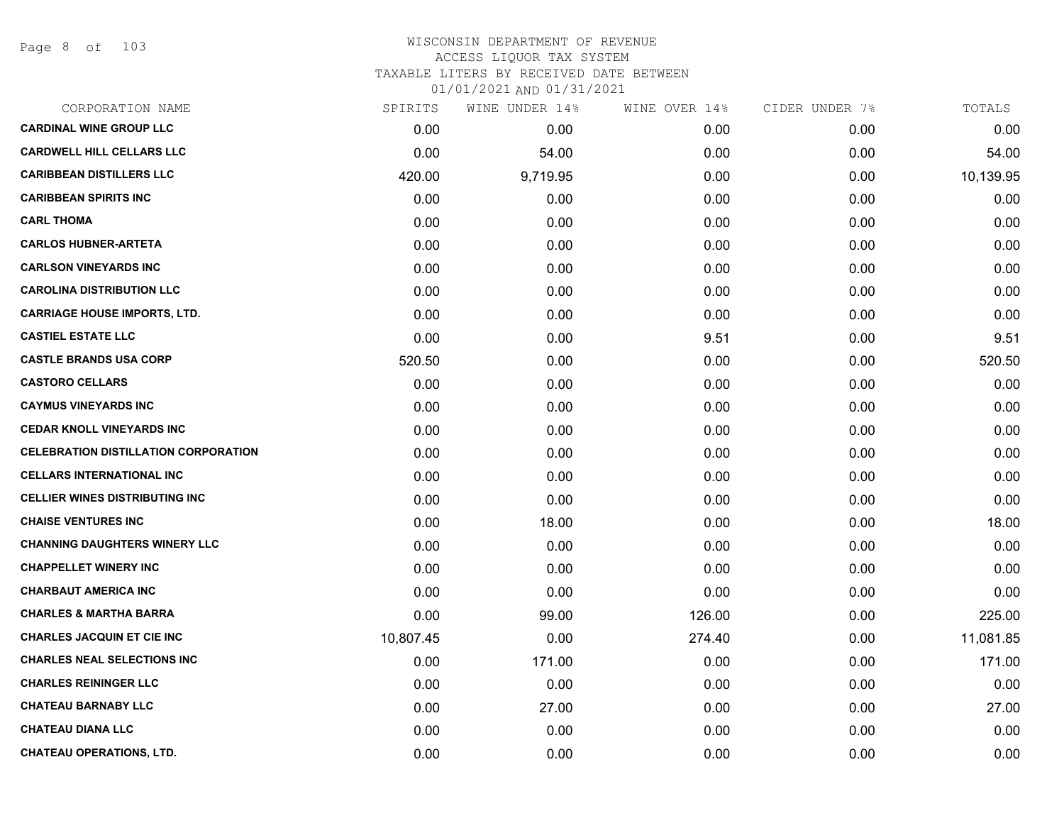# WISCONSIN DEPARTMENT OF REVENUE
## ACCESS LIQUOR TAX SYSTEM
### TAXABLE LITERS BY RECEIVED DATE BETWEEN 01/01/2021 AND 01/31/2021

| CORPORATION NAME | SPIRITS | WINE UNDER 14% | WINE OVER 14% | CIDER UNDER 7% | TOTALS |
|---|---|---|---|---|---|
| **CARDINAL WINE GROUP LLC** | 0.00 | 0.00 | 0.00 | 0.00 | 0.00 |
| **CARDWELL HILL CELLARS LLC** | 0.00 | 54.00 | 0.00 | 0.00 | 54.00 |
| **CARIBBEAN DISTILLERS LLC** | 420.00 | 9,719.95 | 0.00 | 0.00 | 10,139.95 |
| **CARIBBEAN SPIRITS INC** | 0.00 | 0.00 | 0.00 | 0.00 | 0.00 |
| **CARL THOMA** | 0.00 | 0.00 | 0.00 | 0.00 | 0.00 |
| **CARLOS HUBNER-ARTETA** | 0.00 | 0.00 | 0.00 | 0.00 | 0.00 |
| **CARLSON VINEYARDS INC** | 0.00 | 0.00 | 0.00 | 0.00 | 0.00 |
| **CAROLINA DISTRIBUTION LLC** | 0.00 | 0.00 | 0.00 | 0.00 | 0.00 |
| **CARRIAGE HOUSE IMPORTS, LTD.** | 0.00 | 0.00 | 0.00 | 0.00 | 0.00 |
| **CASTIEL ESTATE LLC** | 0.00 | 0.00 | 9.51 | 0.00 | 9.51 |
| **CASTLE BRANDS USA CORP** | 520.50 | 0.00 | 0.00 | 0.00 | 520.50 |
| **CASTORO CELLARS** | 0.00 | 0.00 | 0.00 | 0.00 | 0.00 |
| **CAYMUS VINEYARDS INC** | 0.00 | 0.00 | 0.00 | 0.00 | 0.00 |
| **CEDAR KNOLL VINEYARDS INC** | 0.00 | 0.00 | 0.00 | 0.00 | 0.00 |
| **CELEBRATION DISTILLATION CORPORATION** | 0.00 | 0.00 | 0.00 | 0.00 | 0.00 |
| **CELLARS INTERNATIONAL INC** | 0.00 | 0.00 | 0.00 | 0.00 | 0.00 |
| **CELLIER WINES DISTRIBUTING INC** | 0.00 | 0.00 | 0.00 | 0.00 | 0.00 |
| **CHAISE VENTURES INC** | 0.00 | 18.00 | 0.00 | 0.00 | 18.00 |
| **CHANNING DAUGHTERS WINERY LLC** | 0.00 | 0.00 | 0.00 | 0.00 | 0.00 |
| **CHAPPELLET WINERY INC** | 0.00 | 0.00 | 0.00 | 0.00 | 0.00 |
| **CHARBAUT AMERICA INC** | 0.00 | 0.00 | 0.00 | 0.00 | 0.00 |
| **CHARLES & MARTHA BARRA** | 0.00 | 99.00 | 126.00 | 0.00 | 225.00 |
| **CHARLES JACQUIN ET CIE INC** | 10,807.45 | 0.00 | 274.40 | 0.00 | 11,081.85 |
| **CHARLES NEAL SELECTIONS INC** | 0.00 | 171.00 | 0.00 | 0.00 | 171.00 |
| **CHARLES REININGER LLC** | 0.00 | 0.00 | 0.00 | 0.00 | 0.00 |
| **CHATEAU BARNABY LLC** | 0.00 | 27.00 | 0.00 | 0.00 | 27.00 |
| **CHATEAU DIANA LLC** | 0.00 | 0.00 | 0.00 | 0.00 | 0.00 |
| **CHATEAU OPERATIONS, LTD.** | 0.00 | 0.00 | 0.00 | 0.00 | 0.00 |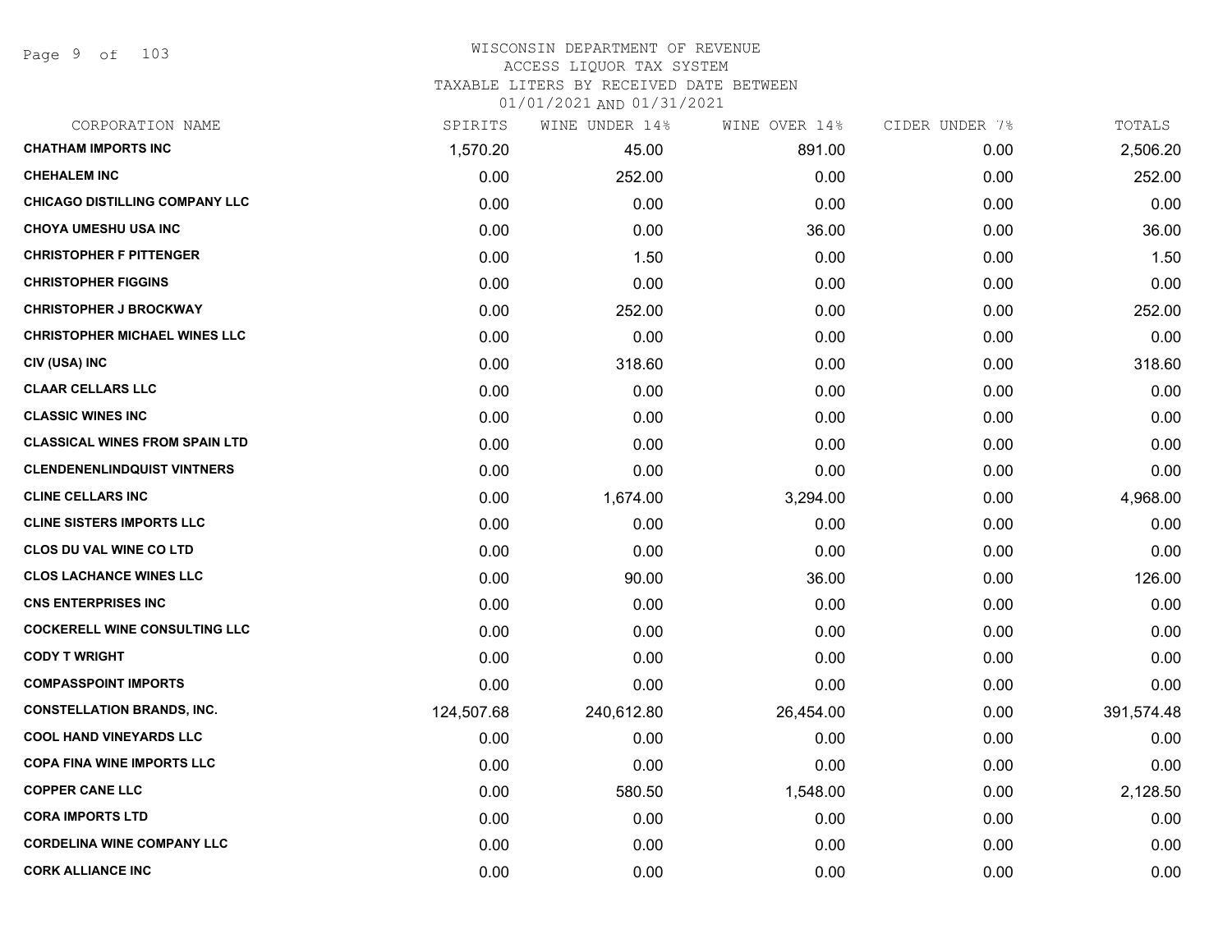WISCONSIN DEPARTMENT OF REVENUE
ACCESS LIQUOR TAX SYSTEM
TAXABLE LITERS BY RECEIVED DATE BETWEEN
01/01/2021 AND 01/31/2021

| CORPORATION NAME | SPIRITS | WINE UNDER 14% | WINE OVER 14% | CIDER UNDER 7% | TOTALS |
|---|---|---|---|---|---|
| **CHATHAM IMPORTS INC** | 1,570.20 | 45.00 | 891.00 | 0.00 | 2,506.20 |
| **CHEHALEM INC** | 0.00 | 252.00 | 0.00 | 0.00 | 252.00 |
| **CHICAGO DISTILLING COMPANY LLC** | 0.00 | 0.00 | 0.00 | 0.00 | 0.00 |
| **CHOYA UMESHU USA INC** | 0.00 | 0.00 | 36.00 | 0.00 | 36.00 |
| **CHRISTOPHER F PITTENGER** | 0.00 | 1.50 | 0.00 | 0.00 | 1.50 |
| **CHRISTOPHER FIGGINS** | 0.00 | 0.00 | 0.00 | 0.00 | 0.00 |
| **CHRISTOPHER J BROCKWAY** | 0.00 | 252.00 | 0.00 | 0.00 | 252.00 |
| **CHRISTOPHER MICHAEL WINES LLC** | 0.00 | 0.00 | 0.00 | 0.00 | 0.00 |
| **CIV (USA) INC** | 0.00 | 318.60 | 0.00 | 0.00 | 318.60 |
| **CLAAR CELLARS LLC** | 0.00 | 0.00 | 0.00 | 0.00 | 0.00 |
| **CLASSIC WINES INC** | 0.00 | 0.00 | 0.00 | 0.00 | 0.00 |
| **CLASSICAL WINES FROM SPAIN LTD** | 0.00 | 0.00 | 0.00 | 0.00 | 0.00 |
| **CLENDENENLINDQUIST VINTNERS** | 0.00 | 0.00 | 0.00 | 0.00 | 0.00 |
| **CLINE CELLARS INC** | 0.00 | 1,674.00 | 3,294.00 | 0.00 | 4,968.00 |
| **CLINE SISTERS IMPORTS LLC** | 0.00 | 0.00 | 0.00 | 0.00 | 0.00 |
| **CLOS DU VAL WINE CO LTD** | 0.00 | 0.00 | 0.00 | 0.00 | 0.00 |
| **CLOS LACHANCE WINES LLC** | 0.00 | 90.00 | 36.00 | 0.00 | 126.00 |
| **CNS ENTERPRISES INC** | 0.00 | 0.00 | 0.00 | 0.00 | 0.00 |
| **COCKERELL WINE CONSULTING LLC** | 0.00 | 0.00 | 0.00 | 0.00 | 0.00 |
| **CODY T WRIGHT** | 0.00 | 0.00 | 0.00 | 0.00 | 0.00 |
| **COMPASSPOINT IMPORTS** | 0.00 | 0.00 | 0.00 | 0.00 | 0.00 |
| **CONSTELLATION BRANDS, INC.** | 124,507.68 | 240,612.80 | 26,454.00 | 0.00 | 391,574.48 |
| **COOL HAND VINEYARDS LLC** | 0.00 | 0.00 | 0.00 | 0.00 | 0.00 |
| **COPA FINA WINE IMPORTS LLC** | 0.00 | 0.00 | 0.00 | 0.00 | 0.00 |
| **COPPER CANE LLC** | 0.00 | 580.50 | 1,548.00 | 0.00 | 2,128.50 |
| **CORA IMPORTS LTD** | 0.00 | 0.00 | 0.00 | 0.00 | 0.00 |
| **CORDELINA WINE COMPANY LLC** | 0.00 | 0.00 | 0.00 | 0.00 | 0.00 |
| **CORK ALLIANCE INC** | 0.00 | 0.00 | 0.00 | 0.00 | 0.00 |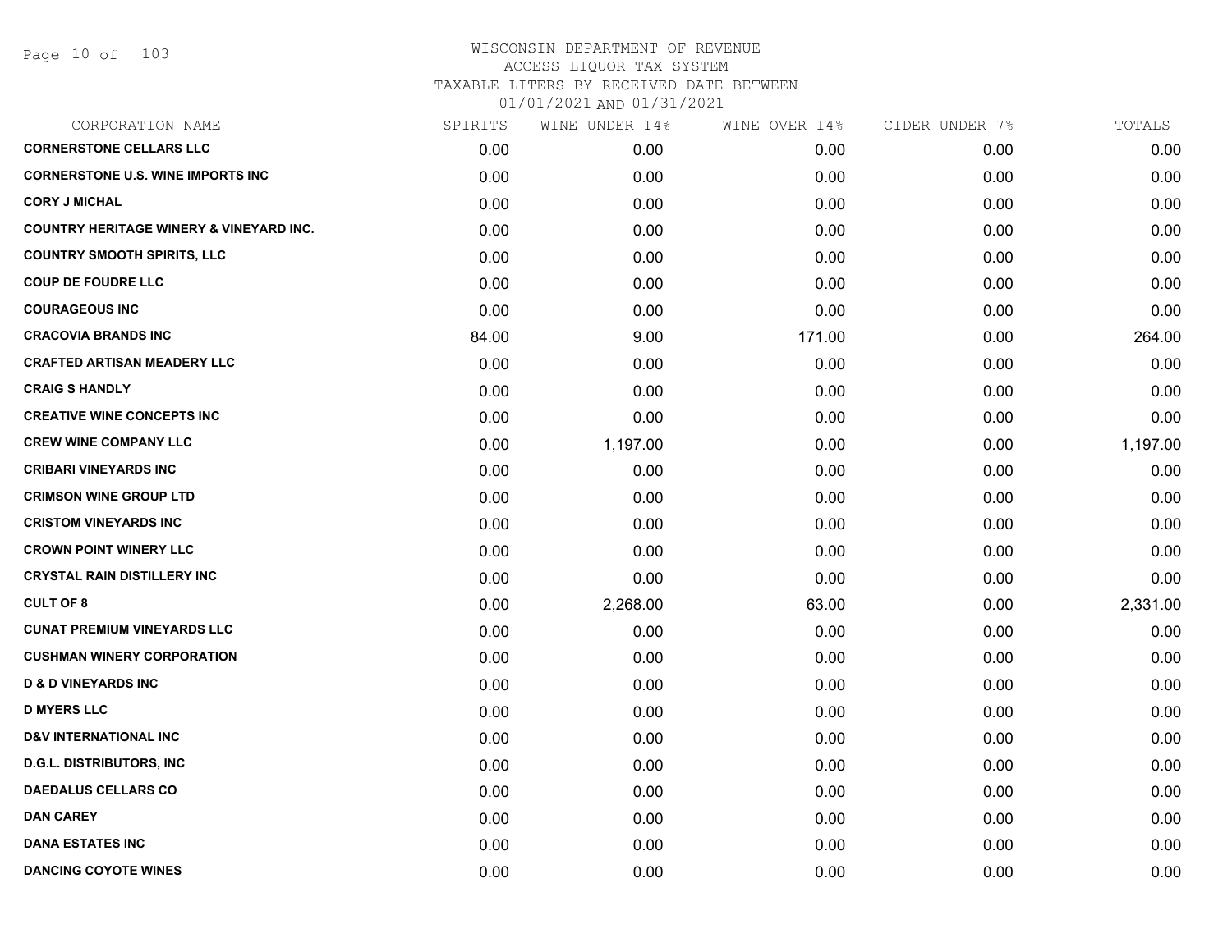# WISCONSIN DEPARTMENT OF REVENUE
## ACCESS LIQUOR TAX SYSTEM
### TAXABLE LITERS BY RECEIVED DATE BETWEEN 01/01/2021 AND 01/31/2021

| CORPORATION NAME | SPIRITS | WINE UNDER 14% | WINE OVER 14% | CIDER UNDER 7% | TOTALS |
|---|---|---|---|---|---|
| CORNERSTONE CELLARS LLC | 0.00 | 0.00 | 0.00 | 0.00 | 0.00 |
| CORNERSTONE U.S. WINE IMPORTS INC | 0.00 | 0.00 | 0.00 | 0.00 | 0.00 |
| CORY J MICHAL | 0.00 | 0.00 | 0.00 | 0.00 | 0.00 |
| COUNTRY HERITAGE WINERY & VINEYARD INC. | 0.00 | 0.00 | 0.00 | 0.00 | 0.00 |
| COUNTRY SMOOTH SPIRITS, LLC | 0.00 | 0.00 | 0.00 | 0.00 | 0.00 |
| COUP DE FOUDRE LLC | 0.00 | 0.00 | 0.00 | 0.00 | 0.00 |
| COURAGEOUS INC | 0.00 | 0.00 | 0.00 | 0.00 | 0.00 |
| CRACOVIA BRANDS INC | 84.00 | 9.00 | 171.00 | 0.00 | 264.00 |
| CRAFTED ARTISAN MEADERY LLC | 0.00 | 0.00 | 0.00 | 0.00 | 0.00 |
| CRAIG S HANDLY | 0.00 | 0.00 | 0.00 | 0.00 | 0.00 |
| CREATIVE WINE CONCEPTS INC | 0.00 | 0.00 | 0.00 | 0.00 | 0.00 |
| CREW WINE COMPANY LLC | 0.00 | 1,197.00 | 0.00 | 0.00 | 1,197.00 |
| CRIBARI VINEYARDS INC | 0.00 | 0.00 | 0.00 | 0.00 | 0.00 |
| CRIMSON WINE GROUP LTD | 0.00 | 0.00 | 0.00 | 0.00 | 0.00 |
| CRISTOM VINEYARDS INC | 0.00 | 0.00 | 0.00 | 0.00 | 0.00 |
| CROWN POINT WINERY LLC | 0.00 | 0.00 | 0.00 | 0.00 | 0.00 |
| CRYSTAL RAIN DISTILLERY INC | 0.00 | 0.00 | 0.00 | 0.00 | 0.00 |
| CULT OF 8 | 0.00 | 2,268.00 | 63.00 | 0.00 | 2,331.00 |
| CUNAT PREMIUM VINEYARDS LLC | 0.00 | 0.00 | 0.00 | 0.00 | 0.00 |
| CUSHMAN WINERY CORPORATION | 0.00 | 0.00 | 0.00 | 0.00 | 0.00 |
| D & D VINEYARDS INC | 0.00 | 0.00 | 0.00 | 0.00 | 0.00 |
| D MYERS LLC | 0.00 | 0.00 | 0.00 | 0.00 | 0.00 |
| D&V INTERNATIONAL INC | 0.00 | 0.00 | 0.00 | 0.00 | 0.00 |
| D.G.L. DISTRIBUTORS, INC | 0.00 | 0.00 | 0.00 | 0.00 | 0.00 |
| DAEDALUS CELLARS CO | 0.00 | 0.00 | 0.00 | 0.00 | 0.00 |
| DAN CAREY | 0.00 | 0.00 | 0.00 | 0.00 | 0.00 |
| DANA ESTATES INC | 0.00 | 0.00 | 0.00 | 0.00 | 0.00 |
| DANCING COYOTE WINES | 0.00 | 0.00 | 0.00 | 0.00 | 0.00 |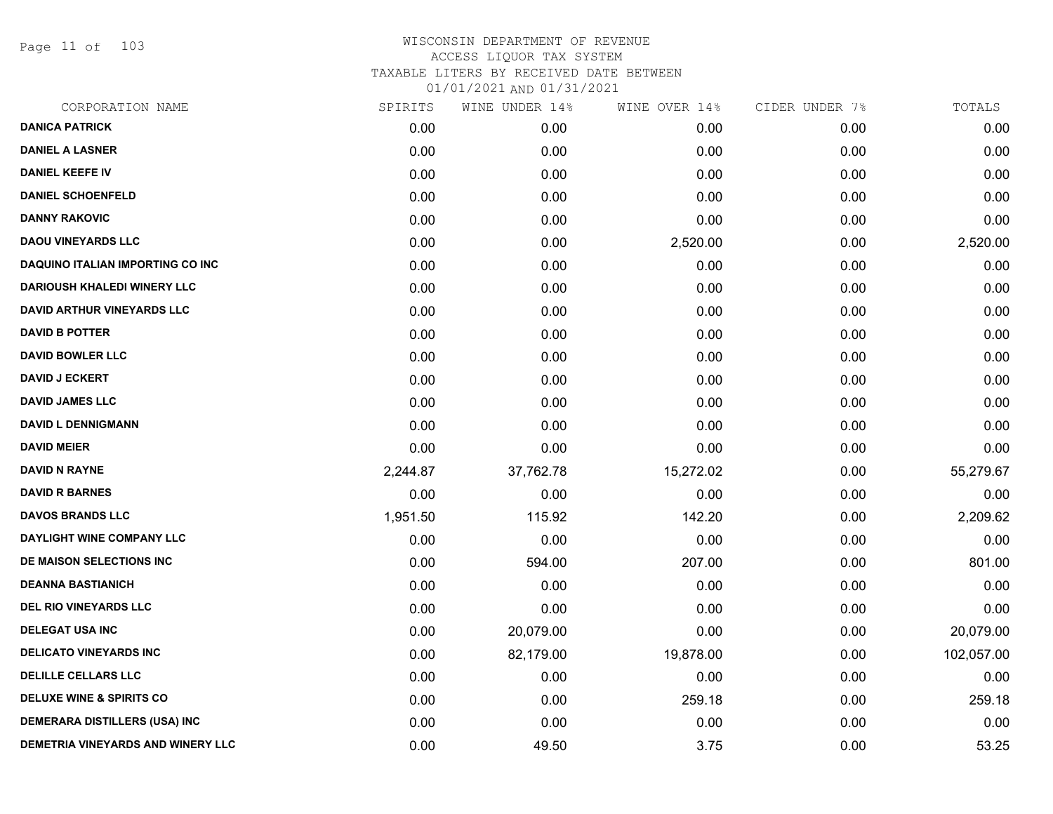# WISCONSIN DEPARTMENT OF REVENUE
ACCESS LIQUOR TAX SYSTEM
TAXABLE LITERS BY RECEIVED DATE BETWEEN
01/01/2021 AND 01/31/2021

| CORPORATION NAME | SPIRITS | WINE UNDER 14% | WINE OVER 14% | CIDER UNDER 7% | TOTALS |
|---|---|---|---|---|---|
| DANICA PATRICK | 0.00 | 0.00 | 0.00 | 0.00 | 0.00 |
| DANIEL A LASNER | 0.00 | 0.00 | 0.00 | 0.00 | 0.00 |
| DANIEL KEEFE IV | 0.00 | 0.00 | 0.00 | 0.00 | 0.00 |
| DANIEL SCHOENFELD | 0.00 | 0.00 | 0.00 | 0.00 | 0.00 |
| DANNY RAKOVIC | 0.00 | 0.00 | 0.00 | 0.00 | 0.00 |
| DAOU VINEYARDS LLC | 0.00 | 0.00 | 2,520.00 | 0.00 | 2,520.00 |
| DAQUINO ITALIAN IMPORTING CO INC | 0.00 | 0.00 | 0.00 | 0.00 | 0.00 |
| DARIOUSH KHALEDI WINERY LLC | 0.00 | 0.00 | 0.00 | 0.00 | 0.00 |
| DAVID ARTHUR VINEYARDS LLC | 0.00 | 0.00 | 0.00 | 0.00 | 0.00 |
| DAVID B POTTER | 0.00 | 0.00 | 0.00 | 0.00 | 0.00 |
| DAVID BOWLER LLC | 0.00 | 0.00 | 0.00 | 0.00 | 0.00 |
| DAVID J ECKERT | 0.00 | 0.00 | 0.00 | 0.00 | 0.00 |
| DAVID JAMES LLC | 0.00 | 0.00 | 0.00 | 0.00 | 0.00 |
| DAVID L DENNIGMANN | 0.00 | 0.00 | 0.00 | 0.00 | 0.00 |
| DAVID MEIER | 0.00 | 0.00 | 0.00 | 0.00 | 0.00 |
| DAVID N RAYNE | 2,244.87 | 37,762.78 | 15,272.02 | 0.00 | 55,279.67 |
| DAVID R BARNES | 0.00 | 0.00 | 0.00 | 0.00 | 0.00 |
| DAVOS BRANDS LLC | 1,951.50 | 115.92 | 142.20 | 0.00 | 2,209.62 |
| DAYLIGHT WINE COMPANY LLC | 0.00 | 0.00 | 0.00 | 0.00 | 0.00 |
| DE MAISON SELECTIONS INC | 0.00 | 594.00 | 207.00 | 0.00 | 801.00 |
| DEANNA BASTIANICH | 0.00 | 0.00 | 0.00 | 0.00 | 0.00 |
| DEL RIO VINEYARDS LLC | 0.00 | 0.00 | 0.00 | 0.00 | 0.00 |
| DELEGAT USA INC | 0.00 | 20,079.00 | 0.00 | 0.00 | 20,079.00 |
| DELICATO VINEYARDS INC | 0.00 | 82,179.00 | 19,878.00 | 0.00 | 102,057.00 |
| DELILLE CELLARS LLC | 0.00 | 0.00 | 0.00 | 0.00 | 0.00 |
| DELUXE WINE & SPIRITS CO | 0.00 | 0.00 | 259.18 | 0.00 | 259.18 |
| DEMERARA DISTILLERS (USA) INC | 0.00 | 0.00 | 0.00 | 0.00 | 0.00 |
| DEMETRIA VINEYARDS AND WINERY LLC | 0.00 | 49.50 | 3.75 | 0.00 | 53.25 |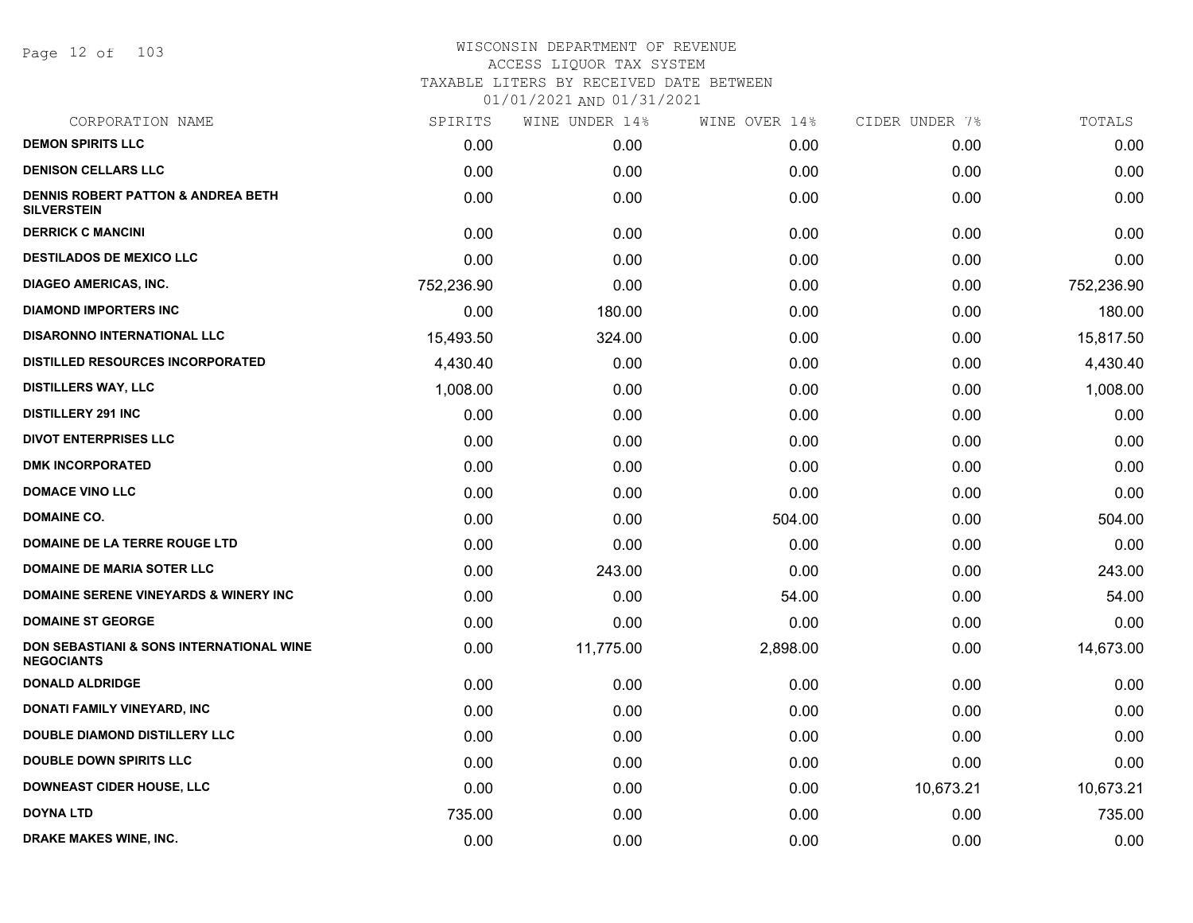# WISCONSIN DEPARTMENT OF REVENUE
## ACCESS LIQUOR TAX SYSTEM
### TAXABLE LITERS BY RECEIVED DATE BETWEEN 01/01/2021 AND 01/31/2021

| CORPORATION NAME | SPIRITS | WINE UNDER 14% | WINE OVER 14% | CIDER UNDER 7% | TOTALS |
|---|---|---|---|---|---|
| DEMON SPIRITS LLC | 0.00 | 0.00 | 0.00 | 0.00 | 0.00 |
| DENISON CELLARS LLC | 0.00 | 0.00 | 0.00 | 0.00 | 0.00 |
| DENNIS ROBERT PATTON & ANDREA BETH SILVERSTEIN | 0.00 | 0.00 | 0.00 | 0.00 | 0.00 |
| DERRICK C MANCINI | 0.00 | 0.00 | 0.00 | 0.00 | 0.00 |
| DESTILADOS DE MEXICO LLC | 0.00 | 0.00 | 0.00 | 0.00 | 0.00 |
| DIAGEO AMERICAS, INC. | 752,236.90 | 0.00 | 0.00 | 0.00 | 752,236.90 |
| DIAMOND IMPORTERS INC | 0.00 | 180.00 | 0.00 | 0.00 | 180.00 |
| DISARONNO INTERNATIONAL LLC | 15,493.50 | 324.00 | 0.00 | 0.00 | 15,817.50 |
| DISTILLED RESOURCES INCORPORATED | 4,430.40 | 0.00 | 0.00 | 0.00 | 4,430.40 |
| DISTILLERS WAY, LLC | 1,008.00 | 0.00 | 0.00 | 0.00 | 1,008.00 |
| DISTILLERY 291 INC | 0.00 | 0.00 | 0.00 | 0.00 | 0.00 |
| DIVOT ENTERPRISES LLC | 0.00 | 0.00 | 0.00 | 0.00 | 0.00 |
| DMK INCORPORATED | 0.00 | 0.00 | 0.00 | 0.00 | 0.00 |
| DOMACE VINO LLC | 0.00 | 0.00 | 0.00 | 0.00 | 0.00 |
| DOMAINE CO. | 0.00 | 0.00 | 504.00 | 0.00 | 504.00 |
| DOMAINE DE LA TERRE ROUGE LTD | 0.00 | 0.00 | 0.00 | 0.00 | 0.00 |
| DOMAINE DE MARIA SOTER LLC | 0.00 | 243.00 | 0.00 | 0.00 | 243.00 |
| DOMAINE SERENE VINEYARDS & WINERY INC | 0.00 | 0.00 | 54.00 | 0.00 | 54.00 |
| DOMAINE ST GEORGE | 0.00 | 0.00 | 0.00 | 0.00 | 0.00 |
| DON SEBASTIANI & SONS INTERNATIONAL WINE NEGOCIANTS | 0.00 | 11,775.00 | 2,898.00 | 0.00 | 14,673.00 |
| DONALD ALDRIDGE | 0.00 | 0.00 | 0.00 | 0.00 | 0.00 |
| DONATI FAMILY VINEYARD, INC | 0.00 | 0.00 | 0.00 | 0.00 | 0.00 |
| DOUBLE DIAMOND DISTILLERY LLC | 0.00 | 0.00 | 0.00 | 0.00 | 0.00 |
| DOUBLE DOWN SPIRITS LLC | 0.00 | 0.00 | 0.00 | 0.00 | 0.00 |
| DOWNEAST CIDER HOUSE, LLC | 0.00 | 0.00 | 0.00 | 10,673.21 | 10,673.21 |
| DOYNA LTD | 735.00 | 0.00 | 0.00 | 0.00 | 735.00 |
| DRAKE MAKES WINE, INC. | 0.00 | 0.00 | 0.00 | 0.00 | 0.00 |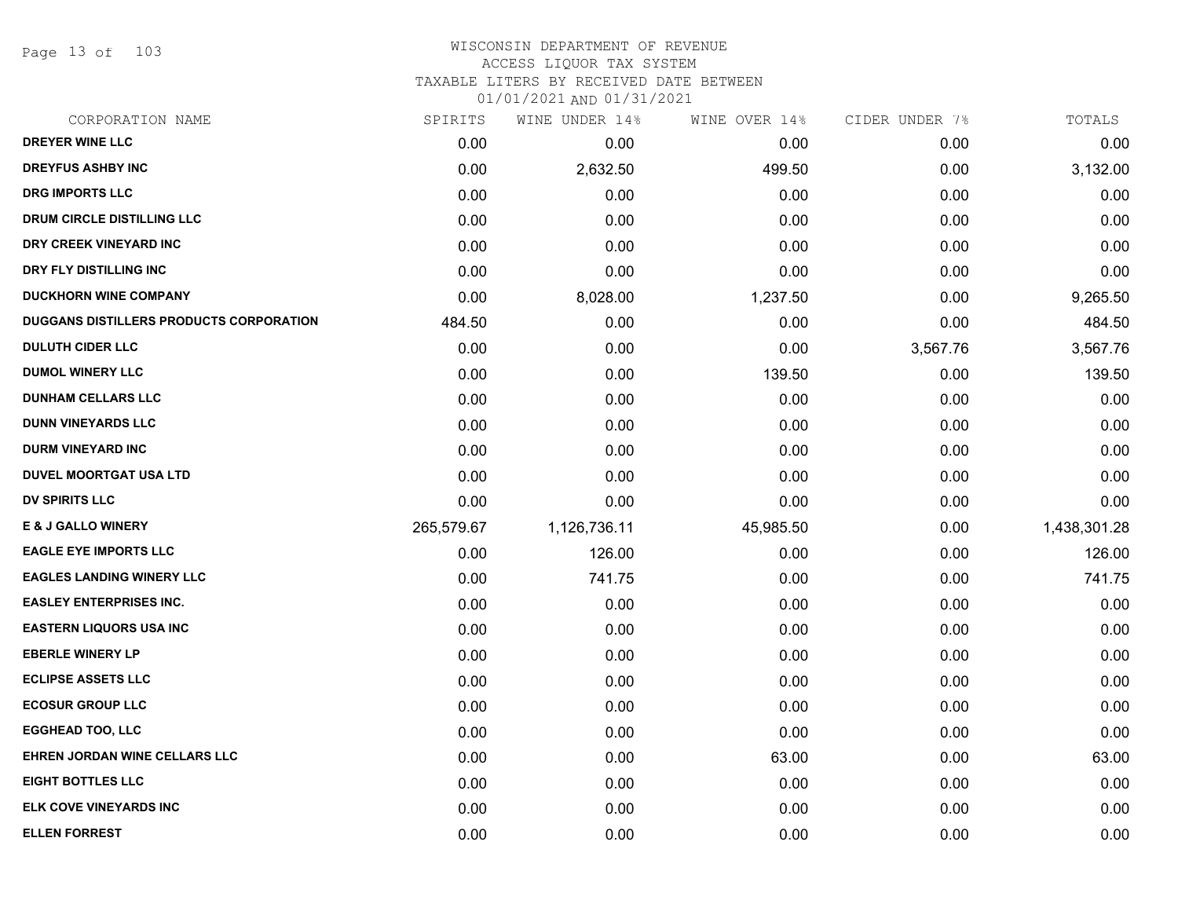WISCONSIN DEPARTMENT OF REVENUE
ACCESS LIQUOR TAX SYSTEM
TAXABLE LITERS BY RECEIVED DATE BETWEEN
01/01/2021 AND 01/31/2021

| CORPORATION NAME | SPIRITS | WINE UNDER 14% | WINE OVER 14% | CIDER UNDER 7% | TOTALS |
|---|---|---|---|---|---|
| DREYER WINE LLC | 0.00 | 0.00 | 0.00 | 0.00 | 0.00 |
| DREYFUS ASHBY INC | 0.00 | 2,632.50 | 499.50 | 0.00 | 3,132.00 |
| DRG IMPORTS LLC | 0.00 | 0.00 | 0.00 | 0.00 | 0.00 |
| DRUM CIRCLE DISTILLING LLC | 0.00 | 0.00 | 0.00 | 0.00 | 0.00 |
| DRY CREEK VINEYARD INC | 0.00 | 0.00 | 0.00 | 0.00 | 0.00 |
| DRY FLY DISTILLING INC | 0.00 | 0.00 | 0.00 | 0.00 | 0.00 |
| DUCKHORN WINE COMPANY | 0.00 | 8,028.00 | 1,237.50 | 0.00 | 9,265.50 |
| DUGGANS DISTILLERS PRODUCTS CORPORATION | 484.50 | 0.00 | 0.00 | 0.00 | 484.50 |
| DULUTH CIDER LLC | 0.00 | 0.00 | 0.00 | 3,567.76 | 3,567.76 |
| DUMOL WINERY LLC | 0.00 | 0.00 | 139.50 | 0.00 | 139.50 |
| DUNHAM CELLARS LLC | 0.00 | 0.00 | 0.00 | 0.00 | 0.00 |
| DUNN VINEYARDS LLC | 0.00 | 0.00 | 0.00 | 0.00 | 0.00 |
| DURM VINEYARD INC | 0.00 | 0.00 | 0.00 | 0.00 | 0.00 |
| DUVEL MOORTGAT USA LTD | 0.00 | 0.00 | 0.00 | 0.00 | 0.00 |
| DV SPIRITS LLC | 0.00 | 0.00 | 0.00 | 0.00 | 0.00 |
| E & J GALLO WINERY | 265,579.67 | 1,126,736.11 | 45,985.50 | 0.00 | 1,438,301.28 |
| EAGLE EYE IMPORTS LLC | 0.00 | 126.00 | 0.00 | 0.00 | 126.00 |
| EAGLES LANDING WINERY LLC | 0.00 | 741.75 | 0.00 | 0.00 | 741.75 |
| EASLEY ENTERPRISES INC. | 0.00 | 0.00 | 0.00 | 0.00 | 0.00 |
| EASTERN LIQUORS USA INC | 0.00 | 0.00 | 0.00 | 0.00 | 0.00 |
| EBERLE WINERY LP | 0.00 | 0.00 | 0.00 | 0.00 | 0.00 |
| ECLIPSE ASSETS LLC | 0.00 | 0.00 | 0.00 | 0.00 | 0.00 |
| ECOSUR GROUP LLC | 0.00 | 0.00 | 0.00 | 0.00 | 0.00 |
| EGGHEAD TOO, LLC | 0.00 | 0.00 | 0.00 | 0.00 | 0.00 |
| EHREN JORDAN WINE CELLARS LLC | 0.00 | 0.00 | 63.00 | 0.00 | 63.00 |
| EIGHT BOTTLES LLC | 0.00 | 0.00 | 0.00 | 0.00 | 0.00 |
| ELK COVE VINEYARDS INC | 0.00 | 0.00 | 0.00 | 0.00 | 0.00 |
| ELLEN FORREST | 0.00 | 0.00 | 0.00 | 0.00 | 0.00 |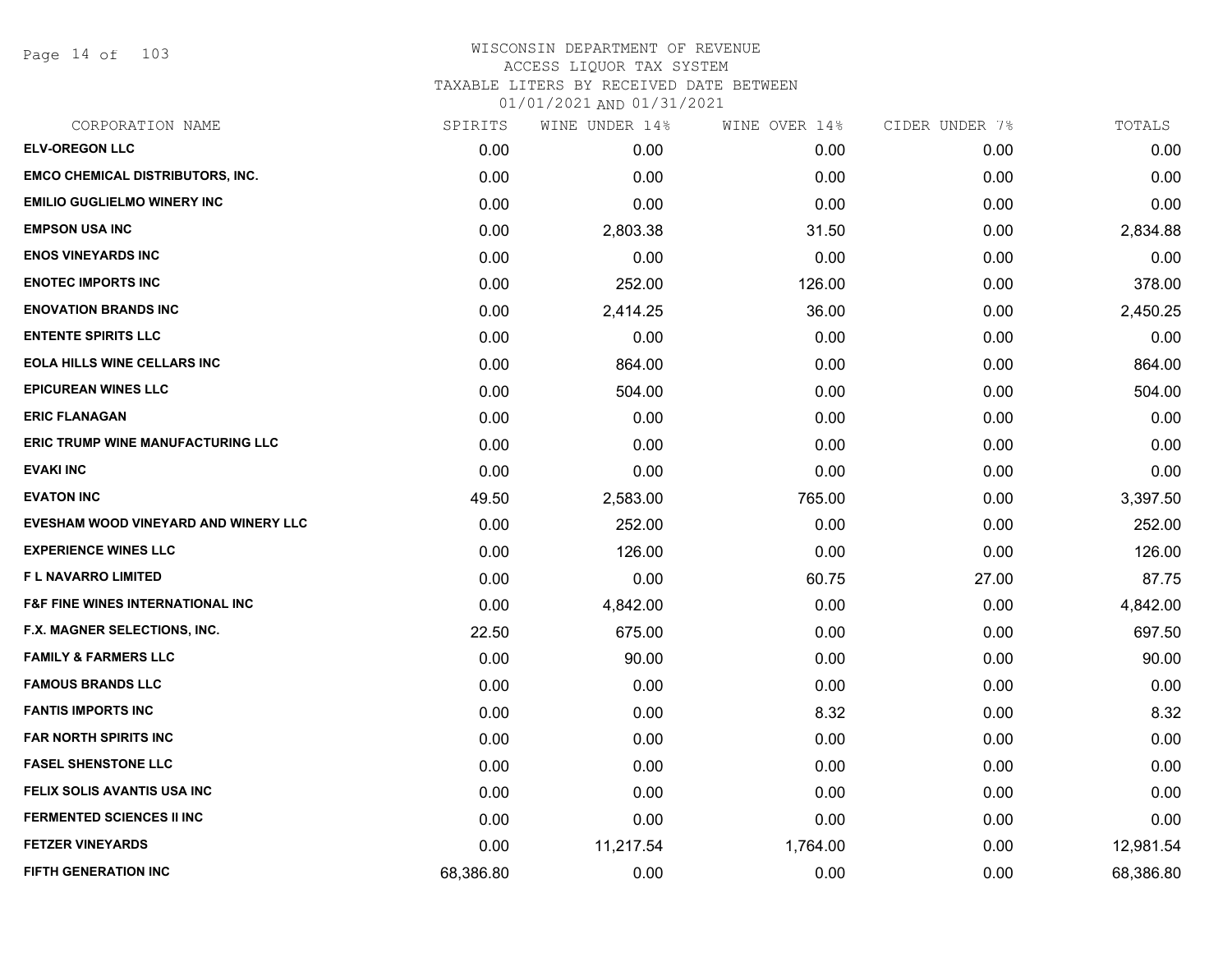# WISCONSIN DEPARTMENT OF REVENUE
## ACCESS LIQUOR TAX SYSTEM
### TAXABLE LITERS BY RECEIVED DATE BETWEEN 01/01/2021 AND 01/31/2021

| CORPORATION NAME | SPIRITS | WINE UNDER 14% | WINE OVER 14% | CIDER UNDER 7% | TOTALS |
|---|---|---|---|---|---|
| ELV-OREGON LLC | 0.00 | 0.00 | 0.00 | 0.00 | 0.00 |
| EMCO CHEMICAL DISTRIBUTORS, INC. | 0.00 | 0.00 | 0.00 | 0.00 | 0.00 |
| EMILIO GUGLIELMO WINERY INC | 0.00 | 0.00 | 0.00 | 0.00 | 0.00 |
| EMPSON USA INC | 0.00 | 2,803.38 | 31.50 | 0.00 | 2,834.88 |
| ENOS VINEYARDS INC | 0.00 | 0.00 | 0.00 | 0.00 | 0.00 |
| ENOTEC IMPORTS INC | 0.00 | 252.00 | 126.00 | 0.00 | 378.00 |
| ENOVATION BRANDS INC | 0.00 | 2,414.25 | 36.00 | 0.00 | 2,450.25 |
| ENTENTE SPIRITS LLC | 0.00 | 0.00 | 0.00 | 0.00 | 0.00 |
| EOLA HILLS WINE CELLARS INC | 0.00 | 864.00 | 0.00 | 0.00 | 864.00 |
| EPICUREAN WINES LLC | 0.00 | 504.00 | 0.00 | 0.00 | 504.00 |
| ERIC FLANAGAN | 0.00 | 0.00 | 0.00 | 0.00 | 0.00 |
| ERIC TRUMP WINE MANUFACTURING LLC | 0.00 | 0.00 | 0.00 | 0.00 | 0.00 |
| EVAKI INC | 0.00 | 0.00 | 0.00 | 0.00 | 0.00 |
| EVATON INC | 49.50 | 2,583.00 | 765.00 | 0.00 | 3,397.50 |
| EVESHAM WOOD VINEYARD AND WINERY LLC | 0.00 | 252.00 | 0.00 | 0.00 | 252.00 |
| EXPERIENCE WINES LLC | 0.00 | 126.00 | 0.00 | 0.00 | 126.00 |
| F L NAVARRO LIMITED | 0.00 | 0.00 | 60.75 | 27.00 | 87.75 |
| F&F FINE WINES INTERNATIONAL INC | 0.00 | 4,842.00 | 0.00 | 0.00 | 4,842.00 |
| F.X. MAGNER SELECTIONS, INC. | 22.50 | 675.00 | 0.00 | 0.00 | 697.50 |
| FAMILY & FARMERS LLC | 0.00 | 90.00 | 0.00 | 0.00 | 90.00 |
| FAMOUS BRANDS LLC | 0.00 | 0.00 | 0.00 | 0.00 | 0.00 |
| FANTIS IMPORTS INC | 0.00 | 0.00 | 8.32 | 0.00 | 8.32 |
| FAR NORTH SPIRITS INC | 0.00 | 0.00 | 0.00 | 0.00 | 0.00 |
| FASEL SHENSTONE LLC | 0.00 | 0.00 | 0.00 | 0.00 | 0.00 |
| FELIX SOLIS AVANTIS USA INC | 0.00 | 0.00 | 0.00 | 0.00 | 0.00 |
| FERMENTED SCIENCES II INC | 0.00 | 0.00 | 0.00 | 0.00 | 0.00 |
| FETZER VINEYARDS | 0.00 | 11,217.54 | 1,764.00 | 0.00 | 12,981.54 |
| FIFTH GENERATION INC | 68,386.80 | 0.00 | 0.00 | 0.00 | 68,386.80 |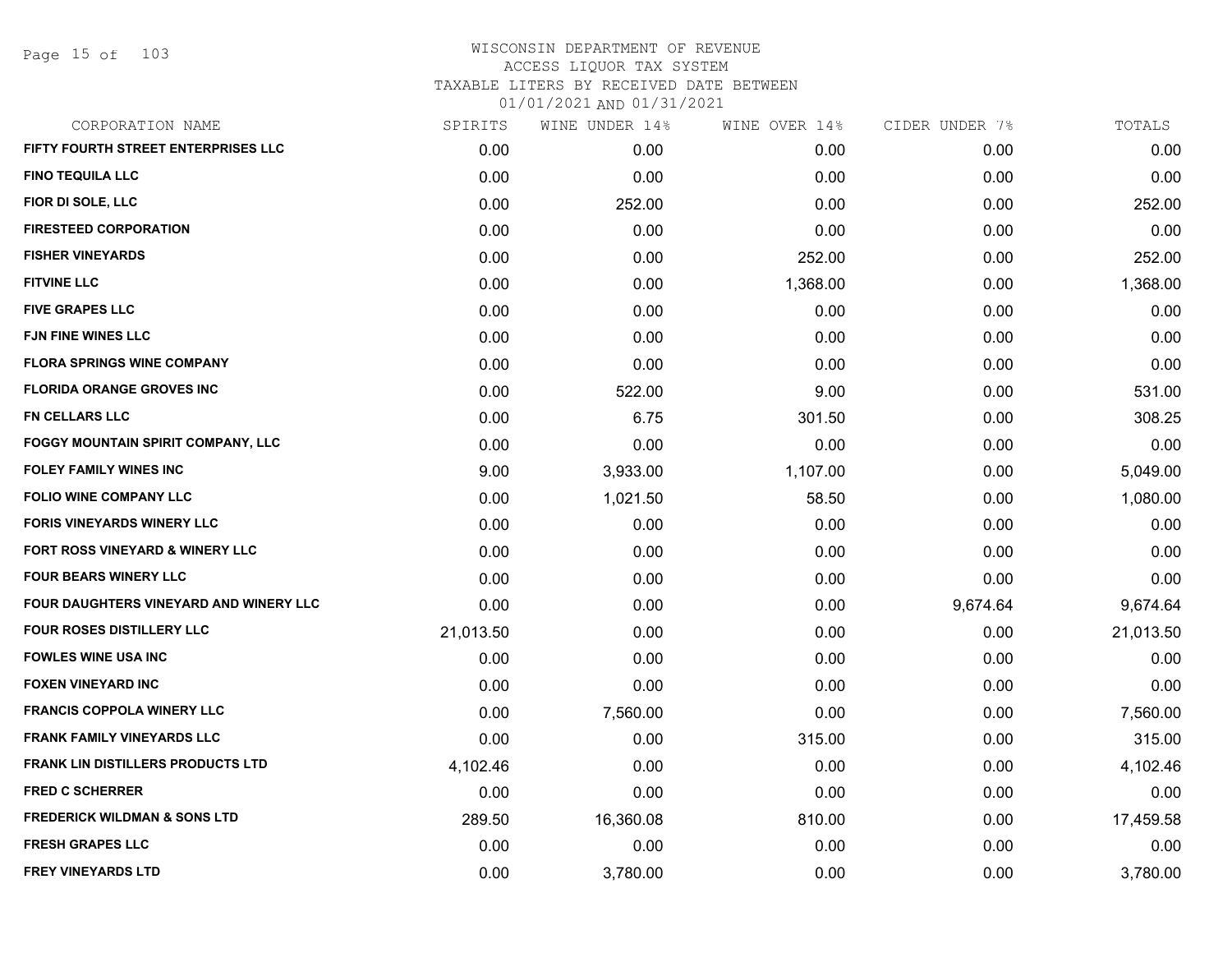# WISCONSIN DEPARTMENT OF REVENUE
## ACCESS LIQUOR TAX SYSTEM
### TAXABLE LITERS BY RECEIVED DATE BETWEEN 01/01/2021 AND 01/31/2021

| CORPORATION NAME | SPIRITS | WINE UNDER 14% | WINE OVER 14% | CIDER UNDER 7% | TOTALS |
|---|---|---|---|---|---|
| FIFTY FOURTH STREET ENTERPRISES LLC | 0.00 | 0.00 | 0.00 | 0.00 | 0.00 |
| FINO TEQUILA LLC | 0.00 | 0.00 | 0.00 | 0.00 | 0.00 |
| FIOR DI SOLE, LLC | 0.00 | 252.00 | 0.00 | 0.00 | 252.00 |
| FIRESTEED CORPORATION | 0.00 | 0.00 | 0.00 | 0.00 | 0.00 |
| FISHER VINEYARDS | 0.00 | 0.00 | 252.00 | 0.00 | 252.00 |
| FITVINE LLC | 0.00 | 0.00 | 1,368.00 | 0.00 | 1,368.00 |
| FIVE GRAPES LLC | 0.00 | 0.00 | 0.00 | 0.00 | 0.00 |
| FJN FINE WINES LLC | 0.00 | 0.00 | 0.00 | 0.00 | 0.00 |
| FLORA SPRINGS WINE COMPANY | 0.00 | 0.00 | 0.00 | 0.00 | 0.00 |
| FLORIDA ORANGE GROVES INC | 0.00 | 522.00 | 9.00 | 0.00 | 531.00 |
| FN CELLARS LLC | 0.00 | 6.75 | 301.50 | 0.00 | 308.25 |
| FOGGY MOUNTAIN SPIRIT COMPANY, LLC | 0.00 | 0.00 | 0.00 | 0.00 | 0.00 |
| FOLEY FAMILY WINES INC | 9.00 | 3,933.00 | 1,107.00 | 0.00 | 5,049.00 |
| FOLIO WINE COMPANY LLC | 0.00 | 1,021.50 | 58.50 | 0.00 | 1,080.00 |
| FORIS VINEYARDS WINERY LLC | 0.00 | 0.00 | 0.00 | 0.00 | 0.00 |
| FORT ROSS VINEYARD & WINERY LLC | 0.00 | 0.00 | 0.00 | 0.00 | 0.00 |
| FOUR BEARS WINERY LLC | 0.00 | 0.00 | 0.00 | 0.00 | 0.00 |
| FOUR DAUGHTERS VINEYARD AND WINERY LLC | 0.00 | 0.00 | 0.00 | 9,674.64 | 9,674.64 |
| FOUR ROSES DISTILLERY LLC | 21,013.50 | 0.00 | 0.00 | 0.00 | 21,013.50 |
| FOWLES WINE USA INC | 0.00 | 0.00 | 0.00 | 0.00 | 0.00 |
| FOXEN VINEYARD INC | 0.00 | 0.00 | 0.00 | 0.00 | 0.00 |
| FRANCIS COPPOLA WINERY LLC | 0.00 | 7,560.00 | 0.00 | 0.00 | 7,560.00 |
| FRANK FAMILY VINEYARDS LLC | 0.00 | 0.00 | 315.00 | 0.00 | 315.00 |
| FRANK LIN DISTILLERS PRODUCTS LTD | 4,102.46 | 0.00 | 0.00 | 0.00 | 4,102.46 |
| FRED C SCHERRER | 0.00 | 0.00 | 0.00 | 0.00 | 0.00 |
| FREDERICK WILDMAN & SONS LTD | 289.50 | 16,360.08 | 810.00 | 0.00 | 17,459.58 |
| FRESH GRAPES LLC | 0.00 | 0.00 | 0.00 | 0.00 | 0.00 |
| FREY VINEYARDS LTD | 0.00 | 3,780.00 | 0.00 | 0.00 | 3,780.00 |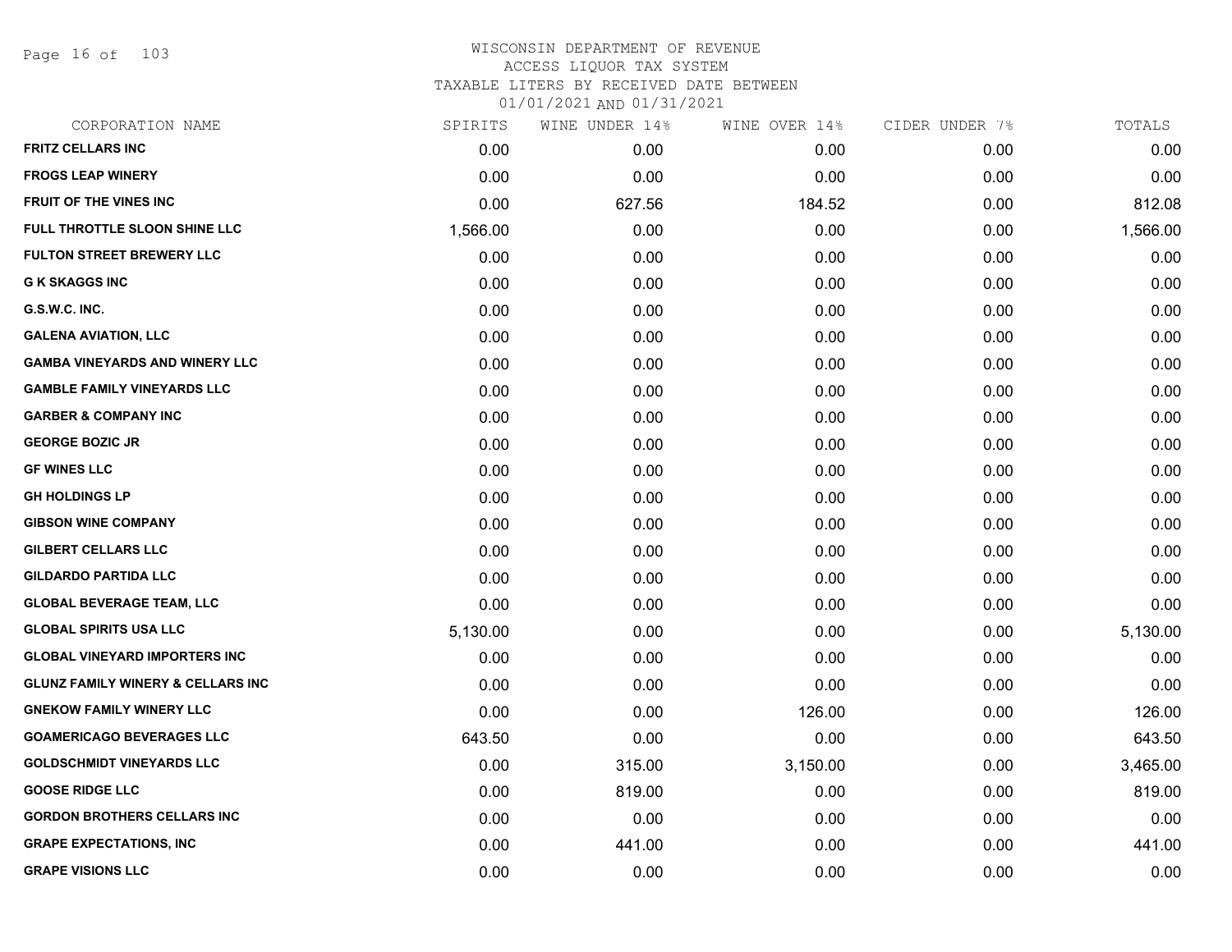# WISCONSIN DEPARTMENT OF REVENUE
## ACCESS LIQUOR TAX SYSTEM
### TAXABLE LITERS BY RECEIVED DATE BETWEEN 01/01/2021 AND 01/31/2021

| CORPORATION NAME | SPIRITS | WINE UNDER 14% | WINE OVER 14% | CIDER UNDER 7% | TOTALS |
|---|---|---|---|---|---|
| FRITZ CELLARS INC | 0.00 | 0.00 | 0.00 | 0.00 | 0.00 |
| FROGS LEAP WINERY | 0.00 | 0.00 | 0.00 | 0.00 | 0.00 |
| FRUIT OF THE VINES INC | 0.00 | 627.56 | 184.52 | 0.00 | 812.08 |
| FULL THROTTLE SLOON SHINE LLC | 1,566.00 | 0.00 | 0.00 | 0.00 | 1,566.00 |
| FULTON STREET BREWERY LLC | 0.00 | 0.00 | 0.00 | 0.00 | 0.00 |
| G K SKAGGS INC | 0.00 | 0.00 | 0.00 | 0.00 | 0.00 |
| G.S.W.C. INC. | 0.00 | 0.00 | 0.00 | 0.00 | 0.00 |
| GALENA AVIATION, LLC | 0.00 | 0.00 | 0.00 | 0.00 | 0.00 |
| GAMBA VINEYARDS AND WINERY LLC | 0.00 | 0.00 | 0.00 | 0.00 | 0.00 |
| GAMBLE FAMILY VINEYARDS LLC | 0.00 | 0.00 | 0.00 | 0.00 | 0.00 |
| GARBER & COMPANY INC | 0.00 | 0.00 | 0.00 | 0.00 | 0.00 |
| GEORGE BOZIC JR | 0.00 | 0.00 | 0.00 | 0.00 | 0.00 |
| GF WINES LLC | 0.00 | 0.00 | 0.00 | 0.00 | 0.00 |
| GH HOLDINGS LP | 0.00 | 0.00 | 0.00 | 0.00 | 0.00 |
| GIBSON WINE COMPANY | 0.00 | 0.00 | 0.00 | 0.00 | 0.00 |
| GILBERT CELLARS LLC | 0.00 | 0.00 | 0.00 | 0.00 | 0.00 |
| GILDARDO PARTIDA LLC | 0.00 | 0.00 | 0.00 | 0.00 | 0.00 |
| GLOBAL BEVERAGE TEAM, LLC | 0.00 | 0.00 | 0.00 | 0.00 | 0.00 |
| GLOBAL SPIRITS USA LLC | 5,130.00 | 0.00 | 0.00 | 0.00 | 5,130.00 |
| GLOBAL VINEYARD IMPORTERS INC | 0.00 | 0.00 | 0.00 | 0.00 | 0.00 |
| GLUNZ FAMILY WINERY & CELLARS INC | 0.00 | 0.00 | 0.00 | 0.00 | 0.00 |
| GNEKOW FAMILY WINERY LLC | 0.00 | 0.00 | 126.00 | 0.00 | 126.00 |
| GOAMERICAGO BEVERAGES LLC | 643.50 | 0.00 | 0.00 | 0.00 | 643.50 |
| GOLDSCHMIDT VINEYARDS LLC | 0.00 | 315.00 | 3,150.00 | 0.00 | 3,465.00 |
| GOOSE RIDGE LLC | 0.00 | 819.00 | 0.00 | 0.00 | 819.00 |
| GORDON BROTHERS CELLARS INC | 0.00 | 0.00 | 0.00 | 0.00 | 0.00 |
| GRAPE EXPECTATIONS, INC | 0.00 | 441.00 | 0.00 | 0.00 | 441.00 |
| GRAPE VISIONS LLC | 0.00 | 0.00 | 0.00 | 0.00 | 0.00 |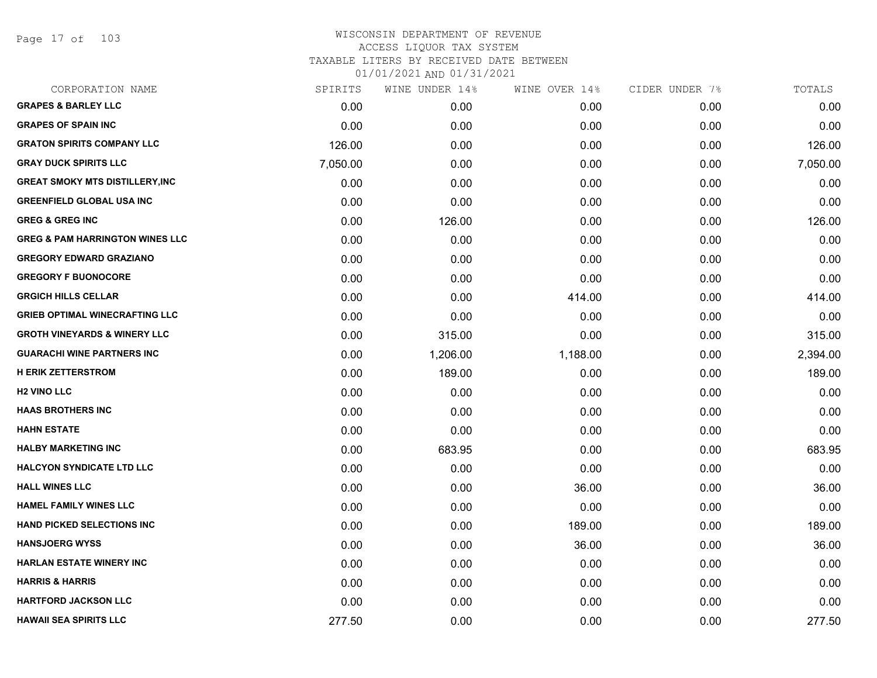WISCONSIN DEPARTMENT OF REVENUE
ACCESS LIQUOR TAX SYSTEM
TAXABLE LITERS BY RECEIVED DATE BETWEEN
01/01/2021 AND 01/31/2021

| CORPORATION NAME | SPIRITS | WINE UNDER 14% | WINE OVER 14% | CIDER UNDER 7% | TOTALS |
|---|---|---|---|---|---|
| GRAPES & BARLEY LLC | 0.00 | 0.00 | 0.00 | 0.00 | 0.00 |
| GRAPES OF SPAIN INC | 0.00 | 0.00 | 0.00 | 0.00 | 0.00 |
| GRATON SPIRITS COMPANY LLC | 126.00 | 0.00 | 0.00 | 0.00 | 126.00 |
| GRAY DUCK SPIRITS LLC | 7,050.00 | 0.00 | 0.00 | 0.00 | 7,050.00 |
| GREAT SMOKY MTS DISTILLERY,INC | 0.00 | 0.00 | 0.00 | 0.00 | 0.00 |
| GREENFIELD GLOBAL USA INC | 0.00 | 0.00 | 0.00 | 0.00 | 0.00 |
| GREG & GREG INC | 0.00 | 126.00 | 0.00 | 0.00 | 126.00 |
| GREG & PAM HARRINGTON WINES LLC | 0.00 | 0.00 | 0.00 | 0.00 | 0.00 |
| GREGORY EDWARD GRAZIANO | 0.00 | 0.00 | 0.00 | 0.00 | 0.00 |
| GREGORY F BUONOCORE | 0.00 | 0.00 | 0.00 | 0.00 | 0.00 |
| GRGICH HILLS CELLAR | 0.00 | 0.00 | 414.00 | 0.00 | 414.00 |
| GRIEB OPTIMAL WINECRAFTING LLC | 0.00 | 0.00 | 0.00 | 0.00 | 0.00 |
| GROTH VINEYARDS & WINERY LLC | 0.00 | 315.00 | 0.00 | 0.00 | 315.00 |
| GUARACHI WINE PARTNERS INC | 0.00 | 1,206.00 | 1,188.00 | 0.00 | 2,394.00 |
| H ERIK ZETTERSTROM | 0.00 | 189.00 | 0.00 | 0.00 | 189.00 |
| H2 VINO LLC | 0.00 | 0.00 | 0.00 | 0.00 | 0.00 |
| HAAS BROTHERS INC | 0.00 | 0.00 | 0.00 | 0.00 | 0.00 |
| HAHN ESTATE | 0.00 | 0.00 | 0.00 | 0.00 | 0.00 |
| HALBY MARKETING INC | 0.00 | 683.95 | 0.00 | 0.00 | 683.95 |
| HALCYON SYNDICATE LTD LLC | 0.00 | 0.00 | 0.00 | 0.00 | 0.00 |
| HALL WINES LLC | 0.00 | 0.00 | 36.00 | 0.00 | 36.00 |
| HAMEL FAMILY WINES LLC | 0.00 | 0.00 | 0.00 | 0.00 | 0.00 |
| HAND PICKED SELECTIONS INC | 0.00 | 0.00 | 189.00 | 0.00 | 189.00 |
| HANSJOERG WYSS | 0.00 | 0.00 | 36.00 | 0.00 | 36.00 |
| HARLAN ESTATE WINERY INC | 0.00 | 0.00 | 0.00 | 0.00 | 0.00 |
| HARRIS & HARRIS | 0.00 | 0.00 | 0.00 | 0.00 | 0.00 |
| HARTFORD JACKSON LLC | 0.00 | 0.00 | 0.00 | 0.00 | 0.00 |
| HAWAII SEA SPIRITS LLC | 277.50 | 0.00 | 0.00 | 0.00 | 277.50 |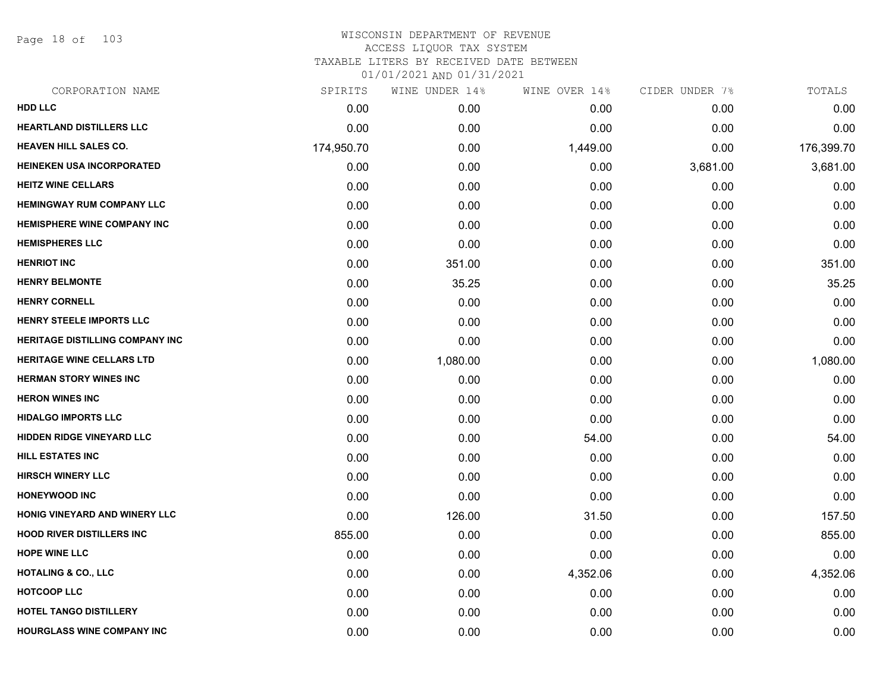# WISCONSIN DEPARTMENT OF REVENUE
## ACCESS LIQUOR TAX SYSTEM
### TAXABLE LITERS BY RECEIVED DATE BETWEEN 01/01/2021 AND 01/31/2021

| CORPORATION NAME | SPIRITS | WINE UNDER 14% | WINE OVER 14% | CIDER UNDER 7% | TOTALS |
|---|---|---|---|---|---|
| HDD LLC | 0.00 | 0.00 | 0.00 | 0.00 | 0.00 |
| HEARTLAND DISTILLERS LLC | 0.00 | 0.00 | 0.00 | 0.00 | 0.00 |
| HEAVEN HILL SALES CO. | 174,950.70 | 0.00 | 1,449.00 | 0.00 | 176,399.70 |
| HEINEKEN USA INCORPORATED | 0.00 | 0.00 | 0.00 | 3,681.00 | 3,681.00 |
| HEITZ WINE CELLARS | 0.00 | 0.00 | 0.00 | 0.00 | 0.00 |
| HEMINGWAY RUM COMPANY LLC | 0.00 | 0.00 | 0.00 | 0.00 | 0.00 |
| HEMISPHERE WINE COMPANY INC | 0.00 | 0.00 | 0.00 | 0.00 | 0.00 |
| HEMISPHERES LLC | 0.00 | 0.00 | 0.00 | 0.00 | 0.00 |
| HENRIOT INC | 0.00 | 351.00 | 0.00 | 0.00 | 351.00 |
| HENRY BELMONTE | 0.00 | 35.25 | 0.00 | 0.00 | 35.25 |
| HENRY CORNELL | 0.00 | 0.00 | 0.00 | 0.00 | 0.00 |
| HENRY STEELE IMPORTS LLC | 0.00 | 0.00 | 0.00 | 0.00 | 0.00 |
| HERITAGE DISTILLING COMPANY INC | 0.00 | 0.00 | 0.00 | 0.00 | 0.00 |
| HERITAGE WINE CELLARS LTD | 0.00 | 1,080.00 | 0.00 | 0.00 | 1,080.00 |
| HERMAN STORY WINES INC | 0.00 | 0.00 | 0.00 | 0.00 | 0.00 |
| HERON WINES INC | 0.00 | 0.00 | 0.00 | 0.00 | 0.00 |
| HIDALGO IMPORTS LLC | 0.00 | 0.00 | 0.00 | 0.00 | 0.00 |
| HIDDEN RIDGE VINEYARD LLC | 0.00 | 0.00 | 54.00 | 0.00 | 54.00 |
| HILL ESTATES INC | 0.00 | 0.00 | 0.00 | 0.00 | 0.00 |
| HIRSCH WINERY LLC | 0.00 | 0.00 | 0.00 | 0.00 | 0.00 |
| HONEYWOOD INC | 0.00 | 0.00 | 0.00 | 0.00 | 0.00 |
| HONIG VINEYARD AND WINERY LLC | 0.00 | 126.00 | 31.50 | 0.00 | 157.50 |
| HOOD RIVER DISTILLERS INC | 855.00 | 0.00 | 0.00 | 0.00 | 855.00 |
| HOPE WINE LLC | 0.00 | 0.00 | 0.00 | 0.00 | 0.00 |
| HOTALING & CO., LLC | 0.00 | 0.00 | 4,352.06 | 0.00 | 4,352.06 |
| HOTCOOP LLC | 0.00 | 0.00 | 0.00 | 0.00 | 0.00 |
| HOTEL TANGO DISTILLERY | 0.00 | 0.00 | 0.00 | 0.00 | 0.00 |
| HOURGLASS WINE COMPANY INC | 0.00 | 0.00 | 0.00 | 0.00 | 0.00 |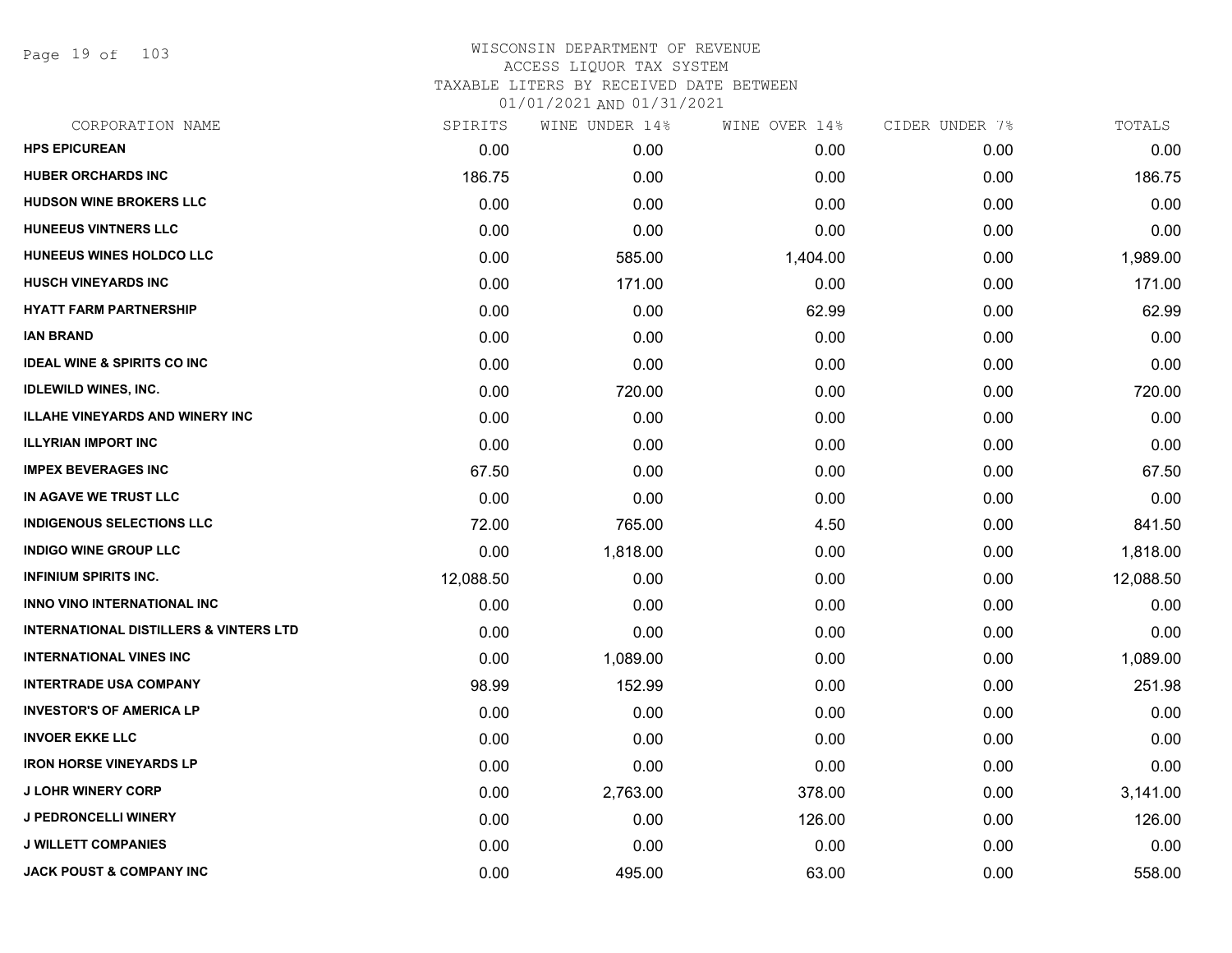WISCONSIN DEPARTMENT OF REVENUE
ACCESS LIQUOR TAX SYSTEM
TAXABLE LITERS BY RECEIVED DATE BETWEEN
01/01/2021 AND 01/31/2021

| CORPORATION NAME | SPIRITS | WINE UNDER 14% | WINE OVER 14% | CIDER UNDER 7% | TOTALS |
|---|---|---|---|---|---|
| HPS EPICUREAN | 0.00 | 0.00 | 0.00 | 0.00 | 0.00 |
| HUBER ORCHARDS INC | 186.75 | 0.00 | 0.00 | 0.00 | 186.75 |
| HUDSON WINE BROKERS LLC | 0.00 | 0.00 | 0.00 | 0.00 | 0.00 |
| HUNEEUS VINTNERS LLC | 0.00 | 0.00 | 0.00 | 0.00 | 0.00 |
| HUNEEUS WINES HOLDCO LLC | 0.00 | 585.00 | 1,404.00 | 0.00 | 1,989.00 |
| HUSCH VINEYARDS INC | 0.00 | 171.00 | 0.00 | 0.00 | 171.00 |
| HYATT FARM PARTNERSHIP | 0.00 | 0.00 | 62.99 | 0.00 | 62.99 |
| IAN BRAND | 0.00 | 0.00 | 0.00 | 0.00 | 0.00 |
| IDEAL WINE & SPIRITS CO INC | 0.00 | 0.00 | 0.00 | 0.00 | 0.00 |
| IDLEWILD WINES, INC. | 0.00 | 720.00 | 0.00 | 0.00 | 720.00 |
| ILLAHE VINEYARDS AND WINERY INC | 0.00 | 0.00 | 0.00 | 0.00 | 0.00 |
| ILLYRIAN IMPORT INC | 0.00 | 0.00 | 0.00 | 0.00 | 0.00 |
| IMPEX BEVERAGES INC | 67.50 | 0.00 | 0.00 | 0.00 | 67.50 |
| IN AGAVE WE TRUST LLC | 0.00 | 0.00 | 0.00 | 0.00 | 0.00 |
| INDIGENOUS SELECTIONS LLC | 72.00 | 765.00 | 4.50 | 0.00 | 841.50 |
| INDIGO WINE GROUP LLC | 0.00 | 1,818.00 | 0.00 | 0.00 | 1,818.00 |
| INFINIUM SPIRITS INC. | 12,088.50 | 0.00 | 0.00 | 0.00 | 12,088.50 |
| INNO VINO INTERNATIONAL INC | 0.00 | 0.00 | 0.00 | 0.00 | 0.00 |
| INTERNATIONAL DISTILLERS & VINTERS LTD | 0.00 | 0.00 | 0.00 | 0.00 | 0.00 |
| INTERNATIONAL VINES INC | 0.00 | 1,089.00 | 0.00 | 0.00 | 1,089.00 |
| INTERTRADE USA COMPANY | 98.99 | 152.99 | 0.00 | 0.00 | 251.98 |
| INVESTOR'S OF AMERICA LP | 0.00 | 0.00 | 0.00 | 0.00 | 0.00 |
| INVOER EKKE LLC | 0.00 | 0.00 | 0.00 | 0.00 | 0.00 |
| IRON HORSE VINEYARDS LP | 0.00 | 0.00 | 0.00 | 0.00 | 0.00 |
| J LOHR WINERY CORP | 0.00 | 2,763.00 | 378.00 | 0.00 | 3,141.00 |
| J PEDRONCELLI WINERY | 0.00 | 0.00 | 126.00 | 0.00 | 126.00 |
| J WILLETT COMPANIES | 0.00 | 0.00 | 0.00 | 0.00 | 0.00 |
| JACK POUST & COMPANY INC | 0.00 | 495.00 | 63.00 | 0.00 | 558.00 |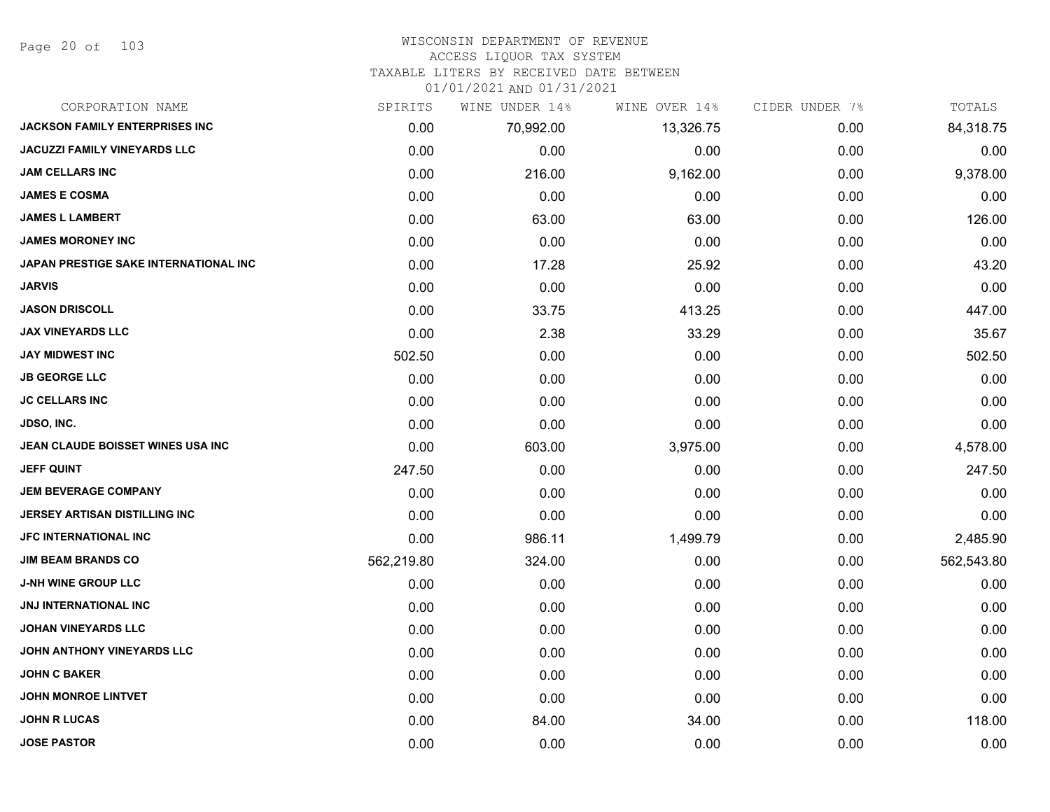WISCONSIN DEPARTMENT OF REVENUE
ACCESS LIQUOR TAX SYSTEM
TAXABLE LITERS BY RECEIVED DATE BETWEEN
01/01/2021 AND 01/31/2021

| CORPORATION NAME | SPIRITS | WINE UNDER 14% | WINE OVER 14% | CIDER UNDER 7% | TOTALS |
|---|---|---|---|---|---|
| JACKSON FAMILY ENTERPRISES INC | 0.00 | 70,992.00 | 13,326.75 | 0.00 | 84,318.75 |
| JACUZZI FAMILY VINEYARDS LLC | 0.00 | 0.00 | 0.00 | 0.00 | 0.00 |
| JAM CELLARS INC | 0.00 | 216.00 | 9,162.00 | 0.00 | 9,378.00 |
| JAMES E COSMA | 0.00 | 0.00 | 0.00 | 0.00 | 0.00 |
| JAMES L LAMBERT | 0.00 | 63.00 | 63.00 | 0.00 | 126.00 |
| JAMES MORONEY INC | 0.00 | 0.00 | 0.00 | 0.00 | 0.00 |
| JAPAN PRESTIGE SAKE INTERNATIONAL INC | 0.00 | 17.28 | 25.92 | 0.00 | 43.20 |
| JARVIS | 0.00 | 0.00 | 0.00 | 0.00 | 0.00 |
| JASON DRISCOLL | 0.00 | 33.75 | 413.25 | 0.00 | 447.00 |
| JAX VINEYARDS LLC | 0.00 | 2.38 | 33.29 | 0.00 | 35.67 |
| JAY MIDWEST INC | 502.50 | 0.00 | 0.00 | 0.00 | 502.50 |
| JB GEORGE LLC | 0.00 | 0.00 | 0.00 | 0.00 | 0.00 |
| JC CELLARS INC | 0.00 | 0.00 | 0.00 | 0.00 | 0.00 |
| JDSO, INC. | 0.00 | 0.00 | 0.00 | 0.00 | 0.00 |
| JEAN CLAUDE BOISSET WINES USA INC | 0.00 | 603.00 | 3,975.00 | 0.00 | 4,578.00 |
| JEFF QUINT | 247.50 | 0.00 | 0.00 | 0.00 | 247.50 |
| JEM BEVERAGE COMPANY | 0.00 | 0.00 | 0.00 | 0.00 | 0.00 |
| JERSEY ARTISAN DISTILLING INC | 0.00 | 0.00 | 0.00 | 0.00 | 0.00 |
| JFC INTERNATIONAL INC | 0.00 | 986.11 | 1,499.79 | 0.00 | 2,485.90 |
| JIM BEAM BRANDS CO | 562,219.80 | 324.00 | 0.00 | 0.00 | 562,543.80 |
| J-NH WINE GROUP LLC | 0.00 | 0.00 | 0.00 | 0.00 | 0.00 |
| JNJ INTERNATIONAL INC | 0.00 | 0.00 | 0.00 | 0.00 | 0.00 |
| JOHAN VINEYARDS LLC | 0.00 | 0.00 | 0.00 | 0.00 | 0.00 |
| JOHN ANTHONY VINEYARDS LLC | 0.00 | 0.00 | 0.00 | 0.00 | 0.00 |
| JOHN C BAKER | 0.00 | 0.00 | 0.00 | 0.00 | 0.00 |
| JOHN MONROE LINTVET | 0.00 | 0.00 | 0.00 | 0.00 | 0.00 |
| JOHN R LUCAS | 0.00 | 84.00 | 34.00 | 0.00 | 118.00 |
| JOSE PASTOR | 0.00 | 0.00 | 0.00 | 0.00 | 0.00 |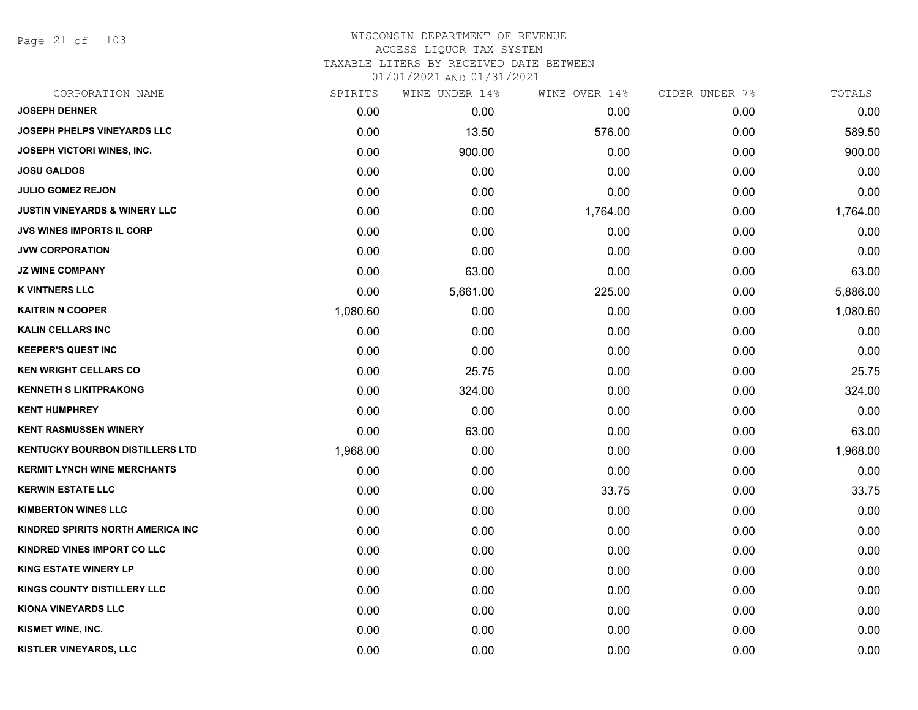# WISCONSIN DEPARTMENT OF REVENUE
## ACCESS LIQUOR TAX SYSTEM
### TAXABLE LITERS BY RECEIVED DATE BETWEEN 01/01/2021 AND 01/31/2021

| CORPORATION NAME | SPIRITS | WINE UNDER 14% | WINE OVER 14% | CIDER UNDER 7% | TOTALS |
|---|---|---|---|---|---|
| JOSEPH DEHNER | 0.00 | 0.00 | 0.00 | 0.00 | 0.00 |
| JOSEPH PHELPS VINEYARDS LLC | 0.00 | 13.50 | 576.00 | 0.00 | 589.50 |
| JOSEPH VICTORI WINES, INC. | 0.00 | 900.00 | 0.00 | 0.00 | 900.00 |
| JOSU GALDOS | 0.00 | 0.00 | 0.00 | 0.00 | 0.00 |
| JULIO GOMEZ REJON | 0.00 | 0.00 | 0.00 | 0.00 | 0.00 |
| JUSTIN VINEYARDS & WINERY LLC | 0.00 | 0.00 | 1,764.00 | 0.00 | 1,764.00 |
| JVS WINES IMPORTS IL CORP | 0.00 | 0.00 | 0.00 | 0.00 | 0.00 |
| JVW CORPORATION | 0.00 | 0.00 | 0.00 | 0.00 | 0.00 |
| JZ WINE COMPANY | 0.00 | 63.00 | 0.00 | 0.00 | 63.00 |
| K VINTNERS LLC | 0.00 | 5,661.00 | 225.00 | 0.00 | 5,886.00 |
| KAITRIN N COOPER | 1,080.60 | 0.00 | 0.00 | 0.00 | 1,080.60 |
| KALIN CELLARS INC | 0.00 | 0.00 | 0.00 | 0.00 | 0.00 |
| KEEPER'S QUEST INC | 0.00 | 0.00 | 0.00 | 0.00 | 0.00 |
| KEN WRIGHT CELLARS CO | 0.00 | 25.75 | 0.00 | 0.00 | 25.75 |
| KENNETH S LIKITPRAKONG | 0.00 | 324.00 | 0.00 | 0.00 | 324.00 |
| KENT HUMPHREY | 0.00 | 0.00 | 0.00 | 0.00 | 0.00 |
| KENT RASMUSSEN WINERY | 0.00 | 63.00 | 0.00 | 0.00 | 63.00 |
| KENTUCKY BOURBON DISTILLERS LTD | 1,968.00 | 0.00 | 0.00 | 0.00 | 1,968.00 |
| KERMIT LYNCH WINE MERCHANTS | 0.00 | 0.00 | 0.00 | 0.00 | 0.00 |
| KERWIN ESTATE LLC | 0.00 | 0.00 | 33.75 | 0.00 | 33.75 |
| KIMBERTON WINES LLC | 0.00 | 0.00 | 0.00 | 0.00 | 0.00 |
| KINDRED SPIRITS NORTH AMERICA INC | 0.00 | 0.00 | 0.00 | 0.00 | 0.00 |
| KINDRED VINES IMPORT CO LLC | 0.00 | 0.00 | 0.00 | 0.00 | 0.00 |
| KING ESTATE WINERY LP | 0.00 | 0.00 | 0.00 | 0.00 | 0.00 |
| KINGS COUNTY DISTILLERY LLC | 0.00 | 0.00 | 0.00 | 0.00 | 0.00 |
| KIONA VINEYARDS LLC | 0.00 | 0.00 | 0.00 | 0.00 | 0.00 |
| KISMET WINE, INC. | 0.00 | 0.00 | 0.00 | 0.00 | 0.00 |
| KISTLER VINEYARDS, LLC | 0.00 | 0.00 | 0.00 | 0.00 | 0.00 |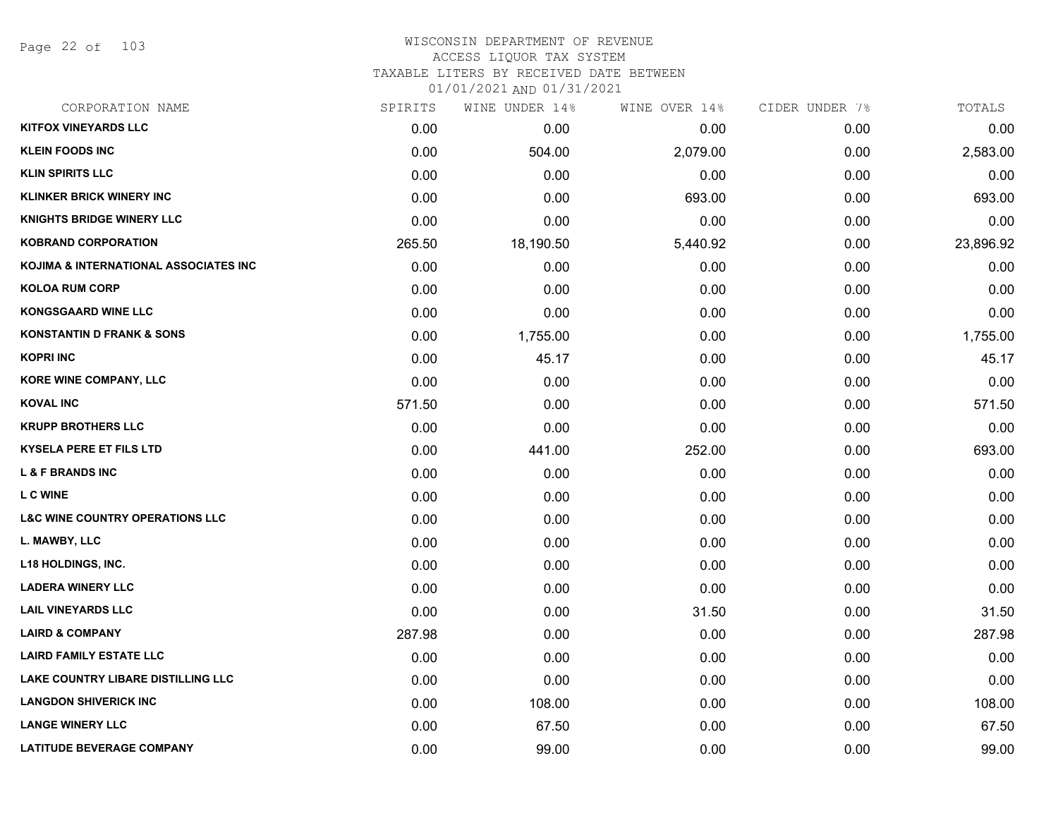# WISCONSIN DEPARTMENT OF REVENUE
## ACCESS LIQUOR TAX SYSTEM
### TAXABLE LITERS BY RECEIVED DATE BETWEEN 01/01/2021 AND 01/31/2021

| CORPORATION NAME | SPIRITS | WINE UNDER 14% | WINE OVER 14% | CIDER UNDER 7% | TOTALS |
|---|---|---|---|---|---|
| KITFOX VINEYARDS LLC | 0.00 | 0.00 | 0.00 | 0.00 | 0.00 |
| KLEIN FOODS INC | 0.00 | 504.00 | 2,079.00 | 0.00 | 2,583.00 |
| KLIN SPIRITS LLC | 0.00 | 0.00 | 0.00 | 0.00 | 0.00 |
| KLINKER BRICK WINERY INC | 0.00 | 0.00 | 693.00 | 0.00 | 693.00 |
| KNIGHTS BRIDGE WINERY LLC | 0.00 | 0.00 | 0.00 | 0.00 | 0.00 |
| KOBRAND CORPORATION | 265.50 | 18,190.50 | 5,440.92 | 0.00 | 23,896.92 |
| KOJIMA & INTERNATIONAL ASSOCIATES INC | 0.00 | 0.00 | 0.00 | 0.00 | 0.00 |
| KOLOA RUM CORP | 0.00 | 0.00 | 0.00 | 0.00 | 0.00 |
| KONGSGAARD WINE LLC | 0.00 | 0.00 | 0.00 | 0.00 | 0.00 |
| KONSTANTIN D FRANK & SONS | 0.00 | 1,755.00 | 0.00 | 0.00 | 1,755.00 |
| KOPRI INC | 0.00 | 45.17 | 0.00 | 0.00 | 45.17 |
| KORE WINE COMPANY, LLC | 0.00 | 0.00 | 0.00 | 0.00 | 0.00 |
| KOVAL INC | 571.50 | 0.00 | 0.00 | 0.00 | 571.50 |
| KRUPP BROTHERS LLC | 0.00 | 0.00 | 0.00 | 0.00 | 0.00 |
| KYSELA PERE ET FILS LTD | 0.00 | 441.00 | 252.00 | 0.00 | 693.00 |
| L & F BRANDS INC | 0.00 | 0.00 | 0.00 | 0.00 | 0.00 |
| L C WINE | 0.00 | 0.00 | 0.00 | 0.00 | 0.00 |
| L&C WINE COUNTRY OPERATIONS LLC | 0.00 | 0.00 | 0.00 | 0.00 | 0.00 |
| L. MAWBY, LLC | 0.00 | 0.00 | 0.00 | 0.00 | 0.00 |
| L18 HOLDINGS, INC. | 0.00 | 0.00 | 0.00 | 0.00 | 0.00 |
| LADERA WINERY LLC | 0.00 | 0.00 | 0.00 | 0.00 | 0.00 |
| LAIL VINEYARDS LLC | 0.00 | 0.00 | 31.50 | 0.00 | 31.50 |
| LAIRD & COMPANY | 287.98 | 0.00 | 0.00 | 0.00 | 287.98 |
| LAIRD FAMILY ESTATE LLC | 0.00 | 0.00 | 0.00 | 0.00 | 0.00 |
| LAKE COUNTRY LIBARE DISTILLING LLC | 0.00 | 0.00 | 0.00 | 0.00 | 0.00 |
| LANGDON SHIVERICK INC | 0.00 | 108.00 | 0.00 | 0.00 | 108.00 |
| LANGE WINERY LLC | 0.00 | 67.50 | 0.00 | 0.00 | 67.50 |
| LATITUDE BEVERAGE COMPANY | 0.00 | 99.00 | 0.00 | 0.00 | 99.00 |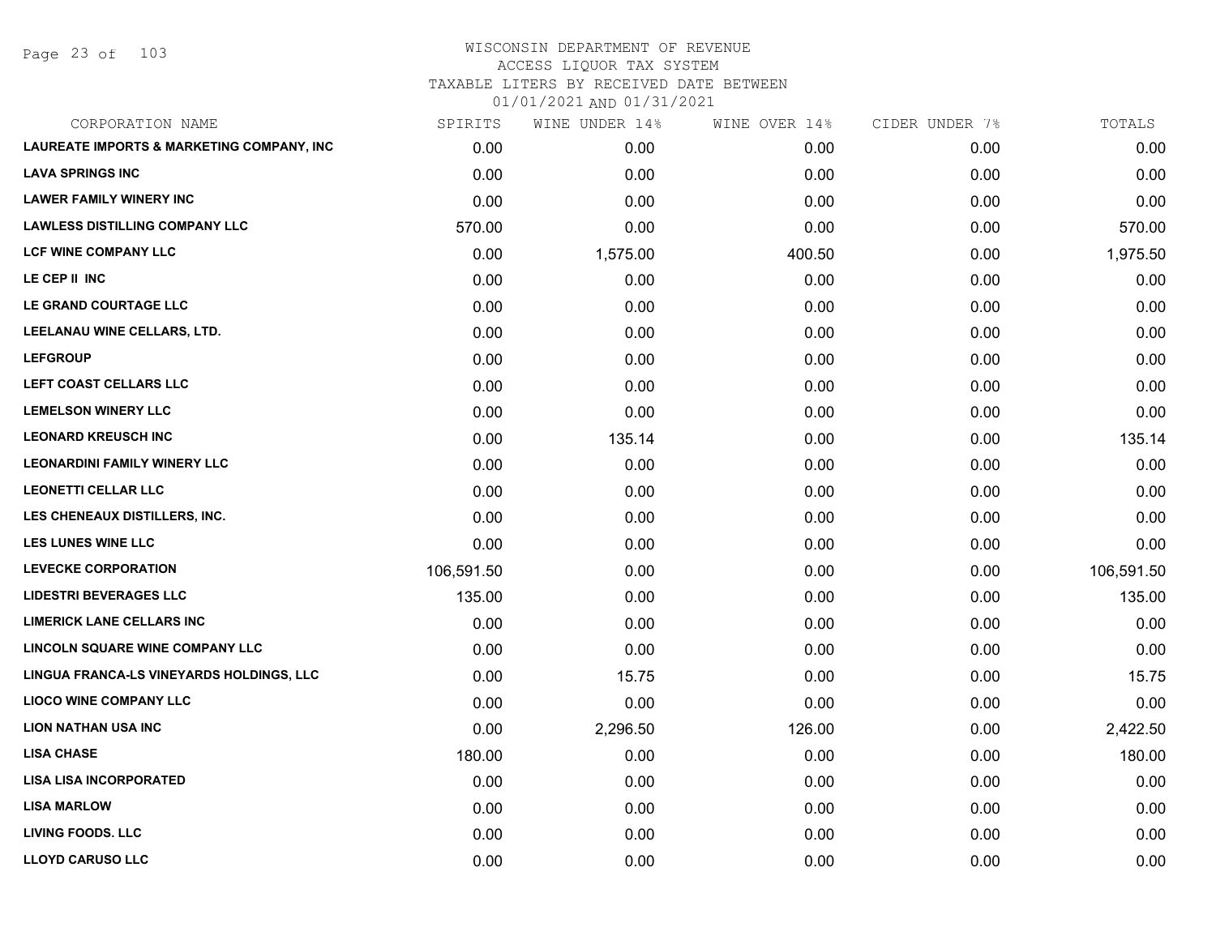# WISCONSIN DEPARTMENT OF REVENUE
## ACCESS LIQUOR TAX SYSTEM
### TAXABLE LITERS BY RECEIVED DATE BETWEEN 01/01/2021 AND 01/31/2021

| CORPORATION NAME | SPIRITS | WINE UNDER 14% | WINE OVER 14% | CIDER UNDER 7% | TOTALS |
|---|---|---|---|---|---|
| LAUREATE IMPORTS & MARKETING COMPANY, INC | 0.00 | 0.00 | 0.00 | 0.00 | 0.00 |
| LAVA SPRINGS INC | 0.00 | 0.00 | 0.00 | 0.00 | 0.00 |
| LAWER FAMILY WINERY INC | 0.00 | 0.00 | 0.00 | 0.00 | 0.00 |
| LAWLESS DISTILLING COMPANY LLC | 570.00 | 0.00 | 0.00 | 0.00 | 570.00 |
| LCF WINE COMPANY LLC | 0.00 | 1,575.00 | 400.50 | 0.00 | 1,975.50 |
| LE CEP II INC | 0.00 | 0.00 | 0.00 | 0.00 | 0.00 |
| LE GRAND COURTAGE LLC | 0.00 | 0.00 | 0.00 | 0.00 | 0.00 |
| LEELANAU WINE CELLARS, LTD. | 0.00 | 0.00 | 0.00 | 0.00 | 0.00 |
| LEFGROUP | 0.00 | 0.00 | 0.00 | 0.00 | 0.00 |
| LEFT COAST CELLARS LLC | 0.00 | 0.00 | 0.00 | 0.00 | 0.00 |
| LEMELSON WINERY LLC | 0.00 | 0.00 | 0.00 | 0.00 | 0.00 |
| LEONARD KREUSCH INC | 0.00 | 135.14 | 0.00 | 0.00 | 135.14 |
| LEONARDINI FAMILY WINERY LLC | 0.00 | 0.00 | 0.00 | 0.00 | 0.00 |
| LEONETTI CELLAR LLC | 0.00 | 0.00 | 0.00 | 0.00 | 0.00 |
| LES CHENEAUX DISTILLERS, INC. | 0.00 | 0.00 | 0.00 | 0.00 | 0.00 |
| LES LUNES WINE LLC | 0.00 | 0.00 | 0.00 | 0.00 | 0.00 |
| LEVECKE CORPORATION | 106,591.50 | 0.00 | 0.00 | 0.00 | 106,591.50 |
| LIDESTRI BEVERAGES LLC | 135.00 | 0.00 | 0.00 | 0.00 | 135.00 |
| LIMERICK LANE CELLARS INC | 0.00 | 0.00 | 0.00 | 0.00 | 0.00 |
| LINCOLN SQUARE WINE COMPANY LLC | 0.00 | 0.00 | 0.00 | 0.00 | 0.00 |
| LINGUA FRANCA-LS VINEYARDS HOLDINGS, LLC | 0.00 | 15.75 | 0.00 | 0.00 | 15.75 |
| LIOCO WINE COMPANY LLC | 0.00 | 0.00 | 0.00 | 0.00 | 0.00 |
| LION NATHAN USA INC | 0.00 | 2,296.50 | 126.00 | 0.00 | 2,422.50 |
| LISA CHASE | 180.00 | 0.00 | 0.00 | 0.00 | 180.00 |
| LISA LISA INCORPORATED | 0.00 | 0.00 | 0.00 | 0.00 | 0.00 |
| LISA MARLOW | 0.00 | 0.00 | 0.00 | 0.00 | 0.00 |
| LIVING FOODS. LLC | 0.00 | 0.00 | 0.00 | 0.00 | 0.00 |
| LLOYD CARUSO LLC | 0.00 | 0.00 | 0.00 | 0.00 | 0.00 |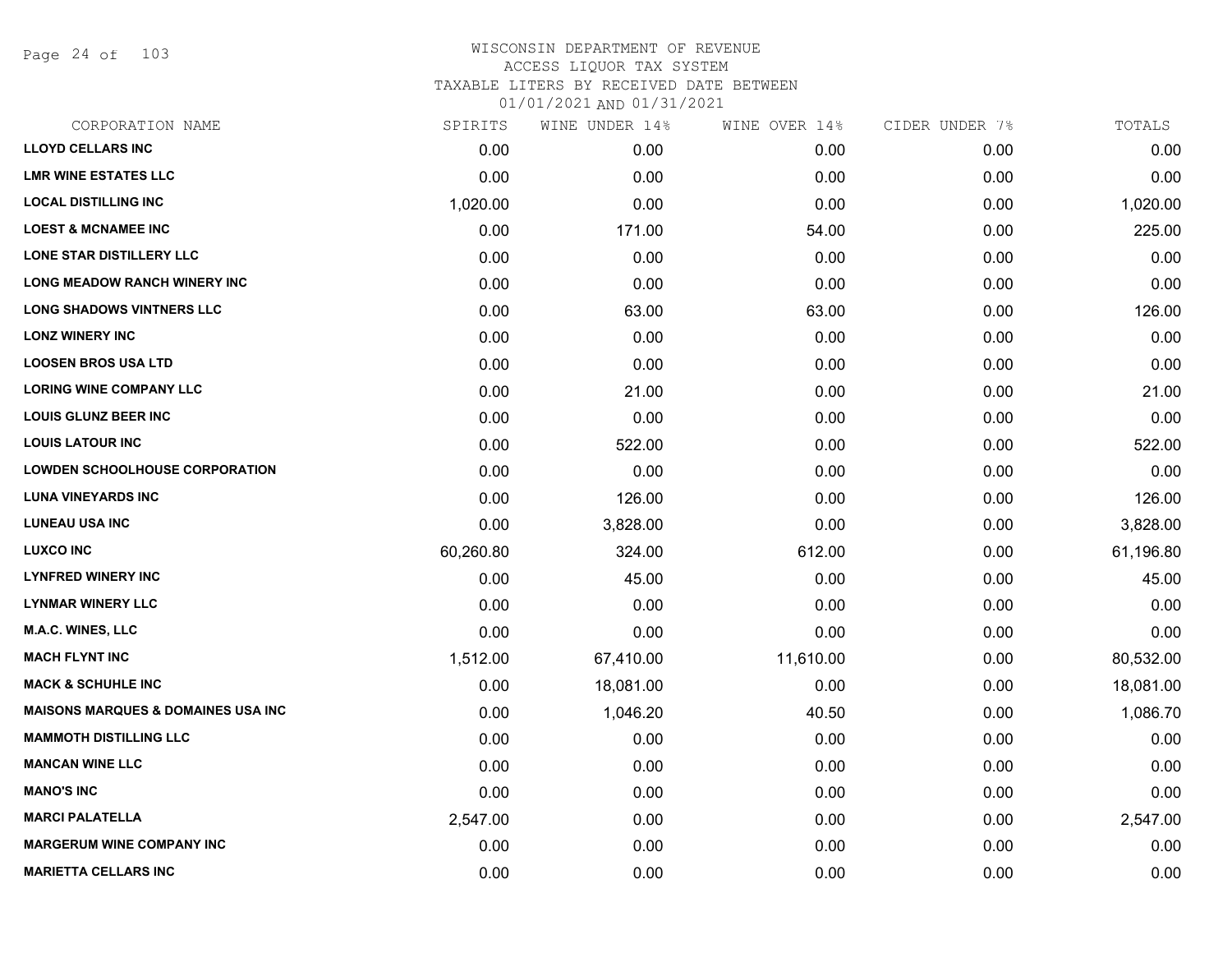# WISCONSIN DEPARTMENT OF REVENUE
ACCESS LIQUOR TAX SYSTEM
TAXABLE LITERS BY RECEIVED DATE BETWEEN
01/01/2021 AND 01/31/2021

| CORPORATION NAME | SPIRITS | WINE UNDER 14% | WINE OVER 14% | CIDER UNDER 7% | TOTALS |
|---|---|---|---|---|---|
| LLOYD CELLARS INC | 0.00 | 0.00 | 0.00 | 0.00 | 0.00 |
| LMR WINE ESTATES LLC | 0.00 | 0.00 | 0.00 | 0.00 | 0.00 |
| LOCAL DISTILLING INC | 1,020.00 | 0.00 | 0.00 | 0.00 | 1,020.00 |
| LOEST & MCNAMEE INC | 0.00 | 171.00 | 54.00 | 0.00 | 225.00 |
| LONE STAR DISTILLERY LLC | 0.00 | 0.00 | 0.00 | 0.00 | 0.00 |
| LONG MEADOW RANCH WINERY INC | 0.00 | 0.00 | 0.00 | 0.00 | 0.00 |
| LONG SHADOWS VINTNERS LLC | 0.00 | 63.00 | 63.00 | 0.00 | 126.00 |
| LONZ WINERY INC | 0.00 | 0.00 | 0.00 | 0.00 | 0.00 |
| LOOSEN BROS USA LTD | 0.00 | 0.00 | 0.00 | 0.00 | 0.00 |
| LORING WINE COMPANY LLC | 0.00 | 21.00 | 0.00 | 0.00 | 21.00 |
| LOUIS GLUNZ BEER INC | 0.00 | 0.00 | 0.00 | 0.00 | 0.00 |
| LOUIS LATOUR INC | 0.00 | 522.00 | 0.00 | 0.00 | 522.00 |
| LOWDEN SCHOOLHOUSE CORPORATION | 0.00 | 0.00 | 0.00 | 0.00 | 0.00 |
| LUNA VINEYARDS INC | 0.00 | 126.00 | 0.00 | 0.00 | 126.00 |
| LUNEAU USA INC | 0.00 | 3,828.00 | 0.00 | 0.00 | 3,828.00 |
| LUXCO INC | 60,260.80 | 324.00 | 612.00 | 0.00 | 61,196.80 |
| LYNFRED WINERY INC | 0.00 | 45.00 | 0.00 | 0.00 | 45.00 |
| LYNMAR WINERY LLC | 0.00 | 0.00 | 0.00 | 0.00 | 0.00 |
| M.A.C. WINES, LLC | 0.00 | 0.00 | 0.00 | 0.00 | 0.00 |
| MACH FLYNT INC | 1,512.00 | 67,410.00 | 11,610.00 | 0.00 | 80,532.00 |
| MACK & SCHUHLE INC | 0.00 | 18,081.00 | 0.00 | 0.00 | 18,081.00 |
| MAISONS MARQUES & DOMAINES USA INC | 0.00 | 1,046.20 | 40.50 | 0.00 | 1,086.70 |
| MAMMOTH DISTILLING LLC | 0.00 | 0.00 | 0.00 | 0.00 | 0.00 |
| MANCAN WINE LLC | 0.00 | 0.00 | 0.00 | 0.00 | 0.00 |
| MANO'S INC | 0.00 | 0.00 | 0.00 | 0.00 | 0.00 |
| MARCI PALATELLA | 2,547.00 | 0.00 | 0.00 | 0.00 | 2,547.00 |
| MARGERUM WINE COMPANY INC | 0.00 | 0.00 | 0.00 | 0.00 | 0.00 |
| MARIETTA CELLARS INC | 0.00 | 0.00 | 0.00 | 0.00 | 0.00 |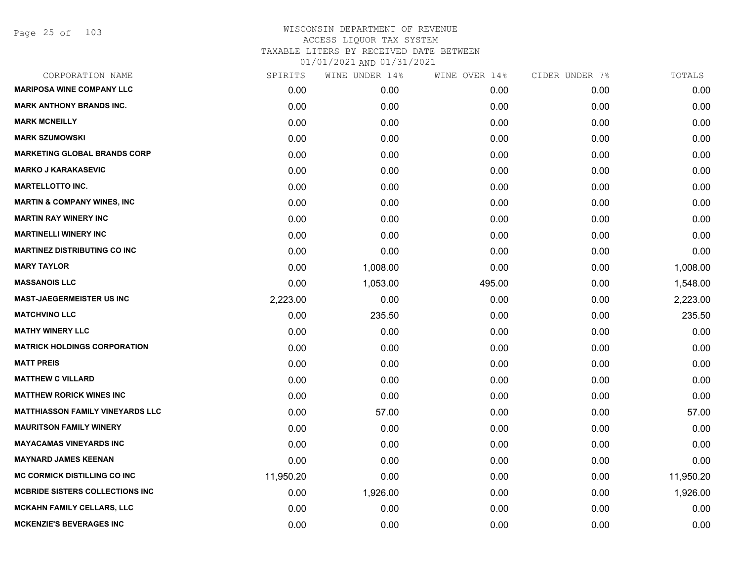# WISCONSIN DEPARTMENT OF REVENUE
## ACCESS LIQUOR TAX SYSTEM
### TAXABLE LITERS BY RECEIVED DATE BETWEEN 01/01/2021 AND 01/31/2021

| CORPORATION NAME | SPIRITS | WINE UNDER 14% | WINE OVER 14% | CIDER UNDER 7% | TOTALS |
|---|---|---|---|---|---|
| **MARIPOSA WINE COMPANY LLC** | 0.00 | 0.00 | 0.00 | 0.00 | 0.00 |
| **MARK ANTHONY BRANDS INC.** | 0.00 | 0.00 | 0.00 | 0.00 | 0.00 |
| **MARK MCNEILLY** | 0.00 | 0.00 | 0.00 | 0.00 | 0.00 |
| **MARK SZUMOWSKI** | 0.00 | 0.00 | 0.00 | 0.00 | 0.00 |
| **MARKETING GLOBAL BRANDS CORP** | 0.00 | 0.00 | 0.00 | 0.00 | 0.00 |
| **MARKO J KARAKASEVIC** | 0.00 | 0.00 | 0.00 | 0.00 | 0.00 |
| **MARTELLOTTO INC.** | 0.00 | 0.00 | 0.00 | 0.00 | 0.00 |
| **MARTIN & COMPANY WINES, INC** | 0.00 | 0.00 | 0.00 | 0.00 | 0.00 |
| **MARTIN RAY WINERY INC** | 0.00 | 0.00 | 0.00 | 0.00 | 0.00 |
| **MARTINELLI WINERY INC** | 0.00 | 0.00 | 0.00 | 0.00 | 0.00 |
| **MARTINEZ DISTRIBUTING CO INC** | 0.00 | 0.00 | 0.00 | 0.00 | 0.00 |
| **MARY TAYLOR** | 0.00 | 1,008.00 | 0.00 | 0.00 | 1,008.00 |
| **MASSANOIS LLC** | 0.00 | 1,053.00 | 495.00 | 0.00 | 1,548.00 |
| **MAST-JAEGERMEISTER US INC** | 2,223.00 | 0.00 | 0.00 | 0.00 | 2,223.00 |
| **MATCHVINO LLC** | 0.00 | 235.50 | 0.00 | 0.00 | 235.50 |
| **MATHY WINERY LLC** | 0.00 | 0.00 | 0.00 | 0.00 | 0.00 |
| **MATRICK HOLDINGS CORPORATION** | 0.00 | 0.00 | 0.00 | 0.00 | 0.00 |
| **MATT PREIS** | 0.00 | 0.00 | 0.00 | 0.00 | 0.00 |
| **MATTHEW C VILLARD** | 0.00 | 0.00 | 0.00 | 0.00 | 0.00 |
| **MATTHEW RORICK WINES INC** | 0.00 | 0.00 | 0.00 | 0.00 | 0.00 |
| **MATTHIASSON FAMILY VINEYARDS LLC** | 0.00 | 57.00 | 0.00 | 0.00 | 57.00 |
| **MAURITSON FAMILY WINERY** | 0.00 | 0.00 | 0.00 | 0.00 | 0.00 |
| **MAYACAMAS VINEYARDS INC** | 0.00 | 0.00 | 0.00 | 0.00 | 0.00 |
| **MAYNARD JAMES KEENAN** | 0.00 | 0.00 | 0.00 | 0.00 | 0.00 |
| **MC CORMICK DISTILLING CO INC** | 11,950.20 | 0.00 | 0.00 | 0.00 | 11,950.20 |
| **MCBRIDE SISTERS COLLECTIONS INC** | 0.00 | 1,926.00 | 0.00 | 0.00 | 1,926.00 |
| **MCKAHN FAMILY CELLARS, LLC** | 0.00 | 0.00 | 0.00 | 0.00 | 0.00 |
| **MCKENZIE'S BEVERAGES INC** | 0.00 | 0.00 | 0.00 | 0.00 | 0.00 |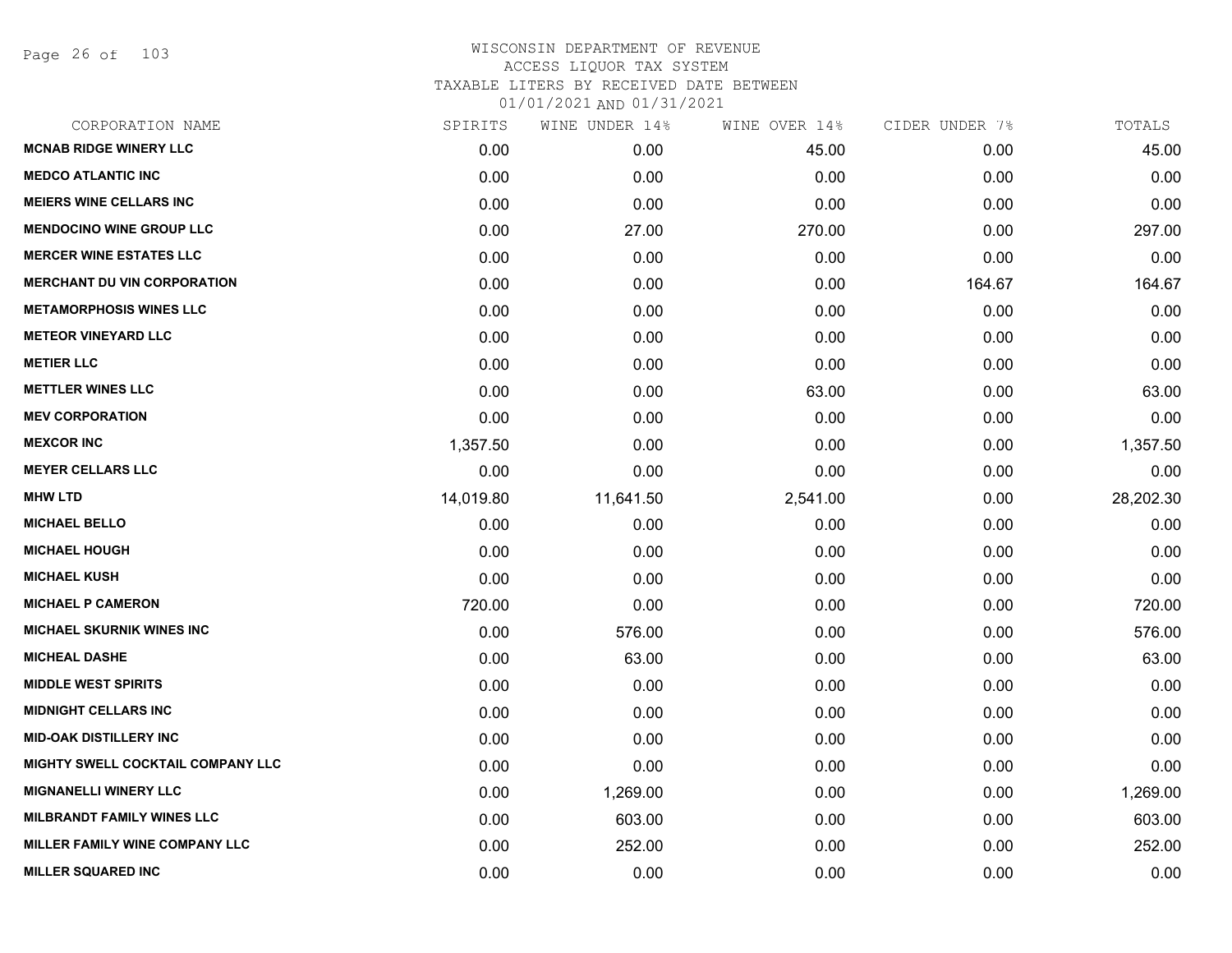# WISCONSIN DEPARTMENT OF REVENUE
ACCESS LIQUOR TAX SYSTEM
TAXABLE LITERS BY RECEIVED DATE BETWEEN
01/01/2021 AND 01/31/2021

| CORPORATION NAME | SPIRITS | WINE UNDER 14% | WINE OVER 14% | CIDER UNDER 7% | TOTALS |
|---|---|---|---|---|---|
| MCNAB RIDGE WINERY LLC | 0.00 | 0.00 | 45.00 | 0.00 | 45.00 |
| MEDCO ATLANTIC INC | 0.00 | 0.00 | 0.00 | 0.00 | 0.00 |
| MEIERS WINE CELLARS INC | 0.00 | 0.00 | 0.00 | 0.00 | 0.00 |
| MENDOCINO WINE GROUP LLC | 0.00 | 27.00 | 270.00 | 0.00 | 297.00 |
| MERCER WINE ESTATES LLC | 0.00 | 0.00 | 0.00 | 0.00 | 0.00 |
| MERCHANT DU VIN CORPORATION | 0.00 | 0.00 | 0.00 | 164.67 | 164.67 |
| METAMORPHOSIS WINES LLC | 0.00 | 0.00 | 0.00 | 0.00 | 0.00 |
| METEOR VINEYARD LLC | 0.00 | 0.00 | 0.00 | 0.00 | 0.00 |
| METIER LLC | 0.00 | 0.00 | 0.00 | 0.00 | 0.00 |
| METTLER WINES LLC | 0.00 | 0.00 | 63.00 | 0.00 | 63.00 |
| MEV CORPORATION | 0.00 | 0.00 | 0.00 | 0.00 | 0.00 |
| MEXCOR INC | 1,357.50 | 0.00 | 0.00 | 0.00 | 1,357.50 |
| MEYER CELLARS LLC | 0.00 | 0.00 | 0.00 | 0.00 | 0.00 |
| MHW LTD | 14,019.80 | 11,641.50 | 2,541.00 | 0.00 | 28,202.30 |
| MICHAEL BELLO | 0.00 | 0.00 | 0.00 | 0.00 | 0.00 |
| MICHAEL HOUGH | 0.00 | 0.00 | 0.00 | 0.00 | 0.00 |
| MICHAEL KUSH | 0.00 | 0.00 | 0.00 | 0.00 | 0.00 |
| MICHAEL P CAMERON | 720.00 | 0.00 | 0.00 | 0.00 | 720.00 |
| MICHAEL SKURNIK WINES INC | 0.00 | 576.00 | 0.00 | 0.00 | 576.00 |
| MICHEAL DASHE | 0.00 | 63.00 | 0.00 | 0.00 | 63.00 |
| MIDDLE WEST SPIRITS | 0.00 | 0.00 | 0.00 | 0.00 | 0.00 |
| MIDNIGHT CELLARS INC | 0.00 | 0.00 | 0.00 | 0.00 | 0.00 |
| MID-OAK DISTILLERY INC | 0.00 | 0.00 | 0.00 | 0.00 | 0.00 |
| MIGHTY SWELL COCKTAIL COMPANY LLC | 0.00 | 0.00 | 0.00 | 0.00 | 0.00 |
| MIGNANELLI WINERY LLC | 0.00 | 1,269.00 | 0.00 | 0.00 | 1,269.00 |
| MILBRANDT FAMILY WINES LLC | 0.00 | 603.00 | 0.00 | 0.00 | 603.00 |
| MILLER FAMILY WINE COMPANY LLC | 0.00 | 252.00 | 0.00 | 0.00 | 252.00 |
| MILLER SQUARED INC | 0.00 | 0.00 | 0.00 | 0.00 | 0.00 |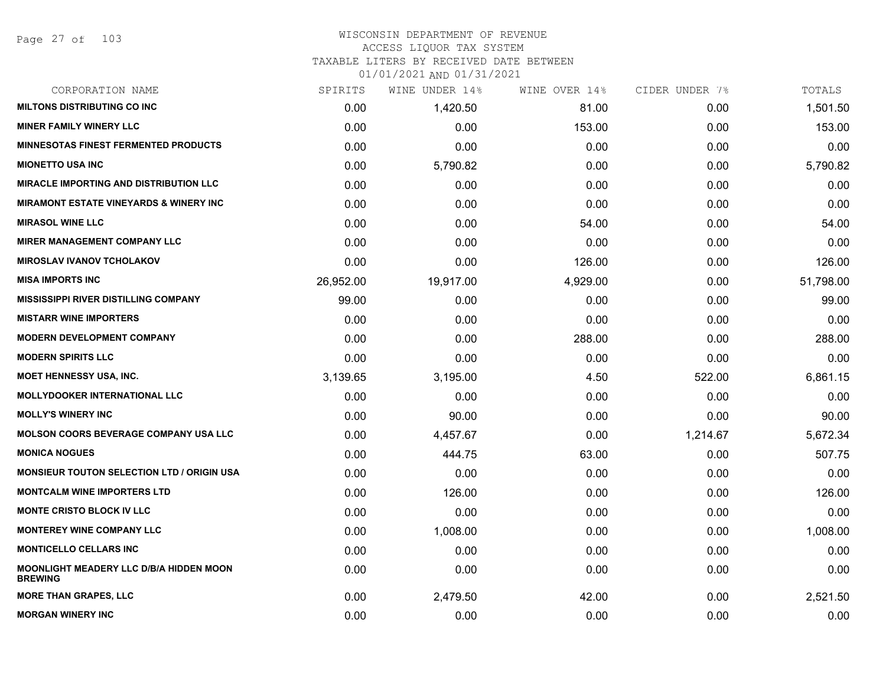WISCONSIN DEPARTMENT OF REVENUE
ACCESS LIQUOR TAX SYSTEM
TAXABLE LITERS BY RECEIVED DATE BETWEEN
01/01/2021 AND 01/31/2021

| CORPORATION NAME | SPIRITS | WINE UNDER 14% | WINE OVER 14% | CIDER UNDER 7% | TOTALS |
|---|---|---|---|---|---|
| MILTONS DISTRIBUTING CO INC | 0.00 | 1,420.50 | 81.00 | 0.00 | 1,501.50 |
| MINER FAMILY WINERY LLC | 0.00 | 0.00 | 153.00 | 0.00 | 153.00 |
| MINNESOTAS FINEST FERMENTED PRODUCTS | 0.00 | 0.00 | 0.00 | 0.00 | 0.00 |
| MIONETTO USA INC | 0.00 | 5,790.82 | 0.00 | 0.00 | 5,790.82 |
| MIRACLE IMPORTING AND DISTRIBUTION LLC | 0.00 | 0.00 | 0.00 | 0.00 | 0.00 |
| MIRAMONT ESTATE VINEYARDS & WINERY INC | 0.00 | 0.00 | 0.00 | 0.00 | 0.00 |
| MIRASOL WINE LLC | 0.00 | 0.00 | 54.00 | 0.00 | 54.00 |
| MIRER MANAGEMENT COMPANY LLC | 0.00 | 0.00 | 0.00 | 0.00 | 0.00 |
| MIROSLAV IVANOV TCHOLAKOV | 0.00 | 0.00 | 126.00 | 0.00 | 126.00 |
| MISA IMPORTS INC | 26,952.00 | 19,917.00 | 4,929.00 | 0.00 | 51,798.00 |
| MISSISSIPPI RIVER DISTILLING COMPANY | 99.00 | 0.00 | 0.00 | 0.00 | 99.00 |
| MISTARR WINE IMPORTERS | 0.00 | 0.00 | 0.00 | 0.00 | 0.00 |
| MODERN DEVELOPMENT COMPANY | 0.00 | 0.00 | 288.00 | 0.00 | 288.00 |
| MODERN SPIRITS LLC | 0.00 | 0.00 | 0.00 | 0.00 | 0.00 |
| MOET HENNESSY USA, INC. | 3,139.65 | 3,195.00 | 4.50 | 522.00 | 6,861.15 |
| MOLLYDOOKER INTERNATIONAL LLC | 0.00 | 0.00 | 0.00 | 0.00 | 0.00 |
| MOLLY'S WINERY INC | 0.00 | 90.00 | 0.00 | 0.00 | 90.00 |
| MOLSON COORS BEVERAGE COMPANY USA LLC | 0.00 | 4,457.67 | 0.00 | 1,214.67 | 5,672.34 |
| MONICA NOGUES | 0.00 | 444.75 | 63.00 | 0.00 | 507.75 |
| MONSIEUR TOUTON SELECTION LTD / ORIGIN USA | 0.00 | 0.00 | 0.00 | 0.00 | 0.00 |
| MONTCALM WINE IMPORTERS LTD | 0.00 | 126.00 | 0.00 | 0.00 | 126.00 |
| MONTE CRISTO BLOCK IV LLC | 0.00 | 0.00 | 0.00 | 0.00 | 0.00 |
| MONTEREY WINE COMPANY LLC | 0.00 | 1,008.00 | 0.00 | 0.00 | 1,008.00 |
| MONTICELLO CELLARS INC | 0.00 | 0.00 | 0.00 | 0.00 | 0.00 |
| MOONLIGHT MEADERY LLC D/B/A HIDDEN MOON BREWING | 0.00 | 0.00 | 0.00 | 0.00 | 0.00 |
| MORE THAN GRAPES, LLC | 0.00 | 2,479.50 | 42.00 | 0.00 | 2,521.50 |
| MORGAN WINERY INC | 0.00 | 0.00 | 0.00 | 0.00 | 0.00 |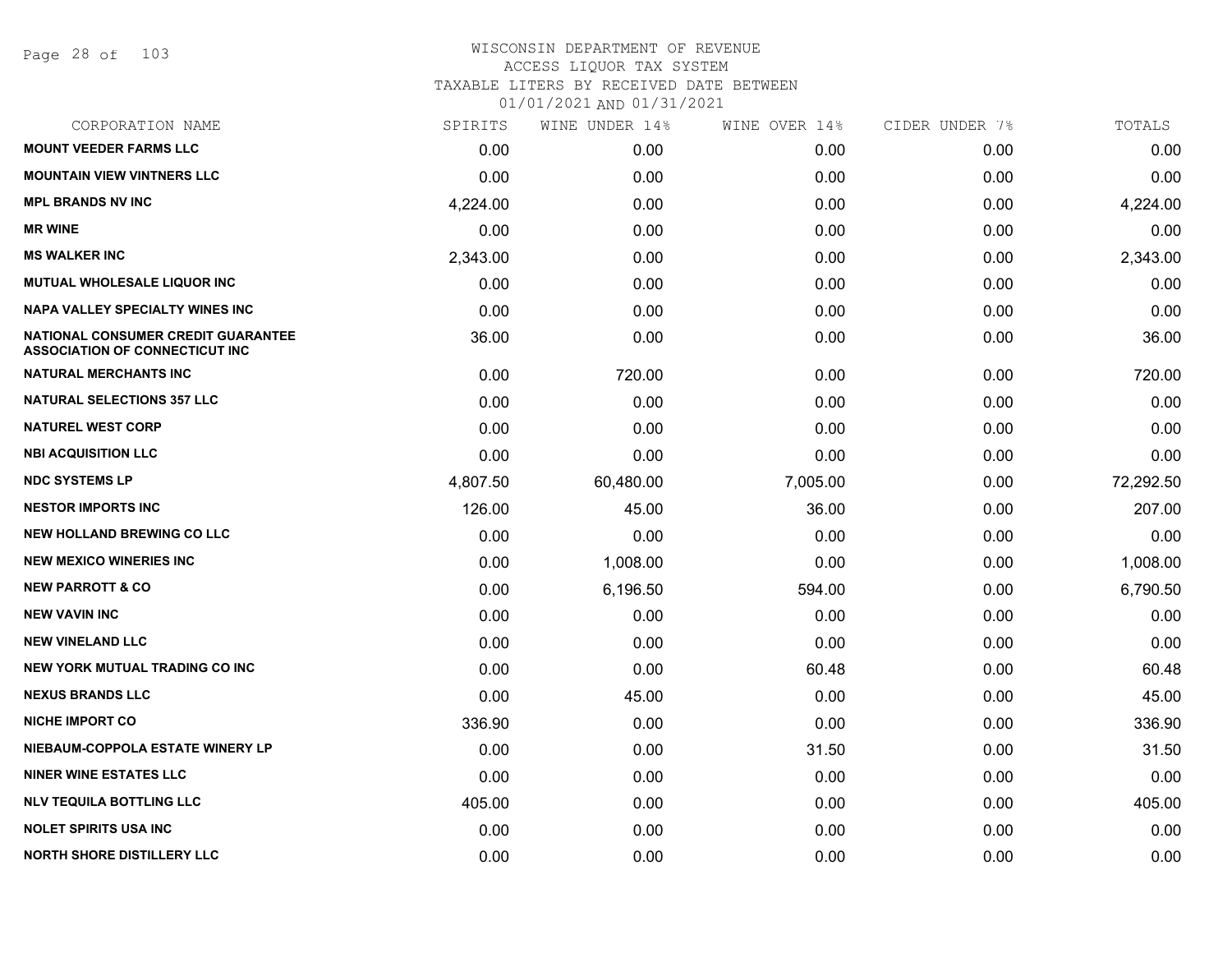WISCONSIN DEPARTMENT OF REVENUE
ACCESS LIQUOR TAX SYSTEM
TAXABLE LITERS BY RECEIVED DATE BETWEEN
01/01/2021 AND 01/31/2021

| CORPORATION NAME | SPIRITS | WINE UNDER 14% | WINE OVER 14% | CIDER UNDER 7% | TOTALS |
|---|---|---|---|---|---|
| MOUNT VEEDER FARMS LLC | 0.00 | 0.00 | 0.00 | 0.00 | 0.00 |
| MOUNTAIN VIEW VINTNERS LLC | 0.00 | 0.00 | 0.00 | 0.00 | 0.00 |
| MPL BRANDS NV INC | 4,224.00 | 0.00 | 0.00 | 0.00 | 4,224.00 |
| MR WINE | 0.00 | 0.00 | 0.00 | 0.00 | 0.00 |
| MS WALKER INC | 2,343.00 | 0.00 | 0.00 | 0.00 | 2,343.00 |
| MUTUAL WHOLESALE LIQUOR INC | 0.00 | 0.00 | 0.00 | 0.00 | 0.00 |
| NAPA VALLEY SPECIALTY WINES INC | 0.00 | 0.00 | 0.00 | 0.00 | 0.00 |
| NATIONAL CONSUMER CREDIT GUARANTEE ASSOCIATION OF CONNECTICUT INC | 36.00 | 0.00 | 0.00 | 0.00 | 36.00 |
| NATURAL MERCHANTS INC | 0.00 | 720.00 | 0.00 | 0.00 | 720.00 |
| NATURAL SELECTIONS 357 LLC | 0.00 | 0.00 | 0.00 | 0.00 | 0.00 |
| NATUREL WEST CORP | 0.00 | 0.00 | 0.00 | 0.00 | 0.00 |
| NBI ACQUISITION LLC | 0.00 | 0.00 | 0.00 | 0.00 | 0.00 |
| NDC SYSTEMS LP | 4,807.50 | 60,480.00 | 7,005.00 | 0.00 | 72,292.50 |
| NESTOR IMPORTS INC | 126.00 | 45.00 | 36.00 | 0.00 | 207.00 |
| NEW HOLLAND BREWING CO LLC | 0.00 | 0.00 | 0.00 | 0.00 | 0.00 |
| NEW MEXICO WINERIES INC | 0.00 | 1,008.00 | 0.00 | 0.00 | 1,008.00 |
| NEW PARROTT & CO | 0.00 | 6,196.50 | 594.00 | 0.00 | 6,790.50 |
| NEW VAVIN INC | 0.00 | 0.00 | 0.00 | 0.00 | 0.00 |
| NEW VINELAND LLC | 0.00 | 0.00 | 0.00 | 0.00 | 0.00 |
| NEW YORK MUTUAL TRADING CO INC | 0.00 | 0.00 | 60.48 | 0.00 | 60.48 |
| NEXUS BRANDS LLC | 0.00 | 45.00 | 0.00 | 0.00 | 45.00 |
| NICHE IMPORT CO | 336.90 | 0.00 | 0.00 | 0.00 | 336.90 |
| NIEBAUM-COPPOLA ESTATE WINERY LP | 0.00 | 0.00 | 31.50 | 0.00 | 31.50 |
| NINER WINE ESTATES LLC | 0.00 | 0.00 | 0.00 | 0.00 | 0.00 |
| NLV TEQUILA BOTTLING LLC | 405.00 | 0.00 | 0.00 | 0.00 | 405.00 |
| NOLET SPIRITS USA INC | 0.00 | 0.00 | 0.00 | 0.00 | 0.00 |
| NORTH SHORE DISTILLERY LLC | 0.00 | 0.00 | 0.00 | 0.00 | 0.00 |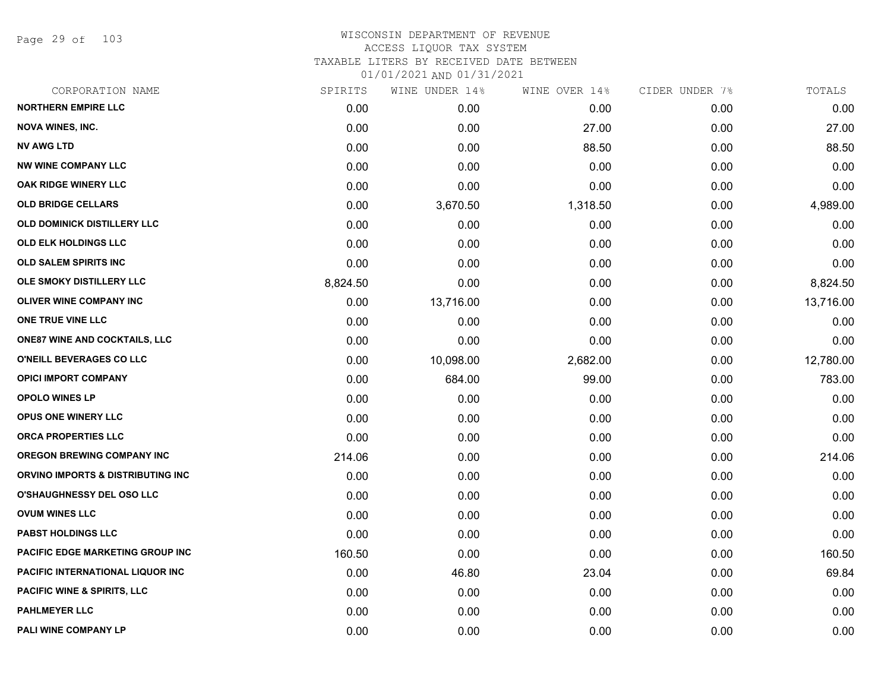WISCONSIN DEPARTMENT OF REVENUE
ACCESS LIQUOR TAX SYSTEM
TAXABLE LITERS BY RECEIVED DATE BETWEEN
01/01/2021 AND 01/31/2021

| CORPORATION NAME | SPIRITS | WINE UNDER 14% | WINE OVER 14% | CIDER UNDER 7% | TOTALS |
|---|---|---|---|---|---|
| NORTHERN EMPIRE LLC | 0.00 | 0.00 | 0.00 | 0.00 | 0.00 |
| NOVA WINES, INC. | 0.00 | 0.00 | 27.00 | 0.00 | 27.00 |
| NV AWG LTD | 0.00 | 0.00 | 88.50 | 0.00 | 88.50 |
| NW WINE COMPANY LLC | 0.00 | 0.00 | 0.00 | 0.00 | 0.00 |
| OAK RIDGE WINERY LLC | 0.00 | 0.00 | 0.00 | 0.00 | 0.00 |
| OLD BRIDGE CELLARS | 0.00 | 3,670.50 | 1,318.50 | 0.00 | 4,989.00 |
| OLD DOMINICK DISTILLERY LLC | 0.00 | 0.00 | 0.00 | 0.00 | 0.00 |
| OLD ELK HOLDINGS LLC | 0.00 | 0.00 | 0.00 | 0.00 | 0.00 |
| OLD SALEM SPIRITS INC | 0.00 | 0.00 | 0.00 | 0.00 | 0.00 |
| OLE SMOKY DISTILLERY LLC | 8,824.50 | 0.00 | 0.00 | 0.00 | 8,824.50 |
| OLIVER WINE COMPANY INC | 0.00 | 13,716.00 | 0.00 | 0.00 | 13,716.00 |
| ONE TRUE VINE LLC | 0.00 | 0.00 | 0.00 | 0.00 | 0.00 |
| ONE87 WINE AND COCKTAILS, LLC | 0.00 | 0.00 | 0.00 | 0.00 | 0.00 |
| O'NEILL BEVERAGES CO LLC | 0.00 | 10,098.00 | 2,682.00 | 0.00 | 12,780.00 |
| OPICI IMPORT COMPANY | 0.00 | 684.00 | 99.00 | 0.00 | 783.00 |
| OPOLO WINES LP | 0.00 | 0.00 | 0.00 | 0.00 | 0.00 |
| OPUS ONE WINERY LLC | 0.00 | 0.00 | 0.00 | 0.00 | 0.00 |
| ORCA PROPERTIES LLC | 0.00 | 0.00 | 0.00 | 0.00 | 0.00 |
| OREGON BREWING COMPANY INC | 214.06 | 0.00 | 0.00 | 0.00 | 214.06 |
| ORVINO IMPORTS & DISTRIBUTING INC | 0.00 | 0.00 | 0.00 | 0.00 | 0.00 |
| O'SHAUGHNESSY DEL OSO LLC | 0.00 | 0.00 | 0.00 | 0.00 | 0.00 |
| OVUM WINES LLC | 0.00 | 0.00 | 0.00 | 0.00 | 0.00 |
| PABST HOLDINGS LLC | 0.00 | 0.00 | 0.00 | 0.00 | 0.00 |
| PACIFIC EDGE MARKETING GROUP INC | 160.50 | 0.00 | 0.00 | 0.00 | 160.50 |
| PACIFIC INTERNATIONAL LIQUOR INC | 0.00 | 46.80 | 23.04 | 0.00 | 69.84 |
| PACIFIC WINE & SPIRITS, LLC | 0.00 | 0.00 | 0.00 | 0.00 | 0.00 |
| PAHLMEYER LLC | 0.00 | 0.00 | 0.00 | 0.00 | 0.00 |
| PALI WINE COMPANY LP | 0.00 | 0.00 | 0.00 | 0.00 | 0.00 |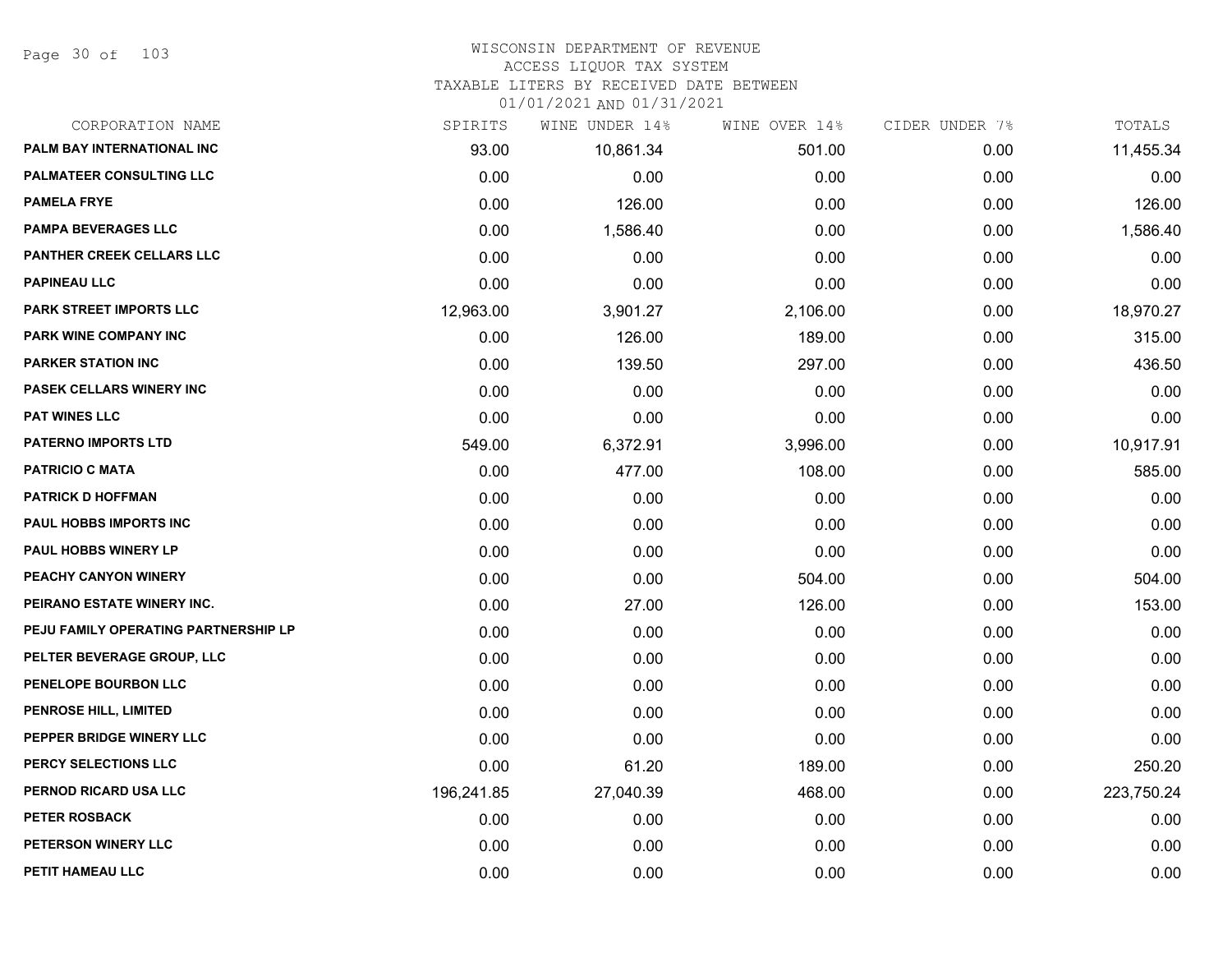WISCONSIN DEPARTMENT OF REVENUE
ACCESS LIQUOR TAX SYSTEM
TAXABLE LITERS BY RECEIVED DATE BETWEEN
01/01/2021 AND 01/31/2021

| CORPORATION NAME | SPIRITS | WINE UNDER 14% | WINE OVER 14% | CIDER UNDER 7% | TOTALS |
|---|---|---|---|---|---|
| PALM BAY INTERNATIONAL INC | 93.00 | 10,861.34 | 501.00 | 0.00 | 11,455.34 |
| PALMATEER CONSULTING LLC | 0.00 | 0.00 | 0.00 | 0.00 | 0.00 |
| PAMELA FRYE | 0.00 | 126.00 | 0.00 | 0.00 | 126.00 |
| PAMPA BEVERAGES LLC | 0.00 | 1,586.40 | 0.00 | 0.00 | 1,586.40 |
| PANTHER CREEK CELLARS LLC | 0.00 | 0.00 | 0.00 | 0.00 | 0.00 |
| PAPINEAU LLC | 0.00 | 0.00 | 0.00 | 0.00 | 0.00 |
| PARK STREET IMPORTS LLC | 12,963.00 | 3,901.27 | 2,106.00 | 0.00 | 18,970.27 |
| PARK WINE COMPANY INC | 0.00 | 126.00 | 189.00 | 0.00 | 315.00 |
| PARKER STATION INC | 0.00 | 139.50 | 297.00 | 0.00 | 436.50 |
| PASEK CELLARS WINERY INC | 0.00 | 0.00 | 0.00 | 0.00 | 0.00 |
| PAT WINES LLC | 0.00 | 0.00 | 0.00 | 0.00 | 0.00 |
| PATERNO IMPORTS LTD | 549.00 | 6,372.91 | 3,996.00 | 0.00 | 10,917.91 |
| PATRICIO C MATA | 0.00 | 477.00 | 108.00 | 0.00 | 585.00 |
| PATRICK D HOFFMAN | 0.00 | 0.00 | 0.00 | 0.00 | 0.00 |
| PAUL HOBBS IMPORTS INC | 0.00 | 0.00 | 0.00 | 0.00 | 0.00 |
| PAUL HOBBS WINERY LP | 0.00 | 0.00 | 0.00 | 0.00 | 0.00 |
| PEACHY CANYON WINERY | 0.00 | 0.00 | 504.00 | 0.00 | 504.00 |
| PEIRANO ESTATE WINERY INC. | 0.00 | 27.00 | 126.00 | 0.00 | 153.00 |
| PEJU FAMILY OPERATING PARTNERSHIP LP | 0.00 | 0.00 | 0.00 | 0.00 | 0.00 |
| PELTER BEVERAGE GROUP, LLC | 0.00 | 0.00 | 0.00 | 0.00 | 0.00 |
| PENELOPE BOURBON LLC | 0.00 | 0.00 | 0.00 | 0.00 | 0.00 |
| PENROSE HILL, LIMITED | 0.00 | 0.00 | 0.00 | 0.00 | 0.00 |
| PEPPER BRIDGE WINERY LLC | 0.00 | 0.00 | 0.00 | 0.00 | 0.00 |
| PERCY SELECTIONS LLC | 0.00 | 61.20 | 189.00 | 0.00 | 250.20 |
| PERNOD RICARD USA LLC | 196,241.85 | 27,040.39 | 468.00 | 0.00 | 223,750.24 |
| PETER ROSBACK | 0.00 | 0.00 | 0.00 | 0.00 | 0.00 |
| PETERSON WINERY LLC | 0.00 | 0.00 | 0.00 | 0.00 | 0.00 |
| PETIT HAMEAU LLC | 0.00 | 0.00 | 0.00 | 0.00 | 0.00 |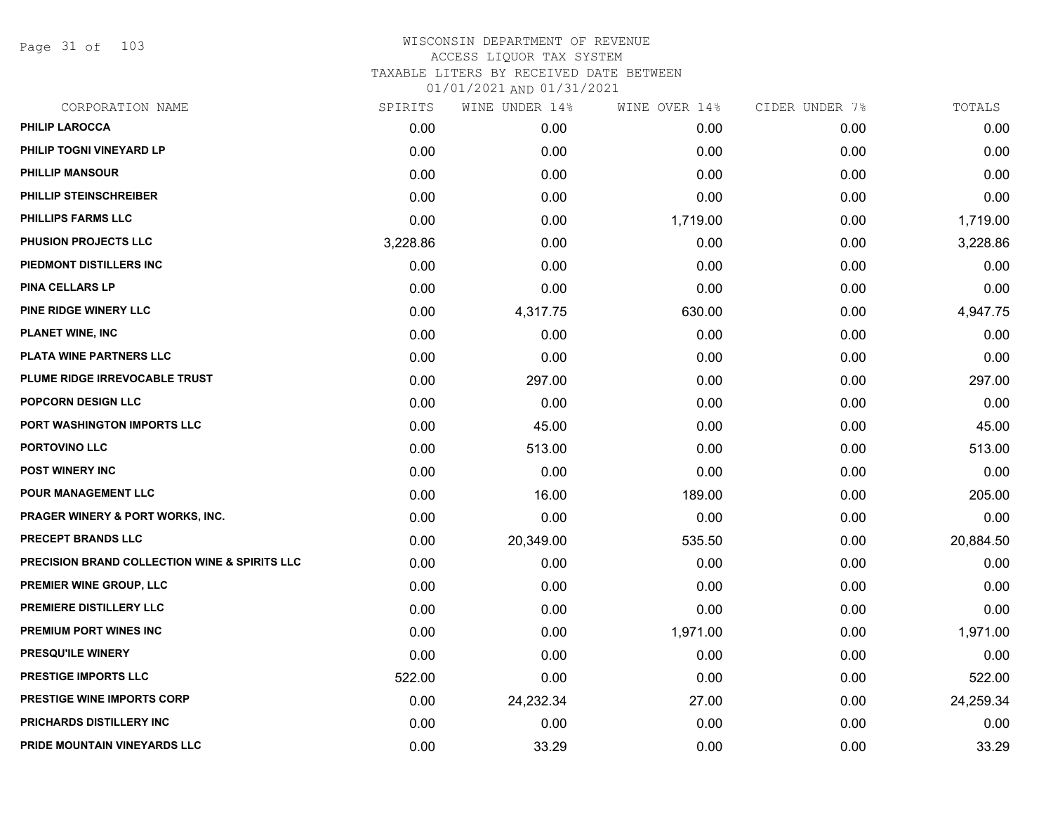# WISCONSIN DEPARTMENT OF REVENUE
## ACCESS LIQUOR TAX SYSTEM
### TAXABLE LITERS BY RECEIVED DATE BETWEEN 01/01/2021 AND 01/31/2021

| CORPORATION NAME | SPIRITS | WINE UNDER 14% | WINE OVER 14% | CIDER UNDER 7% | TOTALS |
|---|---|---|---|---|---|
| PHILIP LAROCCA | 0.00 | 0.00 | 0.00 | 0.00 | 0.00 |
| PHILIP TOGNI VINEYARD LP | 0.00 | 0.00 | 0.00 | 0.00 | 0.00 |
| PHILLIP MANSOUR | 0.00 | 0.00 | 0.00 | 0.00 | 0.00 |
| PHILLIP STEINSCHREIBER | 0.00 | 0.00 | 0.00 | 0.00 | 0.00 |
| PHILLIPS FARMS LLC | 0.00 | 0.00 | 1,719.00 | 0.00 | 1,719.00 |
| PHUSION PROJECTS LLC | 3,228.86 | 0.00 | 0.00 | 0.00 | 3,228.86 |
| PIEDMONT DISTILLERS INC | 0.00 | 0.00 | 0.00 | 0.00 | 0.00 |
| PINA CELLARS LP | 0.00 | 0.00 | 0.00 | 0.00 | 0.00 |
| PINE RIDGE WINERY LLC | 0.00 | 4,317.75 | 630.00 | 0.00 | 4,947.75 |
| PLANET WINE, INC | 0.00 | 0.00 | 0.00 | 0.00 | 0.00 |
| PLATA WINE PARTNERS LLC | 0.00 | 0.00 | 0.00 | 0.00 | 0.00 |
| PLUME RIDGE IRREVOCABLE TRUST | 0.00 | 297.00 | 0.00 | 0.00 | 297.00 |
| POPCORN DESIGN LLC | 0.00 | 0.00 | 0.00 | 0.00 | 0.00 |
| PORT WASHINGTON IMPORTS LLC | 0.00 | 45.00 | 0.00 | 0.00 | 45.00 |
| PORTOVINO LLC | 0.00 | 513.00 | 0.00 | 0.00 | 513.00 |
| POST WINERY INC | 0.00 | 0.00 | 0.00 | 0.00 | 0.00 |
| POUR MANAGEMENT LLC | 0.00 | 16.00 | 189.00 | 0.00 | 205.00 |
| PRAGER WINERY & PORT WORKS, INC. | 0.00 | 0.00 | 0.00 | 0.00 | 0.00 |
| PRECEPT BRANDS LLC | 0.00 | 20,349.00 | 535.50 | 0.00 | 20,884.50 |
| PRECISION BRAND COLLECTION WINE & SPIRITS LLC | 0.00 | 0.00 | 0.00 | 0.00 | 0.00 |
| PREMIER WINE GROUP, LLC | 0.00 | 0.00 | 0.00 | 0.00 | 0.00 |
| PREMIERE DISTILLERY LLC | 0.00 | 0.00 | 0.00 | 0.00 | 0.00 |
| PREMIUM PORT WINES INC | 0.00 | 0.00 | 1,971.00 | 0.00 | 1,971.00 |
| PRESQU'ILE WINERY | 0.00 | 0.00 | 0.00 | 0.00 | 0.00 |
| PRESTIGE IMPORTS LLC | 522.00 | 0.00 | 0.00 | 0.00 | 522.00 |
| PRESTIGE WINE IMPORTS CORP | 0.00 | 24,232.34 | 27.00 | 0.00 | 24,259.34 |
| PRICHARDS DISTILLERY INC | 0.00 | 0.00 | 0.00 | 0.00 | 0.00 |
| PRIDE MOUNTAIN VINEYARDS LLC | 0.00 | 33.29 | 0.00 | 0.00 | 33.29 |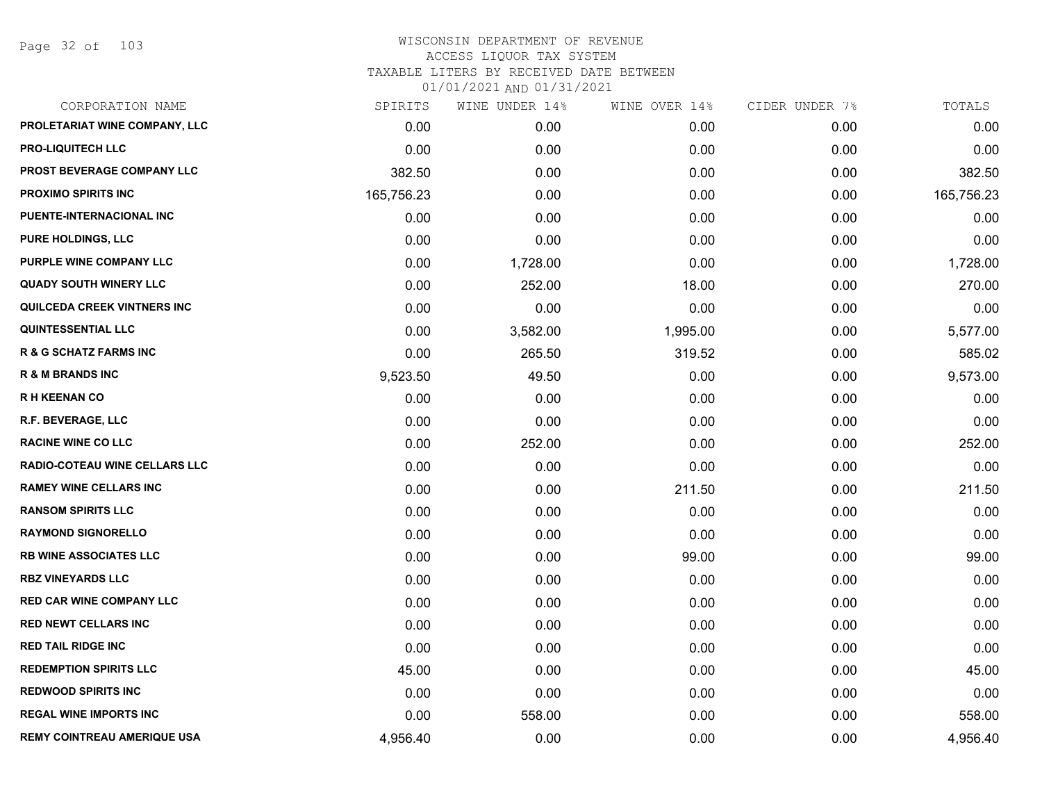WISCONSIN DEPARTMENT OF REVENUE
ACCESS LIQUOR TAX SYSTEM
TAXABLE LITERS BY RECEIVED DATE BETWEEN
01/01/2021 AND 01/31/2021

| CORPORATION NAME | SPIRITS | WINE UNDER 14% | WINE OVER 14% | CIDER UNDER 7% | TOTALS |
|---|---|---|---|---|---|
| PROLETARIAT WINE COMPANY, LLC | 0.00 | 0.00 | 0.00 | 0.00 | 0.00 |
| PRO-LIQUITECH LLC | 0.00 | 0.00 | 0.00 | 0.00 | 0.00 |
| PROST BEVERAGE COMPANY LLC | 382.50 | 0.00 | 0.00 | 0.00 | 382.50 |
| PROXIMO SPIRITS INC | 165,756.23 | 0.00 | 0.00 | 0.00 | 165,756.23 |
| PUENTE-INTERNACIONAL INC | 0.00 | 0.00 | 0.00 | 0.00 | 0.00 |
| PURE HOLDINGS, LLC | 0.00 | 0.00 | 0.00 | 0.00 | 0.00 |
| PURPLE WINE COMPANY LLC | 0.00 | 1,728.00 | 0.00 | 0.00 | 1,728.00 |
| QUADY SOUTH WINERY LLC | 0.00 | 252.00 | 18.00 | 0.00 | 270.00 |
| QUILCEDA CREEK VINTNERS INC | 0.00 | 0.00 | 0.00 | 0.00 | 0.00 |
| QUINTESSENTIAL LLC | 0.00 | 3,582.00 | 1,995.00 | 0.00 | 5,577.00 |
| R & G SCHATZ FARMS INC | 0.00 | 265.50 | 319.52 | 0.00 | 585.02 |
| R & M BRANDS INC | 9,523.50 | 49.50 | 0.00 | 0.00 | 9,573.00 |
| R H KEENAN CO | 0.00 | 0.00 | 0.00 | 0.00 | 0.00 |
| R.F. BEVERAGE, LLC | 0.00 | 0.00 | 0.00 | 0.00 | 0.00 |
| RACINE WINE CO LLC | 0.00 | 252.00 | 0.00 | 0.00 | 252.00 |
| RADIO-COTEAU WINE CELLARS LLC | 0.00 | 0.00 | 0.00 | 0.00 | 0.00 |
| RAMEY WINE CELLARS INC | 0.00 | 0.00 | 211.50 | 0.00 | 211.50 |
| RANSOM SPIRITS LLC | 0.00 | 0.00 | 0.00 | 0.00 | 0.00 |
| RAYMOND SIGNORELLO | 0.00 | 0.00 | 0.00 | 0.00 | 0.00 |
| RB WINE ASSOCIATES LLC | 0.00 | 0.00 | 99.00 | 0.00 | 99.00 |
| RBZ VINEYARDS LLC | 0.00 | 0.00 | 0.00 | 0.00 | 0.00 |
| RED CAR WINE COMPANY LLC | 0.00 | 0.00 | 0.00 | 0.00 | 0.00 |
| RED NEWT CELLARS INC | 0.00 | 0.00 | 0.00 | 0.00 | 0.00 |
| RED TAIL RIDGE INC | 0.00 | 0.00 | 0.00 | 0.00 | 0.00 |
| REDEMPTION SPIRITS LLC | 45.00 | 0.00 | 0.00 | 0.00 | 45.00 |
| REDWOOD SPIRITS INC | 0.00 | 0.00 | 0.00 | 0.00 | 0.00 |
| REGAL WINE IMPORTS INC | 0.00 | 558.00 | 0.00 | 0.00 | 558.00 |
| REMY COINTREAU AMERIQUE USA | 4,956.40 | 0.00 | 0.00 | 0.00 | 4,956.40 |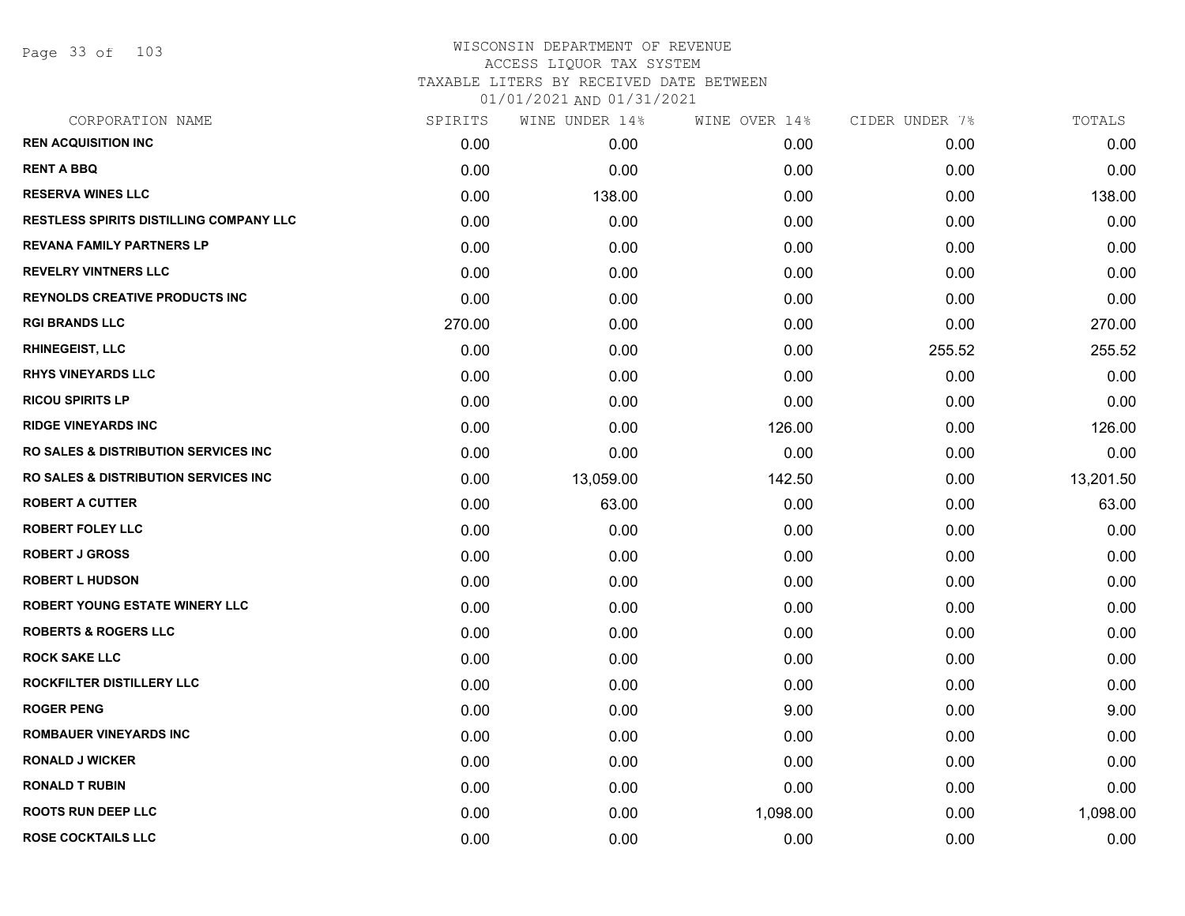# WISCONSIN DEPARTMENT OF REVENUE
## ACCESS LIQUOR TAX SYSTEM
## TAXABLE LITERS BY RECEIVED DATE BETWEEN 01/01/2021 AND 01/31/2021

| CORPORATION NAME | SPIRITS | WINE UNDER 14% | WINE OVER 14% | CIDER UNDER 7% | TOTALS |
|---|---|---|---|---|---|
| REN ACQUISITION INC | 0.00 | 0.00 | 0.00 | 0.00 | 0.00 |
| RENT A BBQ | 0.00 | 0.00 | 0.00 | 0.00 | 0.00 |
| RESERVA WINES LLC | 0.00 | 138.00 | 0.00 | 0.00 | 138.00 |
| RESTLESS SPIRITS DISTILLING COMPANY LLC | 0.00 | 0.00 | 0.00 | 0.00 | 0.00 |
| REVANA FAMILY PARTNERS LP | 0.00 | 0.00 | 0.00 | 0.00 | 0.00 |
| REVELRY VINTNERS LLC | 0.00 | 0.00 | 0.00 | 0.00 | 0.00 |
| REYNOLDS CREATIVE PRODUCTS INC | 0.00 | 0.00 | 0.00 | 0.00 | 0.00 |
| RGI BRANDS LLC | 270.00 | 0.00 | 0.00 | 0.00 | 270.00 |
| RHINEGEIST, LLC | 0.00 | 0.00 | 0.00 | 255.52 | 255.52 |
| RHYS VINEYARDS LLC | 0.00 | 0.00 | 0.00 | 0.00 | 0.00 |
| RICOU SPIRITS LP | 0.00 | 0.00 | 0.00 | 0.00 | 0.00 |
| RIDGE VINEYARDS INC | 0.00 | 0.00 | 126.00 | 0.00 | 126.00 |
| RO SALES & DISTRIBUTION SERVICES INC | 0.00 | 0.00 | 0.00 | 0.00 | 0.00 |
| RO SALES & DISTRIBUTION SERVICES INC | 0.00 | 13,059.00 | 142.50 | 0.00 | 13,201.50 |
| ROBERT A CUTTER | 0.00 | 63.00 | 0.00 | 0.00 | 63.00 |
| ROBERT FOLEY LLC | 0.00 | 0.00 | 0.00 | 0.00 | 0.00 |
| ROBERT J GROSS | 0.00 | 0.00 | 0.00 | 0.00 | 0.00 |
| ROBERT L HUDSON | 0.00 | 0.00 | 0.00 | 0.00 | 0.00 |
| ROBERT YOUNG ESTATE WINERY LLC | 0.00 | 0.00 | 0.00 | 0.00 | 0.00 |
| ROBERTS & ROGERS LLC | 0.00 | 0.00 | 0.00 | 0.00 | 0.00 |
| ROCK SAKE LLC | 0.00 | 0.00 | 0.00 | 0.00 | 0.00 |
| ROCKFILTER DISTILLERY LLC | 0.00 | 0.00 | 0.00 | 0.00 | 0.00 |
| ROGER PENG | 0.00 | 0.00 | 9.00 | 0.00 | 9.00 |
| ROMBAUER VINEYARDS INC | 0.00 | 0.00 | 0.00 | 0.00 | 0.00 |
| RONALD J WICKER | 0.00 | 0.00 | 0.00 | 0.00 | 0.00 |
| RONALD T RUBIN | 0.00 | 0.00 | 0.00 | 0.00 | 0.00 |
| ROOTS RUN DEEP LLC | 0.00 | 0.00 | 1,098.00 | 0.00 | 1,098.00 |
| ROSE COCKTAILS LLC | 0.00 | 0.00 | 0.00 | 0.00 | 0.00 |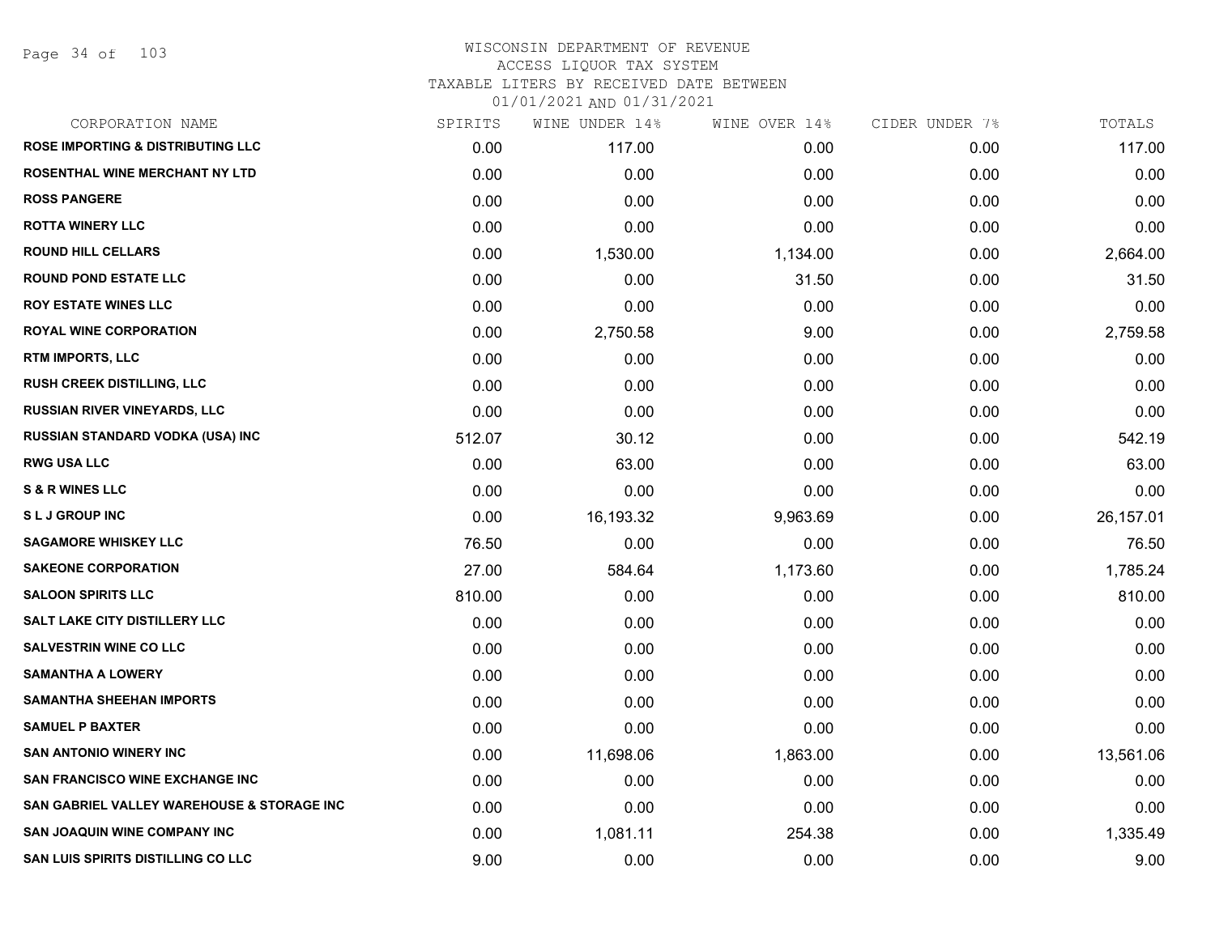# WISCONSIN DEPARTMENT OF REVENUE
## ACCESS LIQUOR TAX SYSTEM
## TAXABLE LITERS BY RECEIVED DATE BETWEEN 01/01/2021 AND 01/31/2021

| CORPORATION NAME | SPIRITS | WINE UNDER 14% | WINE OVER 14% | CIDER UNDER 7% | TOTALS |
|---|---|---|---|---|---|
| ROSE IMPORTING & DISTRIBUTING LLC | 0.00 | 117.00 | 0.00 | 0.00 | 117.00 |
| ROSENTHAL WINE MERCHANT NY LTD | 0.00 | 0.00 | 0.00 | 0.00 | 0.00 |
| ROSS PANGERE | 0.00 | 0.00 | 0.00 | 0.00 | 0.00 |
| ROTTA WINERY LLC | 0.00 | 0.00 | 0.00 | 0.00 | 0.00 |
| ROUND HILL CELLARS | 0.00 | 1,530.00 | 1,134.00 | 0.00 | 2,664.00 |
| ROUND POND ESTATE LLC | 0.00 | 0.00 | 31.50 | 0.00 | 31.50 |
| ROY ESTATE WINES LLC | 0.00 | 0.00 | 0.00 | 0.00 | 0.00 |
| ROYAL WINE CORPORATION | 0.00 | 2,750.58 | 9.00 | 0.00 | 2,759.58 |
| RTM IMPORTS, LLC | 0.00 | 0.00 | 0.00 | 0.00 | 0.00 |
| RUSH CREEK DISTILLING, LLC | 0.00 | 0.00 | 0.00 | 0.00 | 0.00 |
| RUSSIAN RIVER VINEYARDS, LLC | 0.00 | 0.00 | 0.00 | 0.00 | 0.00 |
| RUSSIAN STANDARD VODKA (USA) INC | 512.07 | 30.12 | 0.00 | 0.00 | 542.19 |
| RWG USA LLC | 0.00 | 63.00 | 0.00 | 0.00 | 63.00 |
| S & R WINES LLC | 0.00 | 0.00 | 0.00 | 0.00 | 0.00 |
| S L J GROUP INC | 0.00 | 16,193.32 | 9,963.69 | 0.00 | 26,157.01 |
| SAGAMORE WHISKEY LLC | 76.50 | 0.00 | 0.00 | 0.00 | 76.50 |
| SAKEONE CORPORATION | 27.00 | 584.64 | 1,173.60 | 0.00 | 1,785.24 |
| SALOON SPIRITS LLC | 810.00 | 0.00 | 0.00 | 0.00 | 810.00 |
| SALT LAKE CITY DISTILLERY LLC | 0.00 | 0.00 | 0.00 | 0.00 | 0.00 |
| SALVESTRIN WINE CO LLC | 0.00 | 0.00 | 0.00 | 0.00 | 0.00 |
| SAMANTHA A LOWERY | 0.00 | 0.00 | 0.00 | 0.00 | 0.00 |
| SAMANTHA SHEEHAN IMPORTS | 0.00 | 0.00 | 0.00 | 0.00 | 0.00 |
| SAMUEL P BAXTER | 0.00 | 0.00 | 0.00 | 0.00 | 0.00 |
| SAN ANTONIO WINERY INC | 0.00 | 11,698.06 | 1,863.00 | 0.00 | 13,561.06 |
| SAN FRANCISCO WINE EXCHANGE INC | 0.00 | 0.00 | 0.00 | 0.00 | 0.00 |
| SAN GABRIEL VALLEY WAREHOUSE & STORAGE INC | 0.00 | 0.00 | 0.00 | 0.00 | 0.00 |
| SAN JOAQUIN WINE COMPANY INC | 0.00 | 1,081.11 | 254.38 | 0.00 | 1,335.49 |
| SAN LUIS SPIRITS DISTILLING CO LLC | 9.00 | 0.00 | 0.00 | 0.00 | 9.00 |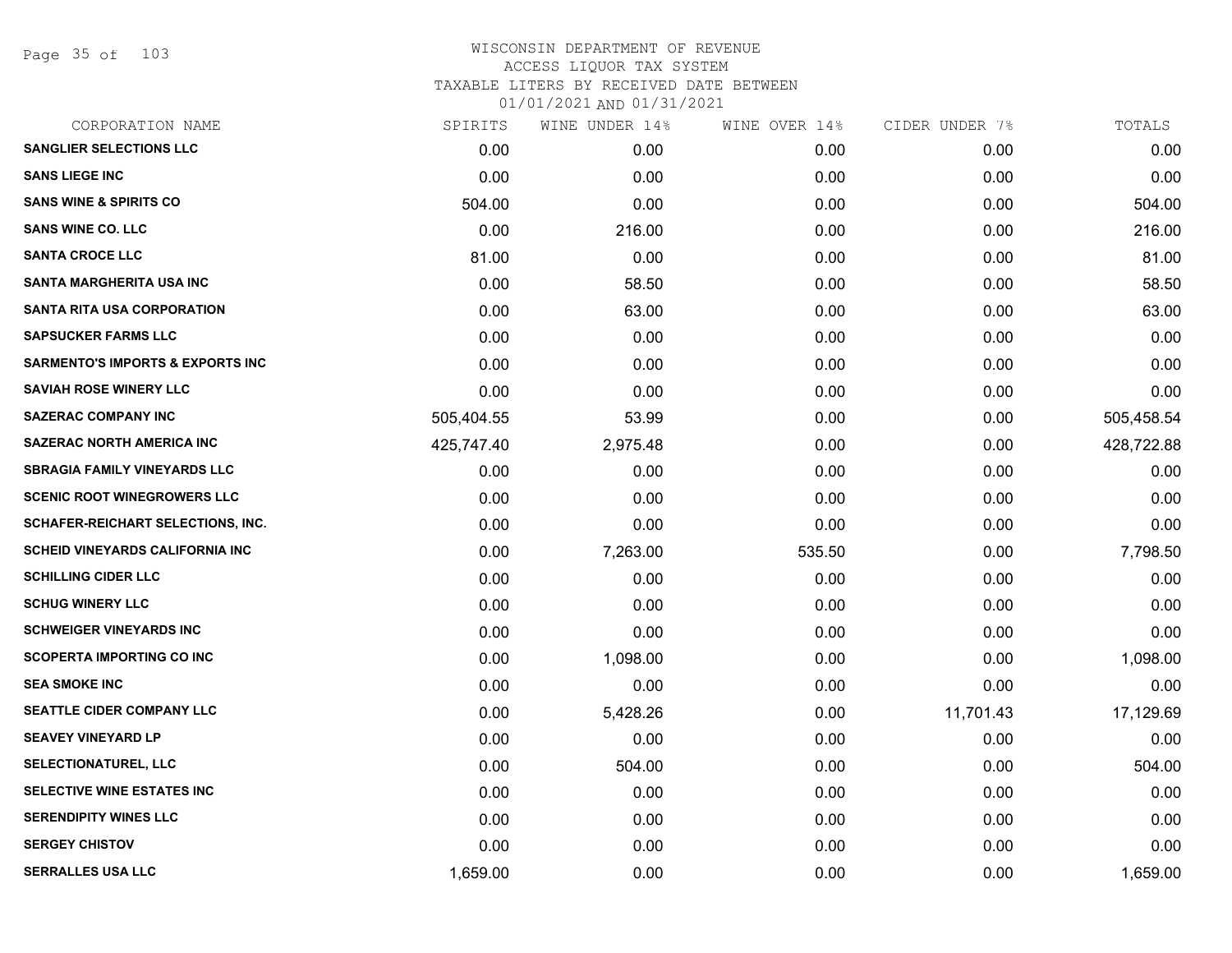# WISCONSIN DEPARTMENT OF REVENUE
## ACCESS LIQUOR TAX SYSTEM
## TAXABLE LITERS BY RECEIVED DATE BETWEEN 01/01/2021 AND 01/31/2021

| CORPORATION NAME | SPIRITS | WINE UNDER 14% | WINE OVER 14% | CIDER UNDER 7% | TOTALS |
|---|---|---|---|---|---|
| SANGLIER SELECTIONS LLC | 0.00 | 0.00 | 0.00 | 0.00 | 0.00 |
| SANS LIEGE INC | 0.00 | 0.00 | 0.00 | 0.00 | 0.00 |
| SANS WINE & SPIRITS CO | 504.00 | 0.00 | 0.00 | 0.00 | 504.00 |
| SANS WINE CO. LLC | 0.00 | 216.00 | 0.00 | 0.00 | 216.00 |
| SANTA CROCE LLC | 81.00 | 0.00 | 0.00 | 0.00 | 81.00 |
| SANTA MARGHERITA USA INC | 0.00 | 58.50 | 0.00 | 0.00 | 58.50 |
| SANTA RITA USA CORPORATION | 0.00 | 63.00 | 0.00 | 0.00 | 63.00 |
| SAPSUCKER FARMS LLC | 0.00 | 0.00 | 0.00 | 0.00 | 0.00 |
| SARMENTO'S IMPORTS & EXPORTS INC | 0.00 | 0.00 | 0.00 | 0.00 | 0.00 |
| SAVIAH ROSE WINERY LLC | 0.00 | 0.00 | 0.00 | 0.00 | 0.00 |
| SAZERAC COMPANY INC | 505,404.55 | 53.99 | 0.00 | 0.00 | 505,458.54 |
| SAZERAC NORTH AMERICA INC | 425,747.40 | 2,975.48 | 0.00 | 0.00 | 428,722.88 |
| SBRAGIA FAMILY VINEYARDS LLC | 0.00 | 0.00 | 0.00 | 0.00 | 0.00 |
| SCENIC ROOT WINEGROWERS LLC | 0.00 | 0.00 | 0.00 | 0.00 | 0.00 |
| SCHAFER-REICHART SELECTIONS, INC. | 0.00 | 0.00 | 0.00 | 0.00 | 0.00 |
| SCHEID VINEYARDS CALIFORNIA INC | 0.00 | 7,263.00 | 535.50 | 0.00 | 7,798.50 |
| SCHILLING CIDER LLC | 0.00 | 0.00 | 0.00 | 0.00 | 0.00 |
| SCHUG WINERY LLC | 0.00 | 0.00 | 0.00 | 0.00 | 0.00 |
| SCHWEIGER VINEYARDS INC | 0.00 | 0.00 | 0.00 | 0.00 | 0.00 |
| SCOPERTA IMPORTING CO INC | 0.00 | 1,098.00 | 0.00 | 0.00 | 1,098.00 |
| SEA SMOKE INC | 0.00 | 0.00 | 0.00 | 0.00 | 0.00 |
| SEATTLE CIDER COMPANY LLC | 0.00 | 5,428.26 | 0.00 | 11,701.43 | 17,129.69 |
| SEAVEY VINEYARD LP | 0.00 | 0.00 | 0.00 | 0.00 | 0.00 |
| SELECTIONATUREL, LLC | 0.00 | 504.00 | 0.00 | 0.00 | 504.00 |
| SELECTIVE WINE ESTATES INC | 0.00 | 0.00 | 0.00 | 0.00 | 0.00 |
| SERENDIPITY WINES LLC | 0.00 | 0.00 | 0.00 | 0.00 | 0.00 |
| SERGEY CHISTOV | 0.00 | 0.00 | 0.00 | 0.00 | 0.00 |
| SERRALLES USA LLC | 1,659.00 | 0.00 | 0.00 | 0.00 | 1,659.00 |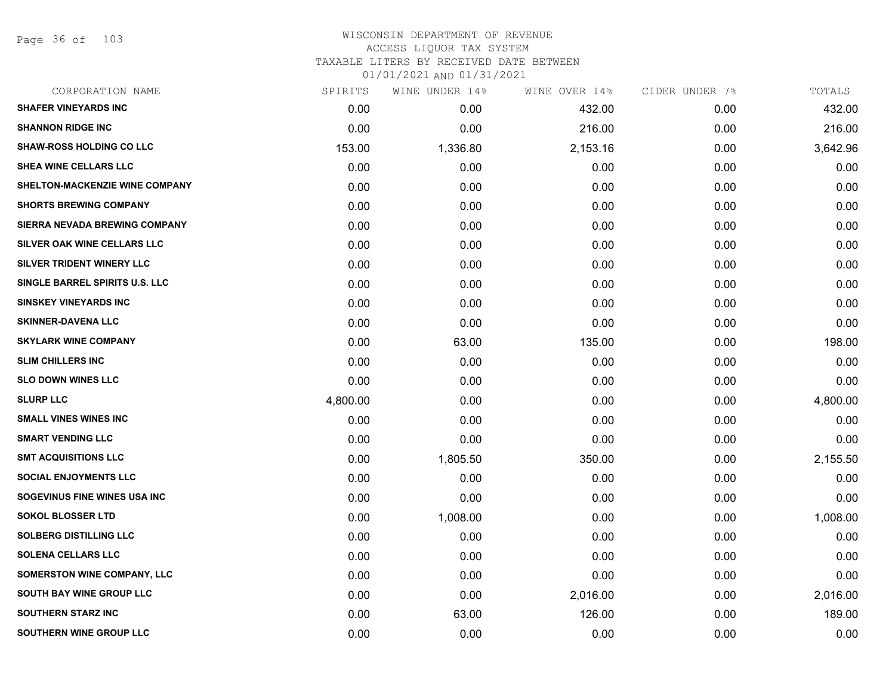WISCONSIN DEPARTMENT OF REVENUE
ACCESS LIQUOR TAX SYSTEM
TAXABLE LITERS BY RECEIVED DATE BETWEEN
01/01/2021 AND 01/31/2021

| CORPORATION NAME | SPIRITS | WINE UNDER 14% | WINE OVER 14% | CIDER UNDER 7% | TOTALS |
|---|---|---|---|---|---|
| SHAFER VINEYARDS INC | 0.00 | 0.00 | 432.00 | 0.00 | 432.00 |
| SHANNON RIDGE INC | 0.00 | 0.00 | 216.00 | 0.00 | 216.00 |
| SHAW-ROSS HOLDING CO LLC | 153.00 | 1,336.80 | 2,153.16 | 0.00 | 3,642.96 |
| SHEA WINE CELLARS LLC | 0.00 | 0.00 | 0.00 | 0.00 | 0.00 |
| SHELTON-MACKENZIE WINE COMPANY | 0.00 | 0.00 | 0.00 | 0.00 | 0.00 |
| SHORTS BREWING COMPANY | 0.00 | 0.00 | 0.00 | 0.00 | 0.00 |
| SIERRA NEVADA BREWING COMPANY | 0.00 | 0.00 | 0.00 | 0.00 | 0.00 |
| SILVER OAK WINE CELLARS LLC | 0.00 | 0.00 | 0.00 | 0.00 | 0.00 |
| SILVER TRIDENT WINERY LLC | 0.00 | 0.00 | 0.00 | 0.00 | 0.00 |
| SINGLE BARREL SPIRITS U.S. LLC | 0.00 | 0.00 | 0.00 | 0.00 | 0.00 |
| SINSKEY VINEYARDS INC | 0.00 | 0.00 | 0.00 | 0.00 | 0.00 |
| SKINNER-DAVENA LLC | 0.00 | 0.00 | 0.00 | 0.00 | 0.00 |
| SKYLARK WINE COMPANY | 0.00 | 63.00 | 135.00 | 0.00 | 198.00 |
| SLIM CHILLERS INC | 0.00 | 0.00 | 0.00 | 0.00 | 0.00 |
| SLO DOWN WINES LLC | 0.00 | 0.00 | 0.00 | 0.00 | 0.00 |
| SLURP LLC | 4,800.00 | 0.00 | 0.00 | 0.00 | 4,800.00 |
| SMALL VINES WINES INC | 0.00 | 0.00 | 0.00 | 0.00 | 0.00 |
| SMART VENDING LLC | 0.00 | 0.00 | 0.00 | 0.00 | 0.00 |
| SMT ACQUISITIONS LLC | 0.00 | 1,805.50 | 350.00 | 0.00 | 2,155.50 |
| SOCIAL ENJOYMENTS LLC | 0.00 | 0.00 | 0.00 | 0.00 | 0.00 |
| SOGEVINUS FINE WINES USA INC | 0.00 | 0.00 | 0.00 | 0.00 | 0.00 |
| SOKOL BLOSSER LTD | 0.00 | 1,008.00 | 0.00 | 0.00 | 1,008.00 |
| SOLBERG DISTILLING LLC | 0.00 | 0.00 | 0.00 | 0.00 | 0.00 |
| SOLENA CELLARS LLC | 0.00 | 0.00 | 0.00 | 0.00 | 0.00 |
| SOMERSTON WINE COMPANY, LLC | 0.00 | 0.00 | 0.00 | 0.00 | 0.00 |
| SOUTH BAY WINE GROUP LLC | 0.00 | 0.00 | 2,016.00 | 0.00 | 2,016.00 |
| SOUTHERN STARZ INC | 0.00 | 63.00 | 126.00 | 0.00 | 189.00 |
| SOUTHERN WINE GROUP LLC | 0.00 | 0.00 | 0.00 | 0.00 | 0.00 |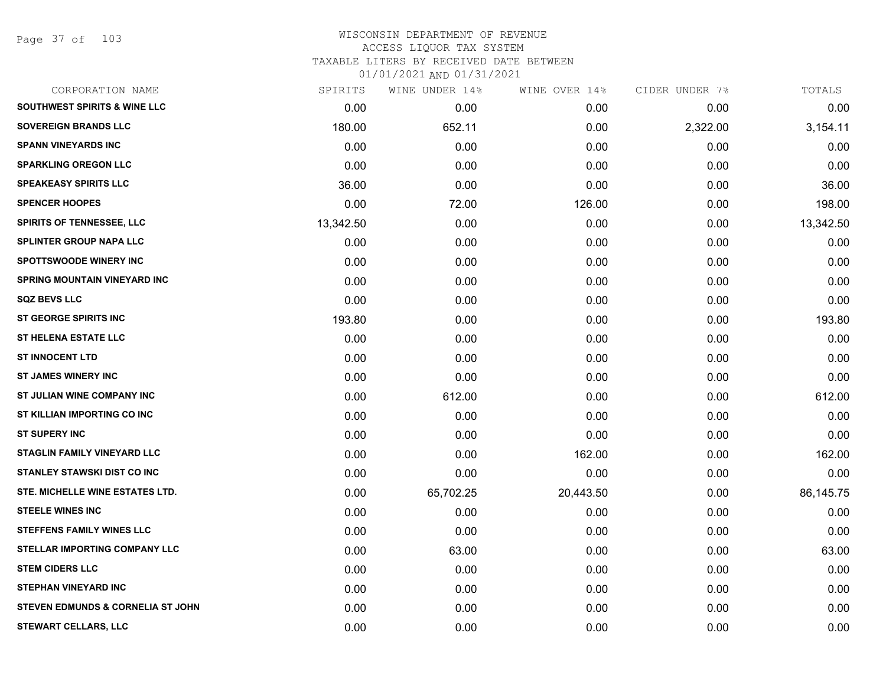WISCONSIN DEPARTMENT OF REVENUE
ACCESS LIQUOR TAX SYSTEM
TAXABLE LITERS BY RECEIVED DATE BETWEEN
01/01/2021 AND 01/31/2021

| CORPORATION NAME | SPIRITS | WINE UNDER 14% | WINE OVER 14% | CIDER UNDER 7% | TOTALS |
|---|---|---|---|---|---|
| SOUTHWEST SPIRITS & WINE LLC | 0.00 | 0.00 | 0.00 | 0.00 | 0.00 |
| SOVEREIGN BRANDS LLC | 180.00 | 652.11 | 0.00 | 2,322.00 | 3,154.11 |
| SPANN VINEYARDS INC | 0.00 | 0.00 | 0.00 | 0.00 | 0.00 |
| SPARKLING OREGON LLC | 0.00 | 0.00 | 0.00 | 0.00 | 0.00 |
| SPEAKEASY SPIRITS LLC | 36.00 | 0.00 | 0.00 | 0.00 | 36.00 |
| SPENCER HOOPES | 0.00 | 72.00 | 126.00 | 0.00 | 198.00 |
| SPIRITS OF TENNESSEE, LLC | 13,342.50 | 0.00 | 0.00 | 0.00 | 13,342.50 |
| SPLINTER GROUP NAPA LLC | 0.00 | 0.00 | 0.00 | 0.00 | 0.00 |
| SPOTTSWOODE WINERY INC | 0.00 | 0.00 | 0.00 | 0.00 | 0.00 |
| SPRING MOUNTAIN VINEYARD INC | 0.00 | 0.00 | 0.00 | 0.00 | 0.00 |
| SQZ BEVS LLC | 0.00 | 0.00 | 0.00 | 0.00 | 0.00 |
| ST GEORGE SPIRITS INC | 193.80 | 0.00 | 0.00 | 0.00 | 193.80 |
| ST HELENA ESTATE LLC | 0.00 | 0.00 | 0.00 | 0.00 | 0.00 |
| ST INNOCENT LTD | 0.00 | 0.00 | 0.00 | 0.00 | 0.00 |
| ST JAMES WINERY INC | 0.00 | 0.00 | 0.00 | 0.00 | 0.00 |
| ST JULIAN WINE COMPANY INC | 0.00 | 612.00 | 0.00 | 0.00 | 612.00 |
| ST KILLIAN IMPORTING CO INC | 0.00 | 0.00 | 0.00 | 0.00 | 0.00 |
| ST SUPERY INC | 0.00 | 0.00 | 0.00 | 0.00 | 0.00 |
| STAGLIN FAMILY VINEYARD LLC | 0.00 | 0.00 | 162.00 | 0.00 | 162.00 |
| STANLEY STAWSKI DIST CO INC | 0.00 | 0.00 | 0.00 | 0.00 | 0.00 |
| STE. MICHELLE WINE ESTATES LTD. | 0.00 | 65,702.25 | 20,443.50 | 0.00 | 86,145.75 |
| STEELE WINES INC | 0.00 | 0.00 | 0.00 | 0.00 | 0.00 |
| STEFFENS FAMILY WINES LLC | 0.00 | 0.00 | 0.00 | 0.00 | 0.00 |
| STELLAR IMPORTING COMPANY LLC | 0.00 | 63.00 | 0.00 | 0.00 | 63.00 |
| STEM CIDERS LLC | 0.00 | 0.00 | 0.00 | 0.00 | 0.00 |
| STEPHAN VINEYARD INC | 0.00 | 0.00 | 0.00 | 0.00 | 0.00 |
| STEVEN EDMUNDS & CORNELIA ST JOHN | 0.00 | 0.00 | 0.00 | 0.00 | 0.00 |
| STEWART CELLARS, LLC | 0.00 | 0.00 | 0.00 | 0.00 | 0.00 |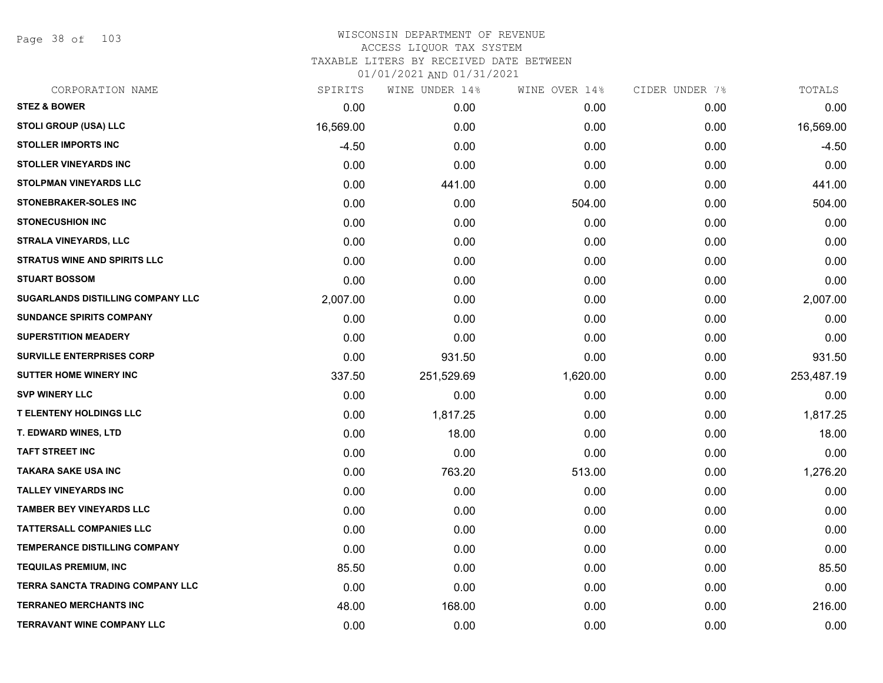# WISCONSIN DEPARTMENT OF REVENUE
## ACCESS LIQUOR TAX SYSTEM
## TAXABLE LITERS BY RECEIVED DATE BETWEEN 01/01/2021 AND 01/31/2021

| CORPORATION NAME | SPIRITS | WINE UNDER 14% | WINE OVER 14% | CIDER UNDER 7% | TOTALS |
|---|---|---|---|---|---|
| STEZ & BOWER | 0.00 | 0.00 | 0.00 | 0.00 | 0.00 |
| STOLI GROUP (USA) LLC | 16,569.00 | 0.00 | 0.00 | 0.00 | 16,569.00 |
| STOLLER IMPORTS INC | -4.50 | 0.00 | 0.00 | 0.00 | -4.50 |
| STOLLER VINEYARDS INC | 0.00 | 0.00 | 0.00 | 0.00 | 0.00 |
| STOLPMAN VINEYARDS LLC | 0.00 | 441.00 | 0.00 | 0.00 | 441.00 |
| STONEBRAKER-SOLES INC | 0.00 | 0.00 | 504.00 | 0.00 | 504.00 |
| STONECUSHION INC | 0.00 | 0.00 | 0.00 | 0.00 | 0.00 |
| STRALA VINEYARDS, LLC | 0.00 | 0.00 | 0.00 | 0.00 | 0.00 |
| STRATUS WINE AND SPIRITS LLC | 0.00 | 0.00 | 0.00 | 0.00 | 0.00 |
| STUART BOSSOM | 0.00 | 0.00 | 0.00 | 0.00 | 0.00 |
| SUGARLANDS DISTILLING COMPANY LLC | 2,007.00 | 0.00 | 0.00 | 0.00 | 2,007.00 |
| SUNDANCE SPIRITS COMPANY | 0.00 | 0.00 | 0.00 | 0.00 | 0.00 |
| SUPERSTITION MEADERY | 0.00 | 0.00 | 0.00 | 0.00 | 0.00 |
| SURVILLE ENTERPRISES CORP | 0.00 | 931.50 | 0.00 | 0.00 | 931.50 |
| SUTTER HOME WINERY INC | 337.50 | 251,529.69 | 1,620.00 | 0.00 | 253,487.19 |
| SVP WINERY LLC | 0.00 | 0.00 | 0.00 | 0.00 | 0.00 |
| T ELENTENY HOLDINGS LLC | 0.00 | 1,817.25 | 0.00 | 0.00 | 1,817.25 |
| T. EDWARD WINES, LTD | 0.00 | 18.00 | 0.00 | 0.00 | 18.00 |
| TAFT STREET INC | 0.00 | 0.00 | 0.00 | 0.00 | 0.00 |
| TAKARA SAKE USA INC | 0.00 | 763.20 | 513.00 | 0.00 | 1,276.20 |
| TALLEY VINEYARDS INC | 0.00 | 0.00 | 0.00 | 0.00 | 0.00 |
| TAMBER BEY VINEYARDS LLC | 0.00 | 0.00 | 0.00 | 0.00 | 0.00 |
| TATTERSALL COMPANIES LLC | 0.00 | 0.00 | 0.00 | 0.00 | 0.00 |
| TEMPERANCE DISTILLING COMPANY | 0.00 | 0.00 | 0.00 | 0.00 | 0.00 |
| TEQUILAS PREMIUM, INC | 85.50 | 0.00 | 0.00 | 0.00 | 85.50 |
| TERRA SANCTA TRADING COMPANY LLC | 0.00 | 0.00 | 0.00 | 0.00 | 0.00 |
| TERRANEO MERCHANTS INC | 48.00 | 168.00 | 0.00 | 0.00 | 216.00 |
| TERRAVANT WINE COMPANY LLC | 0.00 | 0.00 | 0.00 | 0.00 | 0.00 |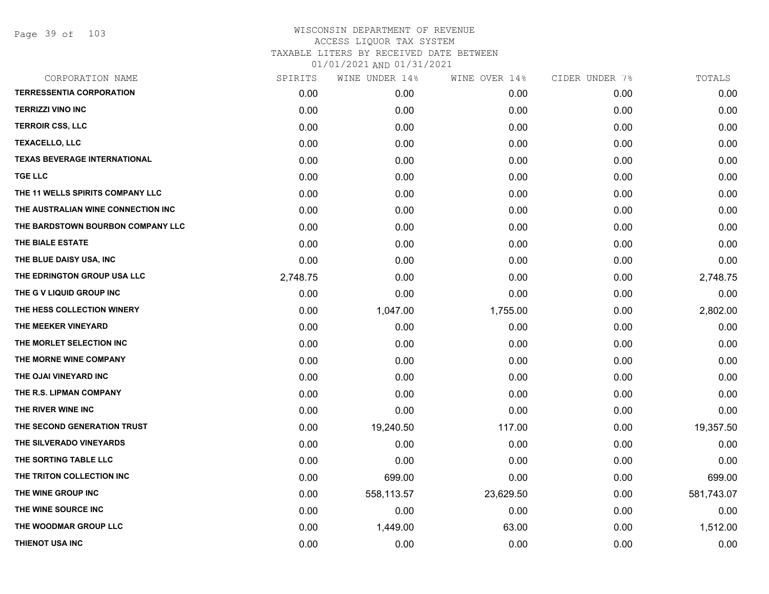# WISCONSIN DEPARTMENT OF REVENUE
ACCESS LIQUOR TAX SYSTEM
TAXABLE LITERS BY RECEIVED DATE BETWEEN
01/01/2021 AND 01/31/2021

| CORPORATION NAME | SPIRITS | WINE UNDER 14% | WINE OVER 14% | CIDER UNDER 7% | TOTALS |
|---|---|---|---|---|---|
| TERRESSENTIA CORPORATION | 0.00 | 0.00 | 0.00 | 0.00 | 0.00 |
| TERRIZZI VINO INC | 0.00 | 0.00 | 0.00 | 0.00 | 0.00 |
| TERROIR CSS, LLC | 0.00 | 0.00 | 0.00 | 0.00 | 0.00 |
| TEXACELLO, LLC | 0.00 | 0.00 | 0.00 | 0.00 | 0.00 |
| TEXAS BEVERAGE INTERNATIONAL | 0.00 | 0.00 | 0.00 | 0.00 | 0.00 |
| TGE LLC | 0.00 | 0.00 | 0.00 | 0.00 | 0.00 |
| THE 11 WELLS SPIRITS COMPANY LLC | 0.00 | 0.00 | 0.00 | 0.00 | 0.00 |
| THE AUSTRALIAN WINE CONNECTION INC | 0.00 | 0.00 | 0.00 | 0.00 | 0.00 |
| THE BARDSTOWN BOURBON COMPANY LLC | 0.00 | 0.00 | 0.00 | 0.00 | 0.00 |
| THE BIALE ESTATE | 0.00 | 0.00 | 0.00 | 0.00 | 0.00 |
| THE BLUE DAISY USA, INC | 0.00 | 0.00 | 0.00 | 0.00 | 0.00 |
| THE EDRINGTON GROUP USA LLC | 2,748.75 | 0.00 | 0.00 | 0.00 | 2,748.75 |
| THE G V LIQUID GROUP INC | 0.00 | 0.00 | 0.00 | 0.00 | 0.00 |
| THE HESS COLLECTION WINERY | 0.00 | 1,047.00 | 1,755.00 | 0.00 | 2,802.00 |
| THE MEEKER VINEYARD | 0.00 | 0.00 | 0.00 | 0.00 | 0.00 |
| THE MORLET SELECTION INC | 0.00 | 0.00 | 0.00 | 0.00 | 0.00 |
| THE MORNE WINE COMPANY | 0.00 | 0.00 | 0.00 | 0.00 | 0.00 |
| THE OJAI VINEYARD INC | 0.00 | 0.00 | 0.00 | 0.00 | 0.00 |
| THE R.S. LIPMAN COMPANY | 0.00 | 0.00 | 0.00 | 0.00 | 0.00 |
| THE RIVER WINE INC | 0.00 | 0.00 | 0.00 | 0.00 | 0.00 |
| THE SECOND GENERATION TRUST | 0.00 | 19,240.50 | 117.00 | 0.00 | 19,357.50 |
| THE SILVERADO VINEYARDS | 0.00 | 0.00 | 0.00 | 0.00 | 0.00 |
| THE SORTING TABLE LLC | 0.00 | 0.00 | 0.00 | 0.00 | 0.00 |
| THE TRITON COLLECTION INC | 0.00 | 699.00 | 0.00 | 0.00 | 699.00 |
| THE WINE GROUP INC | 0.00 | 558,113.57 | 23,629.50 | 0.00 | 581,743.07 |
| THE WINE SOURCE INC | 0.00 | 0.00 | 0.00 | 0.00 | 0.00 |
| THE WOODMAR GROUP LLC | 0.00 | 1,449.00 | 63.00 | 0.00 | 1,512.00 |
| THIENOT USA INC | 0.00 | 0.00 | 0.00 | 0.00 | 0.00 |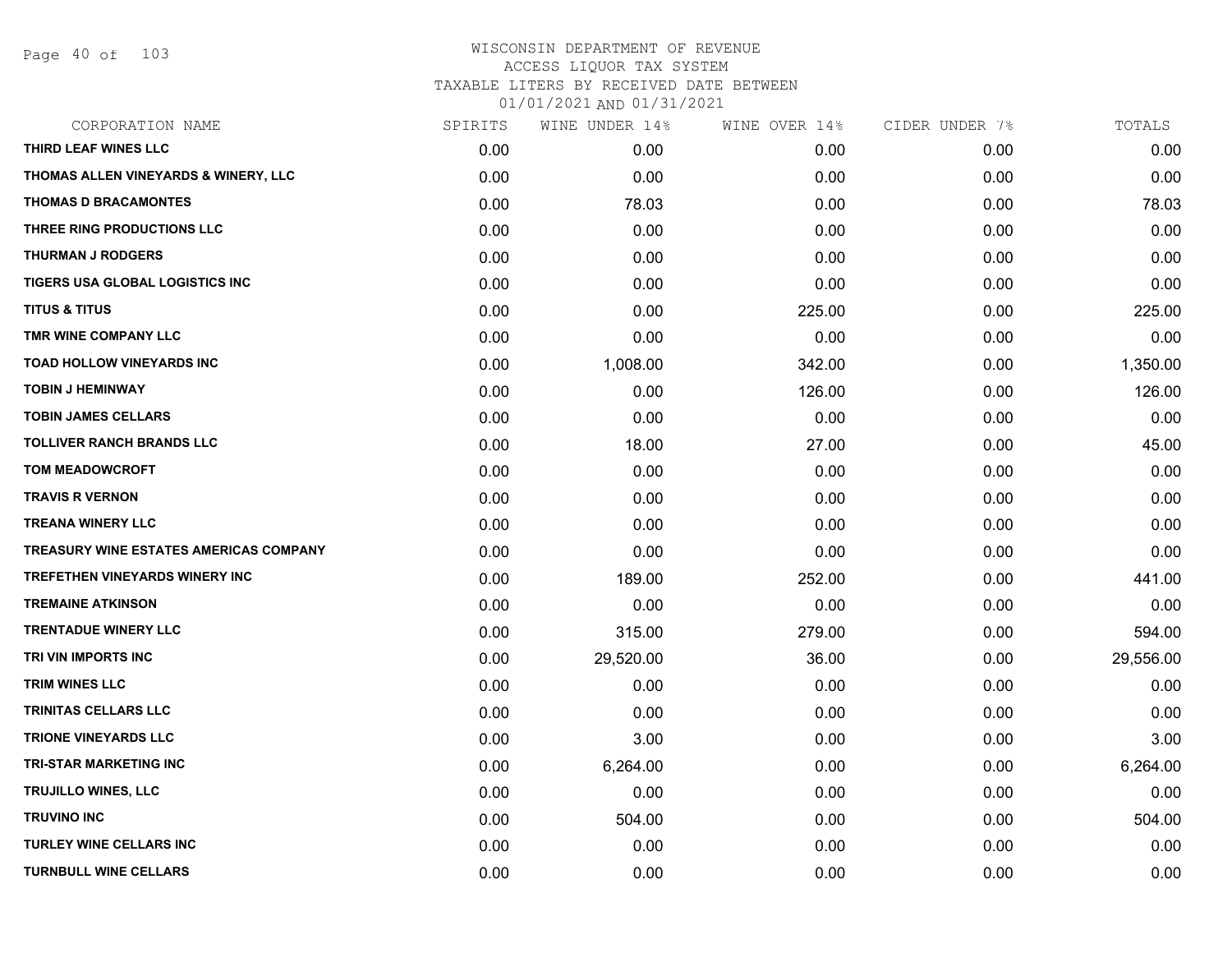WISCONSIN DEPARTMENT OF REVENUE
ACCESS LIQUOR TAX SYSTEM
TAXABLE LITERS BY RECEIVED DATE BETWEEN
01/01/2021 AND 01/31/2021

| CORPORATION NAME | SPIRITS | WINE UNDER 14% | WINE OVER 14% | CIDER UNDER 7% | TOTALS |
|---|---|---|---|---|---|
| THIRD LEAF WINES LLC | 0.00 | 0.00 | 0.00 | 0.00 | 0.00 |
| THOMAS ALLEN VINEYARDS & WINERY, LLC | 0.00 | 0.00 | 0.00 | 0.00 | 0.00 |
| THOMAS D BRACAMONTES | 0.00 | 78.03 | 0.00 | 0.00 | 78.03 |
| THREE RING PRODUCTIONS LLC | 0.00 | 0.00 | 0.00 | 0.00 | 0.00 |
| THURMAN J RODGERS | 0.00 | 0.00 | 0.00 | 0.00 | 0.00 |
| TIGERS USA GLOBAL LOGISTICS INC | 0.00 | 0.00 | 0.00 | 0.00 | 0.00 |
| TITUS & TITUS | 0.00 | 0.00 | 225.00 | 0.00 | 225.00 |
| TMR WINE COMPANY LLC | 0.00 | 0.00 | 0.00 | 0.00 | 0.00 |
| TOAD HOLLOW VINEYARDS INC | 0.00 | 1,008.00 | 342.00 | 0.00 | 1,350.00 |
| TOBIN J HEMINWAY | 0.00 | 0.00 | 126.00 | 0.00 | 126.00 |
| TOBIN JAMES CELLARS | 0.00 | 0.00 | 0.00 | 0.00 | 0.00 |
| TOLLIVER RANCH BRANDS LLC | 0.00 | 18.00 | 27.00 | 0.00 | 45.00 |
| TOM MEADOWCROFT | 0.00 | 0.00 | 0.00 | 0.00 | 0.00 |
| TRAVIS R VERNON | 0.00 | 0.00 | 0.00 | 0.00 | 0.00 |
| TREANA WINERY LLC | 0.00 | 0.00 | 0.00 | 0.00 | 0.00 |
| TREASURY WINE ESTATES AMERICAS COMPANY | 0.00 | 0.00 | 0.00 | 0.00 | 0.00 |
| TREFETHEN VINEYARDS WINERY INC | 0.00 | 189.00 | 252.00 | 0.00 | 441.00 |
| TREMAINE ATKINSON | 0.00 | 0.00 | 0.00 | 0.00 | 0.00 |
| TRENTADUE WINERY LLC | 0.00 | 315.00 | 279.00 | 0.00 | 594.00 |
| TRI VIN IMPORTS INC | 0.00 | 29,520.00 | 36.00 | 0.00 | 29,556.00 |
| TRIM WINES LLC | 0.00 | 0.00 | 0.00 | 0.00 | 0.00 |
| TRINITAS CELLARS LLC | 0.00 | 0.00 | 0.00 | 0.00 | 0.00 |
| TRIONE VINEYARDS LLC | 0.00 | 3.00 | 0.00 | 0.00 | 3.00 |
| TRI-STAR MARKETING INC | 0.00 | 6,264.00 | 0.00 | 0.00 | 6,264.00 |
| TRUJILLO WINES, LLC | 0.00 | 0.00 | 0.00 | 0.00 | 0.00 |
| TRUVINO INC | 0.00 | 504.00 | 0.00 | 0.00 | 504.00 |
| TURLEY WINE CELLARS INC | 0.00 | 0.00 | 0.00 | 0.00 | 0.00 |
| TURNBULL WINE CELLARS | 0.00 | 0.00 | 0.00 | 0.00 | 0.00 |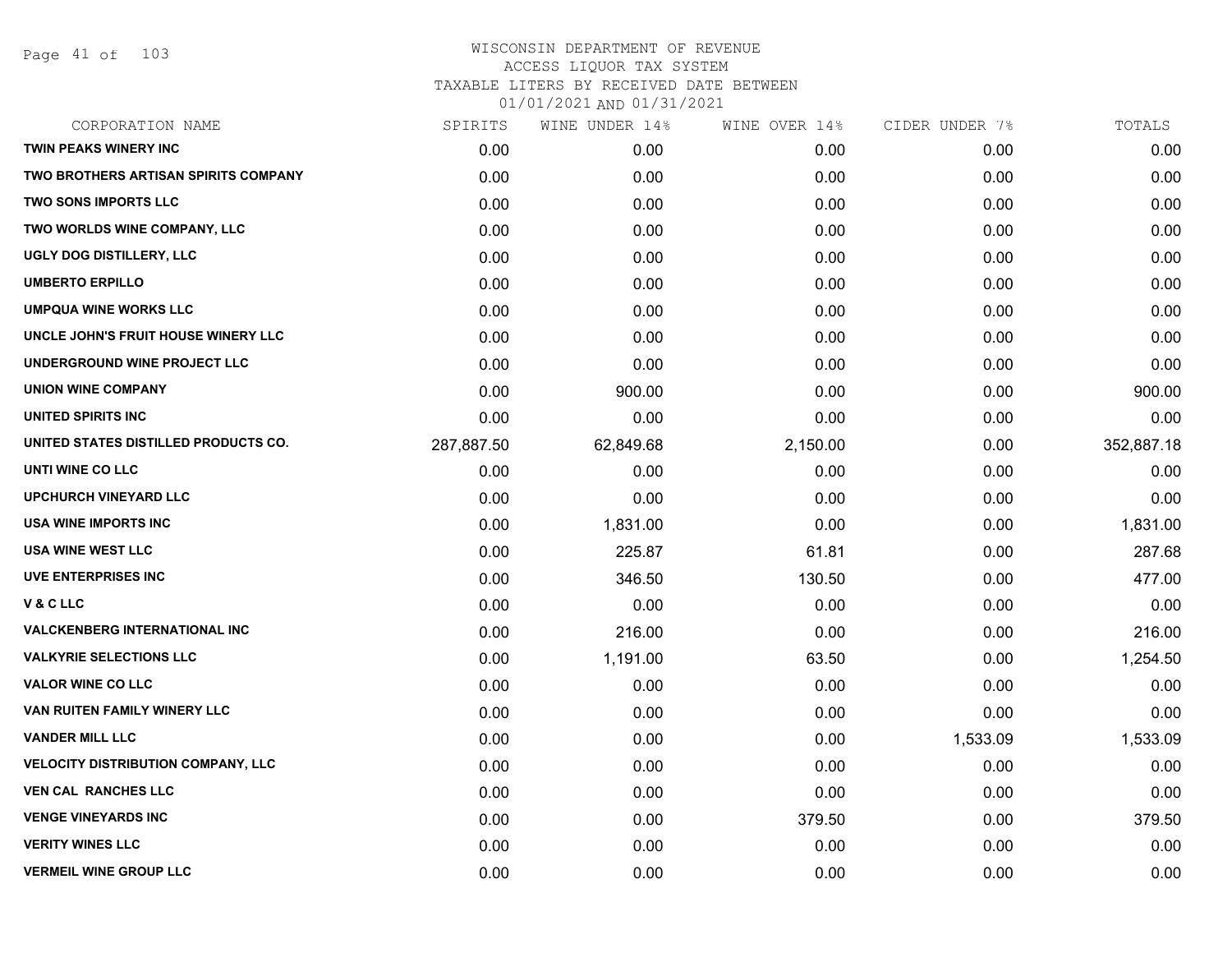WISCONSIN DEPARTMENT OF REVENUE
ACCESS LIQUOR TAX SYSTEM
TAXABLE LITERS BY RECEIVED DATE BETWEEN
01/01/2021 AND 01/31/2021

| CORPORATION NAME | SPIRITS | WINE UNDER 14% | WINE OVER 14% | CIDER UNDER 7% | TOTALS |
|---|---|---|---|---|---|
| TWIN PEAKS WINERY INC | 0.00 | 0.00 | 0.00 | 0.00 | 0.00 |
| TWO BROTHERS ARTISAN SPIRITS COMPANY | 0.00 | 0.00 | 0.00 | 0.00 | 0.00 |
| TWO SONS IMPORTS LLC | 0.00 | 0.00 | 0.00 | 0.00 | 0.00 |
| TWO WORLDS WINE COMPANY, LLC | 0.00 | 0.00 | 0.00 | 0.00 | 0.00 |
| UGLY DOG DISTILLERY, LLC | 0.00 | 0.00 | 0.00 | 0.00 | 0.00 |
| UMBERTO ERPILLO | 0.00 | 0.00 | 0.00 | 0.00 | 0.00 |
| UMPQUA WINE WORKS LLC | 0.00 | 0.00 | 0.00 | 0.00 | 0.00 |
| UNCLE JOHN'S FRUIT HOUSE WINERY LLC | 0.00 | 0.00 | 0.00 | 0.00 | 0.00 |
| UNDERGROUND WINE PROJECT LLC | 0.00 | 0.00 | 0.00 | 0.00 | 0.00 |
| UNION WINE COMPANY | 0.00 | 900.00 | 0.00 | 0.00 | 900.00 |
| UNITED SPIRITS INC | 0.00 | 0.00 | 0.00 | 0.00 | 0.00 |
| UNITED STATES DISTILLED PRODUCTS CO. | 287,887.50 | 62,849.68 | 2,150.00 | 0.00 | 352,887.18 |
| UNTI WINE CO LLC | 0.00 | 0.00 | 0.00 | 0.00 | 0.00 |
| UPCHURCH VINEYARD LLC | 0.00 | 0.00 | 0.00 | 0.00 | 0.00 |
| USA WINE IMPORTS INC | 0.00 | 1,831.00 | 0.00 | 0.00 | 1,831.00 |
| USA WINE WEST LLC | 0.00 | 225.87 | 61.81 | 0.00 | 287.68 |
| UVE ENTERPRISES INC | 0.00 | 346.50 | 130.50 | 0.00 | 477.00 |
| V & C LLC | 0.00 | 0.00 | 0.00 | 0.00 | 0.00 |
| VALCKENBERG INTERNATIONAL INC | 0.00 | 216.00 | 0.00 | 0.00 | 216.00 |
| VALKYRIE SELECTIONS LLC | 0.00 | 1,191.00 | 63.50 | 0.00 | 1,254.50 |
| VALOR WINE CO LLC | 0.00 | 0.00 | 0.00 | 0.00 | 0.00 |
| VAN RUITEN FAMILY WINERY LLC | 0.00 | 0.00 | 0.00 | 0.00 | 0.00 |
| VANDER MILL LLC | 0.00 | 0.00 | 0.00 | 1,533.09 | 1,533.09 |
| VELOCITY DISTRIBUTION COMPANY, LLC | 0.00 | 0.00 | 0.00 | 0.00 | 0.00 |
| VEN CAL RANCHES LLC | 0.00 | 0.00 | 0.00 | 0.00 | 0.00 |
| VENGE VINEYARDS INC | 0.00 | 0.00 | 379.50 | 0.00 | 379.50 |
| VERITY WINES LLC | 0.00 | 0.00 | 0.00 | 0.00 | 0.00 |
| VERMEIL WINE GROUP LLC | 0.00 | 0.00 | 0.00 | 0.00 | 0.00 |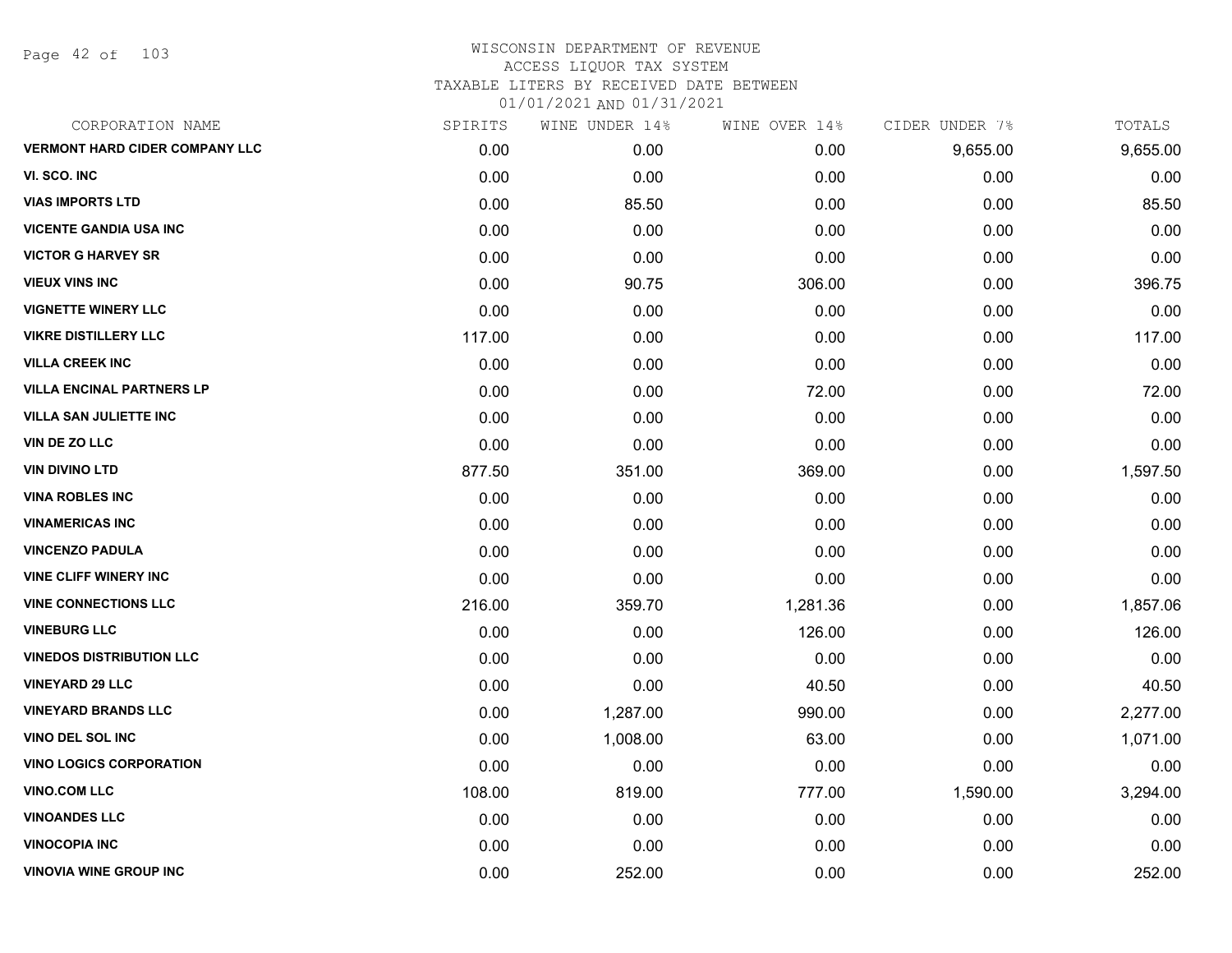# WISCONSIN DEPARTMENT OF REVENUE
ACCESS LIQUOR TAX SYSTEM
TAXABLE LITERS BY RECEIVED DATE BETWEEN
01/01/2021 AND 01/31/2021

| CORPORATION NAME | SPIRITS | WINE UNDER 14% | WINE OVER 14% | CIDER UNDER 7% | TOTALS |
|---|---|---|---|---|---|
| VERMONT HARD CIDER COMPANY LLC | 0.00 | 0.00 | 0.00 | 9,655.00 | 9,655.00 |
| VI. SCO. INC | 0.00 | 0.00 | 0.00 | 0.00 | 0.00 |
| VIAS IMPORTS LTD | 0.00 | 85.50 | 0.00 | 0.00 | 85.50 |
| VICENTE GANDIA USA INC | 0.00 | 0.00 | 0.00 | 0.00 | 0.00 |
| VICTOR G HARVEY SR | 0.00 | 0.00 | 0.00 | 0.00 | 0.00 |
| VIEUX VINS INC | 0.00 | 90.75 | 306.00 | 0.00 | 396.75 |
| VIGNETTE WINERY LLC | 0.00 | 0.00 | 0.00 | 0.00 | 0.00 |
| VIKRE DISTILLERY LLC | 117.00 | 0.00 | 0.00 | 0.00 | 117.00 |
| VILLA CREEK INC | 0.00 | 0.00 | 0.00 | 0.00 | 0.00 |
| VILLA ENCINAL PARTNERS LP | 0.00 | 0.00 | 72.00 | 0.00 | 72.00 |
| VILLA SAN JULIETTE INC | 0.00 | 0.00 | 0.00 | 0.00 | 0.00 |
| VIN DE ZO LLC | 0.00 | 0.00 | 0.00 | 0.00 | 0.00 |
| VIN DIVINO LTD | 877.50 | 351.00 | 369.00 | 0.00 | 1,597.50 |
| VINA ROBLES INC | 0.00 | 0.00 | 0.00 | 0.00 | 0.00 |
| VINAMERICAS INC | 0.00 | 0.00 | 0.00 | 0.00 | 0.00 |
| VINCENZO PADULA | 0.00 | 0.00 | 0.00 | 0.00 | 0.00 |
| VINE CLIFF WINERY INC | 0.00 | 0.00 | 0.00 | 0.00 | 0.00 |
| VINE CONNECTIONS LLC | 216.00 | 359.70 | 1,281.36 | 0.00 | 1,857.06 |
| VINEBURG LLC | 0.00 | 0.00 | 126.00 | 0.00 | 126.00 |
| VINEDOS DISTRIBUTION LLC | 0.00 | 0.00 | 0.00 | 0.00 | 0.00 |
| VINEYARD 29 LLC | 0.00 | 0.00 | 40.50 | 0.00 | 40.50 |
| VINEYARD BRANDS LLC | 0.00 | 1,287.00 | 990.00 | 0.00 | 2,277.00 |
| VINO DEL SOL INC | 0.00 | 1,008.00 | 63.00 | 0.00 | 1,071.00 |
| VINO LOGICS CORPORATION | 0.00 | 0.00 | 0.00 | 0.00 | 0.00 |
| VINO.COM LLC | 108.00 | 819.00 | 777.00 | 1,590.00 | 3,294.00 |
| VINOANDES LLC | 0.00 | 0.00 | 0.00 | 0.00 | 0.00 |
| VINOCOPIA INC | 0.00 | 0.00 | 0.00 | 0.00 | 0.00 |
| VINOVIA WINE GROUP INC | 0.00 | 252.00 | 0.00 | 0.00 | 252.00 |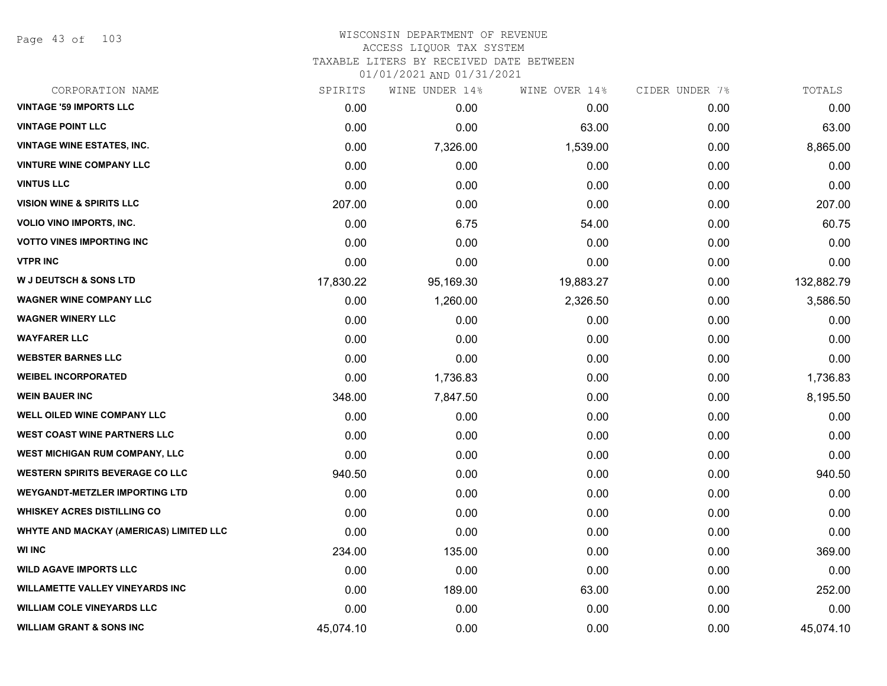# WISCONSIN DEPARTMENT OF REVENUE
## ACCESS LIQUOR TAX SYSTEM
### TAXABLE LITERS BY RECEIVED DATE BETWEEN 01/01/2021 AND 01/31/2021

| CORPORATION NAME | SPIRITS | WINE UNDER 14% | WINE OVER 14% | CIDER UNDER 7% | TOTALS |
|---|---|---|---|---|---|
| VINTAGE '59 IMPORTS LLC | 0.00 | 0.00 | 0.00 | 0.00 | 0.00 |
| VINTAGE POINT LLC | 0.00 | 0.00 | 63.00 | 0.00 | 63.00 |
| VINTAGE WINE ESTATES, INC. | 0.00 | 7,326.00 | 1,539.00 | 0.00 | 8,865.00 |
| VINTURE WINE COMPANY LLC | 0.00 | 0.00 | 0.00 | 0.00 | 0.00 |
| VINTUS LLC | 0.00 | 0.00 | 0.00 | 0.00 | 0.00 |
| VISION WINE & SPIRITS LLC | 207.00 | 0.00 | 0.00 | 0.00 | 207.00 |
| VOLIO VINO IMPORTS, INC. | 0.00 | 6.75 | 54.00 | 0.00 | 60.75 |
| VOTTO VINES IMPORTING INC | 0.00 | 0.00 | 0.00 | 0.00 | 0.00 |
| VTPR INC | 0.00 | 0.00 | 0.00 | 0.00 | 0.00 |
| W J DEUTSCH & SONS LTD | 17,830.22 | 95,169.30 | 19,883.27 | 0.00 | 132,882.79 |
| WAGNER WINE COMPANY LLC | 0.00 | 1,260.00 | 2,326.50 | 0.00 | 3,586.50 |
| WAGNER WINERY LLC | 0.00 | 0.00 | 0.00 | 0.00 | 0.00 |
| WAYFARER LLC | 0.00 | 0.00 | 0.00 | 0.00 | 0.00 |
| WEBSTER BARNES LLC | 0.00 | 0.00 | 0.00 | 0.00 | 0.00 |
| WEIBEL INCORPORATED | 0.00 | 1,736.83 | 0.00 | 0.00 | 1,736.83 |
| WEIN BAUER INC | 348.00 | 7,847.50 | 0.00 | 0.00 | 8,195.50 |
| WELL OILED WINE COMPANY LLC | 0.00 | 0.00 | 0.00 | 0.00 | 0.00 |
| WEST COAST WINE PARTNERS LLC | 0.00 | 0.00 | 0.00 | 0.00 | 0.00 |
| WEST MICHIGAN RUM COMPANY, LLC | 0.00 | 0.00 | 0.00 | 0.00 | 0.00 |
| WESTERN SPIRITS BEVERAGE CO LLC | 940.50 | 0.00 | 0.00 | 0.00 | 940.50 |
| WEYGANDT-METZLER IMPORTING LTD | 0.00 | 0.00 | 0.00 | 0.00 | 0.00 |
| WHISKEY ACRES DISTILLING CO | 0.00 | 0.00 | 0.00 | 0.00 | 0.00 |
| WHYTE AND MACKAY (AMERICAS) LIMITED LLC | 0.00 | 0.00 | 0.00 | 0.00 | 0.00 |
| WI INC | 234.00 | 135.00 | 0.00 | 0.00 | 369.00 |
| WILD AGAVE IMPORTS LLC | 0.00 | 0.00 | 0.00 | 0.00 | 0.00 |
| WILLAMETTE VALLEY VINEYARDS INC | 0.00 | 189.00 | 63.00 | 0.00 | 252.00 |
| WILLIAM COLE VINEYARDS LLC | 0.00 | 0.00 | 0.00 | 0.00 | 0.00 |
| WILLIAM GRANT & SONS INC | 45,074.10 | 0.00 | 0.00 | 0.00 | 45,074.10 |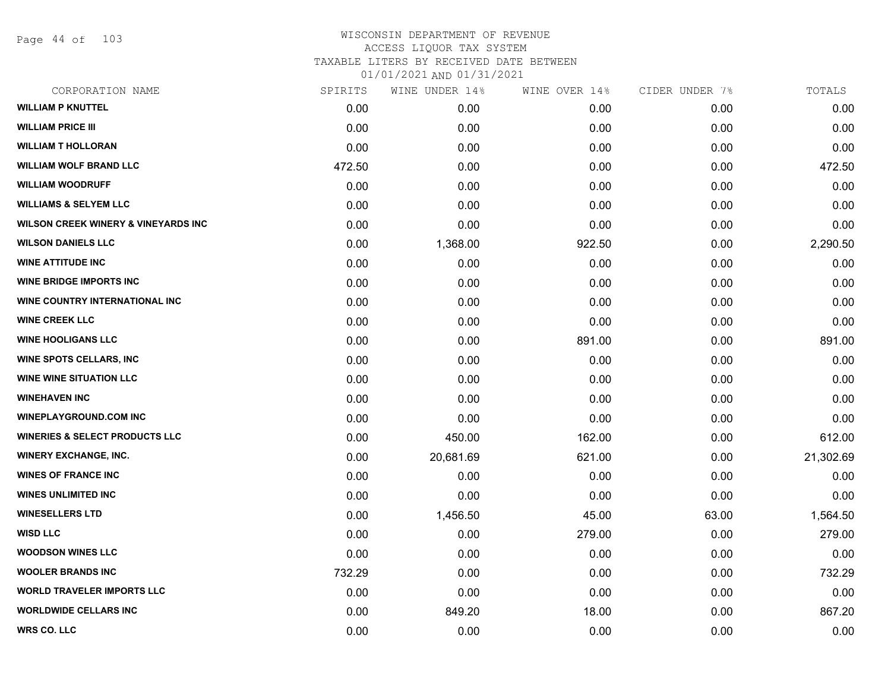# WISCONSIN DEPARTMENT OF REVENUE
ACCESS LIQUOR TAX SYSTEM
TAXABLE LITERS BY RECEIVED DATE BETWEEN
01/01/2021 AND 01/31/2021

| CORPORATION NAME | SPIRITS | WINE UNDER 14% | WINE OVER 14% | CIDER UNDER 7% | TOTALS |
|---|---|---|---|---|---|
| WILLIAM P KNUTTEL | 0.00 | 0.00 | 0.00 | 0.00 | 0.00 |
| WILLIAM PRICE III | 0.00 | 0.00 | 0.00 | 0.00 | 0.00 |
| WILLIAM T HOLLORAN | 0.00 | 0.00 | 0.00 | 0.00 | 0.00 |
| WILLIAM WOLF BRAND LLC | 472.50 | 0.00 | 0.00 | 0.00 | 472.50 |
| WILLIAM WOODRUFF | 0.00 | 0.00 | 0.00 | 0.00 | 0.00 |
| WILLIAMS & SELYEM LLC | 0.00 | 0.00 | 0.00 | 0.00 | 0.00 |
| WILSON CREEK WINERY & VINEYARDS INC | 0.00 | 0.00 | 0.00 | 0.00 | 0.00 |
| WILSON DANIELS LLC | 0.00 | 1,368.00 | 922.50 | 0.00 | 2,290.50 |
| WINE ATTITUDE INC | 0.00 | 0.00 | 0.00 | 0.00 | 0.00 |
| WINE BRIDGE IMPORTS INC | 0.00 | 0.00 | 0.00 | 0.00 | 0.00 |
| WINE COUNTRY INTERNATIONAL INC | 0.00 | 0.00 | 0.00 | 0.00 | 0.00 |
| WINE CREEK LLC | 0.00 | 0.00 | 0.00 | 0.00 | 0.00 |
| WINE HOOLIGANS LLC | 0.00 | 0.00 | 891.00 | 0.00 | 891.00 |
| WINE SPOTS CELLARS, INC | 0.00 | 0.00 | 0.00 | 0.00 | 0.00 |
| WINE WINE SITUATION LLC | 0.00 | 0.00 | 0.00 | 0.00 | 0.00 |
| WINEHAVEN INC | 0.00 | 0.00 | 0.00 | 0.00 | 0.00 |
| WINEPLAYGROUND.COM INC | 0.00 | 0.00 | 0.00 | 0.00 | 0.00 |
| WINERIES & SELECT PRODUCTS LLC | 0.00 | 450.00 | 162.00 | 0.00 | 612.00 |
| WINERY EXCHANGE, INC. | 0.00 | 20,681.69 | 621.00 | 0.00 | 21,302.69 |
| WINES OF FRANCE INC | 0.00 | 0.00 | 0.00 | 0.00 | 0.00 |
| WINES UNLIMITED INC | 0.00 | 0.00 | 0.00 | 0.00 | 0.00 |
| WINESELLERS LTD | 0.00 | 1,456.50 | 45.00 | 63.00 | 1,564.50 |
| WISD LLC | 0.00 | 0.00 | 279.00 | 0.00 | 279.00 |
| WOODSON WINES LLC | 0.00 | 0.00 | 0.00 | 0.00 | 0.00 |
| WOOLER BRANDS INC | 732.29 | 0.00 | 0.00 | 0.00 | 732.29 |
| WORLD TRAVELER IMPORTS LLC | 0.00 | 0.00 | 0.00 | 0.00 | 0.00 |
| WORLDWIDE CELLARS INC | 0.00 | 849.20 | 18.00 | 0.00 | 867.20 |
| WRS CO. LLC | 0.00 | 0.00 | 0.00 | 0.00 | 0.00 |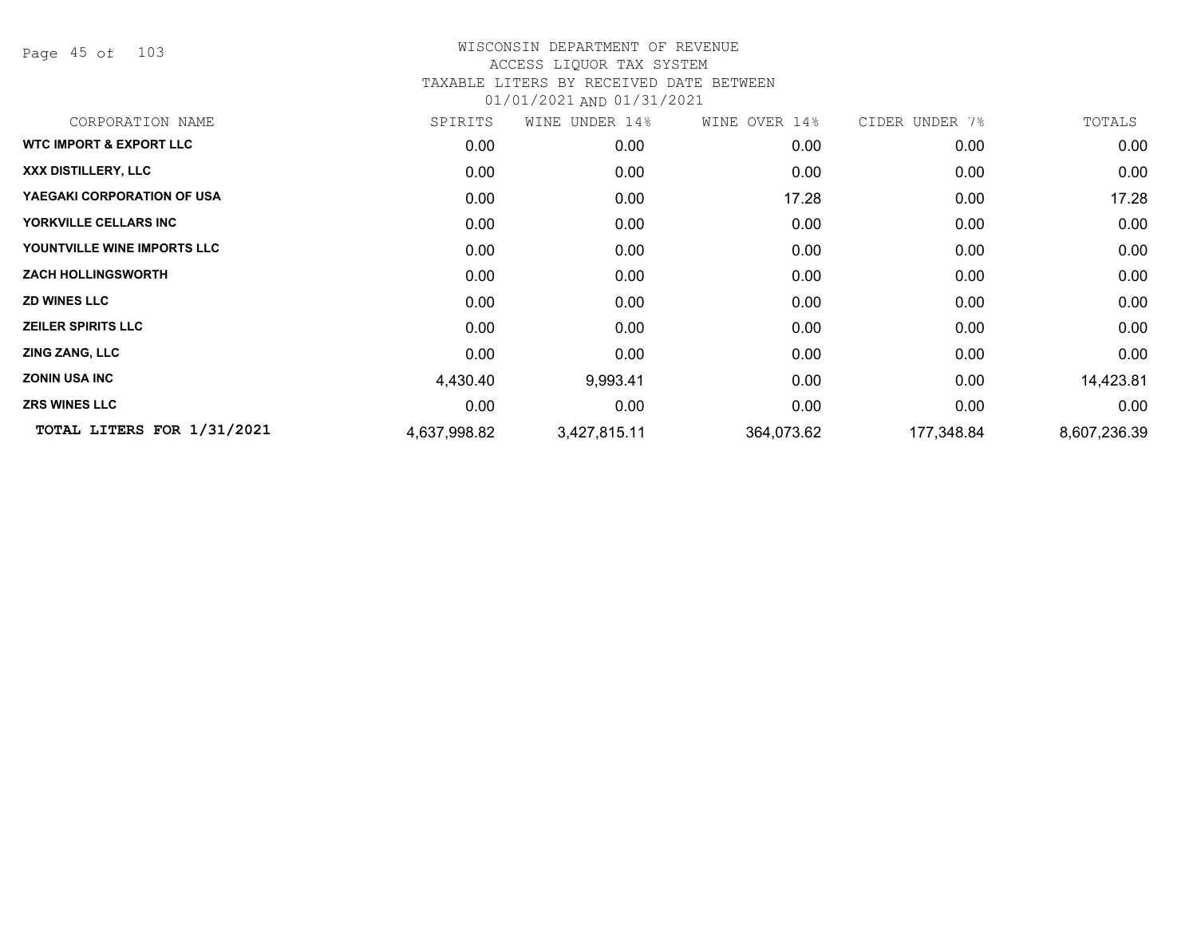WISCONSIN DEPARTMENT OF REVENUE
ACCESS LIQUOR TAX SYSTEM
TAXABLE LITERS BY RECEIVED DATE BETWEEN
01/01/2021 AND 01/31/2021

| CORPORATION NAME | SPIRITS | WINE UNDER 14% | WINE OVER 14% | CIDER UNDER 7% | TOTALS |
|---|---|---|---|---|---|
| **WTC IMPORT & EXPORT LLC** | 0.00 | 0.00 | 0.00 | 0.00 | 0.00 |
| **XXX DISTILLERY, LLC** | 0.00 | 0.00 | 0.00 | 0.00 | 0.00 |
| **YAEGAKI CORPORATION OF USA** | 0.00 | 0.00 | 17.28 | 0.00 | 17.28 |
| **YORKVILLE CELLARS INC** | 0.00 | 0.00 | 0.00 | 0.00 | 0.00 |
| **YOUNTVILLE WINE IMPORTS LLC** | 0.00 | 0.00 | 0.00 | 0.00 | 0.00 |
| **ZACH HOLLINGSWORTH** | 0.00 | 0.00 | 0.00 | 0.00 | 0.00 |
| **ZD WINES LLC** | 0.00 | 0.00 | 0.00 | 0.00 | 0.00 |
| **ZEILER SPIRITS LLC** | 0.00 | 0.00 | 0.00 | 0.00 | 0.00 |
| **ZING ZANG, LLC** | 0.00 | 0.00 | 0.00 | 0.00 | 0.00 |
| **ZONIN USA INC** | 4,430.40 | 9,993.41 | 0.00 | 0.00 | 14,423.81 |
| **ZRS WINES LLC** | 0.00 | 0.00 | 0.00 | 0.00 | 0.00 |
| **TOTAL LITERS FOR 1/31/2021** | 4,637,998.82 | 3,427,815.11 | 364,073.62 | 177,348.84 | 8,607,236.39 |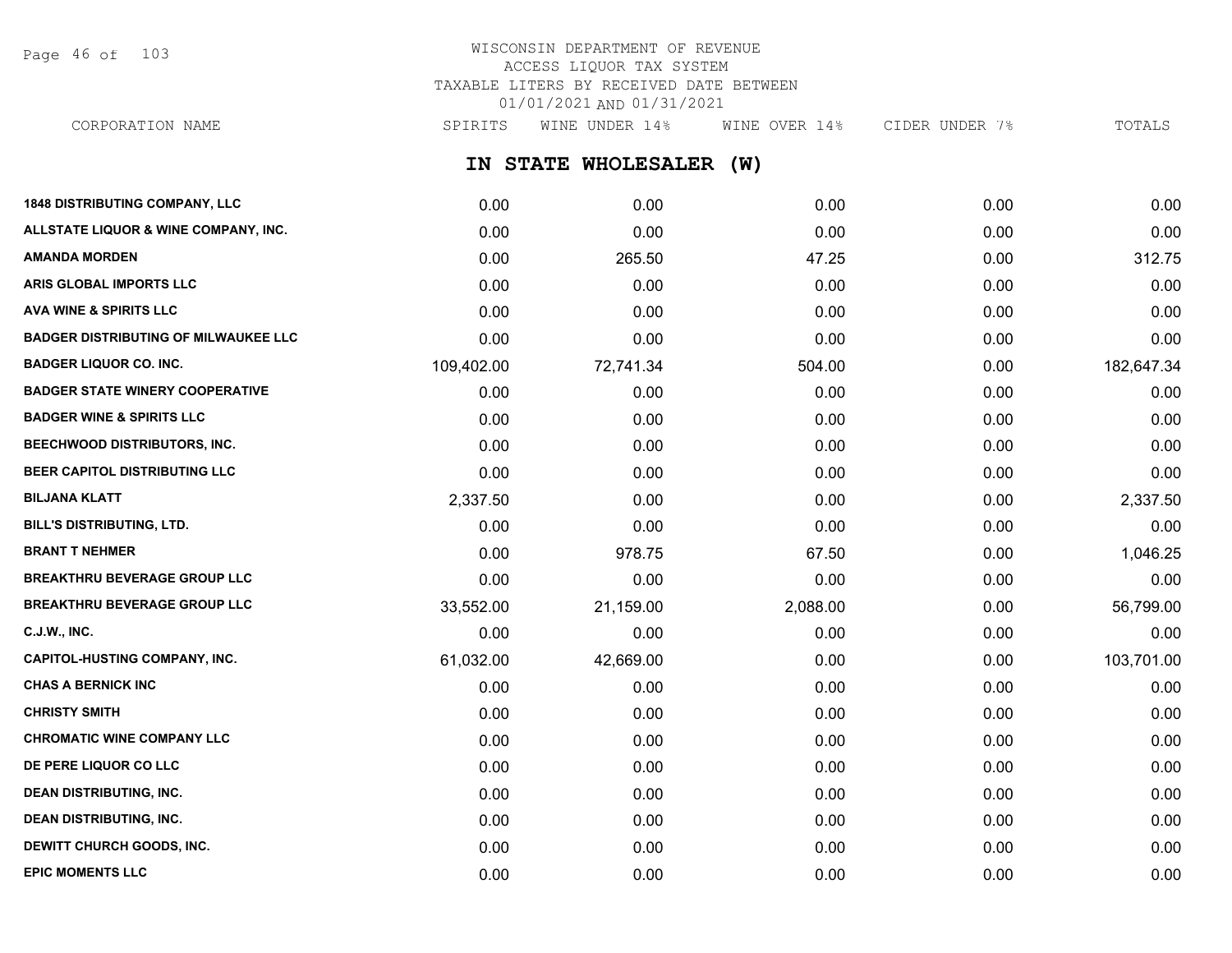WISCONSIN DEPARTMENT OF REVENUE
ACCESS LIQUOR TAX SYSTEM
TAXABLE LITERS BY RECEIVED DATE BETWEEN
01/01/2021 AND 01/31/2021

## IN STATE WHOLESALER (W)

| CORPORATION NAME | SPIRITS | WINE UNDER 14% | WINE OVER 14% | CIDER UNDER 7% | TOTALS |
|---|---|---|---|---|---|
| 1848 DISTRIBUTING COMPANY, LLC | 0.00 | 0.00 | 0.00 | 0.00 | 0.00 |
| ALLSTATE LIQUOR & WINE COMPANY, INC. | 0.00 | 0.00 | 0.00 | 0.00 | 0.00 |
| AMANDA MORDEN | 0.00 | 265.50 | 47.25 | 0.00 | 312.75 |
| ARIS GLOBAL IMPORTS LLC | 0.00 | 0.00 | 0.00 | 0.00 | 0.00 |
| AVA WINE & SPIRITS LLC | 0.00 | 0.00 | 0.00 | 0.00 | 0.00 |
| BADGER DISTRIBUTING OF MILWAUKEE LLC | 0.00 | 0.00 | 0.00 | 0.00 | 0.00 |
| BADGER LIQUOR CO. INC. | 109,402.00 | 72,741.34 | 504.00 | 0.00 | 182,647.34 |
| BADGER STATE WINERY COOPERATIVE | 0.00 | 0.00 | 0.00 | 0.00 | 0.00 |
| BADGER WINE & SPIRITS LLC | 0.00 | 0.00 | 0.00 | 0.00 | 0.00 |
| BEECHWOOD DISTRIBUTORS, INC. | 0.00 | 0.00 | 0.00 | 0.00 | 0.00 |
| BEER CAPITOL DISTRIBUTING LLC | 0.00 | 0.00 | 0.00 | 0.00 | 0.00 |
| BILJANA KLATT | 2,337.50 | 0.00 | 0.00 | 0.00 | 2,337.50 |
| BILL'S DISTRIBUTING, LTD. | 0.00 | 0.00 | 0.00 | 0.00 | 0.00 |
| BRANT T NEHMER | 0.00 | 978.75 | 67.50 | 0.00 | 1,046.25 |
| BREAKTHRU BEVERAGE GROUP LLC | 0.00 | 0.00 | 0.00 | 0.00 | 0.00 |
| BREAKTHRU BEVERAGE GROUP LLC | 33,552.00 | 21,159.00 | 2,088.00 | 0.00 | 56,799.00 |
| C.J.W., INC. | 0.00 | 0.00 | 0.00 | 0.00 | 0.00 |
| CAPITOL-HUSTING COMPANY, INC. | 61,032.00 | 42,669.00 | 0.00 | 0.00 | 103,701.00 |
| CHAS A BERNICK INC | 0.00 | 0.00 | 0.00 | 0.00 | 0.00 |
| CHRISTY SMITH | 0.00 | 0.00 | 0.00 | 0.00 | 0.00 |
| CHROMATIC WINE COMPANY LLC | 0.00 | 0.00 | 0.00 | 0.00 | 0.00 |
| DE PERE LIQUOR CO LLC | 0.00 | 0.00 | 0.00 | 0.00 | 0.00 |
| DEAN DISTRIBUTING, INC. | 0.00 | 0.00 | 0.00 | 0.00 | 0.00 |
| DEAN DISTRIBUTING, INC. | 0.00 | 0.00 | 0.00 | 0.00 | 0.00 |
| DEWITT CHURCH GOODS, INC. | 0.00 | 0.00 | 0.00 | 0.00 | 0.00 |
| EPIC MOMENTS LLC | 0.00 | 0.00 | 0.00 | 0.00 | 0.00 |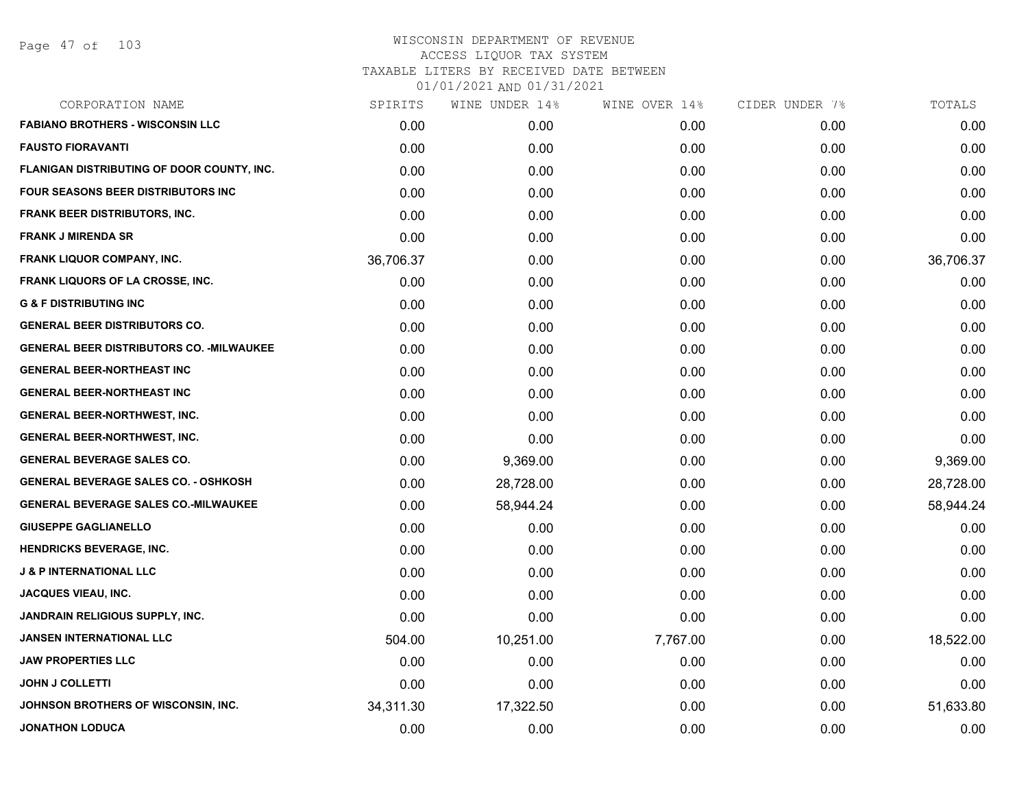WISCONSIN DEPARTMENT OF REVENUE
ACCESS LIQUOR TAX SYSTEM
TAXABLE LITERS BY RECEIVED DATE BETWEEN
01/01/2021 AND 01/31/2021

| CORPORATION NAME | SPIRITS | WINE UNDER 14% | WINE OVER 14% | CIDER UNDER 7% | TOTALS |
|---|---|---|---|---|---|
| FABIANO BROTHERS - WISCONSIN LLC | 0.00 | 0.00 | 0.00 | 0.00 | 0.00 |
| FAUSTO FIORAVANTI | 0.00 | 0.00 | 0.00 | 0.00 | 0.00 |
| FLANIGAN DISTRIBUTING OF DOOR COUNTY, INC. | 0.00 | 0.00 | 0.00 | 0.00 | 0.00 |
| FOUR SEASONS BEER DISTRIBUTORS INC | 0.00 | 0.00 | 0.00 | 0.00 | 0.00 |
| FRANK BEER DISTRIBUTORS, INC. | 0.00 | 0.00 | 0.00 | 0.00 | 0.00 |
| FRANK J MIRENDA SR | 0.00 | 0.00 | 0.00 | 0.00 | 0.00 |
| FRANK LIQUOR COMPANY, INC. | 36,706.37 | 0.00 | 0.00 | 0.00 | 36,706.37 |
| FRANK LIQUORS OF LA CROSSE, INC. | 0.00 | 0.00 | 0.00 | 0.00 | 0.00 |
| G & F DISTRIBUTING INC | 0.00 | 0.00 | 0.00 | 0.00 | 0.00 |
| GENERAL BEER DISTRIBUTORS CO. | 0.00 | 0.00 | 0.00 | 0.00 | 0.00 |
| GENERAL BEER DISTRIBUTORS CO. -MILWAUKEE | 0.00 | 0.00 | 0.00 | 0.00 | 0.00 |
| GENERAL BEER-NORTHEAST INC | 0.00 | 0.00 | 0.00 | 0.00 | 0.00 |
| GENERAL BEER-NORTHEAST INC | 0.00 | 0.00 | 0.00 | 0.00 | 0.00 |
| GENERAL BEER-NORTHWEST, INC. | 0.00 | 0.00 | 0.00 | 0.00 | 0.00 |
| GENERAL BEER-NORTHWEST, INC. | 0.00 | 0.00 | 0.00 | 0.00 | 0.00 |
| GENERAL BEVERAGE SALES CO. | 0.00 | 9,369.00 | 0.00 | 0.00 | 9,369.00 |
| GENERAL BEVERAGE SALES CO. - OSHKOSH | 0.00 | 28,728.00 | 0.00 | 0.00 | 28,728.00 |
| GENERAL BEVERAGE SALES CO.-MILWAUKEE | 0.00 | 58,944.24 | 0.00 | 0.00 | 58,944.24 |
| GIUSEPPE GAGLIANELLO | 0.00 | 0.00 | 0.00 | 0.00 | 0.00 |
| HENDRICKS BEVERAGE, INC. | 0.00 | 0.00 | 0.00 | 0.00 | 0.00 |
| J & P INTERNATIONAL LLC | 0.00 | 0.00 | 0.00 | 0.00 | 0.00 |
| JACQUES VIEAU, INC. | 0.00 | 0.00 | 0.00 | 0.00 | 0.00 |
| JANDRAIN RELIGIOUS SUPPLY, INC. | 0.00 | 0.00 | 0.00 | 0.00 | 0.00 |
| JANSEN INTERNATIONAL LLC | 504.00 | 10,251.00 | 7,767.00 | 0.00 | 18,522.00 |
| JAW PROPERTIES LLC | 0.00 | 0.00 | 0.00 | 0.00 | 0.00 |
| JOHN J COLLETTI | 0.00 | 0.00 | 0.00 | 0.00 | 0.00 |
| JOHNSON BROTHERS OF WISCONSIN, INC. | 34,311.30 | 17,322.50 | 0.00 | 0.00 | 51,633.80 |
| JONATHON LODUCA | 0.00 | 0.00 | 0.00 | 0.00 | 0.00 |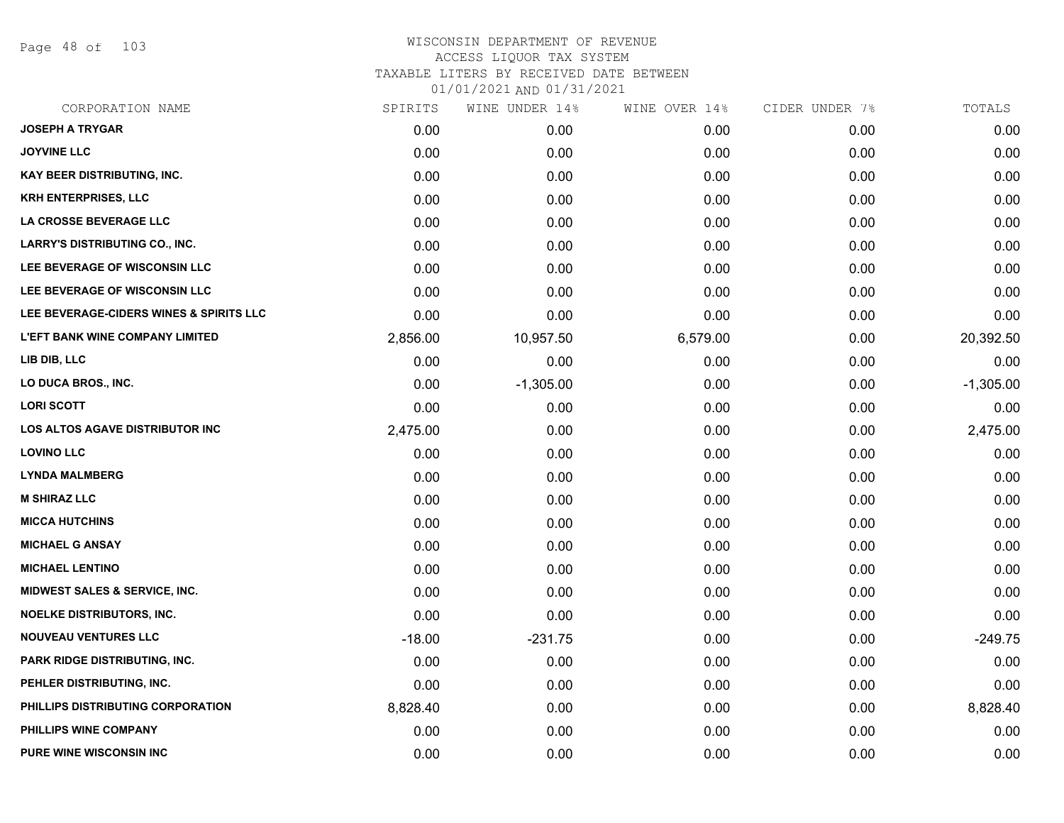# WISCONSIN DEPARTMENT OF REVENUE
## ACCESS LIQUOR TAX SYSTEM
### TAXABLE LITERS BY RECEIVED DATE BETWEEN 01/01/2021 AND 01/31/2021

| CORPORATION NAME | SPIRITS | WINE UNDER 14% | WINE OVER 14% | CIDER UNDER 7% | TOTALS |
|---|---|---|---|---|---|
| JOSEPH A TRYGAR | 0.00 | 0.00 | 0.00 | 0.00 | 0.00 |
| JOYVINE LLC | 0.00 | 0.00 | 0.00 | 0.00 | 0.00 |
| KAY BEER DISTRIBUTING, INC. | 0.00 | 0.00 | 0.00 | 0.00 | 0.00 |
| KRH ENTERPRISES, LLC | 0.00 | 0.00 | 0.00 | 0.00 | 0.00 |
| LA CROSSE BEVERAGE LLC | 0.00 | 0.00 | 0.00 | 0.00 | 0.00 |
| LARRY'S DISTRIBUTING CO., INC. | 0.00 | 0.00 | 0.00 | 0.00 | 0.00 |
| LEE BEVERAGE OF WISCONSIN LLC | 0.00 | 0.00 | 0.00 | 0.00 | 0.00 |
| LEE BEVERAGE OF WISCONSIN LLC | 0.00 | 0.00 | 0.00 | 0.00 | 0.00 |
| LEE BEVERAGE-CIDERS WINES & SPIRITS LLC | 0.00 | 0.00 | 0.00 | 0.00 | 0.00 |
| L'EFT BANK WINE COMPANY LIMITED | 2,856.00 | 10,957.50 | 6,579.00 | 0.00 | 20,392.50 |
| LIB DIB, LLC | 0.00 | 0.00 | 0.00 | 0.00 | 0.00 |
| LO DUCA BROS., INC. | 0.00 | -1,305.00 | 0.00 | 0.00 | -1,305.00 |
| LORI SCOTT | 0.00 | 0.00 | 0.00 | 0.00 | 0.00 |
| LOS ALTOS AGAVE DISTRIBUTOR INC | 2,475.00 | 0.00 | 0.00 | 0.00 | 2,475.00 |
| LOVINO LLC | 0.00 | 0.00 | 0.00 | 0.00 | 0.00 |
| LYNDA MALMBERG | 0.00 | 0.00 | 0.00 | 0.00 | 0.00 |
| M SHIRAZ LLC | 0.00 | 0.00 | 0.00 | 0.00 | 0.00 |
| MICCA HUTCHINS | 0.00 | 0.00 | 0.00 | 0.00 | 0.00 |
| MICHAEL G ANSAY | 0.00 | 0.00 | 0.00 | 0.00 | 0.00 |
| MICHAEL LENTINO | 0.00 | 0.00 | 0.00 | 0.00 | 0.00 |
| MIDWEST SALES & SERVICE, INC. | 0.00 | 0.00 | 0.00 | 0.00 | 0.00 |
| NOELKE DISTRIBUTORS, INC. | 0.00 | 0.00 | 0.00 | 0.00 | 0.00 |
| NOUVEAU VENTURES LLC | -18.00 | -231.75 | 0.00 | 0.00 | -249.75 |
| PARK RIDGE DISTRIBUTING, INC. | 0.00 | 0.00 | 0.00 | 0.00 | 0.00 |
| PEHLER DISTRIBUTING, INC. | 0.00 | 0.00 | 0.00 | 0.00 | 0.00 |
| PHILLIPS DISTRIBUTING CORPORATION | 8,828.40 | 0.00 | 0.00 | 0.00 | 8,828.40 |
| PHILLIPS WINE COMPANY | 0.00 | 0.00 | 0.00 | 0.00 | 0.00 |
| PURE WINE WISCONSIN INC | 0.00 | 0.00 | 0.00 | 0.00 | 0.00 |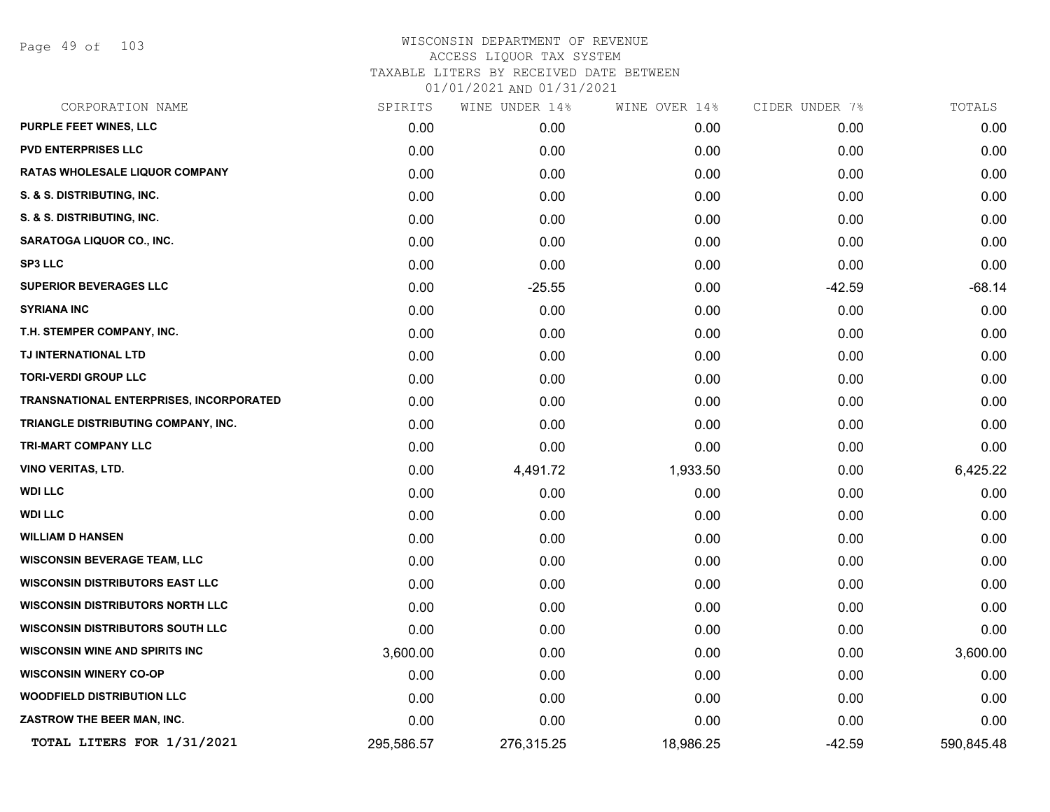# WISCONSIN DEPARTMENT OF REVENUE
## ACCESS LIQUOR TAX SYSTEM
## TAXABLE LITERS BY RECEIVED DATE BETWEEN
## 01/01/2021 AND 01/31/2021

| CORPORATION NAME | SPIRITS | WINE UNDER 14% | WINE OVER 14% | CIDER UNDER 7% | TOTALS |
|---|---|---|---|---|---|
| PURPLE FEET WINES, LLC | 0.00 | 0.00 | 0.00 | 0.00 | 0.00 |
| PVD ENTERPRISES LLC | 0.00 | 0.00 | 0.00 | 0.00 | 0.00 |
| RATAS WHOLESALE LIQUOR COMPANY | 0.00 | 0.00 | 0.00 | 0.00 | 0.00 |
| S. & S. DISTRIBUTING, INC. | 0.00 | 0.00 | 0.00 | 0.00 | 0.00 |
| S. & S. DISTRIBUTING, INC. | 0.00 | 0.00 | 0.00 | 0.00 | 0.00 |
| SARATOGA LIQUOR CO., INC. | 0.00 | 0.00 | 0.00 | 0.00 | 0.00 |
| SP3 LLC | 0.00 | 0.00 | 0.00 | 0.00 | 0.00 |
| SUPERIOR BEVERAGES LLC | 0.00 | -25.55 | 0.00 | -42.59 | -68.14 |
| SYRIANA INC | 0.00 | 0.00 | 0.00 | 0.00 | 0.00 |
| T.H. STEMPER COMPANY, INC. | 0.00 | 0.00 | 0.00 | 0.00 | 0.00 |
| TJ INTERNATIONAL LTD | 0.00 | 0.00 | 0.00 | 0.00 | 0.00 |
| TORI-VERDI GROUP LLC | 0.00 | 0.00 | 0.00 | 0.00 | 0.00 |
| TRANSNATIONAL ENTERPRISES, INCORPORATED | 0.00 | 0.00 | 0.00 | 0.00 | 0.00 |
| TRIANGLE DISTRIBUTING COMPANY, INC. | 0.00 | 0.00 | 0.00 | 0.00 | 0.00 |
| TRI-MART COMPANY LLC | 0.00 | 0.00 | 0.00 | 0.00 | 0.00 |
| VINO VERITAS, LTD. | 0.00 | 4,491.72 | 1,933.50 | 0.00 | 6,425.22 |
| WDI LLC | 0.00 | 0.00 | 0.00 | 0.00 | 0.00 |
| WDI LLC | 0.00 | 0.00 | 0.00 | 0.00 | 0.00 |
| WILLIAM D HANSEN | 0.00 | 0.00 | 0.00 | 0.00 | 0.00 |
| WISCONSIN BEVERAGE TEAM, LLC | 0.00 | 0.00 | 0.00 | 0.00 | 0.00 |
| WISCONSIN DISTRIBUTORS EAST LLC | 0.00 | 0.00 | 0.00 | 0.00 | 0.00 |
| WISCONSIN DISTRIBUTORS NORTH LLC | 0.00 | 0.00 | 0.00 | 0.00 | 0.00 |
| WISCONSIN DISTRIBUTORS SOUTH LLC | 0.00 | 0.00 | 0.00 | 0.00 | 0.00 |
| WISCONSIN WINE AND SPIRITS INC | 3,600.00 | 0.00 | 0.00 | 0.00 | 3,600.00 |
| WISCONSIN WINERY CO-OP | 0.00 | 0.00 | 0.00 | 0.00 | 0.00 |
| WOODFIELD DISTRIBUTION LLC | 0.00 | 0.00 | 0.00 | 0.00 | 0.00 |
| ZASTROW THE BEER MAN, INC. | 0.00 | 0.00 | 0.00 | 0.00 | 0.00 |
| **TOTAL LITERS FOR 1/31/2021** | 295,586.57 | 276,315.25 | 18,986.25 | -42.59 | 590,845.48 |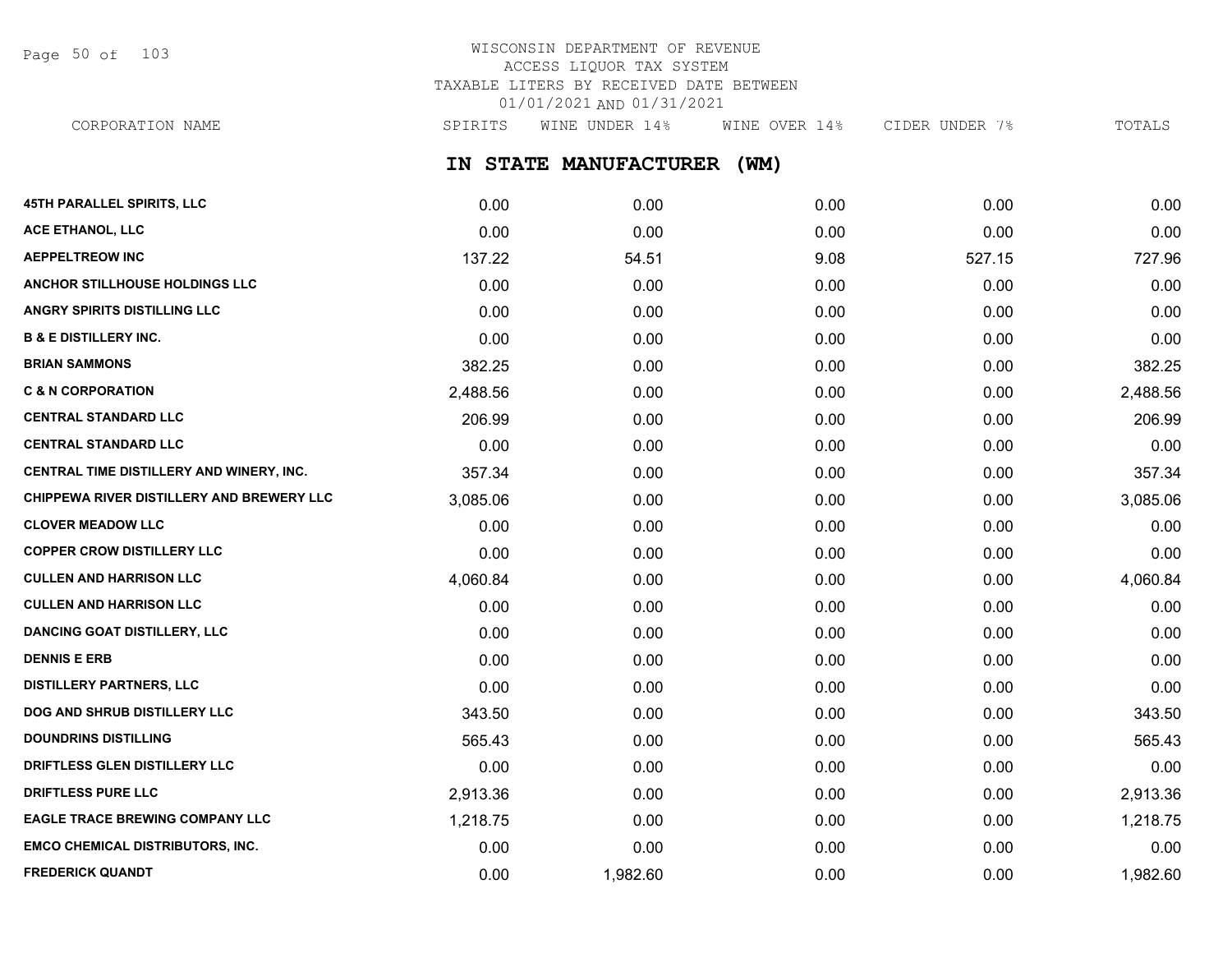# WISCONSIN DEPARTMENT OF REVENUE
ACCESS LIQUOR TAX SYSTEM
TAXABLE LITERS BY RECEIVED DATE BETWEEN
01/01/2021 AND 01/31/2021

## IN STATE MANUFACTURER (WM)

| CORPORATION NAME | SPIRITS | WINE UNDER 14% | WINE OVER 14% | CIDER UNDER 7% | TOTALS |
|---|---|---|---|---|---|
| 45TH PARALLEL SPIRITS, LLC | 0.00 | 0.00 | 0.00 | 0.00 | 0.00 |
| ACE ETHANOL, LLC | 0.00 | 0.00 | 0.00 | 0.00 | 0.00 |
| AEPPELTREOW INC | 137.22 | 54.51 | 9.08 | 527.15 | 727.96 |
| ANCHOR STILLHOUSE HOLDINGS LLC | 0.00 | 0.00 | 0.00 | 0.00 | 0.00 |
| ANGRY SPIRITS DISTILLING LLC | 0.00 | 0.00 | 0.00 | 0.00 | 0.00 |
| B & E DISTILLERY INC. | 0.00 | 0.00 | 0.00 | 0.00 | 0.00 |
| BRIAN SAMMONS | 382.25 | 0.00 | 0.00 | 0.00 | 382.25 |
| C & N CORPORATION | 2,488.56 | 0.00 | 0.00 | 0.00 | 2,488.56 |
| CENTRAL STANDARD LLC | 206.99 | 0.00 | 0.00 | 0.00 | 206.99 |
| CENTRAL STANDARD LLC | 0.00 | 0.00 | 0.00 | 0.00 | 0.00 |
| CENTRAL TIME DISTILLERY AND WINERY, INC. | 357.34 | 0.00 | 0.00 | 0.00 | 357.34 |
| CHIPPEWA RIVER DISTILLERY AND BREWERY LLC | 3,085.06 | 0.00 | 0.00 | 0.00 | 3,085.06 |
| CLOVER MEADOW LLC | 0.00 | 0.00 | 0.00 | 0.00 | 0.00 |
| COPPER CROW DISTILLERY LLC | 0.00 | 0.00 | 0.00 | 0.00 | 0.00 |
| CULLEN AND HARRISON LLC | 4,060.84 | 0.00 | 0.00 | 0.00 | 4,060.84 |
| CULLEN AND HARRISON LLC | 0.00 | 0.00 | 0.00 | 0.00 | 0.00 |
| DANCING GOAT DISTILLERY, LLC | 0.00 | 0.00 | 0.00 | 0.00 | 0.00 |
| DENNIS E ERB | 0.00 | 0.00 | 0.00 | 0.00 | 0.00 |
| DISTILLERY PARTNERS, LLC | 0.00 | 0.00 | 0.00 | 0.00 | 0.00 |
| DOG AND SHRUB DISTILLERY LLC | 343.50 | 0.00 | 0.00 | 0.00 | 343.50 |
| DOUNDRINS DISTILLING | 565.43 | 0.00 | 0.00 | 0.00 | 565.43 |
| DRIFTLESS GLEN DISTILLERY LLC | 0.00 | 0.00 | 0.00 | 0.00 | 0.00 |
| DRIFTLESS PURE LLC | 2,913.36 | 0.00 | 0.00 | 0.00 | 2,913.36 |
| EAGLE TRACE BREWING COMPANY LLC | 1,218.75 | 0.00 | 0.00 | 0.00 | 1,218.75 |
| EMCO CHEMICAL DISTRIBUTORS, INC. | 0.00 | 0.00 | 0.00 | 0.00 | 0.00 |
| FREDERICK QUANDT | 0.00 | 1,982.60 | 0.00 | 0.00 | 1,982.60 |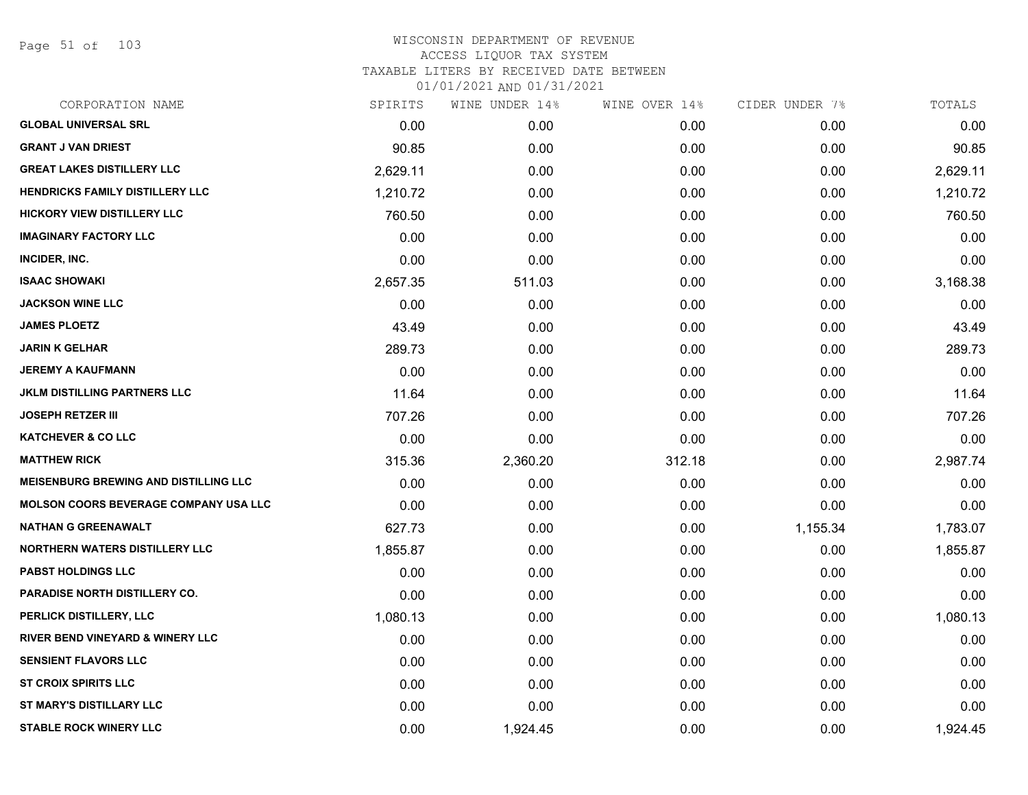# WISCONSIN DEPARTMENT OF REVENUE
## ACCESS LIQUOR TAX SYSTEM
### TAXABLE LITERS BY RECEIVED DATE BETWEEN 01/01/2021 AND 01/31/2021

| CORPORATION NAME | SPIRITS | WINE UNDER 14% | WINE OVER 14% | CIDER UNDER 7% | TOTALS |
|---|---|---|---|---|---|
| GLOBAL UNIVERSAL SRL | 0.00 | 0.00 | 0.00 | 0.00 | 0.00 |
| GRANT J VAN DRIEST | 90.85 | 0.00 | 0.00 | 0.00 | 90.85 |
| GREAT LAKES DISTILLERY LLC | 2,629.11 | 0.00 | 0.00 | 0.00 | 2,629.11 |
| HENDRICKS FAMILY DISTILLERY LLC | 1,210.72 | 0.00 | 0.00 | 0.00 | 1,210.72 |
| HICKORY VIEW DISTILLERY LLC | 760.50 | 0.00 | 0.00 | 0.00 | 760.50 |
| IMAGINARY FACTORY LLC | 0.00 | 0.00 | 0.00 | 0.00 | 0.00 |
| INCIDER, INC. | 0.00 | 0.00 | 0.00 | 0.00 | 0.00 |
| ISAAC SHOWAKI | 2,657.35 | 511.03 | 0.00 | 0.00 | 3,168.38 |
| JACKSON WINE LLC | 0.00 | 0.00 | 0.00 | 0.00 | 0.00 |
| JAMES PLOETZ | 43.49 | 0.00 | 0.00 | 0.00 | 43.49 |
| JARIN K GELHAR | 289.73 | 0.00 | 0.00 | 0.00 | 289.73 |
| JEREMY A KAUFMANN | 0.00 | 0.00 | 0.00 | 0.00 | 0.00 |
| JKLM DISTILLING PARTNERS LLC | 11.64 | 0.00 | 0.00 | 0.00 | 11.64 |
| JOSEPH RETZER III | 707.26 | 0.00 | 0.00 | 0.00 | 707.26 |
| KATCHEVER & CO LLC | 0.00 | 0.00 | 0.00 | 0.00 | 0.00 |
| MATTHEW RICK | 315.36 | 2,360.20 | 312.18 | 0.00 | 2,987.74 |
| MEISENBURG BREWING AND DISTILLING LLC | 0.00 | 0.00 | 0.00 | 0.00 | 0.00 |
| MOLSON COORS BEVERAGE COMPANY USA LLC | 0.00 | 0.00 | 0.00 | 0.00 | 0.00 |
| NATHAN G GREENAWALT | 627.73 | 0.00 | 0.00 | 1,155.34 | 1,783.07 |
| NORTHERN WATERS DISTILLERY LLC | 1,855.87 | 0.00 | 0.00 | 0.00 | 1,855.87 |
| PABST HOLDINGS LLC | 0.00 | 0.00 | 0.00 | 0.00 | 0.00 |
| PARADISE NORTH DISTILLERY CO. | 0.00 | 0.00 | 0.00 | 0.00 | 0.00 |
| PERLICK DISTILLERY, LLC | 1,080.13 | 0.00 | 0.00 | 0.00 | 1,080.13 |
| RIVER BEND VINEYARD & WINERY LLC | 0.00 | 0.00 | 0.00 | 0.00 | 0.00 |
| SENSIENT FLAVORS LLC | 0.00 | 0.00 | 0.00 | 0.00 | 0.00 |
| ST CROIX SPIRITS LLC | 0.00 | 0.00 | 0.00 | 0.00 | 0.00 |
| ST MARY'S DISTILLARY LLC | 0.00 | 0.00 | 0.00 | 0.00 | 0.00 |
| STABLE ROCK WINERY LLC | 0.00 | 1,924.45 | 0.00 | 0.00 | 1,924.45 |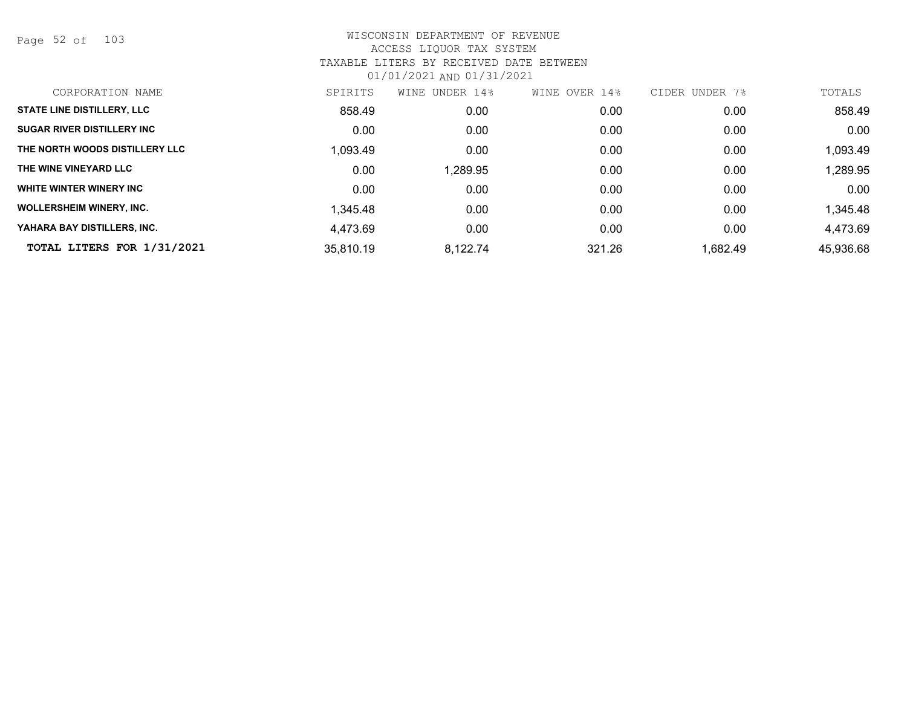WISCONSIN DEPARTMENT OF REVENUE
ACCESS LIQUOR TAX SYSTEM
TAXABLE LITERS BY RECEIVED DATE BETWEEN
01/01/2021 AND 01/31/2021

| CORPORATION NAME | SPIRITS | WINE UNDER 14% | WINE OVER 14% | CIDER UNDER 7% | TOTALS |
|---|---|---|---|---|---|
| **STATE LINE DISTILLERY, LLC** | 858.49 | 0.00 | 0.00 | 0.00 | 858.49 |
| **SUGAR RIVER DISTILLERY INC** | 0.00 | 0.00 | 0.00 | 0.00 | 0.00 |
| **THE NORTH WOODS DISTILLERY LLC** | 1,093.49 | 0.00 | 0.00 | 0.00 | 1,093.49 |
| **THE WINE VINEYARD LLC** | 0.00 | 1,289.95 | 0.00 | 0.00 | 1,289.95 |
| **WHITE WINTER WINERY INC** | 0.00 | 0.00 | 0.00 | 0.00 | 0.00 |
| **WOLLERSHEIM WINERY, INC.** | 1,345.48 | 0.00 | 0.00 | 0.00 | 1,345.48 |
| **YAHARA BAY DISTILLERS, INC.** | 4,473.69 | 0.00 | 0.00 | 0.00 | 4,473.69 |
| **TOTAL LITERS FOR 1/31/2021** | 35,810.19 | 8,122.74 | 321.26 | 1,682.49 | 45,936.68 |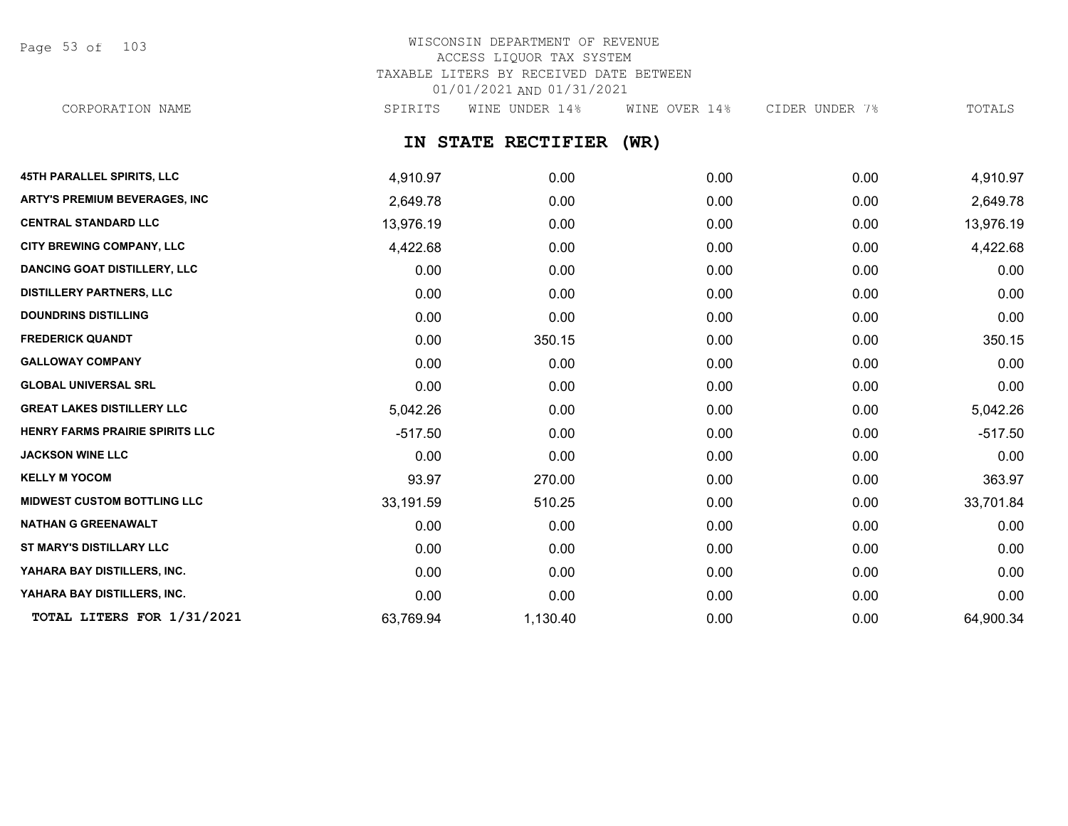# WISCONSIN DEPARTMENT OF REVENUE
## ACCESS LIQUOR TAX SYSTEM
### TAXABLE LITERS BY RECEIVED DATE BETWEEN 01/01/2021 AND 01/31/2021

## IN STATE RECTIFIER (WR)

| CORPORATION NAME | SPIRITS | WINE UNDER 14% | WINE OVER 14% | CIDER UNDER 7% | TOTALS |
|---|---|---|---|---|---|
| 45TH PARALLEL SPIRITS, LLC | 4,910.97 | 0.00 | 0.00 | 0.00 | 4,910.97 |
| ARTY'S PREMIUM BEVERAGES, INC | 2,649.78 | 0.00 | 0.00 | 0.00 | 2,649.78 |
| CENTRAL STANDARD LLC | 13,976.19 | 0.00 | 0.00 | 0.00 | 13,976.19 |
| CITY BREWING COMPANY, LLC | 4,422.68 | 0.00 | 0.00 | 0.00 | 4,422.68 |
| DANCING GOAT DISTILLERY, LLC | 0.00 | 0.00 | 0.00 | 0.00 | 0.00 |
| DISTILLERY PARTNERS, LLC | 0.00 | 0.00 | 0.00 | 0.00 | 0.00 |
| DOUNDRINS DISTILLING | 0.00 | 0.00 | 0.00 | 0.00 | 0.00 |
| FREDERICK QUANDT | 0.00 | 350.15 | 0.00 | 0.00 | 350.15 |
| GALLOWAY COMPANY | 0.00 | 0.00 | 0.00 | 0.00 | 0.00 |
| GLOBAL UNIVERSAL SRL | 0.00 | 0.00 | 0.00 | 0.00 | 0.00 |
| GREAT LAKES DISTILLERY LLC | 5,042.26 | 0.00 | 0.00 | 0.00 | 5,042.26 |
| HENRY FARMS PRAIRIE SPIRITS LLC | -517.50 | 0.00 | 0.00 | 0.00 | -517.50 |
| JACKSON WINE LLC | 0.00 | 0.00 | 0.00 | 0.00 | 0.00 |
| KELLY M YOCOM | 93.97 | 270.00 | 0.00 | 0.00 | 363.97 |
| MIDWEST CUSTOM BOTTLING LLC | 33,191.59 | 510.25 | 0.00 | 0.00 | 33,701.84 |
| NATHAN G GREENAWALT | 0.00 | 0.00 | 0.00 | 0.00 | 0.00 |
| ST MARY'S DISTILLARY LLC | 0.00 | 0.00 | 0.00 | 0.00 | 0.00 |
| YAHARA BAY DISTILLERS, INC. | 0.00 | 0.00 | 0.00 | 0.00 | 0.00 |
| YAHARA BAY DISTILLERS, INC. | 0.00 | 0.00 | 0.00 | 0.00 | 0.00 |
| **TOTAL LITERS FOR 1/31/2021** | 63,769.94 | 1,130.40 | 0.00 | 0.00 | 64,900.34 |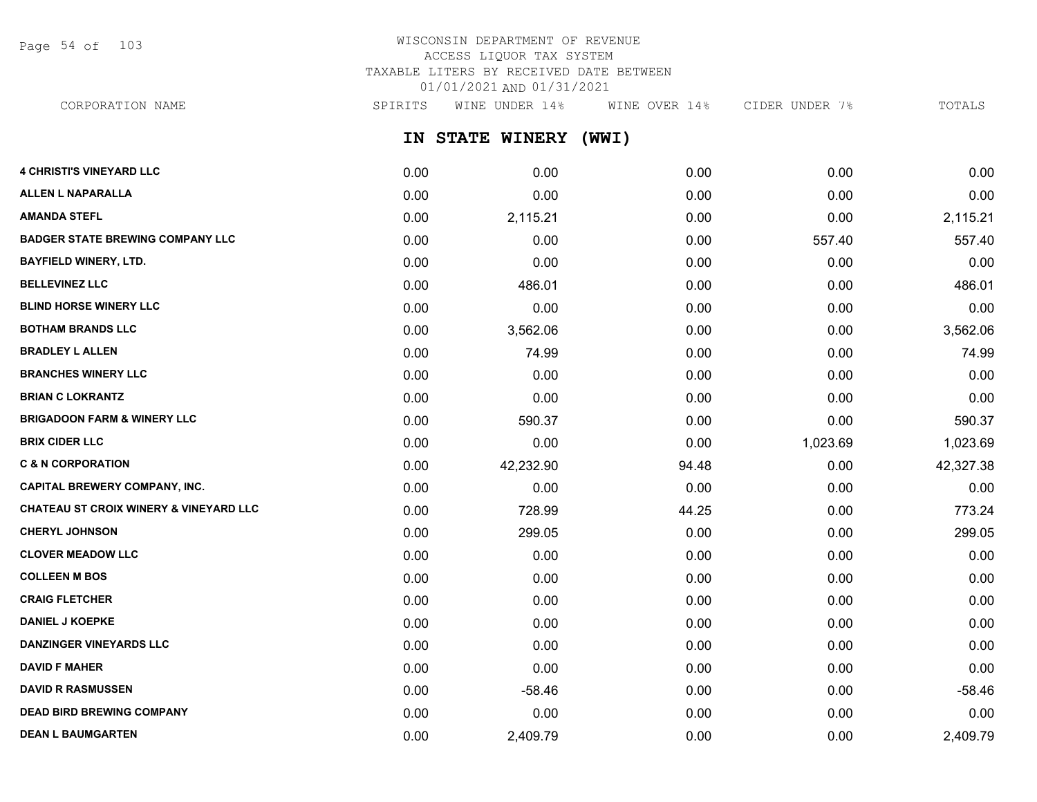# WISCONSIN DEPARTMENT OF REVENUE
## ACCESS LIQUOR TAX SYSTEM
## TAXABLE LITERS BY RECEIVED DATE BETWEEN 01/01/2021 AND 01/31/2021

## IN STATE WINERY (WWI)

| CORPORATION NAME | SPIRITS | WINE UNDER 14% | WINE OVER 14% | CIDER UNDER 7% | TOTALS |
|---|---|---|---|---|---|
| 4 CHRISTI'S VINEYARD LLC | 0.00 | 0.00 | 0.00 | 0.00 | 0.00 |
| ALLEN L NAPARALLA | 0.00 | 0.00 | 0.00 | 0.00 | 0.00 |
| AMANDA STEFL | 0.00 | 2,115.21 | 0.00 | 0.00 | 2,115.21 |
| BADGER STATE BREWING COMPANY LLC | 0.00 | 0.00 | 0.00 | 557.40 | 557.40 |
| BAYFIELD WINERY, LTD. | 0.00 | 0.00 | 0.00 | 0.00 | 0.00 |
| BELLEVINEZ LLC | 0.00 | 486.01 | 0.00 | 0.00 | 486.01 |
| BLIND HORSE WINERY LLC | 0.00 | 0.00 | 0.00 | 0.00 | 0.00 |
| BOTHAM BRANDS LLC | 0.00 | 3,562.06 | 0.00 | 0.00 | 3,562.06 |
| BRADLEY L ALLEN | 0.00 | 74.99 | 0.00 | 0.00 | 74.99 |
| BRANCHES WINERY LLC | 0.00 | 0.00 | 0.00 | 0.00 | 0.00 |
| BRIAN C LOKRANTZ | 0.00 | 0.00 | 0.00 | 0.00 | 0.00 |
| BRIGADOON FARM & WINERY LLC | 0.00 | 590.37 | 0.00 | 0.00 | 590.37 |
| BRIX CIDER LLC | 0.00 | 0.00 | 0.00 | 1,023.69 | 1,023.69 |
| C & N CORPORATION | 0.00 | 42,232.90 | 94.48 | 0.00 | 42,327.38 |
| CAPITAL BREWERY COMPANY, INC. | 0.00 | 0.00 | 0.00 | 0.00 | 0.00 |
| CHATEAU ST CROIX WINERY & VINEYARD LLC | 0.00 | 728.99 | 44.25 | 0.00 | 773.24 |
| CHERYL JOHNSON | 0.00 | 299.05 | 0.00 | 0.00 | 299.05 |
| CLOVER MEADOW LLC | 0.00 | 0.00 | 0.00 | 0.00 | 0.00 |
| COLLEEN M BOS | 0.00 | 0.00 | 0.00 | 0.00 | 0.00 |
| CRAIG FLETCHER | 0.00 | 0.00 | 0.00 | 0.00 | 0.00 |
| DANIEL J KOEPKE | 0.00 | 0.00 | 0.00 | 0.00 | 0.00 |
| DANZINGER VINEYARDS LLC | 0.00 | 0.00 | 0.00 | 0.00 | 0.00 |
| DAVID F MAHER | 0.00 | 0.00 | 0.00 | 0.00 | 0.00 |
| DAVID R RASMUSSEN | 0.00 | -58.46 | 0.00 | 0.00 | -58.46 |
| DEAD BIRD BREWING COMPANY | 0.00 | 0.00 | 0.00 | 0.00 | 0.00 |
| DEAN L BAUMGARTEN | 0.00 | 2,409.79 | 0.00 | 0.00 | 2,409.79 |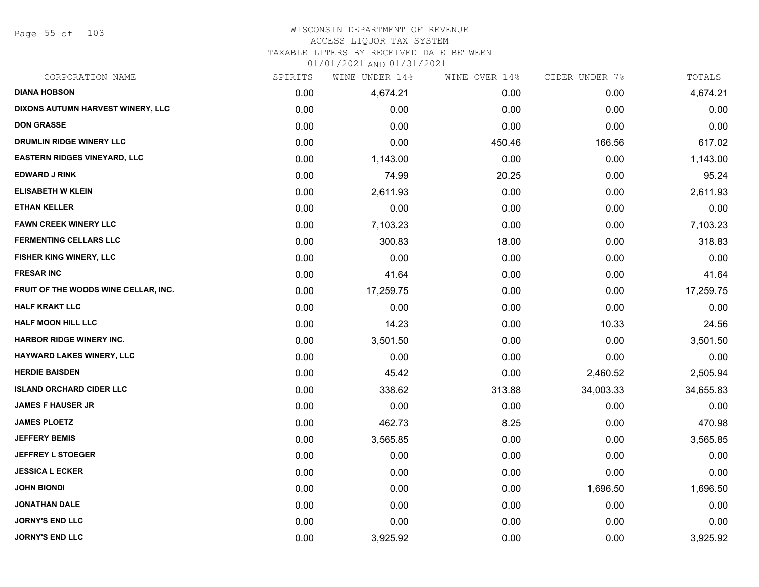WISCONSIN DEPARTMENT OF REVENUE
ACCESS LIQUOR TAX SYSTEM
TAXABLE LITERS BY RECEIVED DATE BETWEEN
01/01/2021 AND 01/31/2021

| CORPORATION NAME | SPIRITS | WINE UNDER 14% | WINE OVER 14% | CIDER UNDER 7% | TOTALS |
|---|---|---|---|---|---|
| DIANA HOBSON | 0.00 | 4,674.21 | 0.00 | 0.00 | 4,674.21 |
| DIXONS AUTUMN HARVEST WINERY, LLC | 0.00 | 0.00 | 0.00 | 0.00 | 0.00 |
| DON GRASSE | 0.00 | 0.00 | 0.00 | 0.00 | 0.00 |
| DRUMLIN RIDGE WINERY LLC | 0.00 | 0.00 | 450.46 | 166.56 | 617.02 |
| EASTERN RIDGES VINEYARD, LLC | 0.00 | 1,143.00 | 0.00 | 0.00 | 1,143.00 |
| EDWARD J RINK | 0.00 | 74.99 | 20.25 | 0.00 | 95.24 |
| ELISABETH W KLEIN | 0.00 | 2,611.93 | 0.00 | 0.00 | 2,611.93 |
| ETHAN KELLER | 0.00 | 0.00 | 0.00 | 0.00 | 0.00 |
| FAWN CREEK WINERY LLC | 0.00 | 7,103.23 | 0.00 | 0.00 | 7,103.23 |
| FERMENTING CELLARS LLC | 0.00 | 300.83 | 18.00 | 0.00 | 318.83 |
| FISHER KING WINERY, LLC | 0.00 | 0.00 | 0.00 | 0.00 | 0.00 |
| FRESAR INC | 0.00 | 41.64 | 0.00 | 0.00 | 41.64 |
| FRUIT OF THE WOODS WINE CELLAR, INC. | 0.00 | 17,259.75 | 0.00 | 0.00 | 17,259.75 |
| HALF KRAKT LLC | 0.00 | 0.00 | 0.00 | 0.00 | 0.00 |
| HALF MOON HILL LLC | 0.00 | 14.23 | 0.00 | 10.33 | 24.56 |
| HARBOR RIDGE WINERY INC. | 0.00 | 3,501.50 | 0.00 | 0.00 | 3,501.50 |
| HAYWARD LAKES WINERY, LLC | 0.00 | 0.00 | 0.00 | 0.00 | 0.00 |
| HERDIE BAISDEN | 0.00 | 45.42 | 0.00 | 2,460.52 | 2,505.94 |
| ISLAND ORCHARD CIDER LLC | 0.00 | 338.62 | 313.88 | 34,003.33 | 34,655.83 |
| JAMES F HAUSER JR | 0.00 | 0.00 | 0.00 | 0.00 | 0.00 |
| JAMES PLOETZ | 0.00 | 462.73 | 8.25 | 0.00 | 470.98 |
| JEFFERY BEMIS | 0.00 | 3,565.85 | 0.00 | 0.00 | 3,565.85 |
| JEFFREY L STOEGER | 0.00 | 0.00 | 0.00 | 0.00 | 0.00 |
| JESSICA L ECKER | 0.00 | 0.00 | 0.00 | 0.00 | 0.00 |
| JOHN BIONDI | 0.00 | 0.00 | 0.00 | 1,696.50 | 1,696.50 |
| JONATHAN DALE | 0.00 | 0.00 | 0.00 | 0.00 | 0.00 |
| JORNY'S END LLC | 0.00 | 0.00 | 0.00 | 0.00 | 0.00 |
| JORNY'S END LLC | 0.00 | 3,925.92 | 0.00 | 0.00 | 3,925.92 |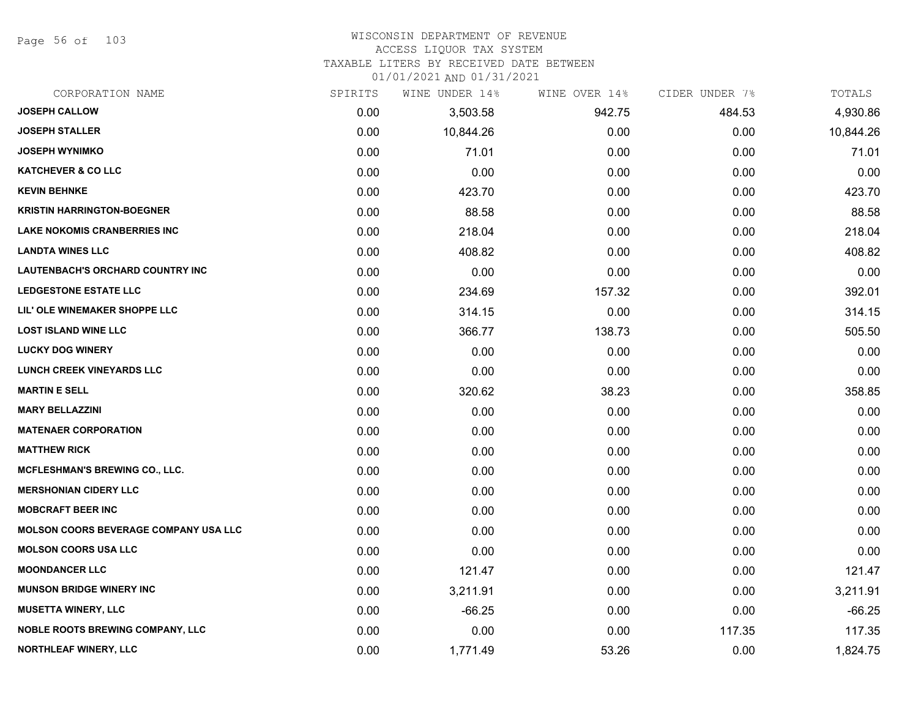# WISCONSIN DEPARTMENT OF REVENUE
## ACCESS LIQUOR TAX SYSTEM
### TAXABLE LITERS BY RECEIVED DATE BETWEEN 01/01/2021 AND 01/31/2021

| CORPORATION NAME | SPIRITS | WINE UNDER 14% | WINE OVER 14% | CIDER UNDER 7% | TOTALS |
|---|---|---|---|---|---|
| JOSEPH CALLOW | 0.00 | 3,503.58 | 942.75 | 484.53 | 4,930.86 |
| JOSEPH STALLER | 0.00 | 10,844.26 | 0.00 | 0.00 | 10,844.26 |
| JOSEPH WYNIMKO | 0.00 | 71.01 | 0.00 | 0.00 | 71.01 |
| KATCHEVER & CO LLC | 0.00 | 0.00 | 0.00 | 0.00 | 0.00 |
| KEVIN BEHNKE | 0.00 | 423.70 | 0.00 | 0.00 | 423.70 |
| KRISTIN HARRINGTON-BOEGNER | 0.00 | 88.58 | 0.00 | 0.00 | 88.58 |
| LAKE NOKOMIS CRANBERRIES INC | 0.00 | 218.04 | 0.00 | 0.00 | 218.04 |
| LANDTA WINES LLC | 0.00 | 408.82 | 0.00 | 0.00 | 408.82 |
| LAUTENBACH'S ORCHARD COUNTRY INC | 0.00 | 0.00 | 0.00 | 0.00 | 0.00 |
| LEDGESTONE ESTATE LLC | 0.00 | 234.69 | 157.32 | 0.00 | 392.01 |
| LIL' OLE WINEMAKER SHOPPE LLC | 0.00 | 314.15 | 0.00 | 0.00 | 314.15 |
| LOST ISLAND WINE LLC | 0.00 | 366.77 | 138.73 | 0.00 | 505.50 |
| LUCKY DOG WINERY | 0.00 | 0.00 | 0.00 | 0.00 | 0.00 |
| LUNCH CREEK VINEYARDS LLC | 0.00 | 0.00 | 0.00 | 0.00 | 0.00 |
| MARTIN E SELL | 0.00 | 320.62 | 38.23 | 0.00 | 358.85 |
| MARY BELLAZZINI | 0.00 | 0.00 | 0.00 | 0.00 | 0.00 |
| MATENAER CORPORATION | 0.00 | 0.00 | 0.00 | 0.00 | 0.00 |
| MATTHEW RICK | 0.00 | 0.00 | 0.00 | 0.00 | 0.00 |
| MCFLESHMAN'S BREWING CO., LLC. | 0.00 | 0.00 | 0.00 | 0.00 | 0.00 |
| MERSHONIAN CIDERY LLC | 0.00 | 0.00 | 0.00 | 0.00 | 0.00 |
| MOBCRAFT BEER INC | 0.00 | 0.00 | 0.00 | 0.00 | 0.00 |
| MOLSON COORS BEVERAGE COMPANY USA LLC | 0.00 | 0.00 | 0.00 | 0.00 | 0.00 |
| MOLSON COORS USA LLC | 0.00 | 0.00 | 0.00 | 0.00 | 0.00 |
| MOONDANCER LLC | 0.00 | 121.47 | 0.00 | 0.00 | 121.47 |
| MUNSON BRIDGE WINERY INC | 0.00 | 3,211.91 | 0.00 | 0.00 | 3,211.91 |
| MUSETTA WINERY, LLC | 0.00 | -66.25 | 0.00 | 0.00 | -66.25 |
| NOBLE ROOTS BREWING COMPANY, LLC | 0.00 | 0.00 | 0.00 | 117.35 | 117.35 |
| NORTHLEAF WINERY, LLC | 0.00 | 1,771.49 | 53.26 | 0.00 | 1,824.75 |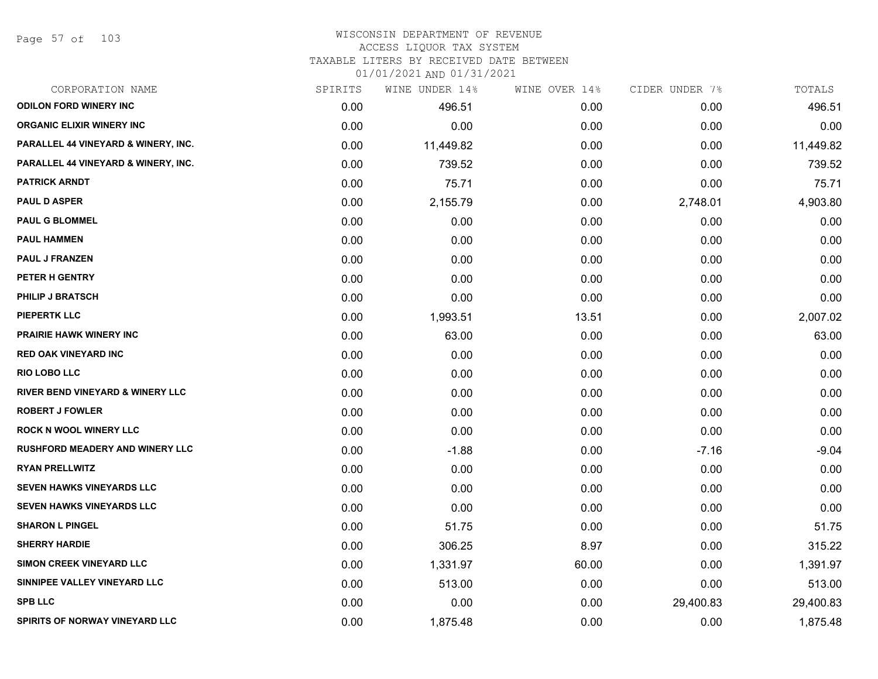# WISCONSIN DEPARTMENT OF REVENUE
ACCESS LIQUOR TAX SYSTEM
TAXABLE LITERS BY RECEIVED DATE BETWEEN
01/01/2021 AND 01/31/2021

| CORPORATION NAME | SPIRITS | WINE UNDER 14% | WINE OVER 14% | CIDER UNDER 7% | TOTALS |
|---|---|---|---|---|---|
| ODILON FORD WINERY INC | 0.00 | 496.51 | 0.00 | 0.00 | 496.51 |
| ORGANIC ELIXIR WINERY INC | 0.00 | 0.00 | 0.00 | 0.00 | 0.00 |
| PARALLEL 44 VINEYARD & WINERY, INC. | 0.00 | 11,449.82 | 0.00 | 0.00 | 11,449.82 |
| PARALLEL 44 VINEYARD & WINERY, INC. | 0.00 | 739.52 | 0.00 | 0.00 | 739.52 |
| PATRICK ARNDT | 0.00 | 75.71 | 0.00 | 0.00 | 75.71 |
| PAUL D ASPER | 0.00 | 2,155.79 | 0.00 | 2,748.01 | 4,903.80 |
| PAUL G BLOMMEL | 0.00 | 0.00 | 0.00 | 0.00 | 0.00 |
| PAUL HAMMEN | 0.00 | 0.00 | 0.00 | 0.00 | 0.00 |
| PAUL J FRANZEN | 0.00 | 0.00 | 0.00 | 0.00 | 0.00 |
| PETER H GENTRY | 0.00 | 0.00 | 0.00 | 0.00 | 0.00 |
| PHILIP J BRATSCH | 0.00 | 0.00 | 0.00 | 0.00 | 0.00 |
| PIEPERTK LLC | 0.00 | 1,993.51 | 13.51 | 0.00 | 2,007.02 |
| PRAIRIE HAWK WINERY INC | 0.00 | 63.00 | 0.00 | 0.00 | 63.00 |
| RED OAK VINEYARD INC | 0.00 | 0.00 | 0.00 | 0.00 | 0.00 |
| RIO LOBO LLC | 0.00 | 0.00 | 0.00 | 0.00 | 0.00 |
| RIVER BEND VINEYARD & WINERY LLC | 0.00 | 0.00 | 0.00 | 0.00 | 0.00 |
| ROBERT J FOWLER | 0.00 | 0.00 | 0.00 | 0.00 | 0.00 |
| ROCK N WOOL WINERY LLC | 0.00 | 0.00 | 0.00 | 0.00 | 0.00 |
| RUSHFORD MEADERY AND WINERY LLC | 0.00 | -1.88 | 0.00 | -7.16 | -9.04 |
| RYAN PRELLWITZ | 0.00 | 0.00 | 0.00 | 0.00 | 0.00 |
| SEVEN HAWKS VINEYARDS LLC | 0.00 | 0.00 | 0.00 | 0.00 | 0.00 |
| SEVEN HAWKS VINEYARDS LLC | 0.00 | 0.00 | 0.00 | 0.00 | 0.00 |
| SHARON L PINGEL | 0.00 | 51.75 | 0.00 | 0.00 | 51.75 |
| SHERRY HARDIE | 0.00 | 306.25 | 8.97 | 0.00 | 315.22 |
| SIMON CREEK VINEYARD LLC | 0.00 | 1,331.97 | 60.00 | 0.00 | 1,391.97 |
| SINNIPEE VALLEY VINEYARD LLC | 0.00 | 513.00 | 0.00 | 0.00 | 513.00 |
| SPB LLC | 0.00 | 0.00 | 0.00 | 29,400.83 | 29,400.83 |
| SPIRITS OF NORWAY VINEYARD LLC | 0.00 | 1,875.48 | 0.00 | 0.00 | 1,875.48 |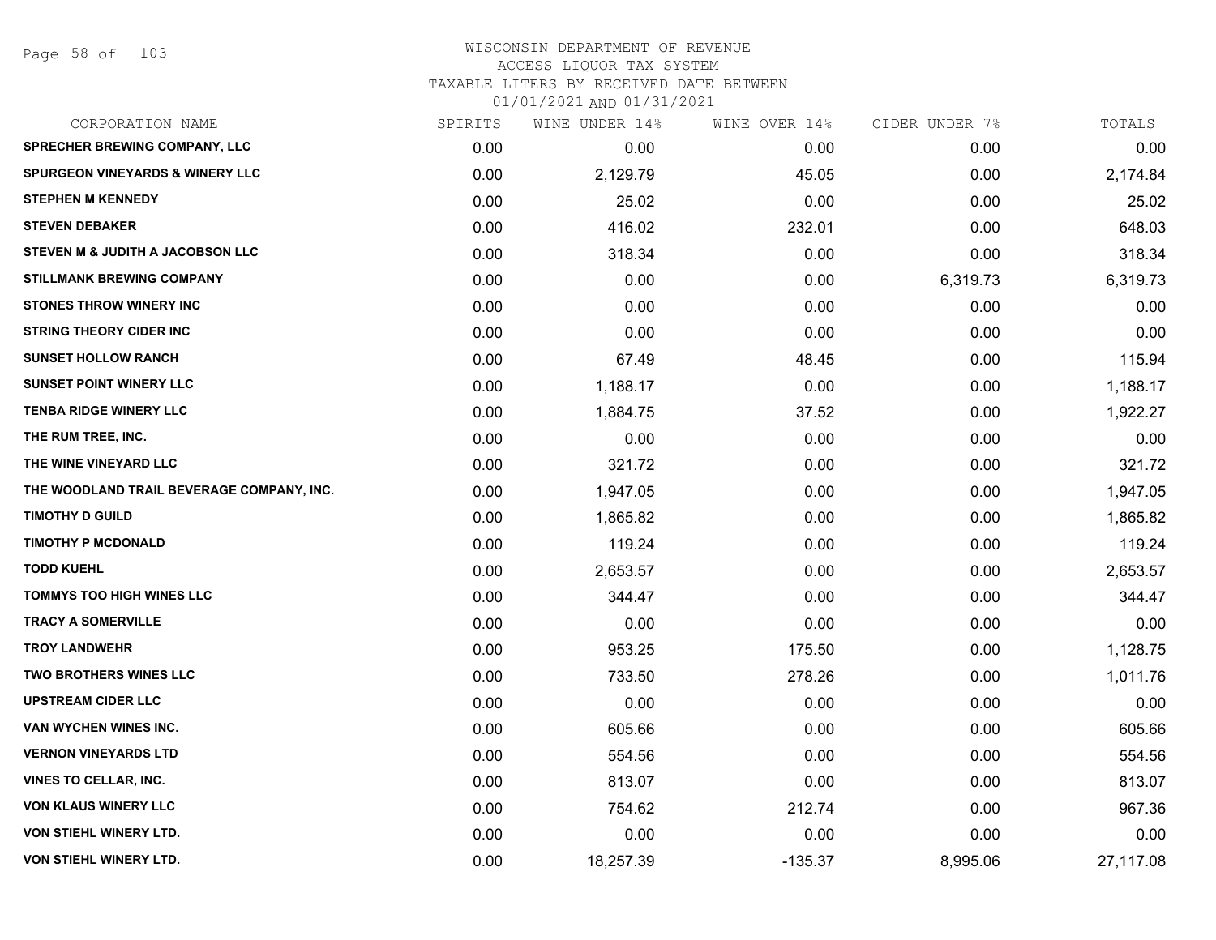# WISCONSIN DEPARTMENT OF REVENUE
## ACCESS LIQUOR TAX SYSTEM
### TAXABLE LITERS BY RECEIVED DATE BETWEEN 01/01/2021 AND 01/31/2021

| CORPORATION NAME | SPIRITS | WINE UNDER 14% | WINE OVER 14% | CIDER UNDER 7% | TOTALS |
|---|---|---|---|---|---|
| SPRECHER BREWING COMPANY, LLC | 0.00 | 0.00 | 0.00 | 0.00 | 0.00 |
| SPURGEON VINEYARDS & WINERY LLC | 0.00 | 2,129.79 | 45.05 | 0.00 | 2,174.84 |
| STEPHEN M KENNEDY | 0.00 | 25.02 | 0.00 | 0.00 | 25.02 |
| STEVEN DEBAKER | 0.00 | 416.02 | 232.01 | 0.00 | 648.03 |
| STEVEN M & JUDITH A JACOBSON LLC | 0.00 | 318.34 | 0.00 | 0.00 | 318.34 |
| STILLMANK BREWING COMPANY | 0.00 | 0.00 | 0.00 | 6,319.73 | 6,319.73 |
| STONES THROW WINERY INC | 0.00 | 0.00 | 0.00 | 0.00 | 0.00 |
| STRING THEORY CIDER INC | 0.00 | 0.00 | 0.00 | 0.00 | 0.00 |
| SUNSET HOLLOW RANCH | 0.00 | 67.49 | 48.45 | 0.00 | 115.94 |
| SUNSET POINT WINERY LLC | 0.00 | 1,188.17 | 0.00 | 0.00 | 1,188.17 |
| TENBA RIDGE WINERY LLC | 0.00 | 1,884.75 | 37.52 | 0.00 | 1,922.27 |
| THE RUM TREE, INC. | 0.00 | 0.00 | 0.00 | 0.00 | 0.00 |
| THE WINE VINEYARD LLC | 0.00 | 321.72 | 0.00 | 0.00 | 321.72 |
| THE WOODLAND TRAIL BEVERAGE COMPANY, INC. | 0.00 | 1,947.05 | 0.00 | 0.00 | 1,947.05 |
| TIMOTHY D GUILD | 0.00 | 1,865.82 | 0.00 | 0.00 | 1,865.82 |
| TIMOTHY P MCDONALD | 0.00 | 119.24 | 0.00 | 0.00 | 119.24 |
| TODD KUEHL | 0.00 | 2,653.57 | 0.00 | 0.00 | 2,653.57 |
| TOMMYS TOO HIGH WINES LLC | 0.00 | 344.47 | 0.00 | 0.00 | 344.47 |
| TRACY A SOMERVILLE | 0.00 | 0.00 | 0.00 | 0.00 | 0.00 |
| TROY LANDWEHR | 0.00 | 953.25 | 175.50 | 0.00 | 1,128.75 |
| TWO BROTHERS WINES LLC | 0.00 | 733.50 | 278.26 | 0.00 | 1,011.76 |
| UPSTREAM CIDER LLC | 0.00 | 0.00 | 0.00 | 0.00 | 0.00 |
| VAN WYCHEN WINES INC. | 0.00 | 605.66 | 0.00 | 0.00 | 605.66 |
| VERNON VINEYARDS LTD | 0.00 | 554.56 | 0.00 | 0.00 | 554.56 |
| VINES TO CELLAR, INC. | 0.00 | 813.07 | 0.00 | 0.00 | 813.07 |
| VON KLAUS WINERY LLC | 0.00 | 754.62 | 212.74 | 0.00 | 967.36 |
| VON STIEHL WINERY LTD. | 0.00 | 0.00 | 0.00 | 0.00 | 0.00 |
| VON STIEHL WINERY LTD. | 0.00 | 18,257.39 | -135.37 | 8,995.06 | 27,117.08 |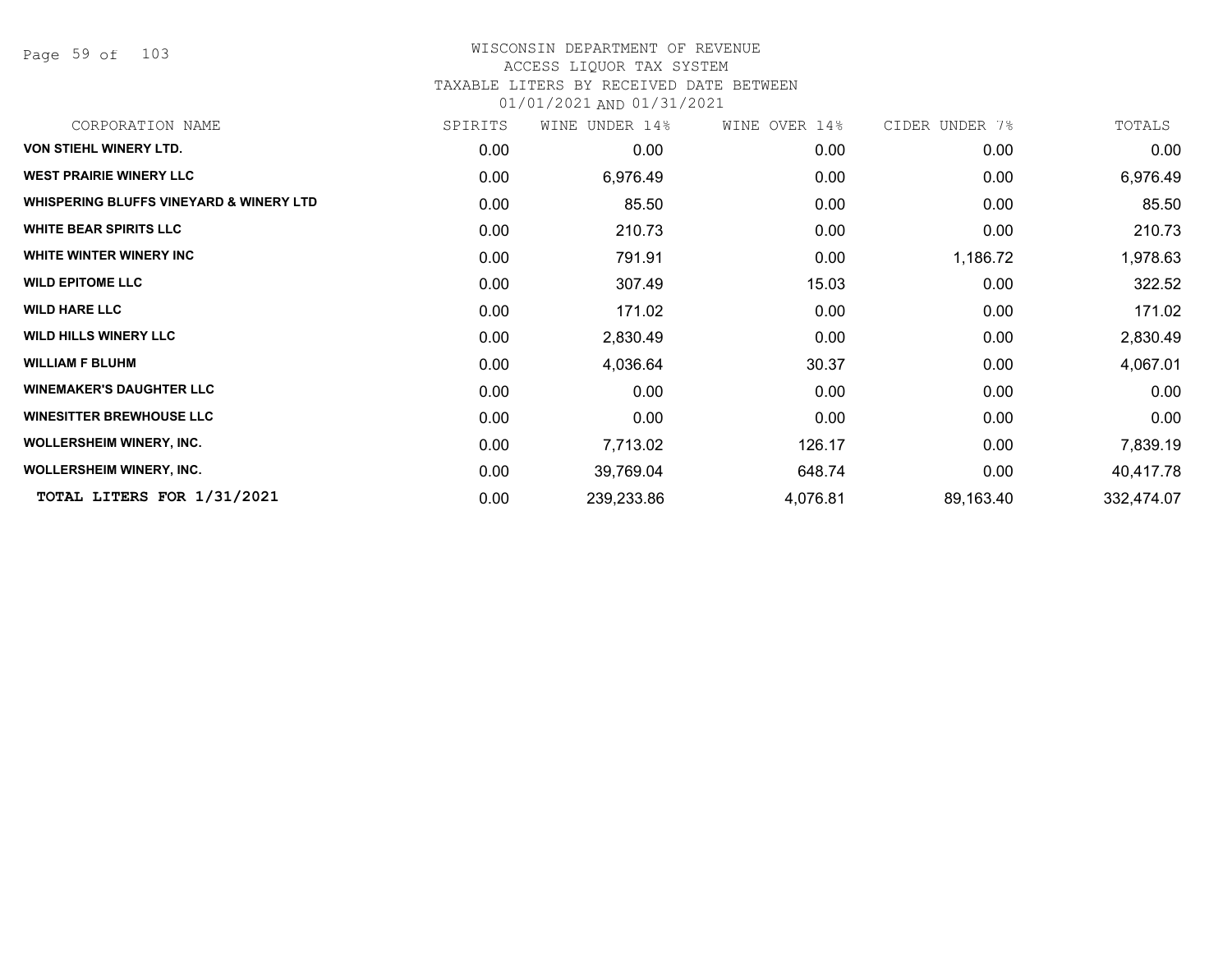# WISCONSIN DEPARTMENT OF REVENUE
## ACCESS LIQUOR TAX SYSTEM
### TAXABLE LITERS BY RECEIVED DATE BETWEEN 01/01/2021 AND 01/31/2021

| CORPORATION NAME | SPIRITS | WINE UNDER 14% | WINE OVER 14% | CIDER UNDER 7% | TOTALS |
|---|---|---|---|---|---|
| **VON STIEHL WINERY LTD.** | 0.00 | 0.00 | 0.00 | 0.00 | 0.00 |
| **WEST PRAIRIE WINERY LLC** | 0.00 | 6,976.49 | 0.00 | 0.00 | 6,976.49 |
| **WHISPERING BLUFFS VINEYARD & WINERY LTD** | 0.00 | 85.50 | 0.00 | 0.00 | 85.50 |
| **WHITE BEAR SPIRITS LLC** | 0.00 | 210.73 | 0.00 | 0.00 | 210.73 |
| **WHITE WINTER WINERY INC** | 0.00 | 791.91 | 0.00 | 1,186.72 | 1,978.63 |
| **WILD EPITOME LLC** | 0.00 | 307.49 | 15.03 | 0.00 | 322.52 |
| **WILD HARE LLC** | 0.00 | 171.02 | 0.00 | 0.00 | 171.02 |
| **WILD HILLS WINERY LLC** | 0.00 | 2,830.49 | 0.00 | 0.00 | 2,830.49 |
| **WILLIAM F BLUHM** | 0.00 | 4,036.64 | 30.37 | 0.00 | 4,067.01 |
| **WINEMAKER'S DAUGHTER LLC** | 0.00 | 0.00 | 0.00 | 0.00 | 0.00 |
| **WINESITTER BREWHOUSE LLC** | 0.00 | 0.00 | 0.00 | 0.00 | 0.00 |
| **WOLLERSHEIM WINERY, INC.** | 0.00 | 7,713.02 | 126.17 | 0.00 | 7,839.19 |
| **WOLLERSHEIM WINERY, INC.** | 0.00 | 39,769.04 | 648.74 | 0.00 | 40,417.78 |
| **TOTAL LITERS FOR 1/31/2021** | 0.00 | 239,233.86 | 4,076.81 | 89,163.40 | 332,474.07 |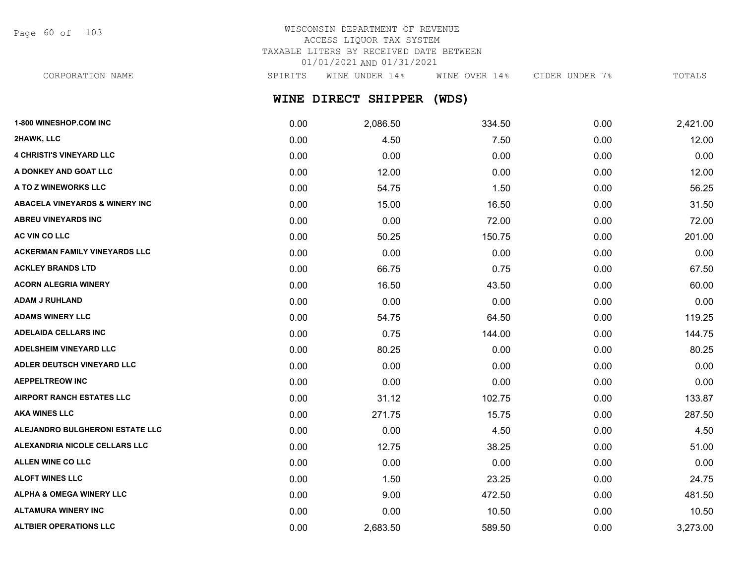WISCONSIN DEPARTMENT OF REVENUE
ACCESS LIQUOR TAX SYSTEM
TAXABLE LITERS BY RECEIVED DATE BETWEEN
01/01/2021 AND 01/31/2021

## WINE DIRECT SHIPPER (WDS)

| CORPORATION NAME | SPIRITS | WINE UNDER 14% | WINE OVER 14% | CIDER UNDER 7% | TOTALS |
|---|---|---|---|---|---|
| 1-800 WINESHOP.COM INC | 0.00 | 2,086.50 | 334.50 | 0.00 | 2,421.00 |
| 2HAWK, LLC | 0.00 | 4.50 | 7.50 | 0.00 | 12.00 |
| 4 CHRISTI'S VINEYARD LLC | 0.00 | 0.00 | 0.00 | 0.00 | 0.00 |
| A DONKEY AND GOAT LLC | 0.00 | 12.00 | 0.00 | 0.00 | 12.00 |
| A TO Z WINEWORKS LLC | 0.00 | 54.75 | 1.50 | 0.00 | 56.25 |
| ABACELA VINEYARDS & WINERY INC | 0.00 | 15.00 | 16.50 | 0.00 | 31.50 |
| ABREU VINEYARDS INC | 0.00 | 0.00 | 72.00 | 0.00 | 72.00 |
| AC VIN CO LLC | 0.00 | 50.25 | 150.75 | 0.00 | 201.00 |
| ACKERMAN FAMILY VINEYARDS LLC | 0.00 | 0.00 | 0.00 | 0.00 | 0.00 |
| ACKLEY BRANDS LTD | 0.00 | 66.75 | 0.75 | 0.00 | 67.50 |
| ACORN ALEGRIA WINERY | 0.00 | 16.50 | 43.50 | 0.00 | 60.00 |
| ADAM J RUHLAND | 0.00 | 0.00 | 0.00 | 0.00 | 0.00 |
| ADAMS WINERY LLC | 0.00 | 54.75 | 64.50 | 0.00 | 119.25 |
| ADELAIDA CELLARS INC | 0.00 | 0.75 | 144.00 | 0.00 | 144.75 |
| ADELSHEIM VINEYARD LLC | 0.00 | 80.25 | 0.00 | 0.00 | 80.25 |
| ADLER DEUTSCH VINEYARD LLC | 0.00 | 0.00 | 0.00 | 0.00 | 0.00 |
| AEPPELTREOW INC | 0.00 | 0.00 | 0.00 | 0.00 | 0.00 |
| AIRPORT RANCH ESTATES LLC | 0.00 | 31.12 | 102.75 | 0.00 | 133.87 |
| AKA WINES LLC | 0.00 | 271.75 | 15.75 | 0.00 | 287.50 |
| ALEJANDRO BULGHERONI ESTATE LLC | 0.00 | 0.00 | 4.50 | 0.00 | 4.50 |
| ALEXANDRIA NICOLE CELLARS LLC | 0.00 | 12.75 | 38.25 | 0.00 | 51.00 |
| ALLEN WINE CO LLC | 0.00 | 0.00 | 0.00 | 0.00 | 0.00 |
| ALOFT WINES LLC | 0.00 | 1.50 | 23.25 | 0.00 | 24.75 |
| ALPHA & OMEGA WINERY LLC | 0.00 | 9.00 | 472.50 | 0.00 | 481.50 |
| ALTAMURA WINERY INC | 0.00 | 0.00 | 10.50 | 0.00 | 10.50 |
| ALTBIER OPERATIONS LLC | 0.00 | 2,683.50 | 589.50 | 0.00 | 3,273.00 |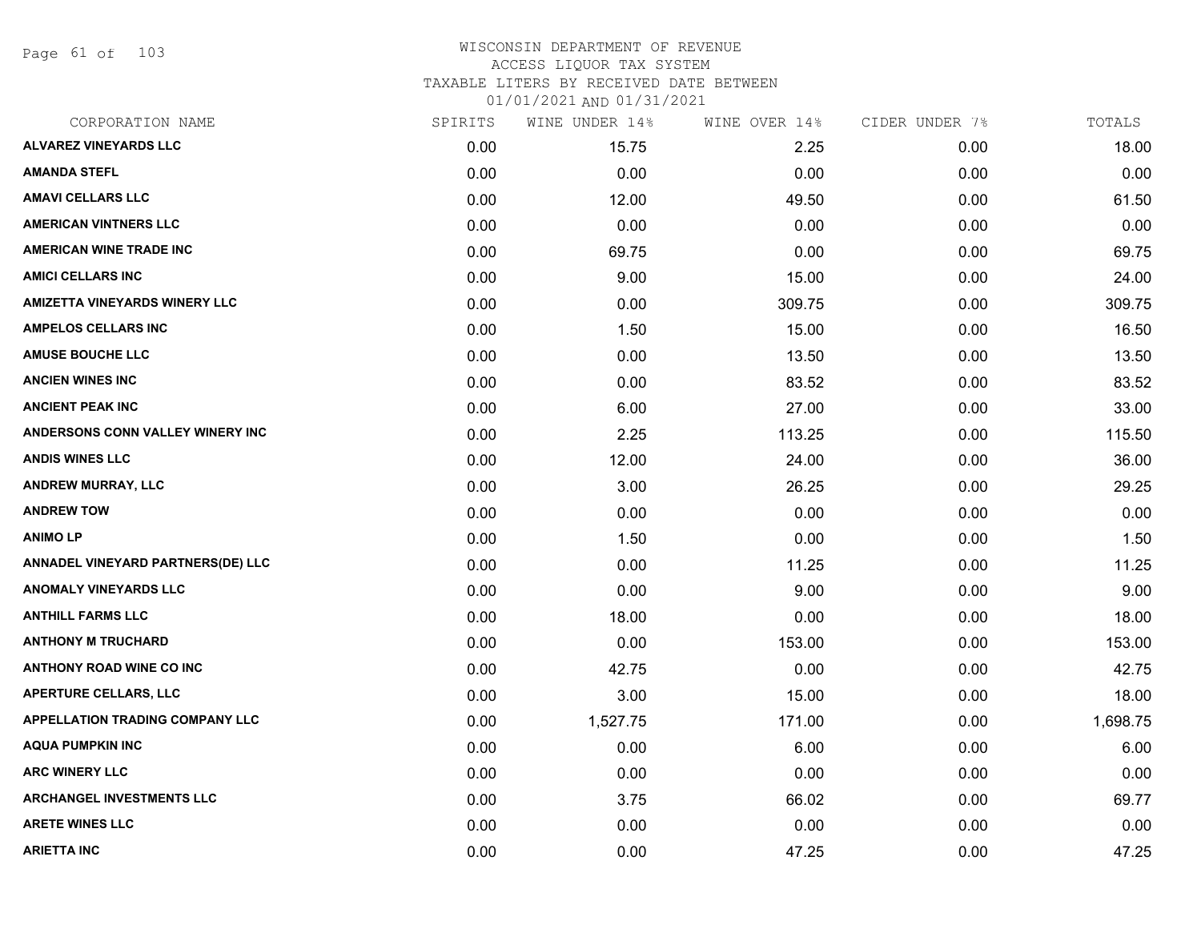WISCONSIN DEPARTMENT OF REVENUE
ACCESS LIQUOR TAX SYSTEM
TAXABLE LITERS BY RECEIVED DATE BETWEEN
01/01/2021 AND 01/31/2021

| CORPORATION NAME | SPIRITS | WINE UNDER 14% | WINE OVER 14% | CIDER UNDER 7% | TOTALS |
|---|---|---|---|---|---|
| ALVAREZ VINEYARDS LLC | 0.00 | 15.75 | 2.25 | 0.00 | 18.00 |
| AMANDA STEFL | 0.00 | 0.00 | 0.00 | 0.00 | 0.00 |
| AMAVI CELLARS LLC | 0.00 | 12.00 | 49.50 | 0.00 | 61.50 |
| AMERICAN VINTNERS LLC | 0.00 | 0.00 | 0.00 | 0.00 | 0.00 |
| AMERICAN WINE TRADE INC | 0.00 | 69.75 | 0.00 | 0.00 | 69.75 |
| AMICI CELLARS INC | 0.00 | 9.00 | 15.00 | 0.00 | 24.00 |
| AMIZETTA VINEYARDS WINERY LLC | 0.00 | 0.00 | 309.75 | 0.00 | 309.75 |
| AMPELOS CELLARS INC | 0.00 | 1.50 | 15.00 | 0.00 | 16.50 |
| AMUSE BOUCHE LLC | 0.00 | 0.00 | 13.50 | 0.00 | 13.50 |
| ANCIEN WINES INC | 0.00 | 0.00 | 83.52 | 0.00 | 83.52 |
| ANCIENT PEAK INC | 0.00 | 6.00 | 27.00 | 0.00 | 33.00 |
| ANDERSONS CONN VALLEY WINERY INC | 0.00 | 2.25 | 113.25 | 0.00 | 115.50 |
| ANDIS WINES LLC | 0.00 | 12.00 | 24.00 | 0.00 | 36.00 |
| ANDREW MURRAY, LLC | 0.00 | 3.00 | 26.25 | 0.00 | 29.25 |
| ANDREW TOW | 0.00 | 0.00 | 0.00 | 0.00 | 0.00 |
| ANIMO LP | 0.00 | 1.50 | 0.00 | 0.00 | 1.50 |
| ANNADEL VINEYARD PARTNERS(DE) LLC | 0.00 | 0.00 | 11.25 | 0.00 | 11.25 |
| ANOMALY VINEYARDS LLC | 0.00 | 0.00 | 9.00 | 0.00 | 9.00 |
| ANTHILL FARMS LLC | 0.00 | 18.00 | 0.00 | 0.00 | 18.00 |
| ANTHONY M TRUCHARD | 0.00 | 0.00 | 153.00 | 0.00 | 153.00 |
| ANTHONY ROAD WINE CO INC | 0.00 | 42.75 | 0.00 | 0.00 | 42.75 |
| APERTURE CELLARS, LLC | 0.00 | 3.00 | 15.00 | 0.00 | 18.00 |
| APPELLATION TRADING COMPANY LLC | 0.00 | 1,527.75 | 171.00 | 0.00 | 1,698.75 |
| AQUA PUMPKIN INC | 0.00 | 0.00 | 6.00 | 0.00 | 6.00 |
| ARC WINERY LLC | 0.00 | 0.00 | 0.00 | 0.00 | 0.00 |
| ARCHANGEL INVESTMENTS LLC | 0.00 | 3.75 | 66.02 | 0.00 | 69.77 |
| ARETE WINES LLC | 0.00 | 0.00 | 0.00 | 0.00 | 0.00 |
| ARIETTA INC | 0.00 | 0.00 | 47.25 | 0.00 | 47.25 |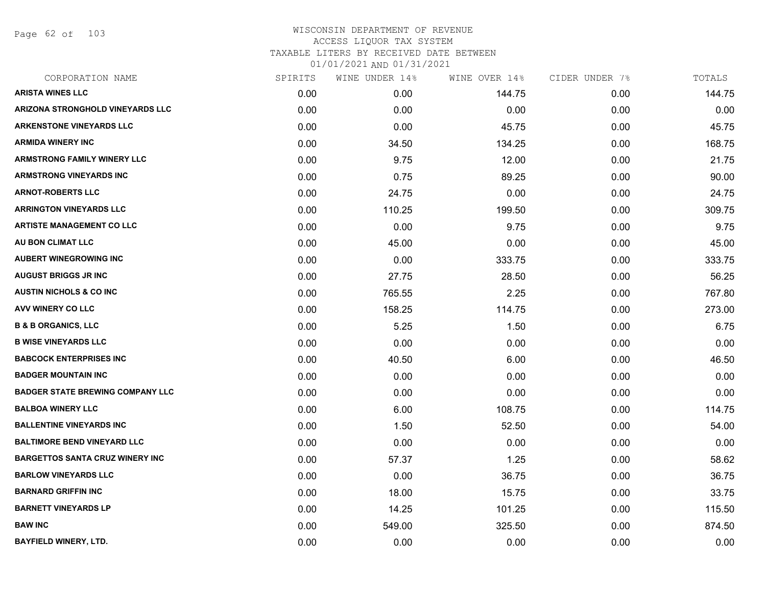# WISCONSIN DEPARTMENT OF REVENUE
## ACCESS LIQUOR TAX SYSTEM
### TAXABLE LITERS BY RECEIVED DATE BETWEEN 01/01/2021 AND 01/31/2021

| CORPORATION NAME | SPIRITS | WINE UNDER 14% | WINE OVER 14% | CIDER UNDER 7% | TOTALS |
|---|---|---|---|---|---|
| ARISTA WINES LLC | 0.00 | 0.00 | 144.75 | 0.00 | 144.75 |
| ARIZONA STRONGHOLD VINEYARDS LLC | 0.00 | 0.00 | 0.00 | 0.00 | 0.00 |
| ARKENSTONE VINEYARDS LLC | 0.00 | 0.00 | 45.75 | 0.00 | 45.75 |
| ARMIDA WINERY INC | 0.00 | 34.50 | 134.25 | 0.00 | 168.75 |
| ARMSTRONG FAMILY WINERY LLC | 0.00 | 9.75 | 12.00 | 0.00 | 21.75 |
| ARMSTRONG VINEYARDS INC | 0.00 | 0.75 | 89.25 | 0.00 | 90.00 |
| ARNOT-ROBERTS LLC | 0.00 | 24.75 | 0.00 | 0.00 | 24.75 |
| ARRINGTON VINEYARDS LLC | 0.00 | 110.25 | 199.50 | 0.00 | 309.75 |
| ARTISTE MANAGEMENT CO LLC | 0.00 | 0.00 | 9.75 | 0.00 | 9.75 |
| AU BON CLIMAT LLC | 0.00 | 45.00 | 0.00 | 0.00 | 45.00 |
| AUBERT WINEGROWING INC | 0.00 | 0.00 | 333.75 | 0.00 | 333.75 |
| AUGUST BRIGGS JR INC | 0.00 | 27.75 | 28.50 | 0.00 | 56.25 |
| AUSTIN NICHOLS & CO INC | 0.00 | 765.55 | 2.25 | 0.00 | 767.80 |
| AVV WINERY CO LLC | 0.00 | 158.25 | 114.75 | 0.00 | 273.00 |
| B & B ORGANICS, LLC | 0.00 | 5.25 | 1.50 | 0.00 | 6.75 |
| B WISE VINEYARDS LLC | 0.00 | 0.00 | 0.00 | 0.00 | 0.00 |
| BABCOCK ENTERPRISES INC | 0.00 | 40.50 | 6.00 | 0.00 | 46.50 |
| BADGER MOUNTAIN INC | 0.00 | 0.00 | 0.00 | 0.00 | 0.00 |
| BADGER STATE BREWING COMPANY LLC | 0.00 | 0.00 | 0.00 | 0.00 | 0.00 |
| BALBOA WINERY LLC | 0.00 | 6.00 | 108.75 | 0.00 | 114.75 |
| BALLENTINE VINEYARDS INC | 0.00 | 1.50 | 52.50 | 0.00 | 54.00 |
| BALTIMORE BEND VINEYARD LLC | 0.00 | 0.00 | 0.00 | 0.00 | 0.00 |
| BARGETTOS SANTA CRUZ WINERY INC | 0.00 | 57.37 | 1.25 | 0.00 | 58.62 |
| BARLOW VINEYARDS LLC | 0.00 | 0.00 | 36.75 | 0.00 | 36.75 |
| BARNARD GRIFFIN INC | 0.00 | 18.00 | 15.75 | 0.00 | 33.75 |
| BARNETT VINEYARDS LP | 0.00 | 14.25 | 101.25 | 0.00 | 115.50 |
| BAW INC | 0.00 | 549.00 | 325.50 | 0.00 | 874.50 |
| BAYFIELD WINERY, LTD. | 0.00 | 0.00 | 0.00 | 0.00 | 0.00 |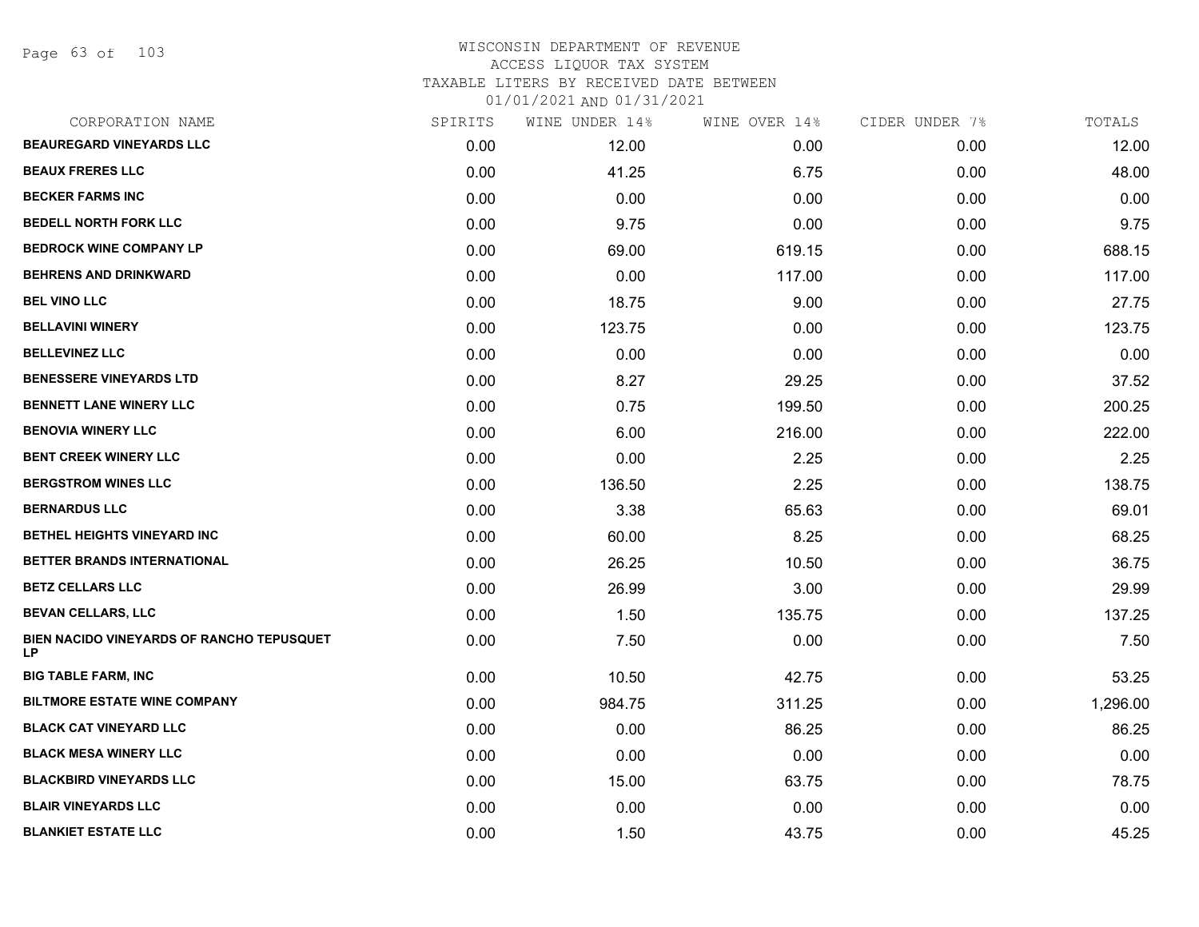# WISCONSIN DEPARTMENT OF REVENUE
ACCESS LIQUOR TAX SYSTEM
TAXABLE LITERS BY RECEIVED DATE BETWEEN
01/01/2021 AND 01/31/2021

| CORPORATION NAME | SPIRITS | WINE UNDER 14% | WINE OVER 14% | CIDER UNDER 7% | TOTALS |
|---|---|---|---|---|---|
| BEAUREGARD VINEYARDS LLC | 0.00 | 12.00 | 0.00 | 0.00 | 12.00 |
| BEAUX FRERES LLC | 0.00 | 41.25 | 6.75 | 0.00 | 48.00 |
| BECKER FARMS INC | 0.00 | 0.00 | 0.00 | 0.00 | 0.00 |
| BEDELL NORTH FORK LLC | 0.00 | 9.75 | 0.00 | 0.00 | 9.75 |
| BEDROCK WINE COMPANY LP | 0.00 | 69.00 | 619.15 | 0.00 | 688.15 |
| BEHRENS AND DRINKWARD | 0.00 | 0.00 | 117.00 | 0.00 | 117.00 |
| BEL VINO LLC | 0.00 | 18.75 | 9.00 | 0.00 | 27.75 |
| BELLAVINI WINERY | 0.00 | 123.75 | 0.00 | 0.00 | 123.75 |
| BELLEVINEZ LLC | 0.00 | 0.00 | 0.00 | 0.00 | 0.00 |
| BENESSERE VINEYARDS LTD | 0.00 | 8.27 | 29.25 | 0.00 | 37.52 |
| BENNETT LANE WINERY LLC | 0.00 | 0.75 | 199.50 | 0.00 | 200.25 |
| BENOVIA WINERY LLC | 0.00 | 6.00 | 216.00 | 0.00 | 222.00 |
| BENT CREEK WINERY LLC | 0.00 | 0.00 | 2.25 | 0.00 | 2.25 |
| BERGSTROM WINES LLC | 0.00 | 136.50 | 2.25 | 0.00 | 138.75 |
| BERNARDUS LLC | 0.00 | 3.38 | 65.63 | 0.00 | 69.01 |
| BETHEL HEIGHTS VINEYARD INC | 0.00 | 60.00 | 8.25 | 0.00 | 68.25 |
| BETTER BRANDS INTERNATIONAL | 0.00 | 26.25 | 10.50 | 0.00 | 36.75 |
| BETZ CELLARS LLC | 0.00 | 26.99 | 3.00 | 0.00 | 29.99 |
| BEVAN CELLARS, LLC | 0.00 | 1.50 | 135.75 | 0.00 | 137.25 |
| BIEN NACIDO VINEYARDS OF RANCHO TEPUSQUET LP | 0.00 | 7.50 | 0.00 | 0.00 | 7.50 |
| BIG TABLE FARM, INC | 0.00 | 10.50 | 42.75 | 0.00 | 53.25 |
| BILTMORE ESTATE WINE COMPANY | 0.00 | 984.75 | 311.25 | 0.00 | 1,296.00 |
| BLACK CAT VINEYARD LLC | 0.00 | 0.00 | 86.25 | 0.00 | 86.25 |
| BLACK MESA WINERY LLC | 0.00 | 0.00 | 0.00 | 0.00 | 0.00 |
| BLACKBIRD VINEYARDS LLC | 0.00 | 15.00 | 63.75 | 0.00 | 78.75 |
| BLAIR VINEYARDS LLC | 0.00 | 0.00 | 0.00 | 0.00 | 0.00 |
| BLANKIET ESTATE LLC | 0.00 | 1.50 | 43.75 | 0.00 | 45.25 |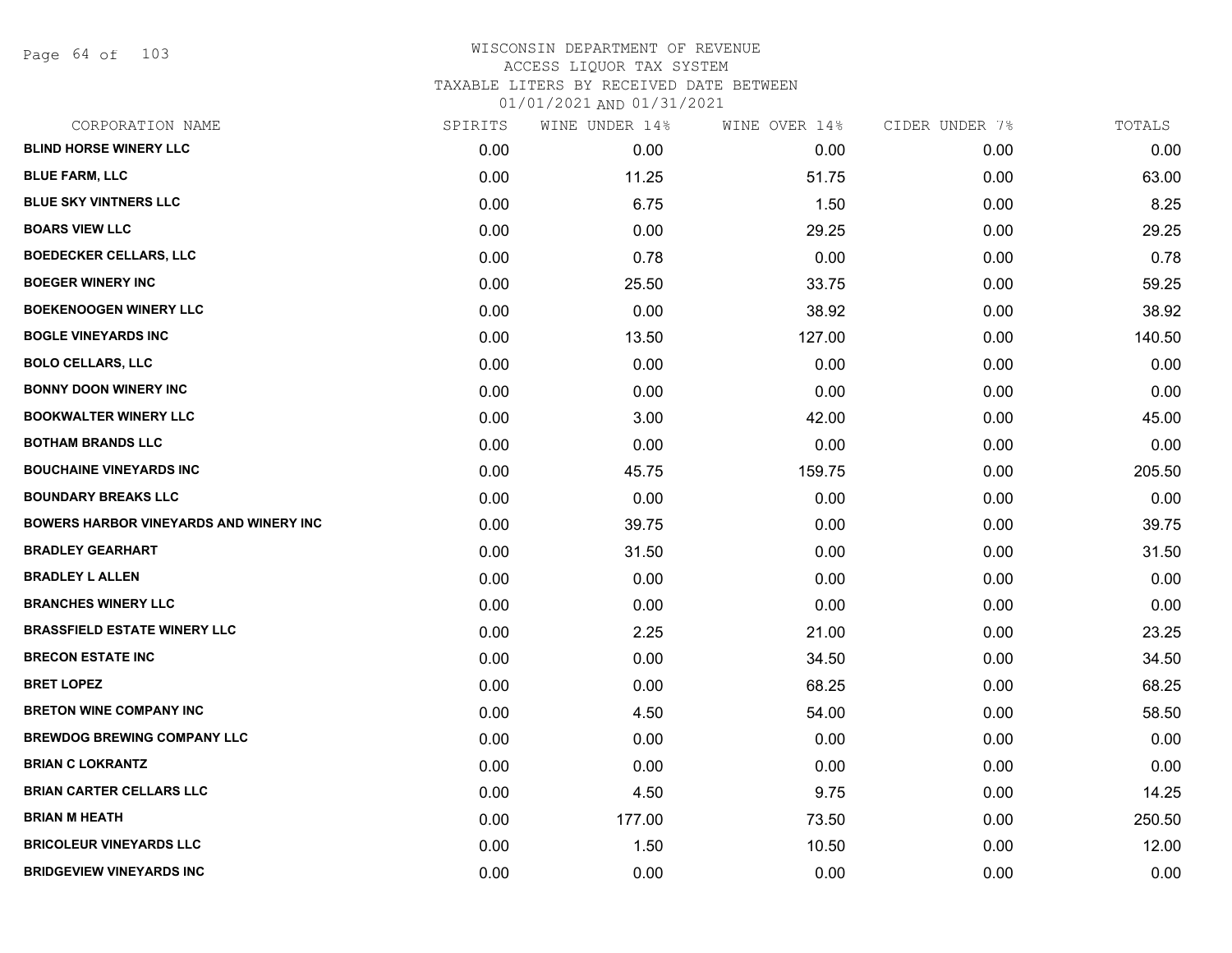WISCONSIN DEPARTMENT OF REVENUE
ACCESS LIQUOR TAX SYSTEM
TAXABLE LITERS BY RECEIVED DATE BETWEEN
01/01/2021 AND 01/31/2021

| CORPORATION NAME | SPIRITS | WINE UNDER 14% | WINE OVER 14% | CIDER UNDER 7% | TOTALS |
|---|---|---|---|---|---|
| BLIND HORSE WINERY LLC | 0.00 | 0.00 | 0.00 | 0.00 | 0.00 |
| BLUE FARM, LLC | 0.00 | 11.25 | 51.75 | 0.00 | 63.00 |
| BLUE SKY VINTNERS LLC | 0.00 | 6.75 | 1.50 | 0.00 | 8.25 |
| BOARS VIEW LLC | 0.00 | 0.00 | 29.25 | 0.00 | 29.25 |
| BOEDECKER CELLARS, LLC | 0.00 | 0.78 | 0.00 | 0.00 | 0.78 |
| BOEGER WINERY INC | 0.00 | 25.50 | 33.75 | 0.00 | 59.25 |
| BOEKENOOGEN WINERY LLC | 0.00 | 0.00 | 38.92 | 0.00 | 38.92 |
| BOGLE VINEYARDS INC | 0.00 | 13.50 | 127.00 | 0.00 | 140.50 |
| BOLO CELLARS, LLC | 0.00 | 0.00 | 0.00 | 0.00 | 0.00 |
| BONNY DOON WINERY INC | 0.00 | 0.00 | 0.00 | 0.00 | 0.00 |
| BOOKWALTER WINERY LLC | 0.00 | 3.00 | 42.00 | 0.00 | 45.00 |
| BOTHAM BRANDS LLC | 0.00 | 0.00 | 0.00 | 0.00 | 0.00 |
| BOUCHAINE VINEYARDS INC | 0.00 | 45.75 | 159.75 | 0.00 | 205.50 |
| BOUNDARY BREAKS LLC | 0.00 | 0.00 | 0.00 | 0.00 | 0.00 |
| BOWERS HARBOR VINEYARDS AND WINERY INC | 0.00 | 39.75 | 0.00 | 0.00 | 39.75 |
| BRADLEY GEARHART | 0.00 | 31.50 | 0.00 | 0.00 | 31.50 |
| BRADLEY L ALLEN | 0.00 | 0.00 | 0.00 | 0.00 | 0.00 |
| BRANCHES WINERY LLC | 0.00 | 0.00 | 0.00 | 0.00 | 0.00 |
| BRASSFIELD ESTATE WINERY LLC | 0.00 | 2.25 | 21.00 | 0.00 | 23.25 |
| BRECON ESTATE INC | 0.00 | 0.00 | 34.50 | 0.00 | 34.50 |
| BRET LOPEZ | 0.00 | 0.00 | 68.25 | 0.00 | 68.25 |
| BRETON WINE COMPANY INC | 0.00 | 4.50 | 54.00 | 0.00 | 58.50 |
| BREWDOG BREWING COMPANY LLC | 0.00 | 0.00 | 0.00 | 0.00 | 0.00 |
| BRIAN C LOKRANTZ | 0.00 | 0.00 | 0.00 | 0.00 | 0.00 |
| BRIAN CARTER CELLARS LLC | 0.00 | 4.50 | 9.75 | 0.00 | 14.25 |
| BRIAN M HEATH | 0.00 | 177.00 | 73.50 | 0.00 | 250.50 |
| BRICOLEUR VINEYARDS LLC | 0.00 | 1.50 | 10.50 | 0.00 | 12.00 |
| BRIDGEVIEW VINEYARDS INC | 0.00 | 0.00 | 0.00 | 0.00 | 0.00 |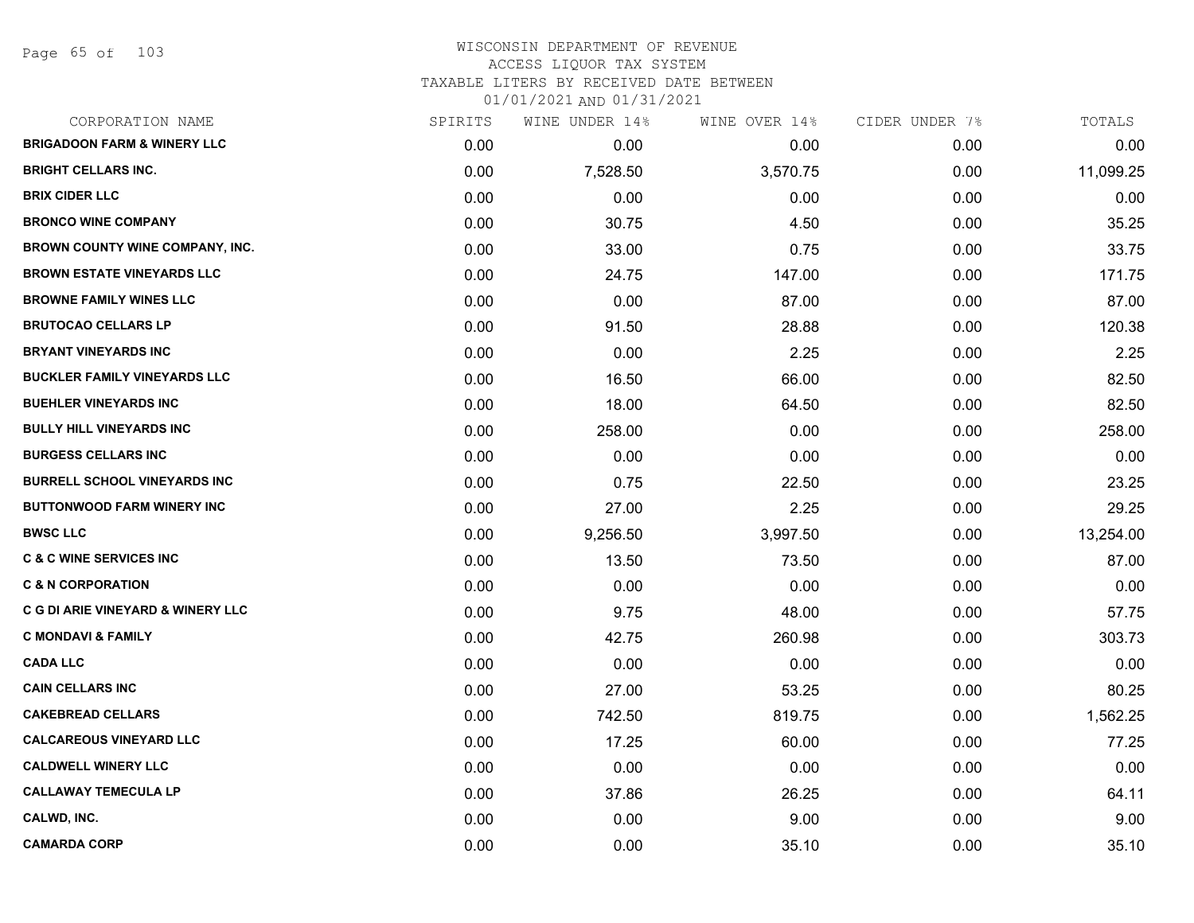WISCONSIN DEPARTMENT OF REVENUE
ACCESS LIQUOR TAX SYSTEM
TAXABLE LITERS BY RECEIVED DATE BETWEEN
01/01/2021 AND 01/31/2021

| CORPORATION NAME | SPIRITS | WINE UNDER 14% | WINE OVER 14% | CIDER UNDER 7% | TOTALS |
|---|---|---|---|---|---|
| BRIGADOON FARM & WINERY LLC | 0.00 | 0.00 | 0.00 | 0.00 | 0.00 |
| BRIGHT CELLARS INC. | 0.00 | 7,528.50 | 3,570.75 | 0.00 | 11,099.25 |
| BRIX CIDER LLC | 0.00 | 0.00 | 0.00 | 0.00 | 0.00 |
| BRONCO WINE COMPANY | 0.00 | 30.75 | 4.50 | 0.00 | 35.25 |
| BROWN COUNTY WINE COMPANY, INC. | 0.00 | 33.00 | 0.75 | 0.00 | 33.75 |
| BROWN ESTATE VINEYARDS LLC | 0.00 | 24.75 | 147.00 | 0.00 | 171.75 |
| BROWNE FAMILY WINES LLC | 0.00 | 0.00 | 87.00 | 0.00 | 87.00 |
| BRUTOCAO CELLARS LP | 0.00 | 91.50 | 28.88 | 0.00 | 120.38 |
| BRYANT VINEYARDS INC | 0.00 | 0.00 | 2.25 | 0.00 | 2.25 |
| BUCKLER FAMILY VINEYARDS LLC | 0.00 | 16.50 | 66.00 | 0.00 | 82.50 |
| BUEHLER VINEYARDS INC | 0.00 | 18.00 | 64.50 | 0.00 | 82.50 |
| BULLY HILL VINEYARDS INC | 0.00 | 258.00 | 0.00 | 0.00 | 258.00 |
| BURGESS CELLARS INC | 0.00 | 0.00 | 0.00 | 0.00 | 0.00 |
| BURRELL SCHOOL VINEYARDS INC | 0.00 | 0.75 | 22.50 | 0.00 | 23.25 |
| BUTTONWOOD FARM WINERY INC | 0.00 | 27.00 | 2.25 | 0.00 | 29.25 |
| BWSC LLC | 0.00 | 9,256.50 | 3,997.50 | 0.00 | 13,254.00 |
| C & C WINE SERVICES INC | 0.00 | 13.50 | 73.50 | 0.00 | 87.00 |
| C & N CORPORATION | 0.00 | 0.00 | 0.00 | 0.00 | 0.00 |
| C G DI ARIE VINEYARD & WINERY LLC | 0.00 | 9.75 | 48.00 | 0.00 | 57.75 |
| C MONDAVI & FAMILY | 0.00 | 42.75 | 260.98 | 0.00 | 303.73 |
| CADA LLC | 0.00 | 0.00 | 0.00 | 0.00 | 0.00 |
| CAIN CELLARS INC | 0.00 | 27.00 | 53.25 | 0.00 | 80.25 |
| CAKEBREAD CELLARS | 0.00 | 742.50 | 819.75 | 0.00 | 1,562.25 |
| CALCAREOUS VINEYARD LLC | 0.00 | 17.25 | 60.00 | 0.00 | 77.25 |
| CALDWELL WINERY LLC | 0.00 | 0.00 | 0.00 | 0.00 | 0.00 |
| CALLAWAY TEMECULA LP | 0.00 | 37.86 | 26.25 | 0.00 | 64.11 |
| CALWD, INC. | 0.00 | 0.00 | 9.00 | 0.00 | 9.00 |
| CAMARDA CORP | 0.00 | 0.00 | 35.10 | 0.00 | 35.10 |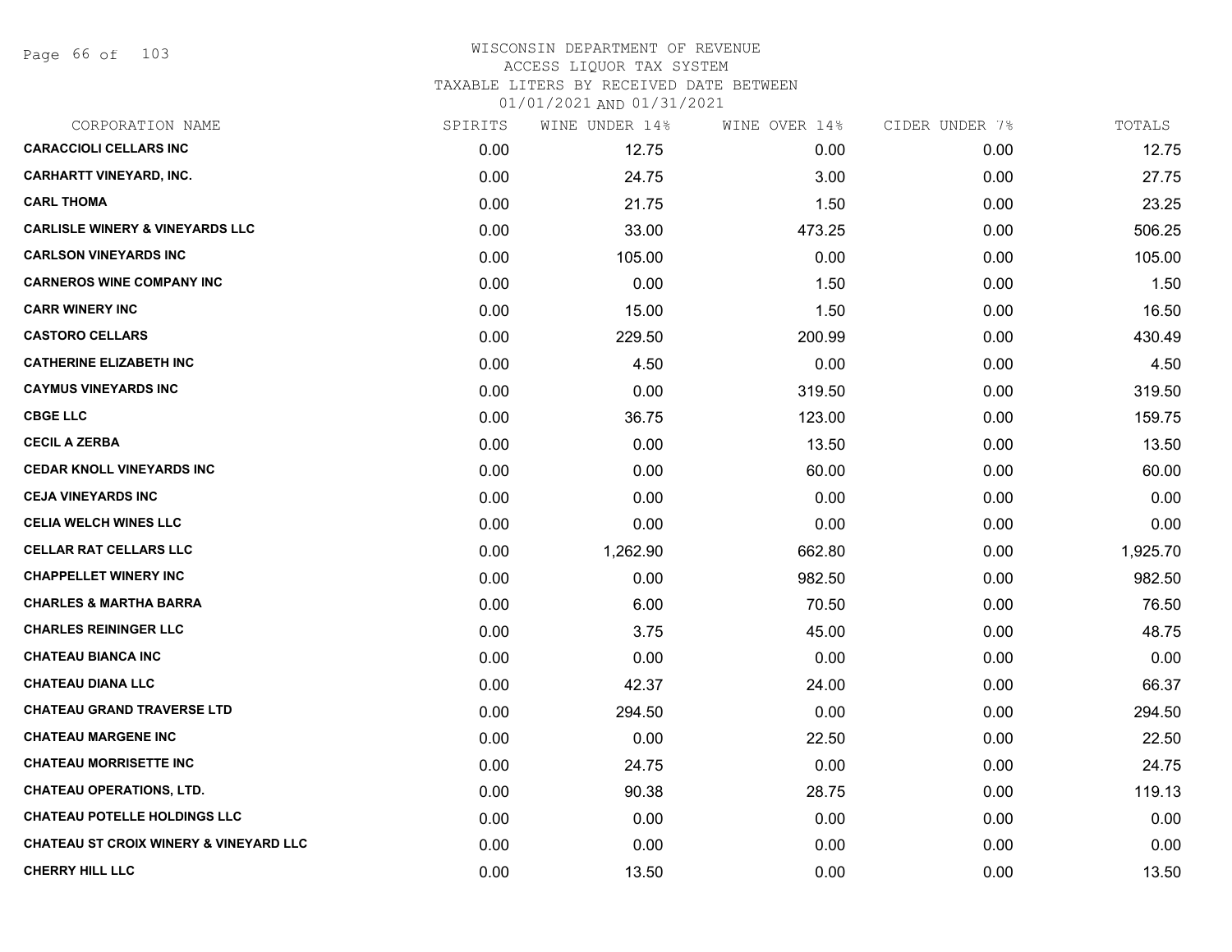WISCONSIN DEPARTMENT OF REVENUE
ACCESS LIQUOR TAX SYSTEM
TAXABLE LITERS BY RECEIVED DATE BETWEEN
01/01/2021 AND 01/31/2021

| CORPORATION NAME | SPIRITS | WINE UNDER 14% | WINE OVER 14% | CIDER UNDER 7% | TOTALS |
|---|---|---|---|---|---|
| CARACCIOLI CELLARS INC | 0.00 | 12.75 | 0.00 | 0.00 | 12.75 |
| CARHARTT VINEYARD, INC. | 0.00 | 24.75 | 3.00 | 0.00 | 27.75 |
| CARL THOMA | 0.00 | 21.75 | 1.50 | 0.00 | 23.25 |
| CARLISLE WINERY & VINEYARDS LLC | 0.00 | 33.00 | 473.25 | 0.00 | 506.25 |
| CARLSON VINEYARDS INC | 0.00 | 105.00 | 0.00 | 0.00 | 105.00 |
| CARNEROS WINE COMPANY INC | 0.00 | 0.00 | 1.50 | 0.00 | 1.50 |
| CARR WINERY INC | 0.00 | 15.00 | 1.50 | 0.00 | 16.50 |
| CASTORO CELLARS | 0.00 | 229.50 | 200.99 | 0.00 | 430.49 |
| CATHERINE ELIZABETH INC | 0.00 | 4.50 | 0.00 | 0.00 | 4.50 |
| CAYMUS VINEYARDS INC | 0.00 | 0.00 | 319.50 | 0.00 | 319.50 |
| CBGE LLC | 0.00 | 36.75 | 123.00 | 0.00 | 159.75 |
| CECIL A ZERBA | 0.00 | 0.00 | 13.50 | 0.00 | 13.50 |
| CEDAR KNOLL VINEYARDS INC | 0.00 | 0.00 | 60.00 | 0.00 | 60.00 |
| CEJA VINEYARDS INC | 0.00 | 0.00 | 0.00 | 0.00 | 0.00 |
| CELIA WELCH WINES LLC | 0.00 | 0.00 | 0.00 | 0.00 | 0.00 |
| CELLAR RAT CELLARS LLC | 0.00 | 1,262.90 | 662.80 | 0.00 | 1,925.70 |
| CHAPPELLET WINERY INC | 0.00 | 0.00 | 982.50 | 0.00 | 982.50 |
| CHARLES & MARTHA BARRA | 0.00 | 6.00 | 70.50 | 0.00 | 76.50 |
| CHARLES REININGER LLC | 0.00 | 3.75 | 45.00 | 0.00 | 48.75 |
| CHATEAU BIANCA INC | 0.00 | 0.00 | 0.00 | 0.00 | 0.00 |
| CHATEAU DIANA LLC | 0.00 | 42.37 | 24.00 | 0.00 | 66.37 |
| CHATEAU GRAND TRAVERSE LTD | 0.00 | 294.50 | 0.00 | 0.00 | 294.50 |
| CHATEAU MARGENE INC | 0.00 | 0.00 | 22.50 | 0.00 | 22.50 |
| CHATEAU MORRISETTE INC | 0.00 | 24.75 | 0.00 | 0.00 | 24.75 |
| CHATEAU OPERATIONS, LTD. | 0.00 | 90.38 | 28.75 | 0.00 | 119.13 |
| CHATEAU POTELLE HOLDINGS LLC | 0.00 | 0.00 | 0.00 | 0.00 | 0.00 |
| CHATEAU ST CROIX WINERY & VINEYARD LLC | 0.00 | 0.00 | 0.00 | 0.00 | 0.00 |
| CHERRY HILL LLC | 0.00 | 13.50 | 0.00 | 0.00 | 13.50 |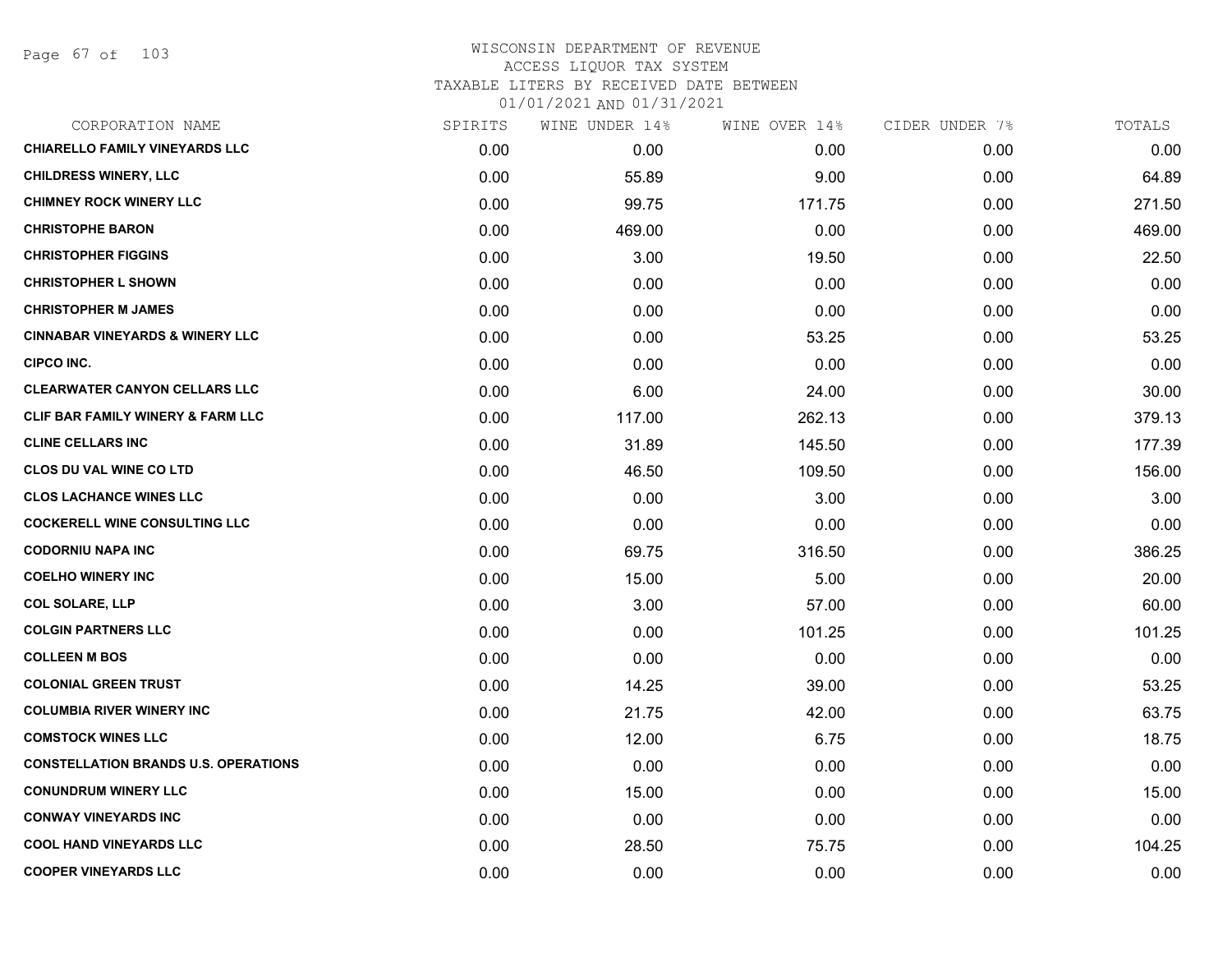WISCONSIN DEPARTMENT OF REVENUE
ACCESS LIQUOR TAX SYSTEM
TAXABLE LITERS BY RECEIVED DATE BETWEEN
01/01/2021 AND 01/31/2021

| CORPORATION NAME | SPIRITS | WINE UNDER 14% | WINE OVER 14% | CIDER UNDER 7% | TOTALS |
|---|---|---|---|---|---|
| CHIARELLO FAMILY VINEYARDS LLC | 0.00 | 0.00 | 0.00 | 0.00 | 0.00 |
| CHILDRESS WINERY, LLC | 0.00 | 55.89 | 9.00 | 0.00 | 64.89 |
| CHIMNEY ROCK WINERY LLC | 0.00 | 99.75 | 171.75 | 0.00 | 271.50 |
| CHRISTOPHE BARON | 0.00 | 469.00 | 0.00 | 0.00 | 469.00 |
| CHRISTOPHER FIGGINS | 0.00 | 3.00 | 19.50 | 0.00 | 22.50 |
| CHRISTOPHER L SHOWN | 0.00 | 0.00 | 0.00 | 0.00 | 0.00 |
| CHRISTOPHER M JAMES | 0.00 | 0.00 | 0.00 | 0.00 | 0.00 |
| CINNABAR VINEYARDS & WINERY LLC | 0.00 | 0.00 | 53.25 | 0.00 | 53.25 |
| CIPCO INC. | 0.00 | 0.00 | 0.00 | 0.00 | 0.00 |
| CLEARWATER CANYON CELLARS LLC | 0.00 | 6.00 | 24.00 | 0.00 | 30.00 |
| CLIF BAR FAMILY WINERY & FARM LLC | 0.00 | 117.00 | 262.13 | 0.00 | 379.13 |
| CLINE CELLARS INC | 0.00 | 31.89 | 145.50 | 0.00 | 177.39 |
| CLOS DU VAL WINE CO LTD | 0.00 | 46.50 | 109.50 | 0.00 | 156.00 |
| CLOS LACHANCE WINES LLC | 0.00 | 0.00 | 3.00 | 0.00 | 3.00 |
| COCKERELL WINE CONSULTING LLC | 0.00 | 0.00 | 0.00 | 0.00 | 0.00 |
| CODORNIU NAPA INC | 0.00 | 69.75 | 316.50 | 0.00 | 386.25 |
| COELHO WINERY INC | 0.00 | 15.00 | 5.00 | 0.00 | 20.00 |
| COL SOLARE, LLP | 0.00 | 3.00 | 57.00 | 0.00 | 60.00 |
| COLGIN PARTNERS LLC | 0.00 | 0.00 | 101.25 | 0.00 | 101.25 |
| COLLEEN M BOS | 0.00 | 0.00 | 0.00 | 0.00 | 0.00 |
| COLONIAL GREEN TRUST | 0.00 | 14.25 | 39.00 | 0.00 | 53.25 |
| COLUMBIA RIVER WINERY INC | 0.00 | 21.75 | 42.00 | 0.00 | 63.75 |
| COMSTOCK WINES LLC | 0.00 | 12.00 | 6.75 | 0.00 | 18.75 |
| CONSTELLATION BRANDS U.S. OPERATIONS | 0.00 | 0.00 | 0.00 | 0.00 | 0.00 |
| CONUNDRUM WINERY LLC | 0.00 | 15.00 | 0.00 | 0.00 | 15.00 |
| CONWAY VINEYARDS INC | 0.00 | 0.00 | 0.00 | 0.00 | 0.00 |
| COOL HAND VINEYARDS LLC | 0.00 | 28.50 | 75.75 | 0.00 | 104.25 |
| COOPER VINEYARDS LLC | 0.00 | 0.00 | 0.00 | 0.00 | 0.00 |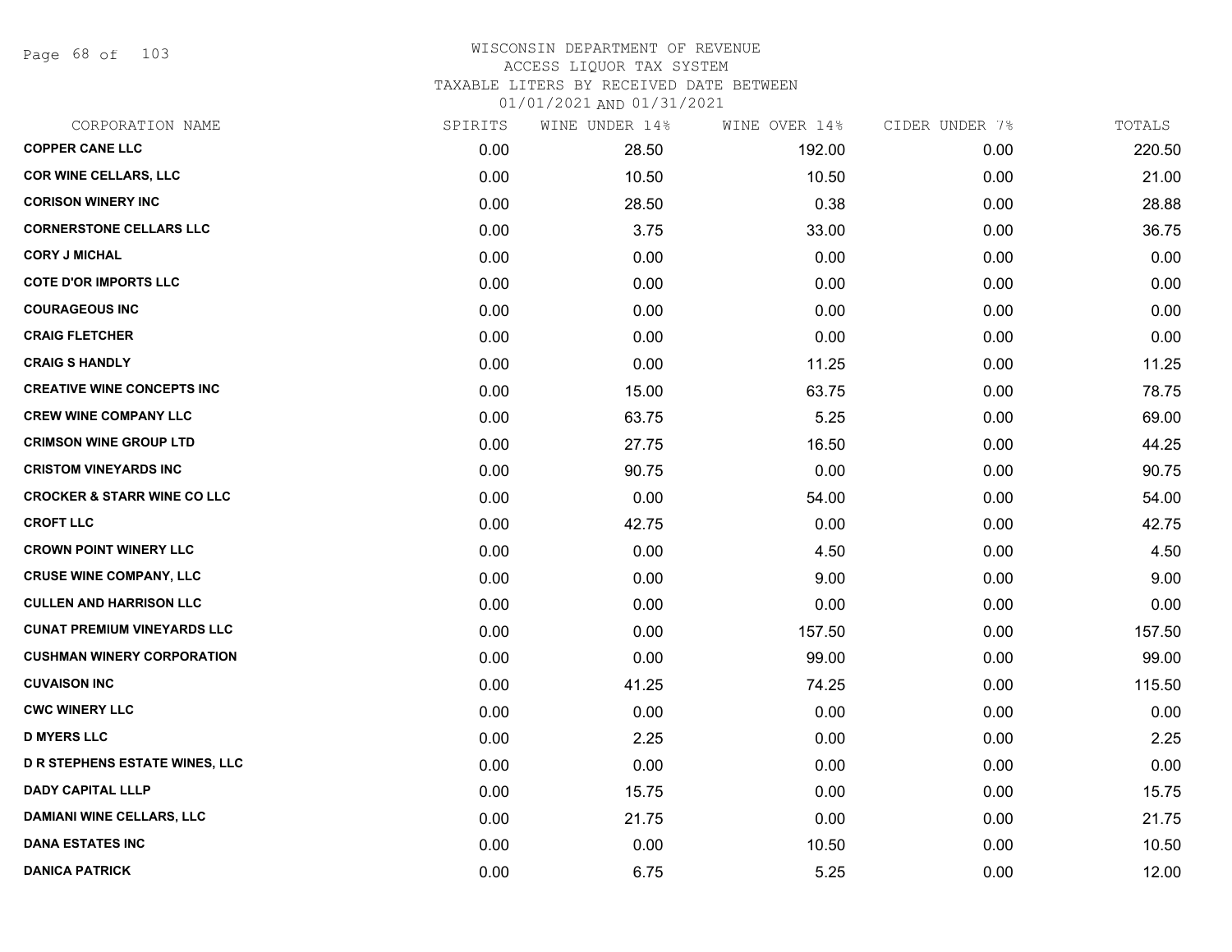WISCONSIN DEPARTMENT OF REVENUE
ACCESS LIQUOR TAX SYSTEM
TAXABLE LITERS BY RECEIVED DATE BETWEEN
01/01/2021 AND 01/31/2021

| CORPORATION NAME | SPIRITS | WINE UNDER 14% | WINE OVER 14% | CIDER UNDER 7% | TOTALS |
|---|---|---|---|---|---|
| COPPER CANE LLC | 0.00 | 28.50 | 192.00 | 0.00 | 220.50 |
| COR WINE CELLARS, LLC | 0.00 | 10.50 | 10.50 | 0.00 | 21.00 |
| CORISON WINERY INC | 0.00 | 28.50 | 0.38 | 0.00 | 28.88 |
| CORNERSTONE CELLARS LLC | 0.00 | 3.75 | 33.00 | 0.00 | 36.75 |
| CORY J MICHAL | 0.00 | 0.00 | 0.00 | 0.00 | 0.00 |
| COTE D'OR IMPORTS LLC | 0.00 | 0.00 | 0.00 | 0.00 | 0.00 |
| COURAGEOUS INC | 0.00 | 0.00 | 0.00 | 0.00 | 0.00 |
| CRAIG FLETCHER | 0.00 | 0.00 | 0.00 | 0.00 | 0.00 |
| CRAIG S HANDLY | 0.00 | 0.00 | 11.25 | 0.00 | 11.25 |
| CREATIVE WINE CONCEPTS INC | 0.00 | 15.00 | 63.75 | 0.00 | 78.75 |
| CREW WINE COMPANY LLC | 0.00 | 63.75 | 5.25 | 0.00 | 69.00 |
| CRIMSON WINE GROUP LTD | 0.00 | 27.75 | 16.50 | 0.00 | 44.25 |
| CRISTOM VINEYARDS INC | 0.00 | 90.75 | 0.00 | 0.00 | 90.75 |
| CROCKER & STARR WINE CO LLC | 0.00 | 0.00 | 54.00 | 0.00 | 54.00 |
| CROFT LLC | 0.00 | 42.75 | 0.00 | 0.00 | 42.75 |
| CROWN POINT WINERY LLC | 0.00 | 0.00 | 4.50 | 0.00 | 4.50 |
| CRUSE WINE COMPANY, LLC | 0.00 | 0.00 | 9.00 | 0.00 | 9.00 |
| CULLEN AND HARRISON LLC | 0.00 | 0.00 | 0.00 | 0.00 | 0.00 |
| CUNAT PREMIUM VINEYARDS LLC | 0.00 | 0.00 | 157.50 | 0.00 | 157.50 |
| CUSHMAN WINERY CORPORATION | 0.00 | 0.00 | 99.00 | 0.00 | 99.00 |
| CUVAISON INC | 0.00 | 41.25 | 74.25 | 0.00 | 115.50 |
| CWC WINERY LLC | 0.00 | 0.00 | 0.00 | 0.00 | 0.00 |
| D MYERS LLC | 0.00 | 2.25 | 0.00 | 0.00 | 2.25 |
| D R STEPHENS ESTATE WINES, LLC | 0.00 | 0.00 | 0.00 | 0.00 | 0.00 |
| DADY CAPITAL LLLP | 0.00 | 15.75 | 0.00 | 0.00 | 15.75 |
| DAMIANI WINE CELLARS, LLC | 0.00 | 21.75 | 0.00 | 0.00 | 21.75 |
| DANA ESTATES INC | 0.00 | 0.00 | 10.50 | 0.00 | 10.50 |
| DANICA PATRICK | 0.00 | 6.75 | 5.25 | 0.00 | 12.00 |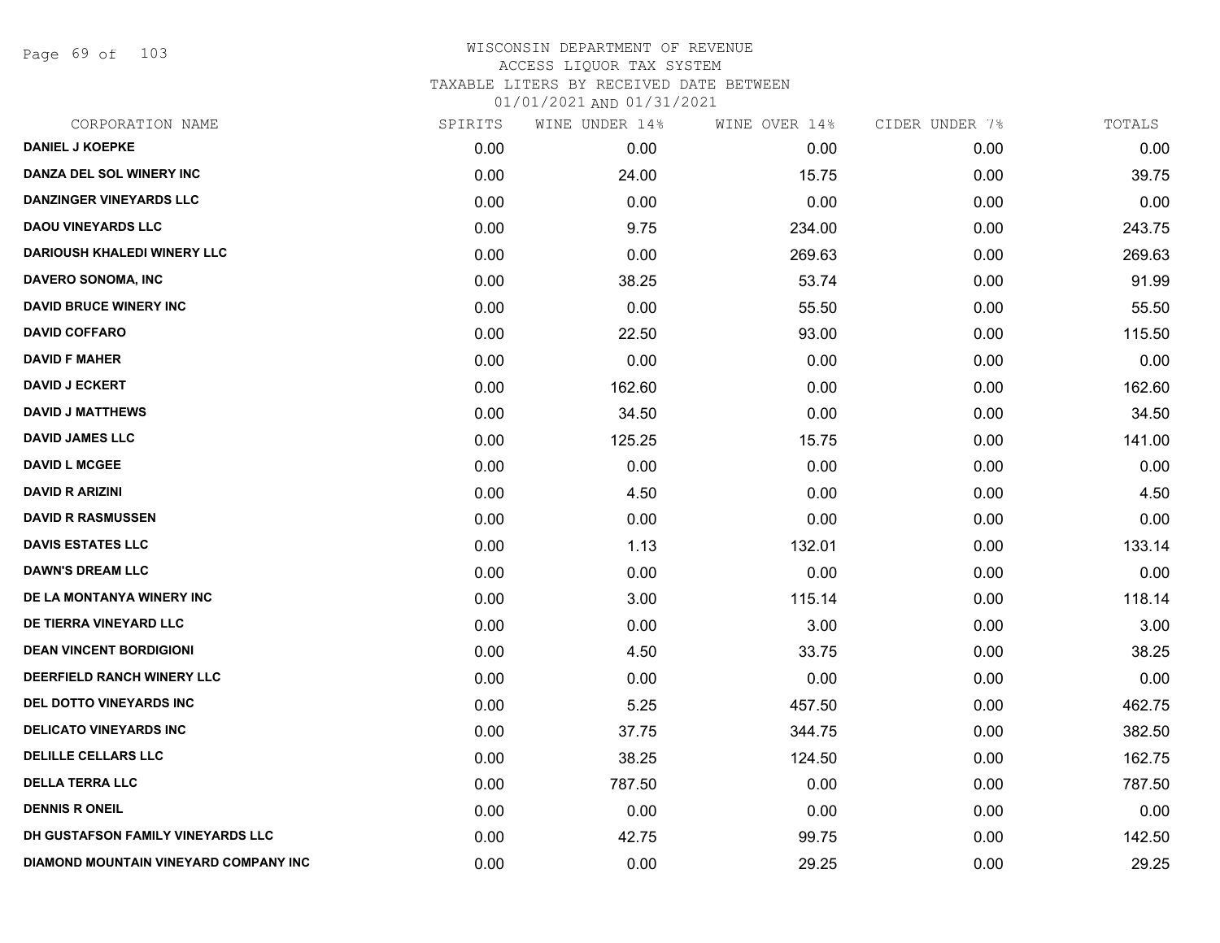WISCONSIN DEPARTMENT OF REVENUE
ACCESS LIQUOR TAX SYSTEM
TAXABLE LITERS BY RECEIVED DATE BETWEEN
01/01/2021 AND 01/31/2021

| CORPORATION NAME | SPIRITS | WINE UNDER 14% | WINE OVER 14% | CIDER UNDER 7% | TOTALS |
|---|---|---|---|---|---|
| DANIEL J KOEPKE | 0.00 | 0.00 | 0.00 | 0.00 | 0.00 |
| DANZA DEL SOL WINERY INC | 0.00 | 24.00 | 15.75 | 0.00 | 39.75 |
| DANZINGER VINEYARDS LLC | 0.00 | 0.00 | 0.00 | 0.00 | 0.00 |
| DAOU VINEYARDS LLC | 0.00 | 9.75 | 234.00 | 0.00 | 243.75 |
| DARIOUSH KHALEDI WINERY LLC | 0.00 | 0.00 | 269.63 | 0.00 | 269.63 |
| DAVERO SONOMA, INC | 0.00 | 38.25 | 53.74 | 0.00 | 91.99 |
| DAVID BRUCE WINERY INC | 0.00 | 0.00 | 55.50 | 0.00 | 55.50 |
| DAVID COFFARO | 0.00 | 22.50 | 93.00 | 0.00 | 115.50 |
| DAVID F MAHER | 0.00 | 0.00 | 0.00 | 0.00 | 0.00 |
| DAVID J ECKERT | 0.00 | 162.60 | 0.00 | 0.00 | 162.60 |
| DAVID J MATTHEWS | 0.00 | 34.50 | 0.00 | 0.00 | 34.50 |
| DAVID JAMES LLC | 0.00 | 125.25 | 15.75 | 0.00 | 141.00 |
| DAVID L MCGEE | 0.00 | 0.00 | 0.00 | 0.00 | 0.00 |
| DAVID R ARIZINI | 0.00 | 4.50 | 0.00 | 0.00 | 4.50 |
| DAVID R RASMUSSEN | 0.00 | 0.00 | 0.00 | 0.00 | 0.00 |
| DAVIS ESTATES LLC | 0.00 | 1.13 | 132.01 | 0.00 | 133.14 |
| DAWN'S DREAM LLC | 0.00 | 0.00 | 0.00 | 0.00 | 0.00 |
| DE LA MONTANYA WINERY INC | 0.00 | 3.00 | 115.14 | 0.00 | 118.14 |
| DE TIERRA VINEYARD LLC | 0.00 | 0.00 | 3.00 | 0.00 | 3.00 |
| DEAN VINCENT BORDIGIONI | 0.00 | 4.50 | 33.75 | 0.00 | 38.25 |
| DEERFIELD RANCH WINERY LLC | 0.00 | 0.00 | 0.00 | 0.00 | 0.00 |
| DEL DOTTO VINEYARDS INC | 0.00 | 5.25 | 457.50 | 0.00 | 462.75 |
| DELICATO VINEYARDS INC | 0.00 | 37.75 | 344.75 | 0.00 | 382.50 |
| DELILLE CELLARS LLC | 0.00 | 38.25 | 124.50 | 0.00 | 162.75 |
| DELLA TERRA LLC | 0.00 | 787.50 | 0.00 | 0.00 | 787.50 |
| DENNIS R ONEIL | 0.00 | 0.00 | 0.00 | 0.00 | 0.00 |
| DH GUSTAFSON FAMILY VINEYARDS LLC | 0.00 | 42.75 | 99.75 | 0.00 | 142.50 |
| DIAMOND MOUNTAIN VINEYARD COMPANY INC | 0.00 | 0.00 | 29.25 | 0.00 | 29.25 |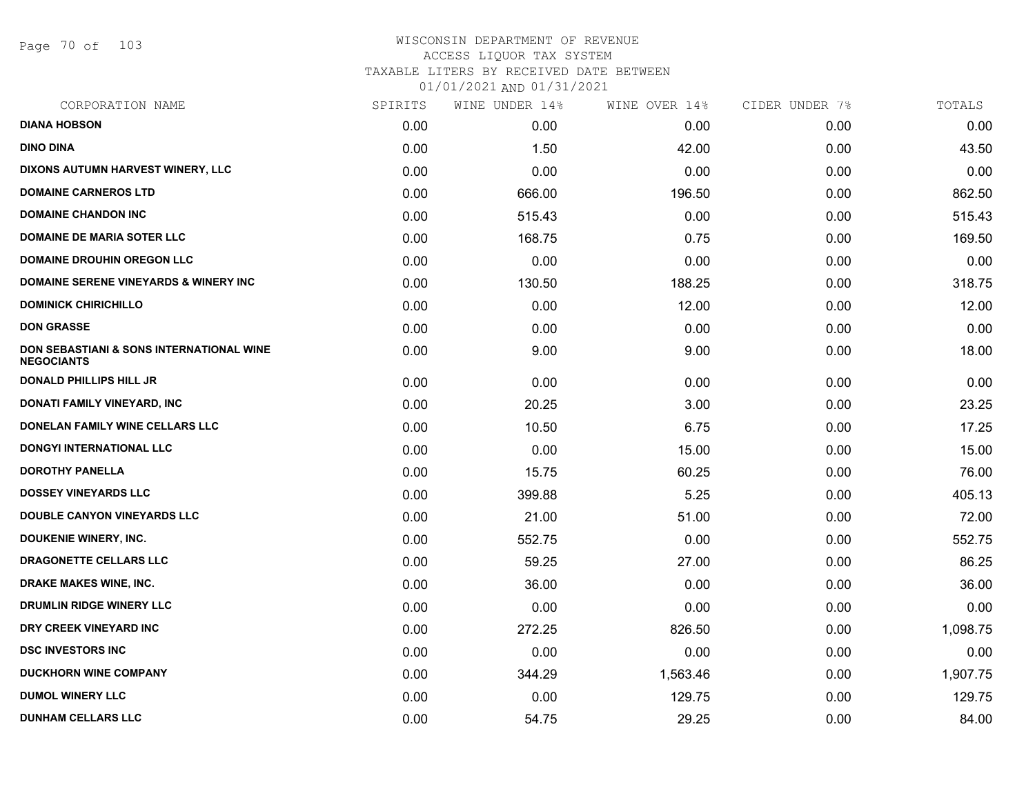# WISCONSIN DEPARTMENT OF REVENUE
## ACCESS LIQUOR TAX SYSTEM
### TAXABLE LITERS BY RECEIVED DATE BETWEEN 01/01/2021 AND 01/31/2021

| CORPORATION NAME | SPIRITS | WINE UNDER 14% | WINE OVER 14% | CIDER UNDER 7% | TOTALS |
|---|---|---|---|---|---|
| DIANA HOBSON | 0.00 | 0.00 | 0.00 | 0.00 | 0.00 |
| DINO DINA | 0.00 | 1.50 | 42.00 | 0.00 | 43.50 |
| DIXONS AUTUMN HARVEST WINERY, LLC | 0.00 | 0.00 | 0.00 | 0.00 | 0.00 |
| DOMAINE CARNEROS LTD | 0.00 | 666.00 | 196.50 | 0.00 | 862.50 |
| DOMAINE CHANDON INC | 0.00 | 515.43 | 0.00 | 0.00 | 515.43 |
| DOMAINE DE MARIA SOTER LLC | 0.00 | 168.75 | 0.75 | 0.00 | 169.50 |
| DOMAINE DROUHIN OREGON LLC | 0.00 | 0.00 | 0.00 | 0.00 | 0.00 |
| DOMAINE SERENE VINEYARDS & WINERY INC | 0.00 | 130.50 | 188.25 | 0.00 | 318.75 |
| DOMINICK CHIRICHILLO | 0.00 | 0.00 | 12.00 | 0.00 | 12.00 |
| DON GRASSE | 0.00 | 0.00 | 0.00 | 0.00 | 0.00 |
| DON SEBASTIANI & SONS INTERNATIONAL WINE NEGOCIANTS | 0.00 | 9.00 | 9.00 | 0.00 | 18.00 |
| DONALD PHILLIPS HILL JR | 0.00 | 0.00 | 0.00 | 0.00 | 0.00 |
| DONATI FAMILY VINEYARD, INC | 0.00 | 20.25 | 3.00 | 0.00 | 23.25 |
| DONELAN FAMILY WINE CELLARS LLC | 0.00 | 10.50 | 6.75 | 0.00 | 17.25 |
| DONGYI INTERNATIONAL LLC | 0.00 | 0.00 | 15.00 | 0.00 | 15.00 |
| DOROTHY PANELLA | 0.00 | 15.75 | 60.25 | 0.00 | 76.00 |
| DOSSEY VINEYARDS LLC | 0.00 | 399.88 | 5.25 | 0.00 | 405.13 |
| DOUBLE CANYON VINEYARDS LLC | 0.00 | 21.00 | 51.00 | 0.00 | 72.00 |
| DOUKENIE WINERY, INC. | 0.00 | 552.75 | 0.00 | 0.00 | 552.75 |
| DRAGONETTE CELLARS LLC | 0.00 | 59.25 | 27.00 | 0.00 | 86.25 |
| DRAKE MAKES WINE, INC. | 0.00 | 36.00 | 0.00 | 0.00 | 36.00 |
| DRUMLIN RIDGE WINERY LLC | 0.00 | 0.00 | 0.00 | 0.00 | 0.00 |
| DRY CREEK VINEYARD INC | 0.00 | 272.25 | 826.50 | 0.00 | 1,098.75 |
| DSC INVESTORS INC | 0.00 | 0.00 | 0.00 | 0.00 | 0.00 |
| DUCKHORN WINE COMPANY | 0.00 | 344.29 | 1,563.46 | 0.00 | 1,907.75 |
| DUMOL WINERY LLC | 0.00 | 0.00 | 129.75 | 0.00 | 129.75 |
| DUNHAM CELLARS LLC | 0.00 | 54.75 | 29.25 | 0.00 | 84.00 |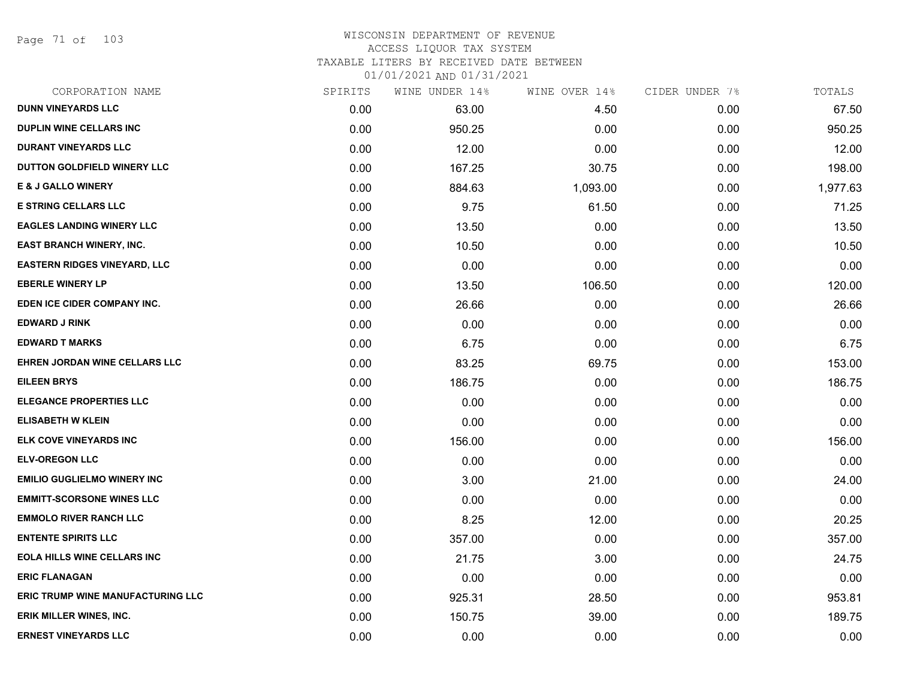# WISCONSIN DEPARTMENT OF REVENUE
## ACCESS LIQUOR TAX SYSTEM
### TAXABLE LITERS BY RECEIVED DATE BETWEEN 01/01/2021 AND 01/31/2021

| CORPORATION NAME | SPIRITS | WINE UNDER 14% | WINE OVER 14% | CIDER UNDER 7% | TOTALS |
|---|---|---|---|---|---|
| DUNN VINEYARDS LLC | 0.00 | 63.00 | 4.50 | 0.00 | 67.50 |
| DUPLIN WINE CELLARS INC | 0.00 | 950.25 | 0.00 | 0.00 | 950.25 |
| DURANT VINEYARDS LLC | 0.00 | 12.00 | 0.00 | 0.00 | 12.00 |
| DUTTON GOLDFIELD WINERY LLC | 0.00 | 167.25 | 30.75 | 0.00 | 198.00 |
| E & J GALLO WINERY | 0.00 | 884.63 | 1,093.00 | 0.00 | 1,977.63 |
| E STRING CELLARS LLC | 0.00 | 9.75 | 61.50 | 0.00 | 71.25 |
| EAGLES LANDING WINERY LLC | 0.00 | 13.50 | 0.00 | 0.00 | 13.50 |
| EAST BRANCH WINERY, INC. | 0.00 | 10.50 | 0.00 | 0.00 | 10.50 |
| EASTERN RIDGES VINEYARD, LLC | 0.00 | 0.00 | 0.00 | 0.00 | 0.00 |
| EBERLE WINERY LP | 0.00 | 13.50 | 106.50 | 0.00 | 120.00 |
| EDEN ICE CIDER COMPANY INC. | 0.00 | 26.66 | 0.00 | 0.00 | 26.66 |
| EDWARD J RINK | 0.00 | 0.00 | 0.00 | 0.00 | 0.00 |
| EDWARD T MARKS | 0.00 | 6.75 | 0.00 | 0.00 | 6.75 |
| EHREN JORDAN WINE CELLARS LLC | 0.00 | 83.25 | 69.75 | 0.00 | 153.00 |
| EILEEN BRYS | 0.00 | 186.75 | 0.00 | 0.00 | 186.75 |
| ELEGANCE PROPERTIES LLC | 0.00 | 0.00 | 0.00 | 0.00 | 0.00 |
| ELISABETH W KLEIN | 0.00 | 0.00 | 0.00 | 0.00 | 0.00 |
| ELK COVE VINEYARDS INC | 0.00 | 156.00 | 0.00 | 0.00 | 156.00 |
| ELV-OREGON LLC | 0.00 | 0.00 | 0.00 | 0.00 | 0.00 |
| EMILIO GUGLIELMO WINERY INC | 0.00 | 3.00 | 21.00 | 0.00 | 24.00 |
| EMMITT-SCORSONE WINES LLC | 0.00 | 0.00 | 0.00 | 0.00 | 0.00 |
| EMMOLO RIVER RANCH LLC | 0.00 | 8.25 | 12.00 | 0.00 | 20.25 |
| ENTENTE SPIRITS LLC | 0.00 | 357.00 | 0.00 | 0.00 | 357.00 |
| EOLA HILLS WINE CELLARS INC | 0.00 | 21.75 | 3.00 | 0.00 | 24.75 |
| ERIC FLANAGAN | 0.00 | 0.00 | 0.00 | 0.00 | 0.00 |
| ERIC TRUMP WINE MANUFACTURING LLC | 0.00 | 925.31 | 28.50 | 0.00 | 953.81 |
| ERIK MILLER WINES, INC. | 0.00 | 150.75 | 39.00 | 0.00 | 189.75 |
| ERNEST VINEYARDS LLC | 0.00 | 0.00 | 0.00 | 0.00 | 0.00 |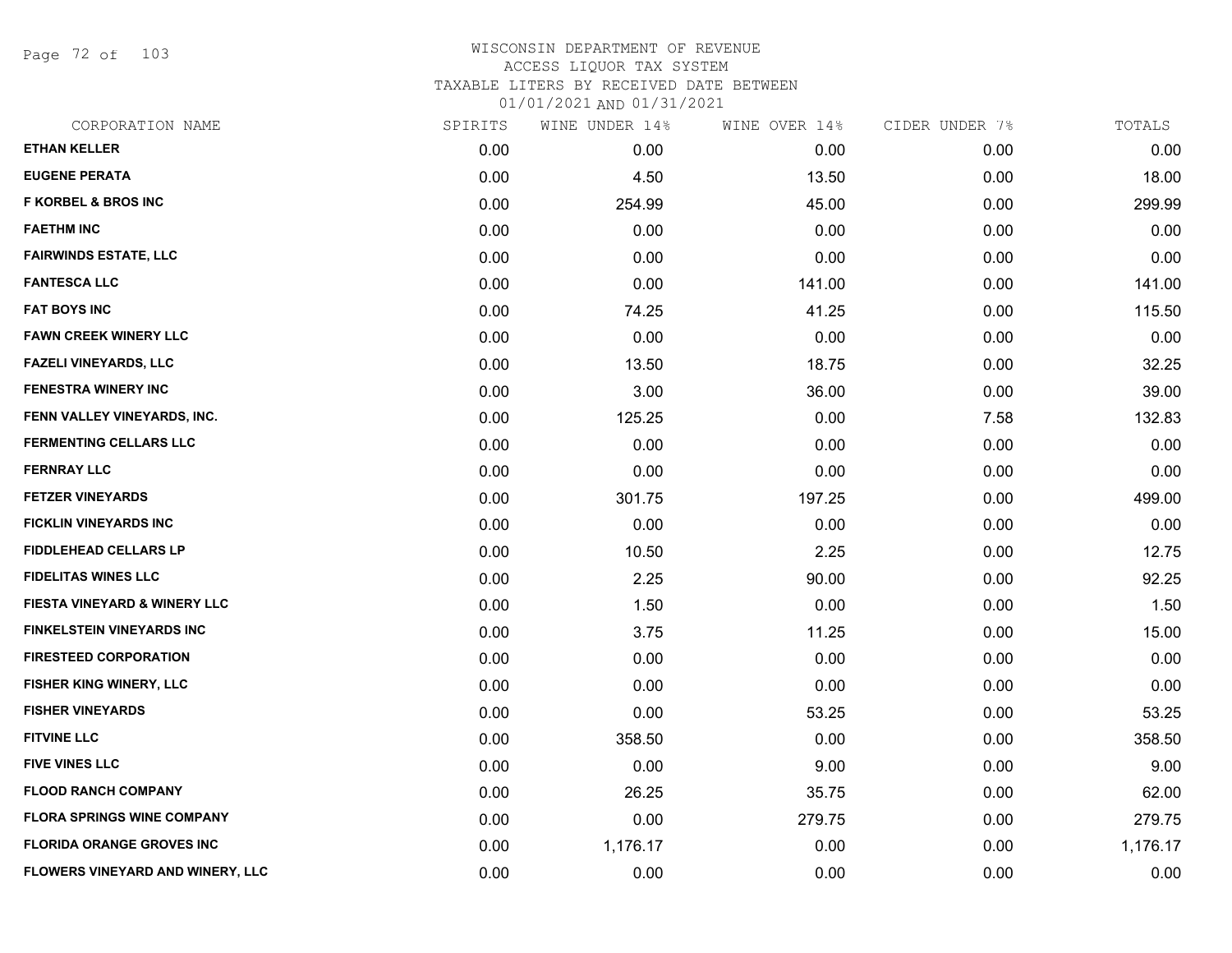WISCONSIN DEPARTMENT OF REVENUE
ACCESS LIQUOR TAX SYSTEM
TAXABLE LITERS BY RECEIVED DATE BETWEEN
01/01/2021 AND 01/31/2021

| CORPORATION NAME | SPIRITS | WINE UNDER 14% | WINE OVER 14% | CIDER UNDER 7% | TOTALS |
|---|---|---|---|---|---|
| ETHAN KELLER | 0.00 | 0.00 | 0.00 | 0.00 | 0.00 |
| EUGENE PERATA | 0.00 | 4.50 | 13.50 | 0.00 | 18.00 |
| F KORBEL & BROS INC | 0.00 | 254.99 | 45.00 | 0.00 | 299.99 |
| FAETHM INC | 0.00 | 0.00 | 0.00 | 0.00 | 0.00 |
| FAIRWINDS ESTATE, LLC | 0.00 | 0.00 | 0.00 | 0.00 | 0.00 |
| FANTESCA LLC | 0.00 | 0.00 | 141.00 | 0.00 | 141.00 |
| FAT BOYS INC | 0.00 | 74.25 | 41.25 | 0.00 | 115.50 |
| FAWN CREEK WINERY LLC | 0.00 | 0.00 | 0.00 | 0.00 | 0.00 |
| FAZELI VINEYARDS, LLC | 0.00 | 13.50 | 18.75 | 0.00 | 32.25 |
| FENESTRA WINERY INC | 0.00 | 3.00 | 36.00 | 0.00 | 39.00 |
| FENN VALLEY VINEYARDS, INC. | 0.00 | 125.25 | 0.00 | 7.58 | 132.83 |
| FERMENTING CELLARS LLC | 0.00 | 0.00 | 0.00 | 0.00 | 0.00 |
| FERNRAY LLC | 0.00 | 0.00 | 0.00 | 0.00 | 0.00 |
| FETZER VINEYARDS | 0.00 | 301.75 | 197.25 | 0.00 | 499.00 |
| FICKLIN VINEYARDS INC | 0.00 | 0.00 | 0.00 | 0.00 | 0.00 |
| FIDDLEHEAD CELLARS LP | 0.00 | 10.50 | 2.25 | 0.00 | 12.75 |
| FIDELITAS WINES LLC | 0.00 | 2.25 | 90.00 | 0.00 | 92.25 |
| FIESTA VINEYARD & WINERY LLC | 0.00 | 1.50 | 0.00 | 0.00 | 1.50 |
| FINKELSTEIN VINEYARDS INC | 0.00 | 3.75 | 11.25 | 0.00 | 15.00 |
| FIRESTEED CORPORATION | 0.00 | 0.00 | 0.00 | 0.00 | 0.00 |
| FISHER KING WINERY, LLC | 0.00 | 0.00 | 0.00 | 0.00 | 0.00 |
| FISHER VINEYARDS | 0.00 | 0.00 | 53.25 | 0.00 | 53.25 |
| FITVINE LLC | 0.00 | 358.50 | 0.00 | 0.00 | 358.50 |
| FIVE VINES LLC | 0.00 | 0.00 | 9.00 | 0.00 | 9.00 |
| FLOOD RANCH COMPANY | 0.00 | 26.25 | 35.75 | 0.00 | 62.00 |
| FLORA SPRINGS WINE COMPANY | 0.00 | 0.00 | 279.75 | 0.00 | 279.75 |
| FLORIDA ORANGE GROVES INC | 0.00 | 1,176.17 | 0.00 | 0.00 | 1,176.17 |
| FLOWERS VINEYARD AND WINERY, LLC | 0.00 | 0.00 | 0.00 | 0.00 | 0.00 |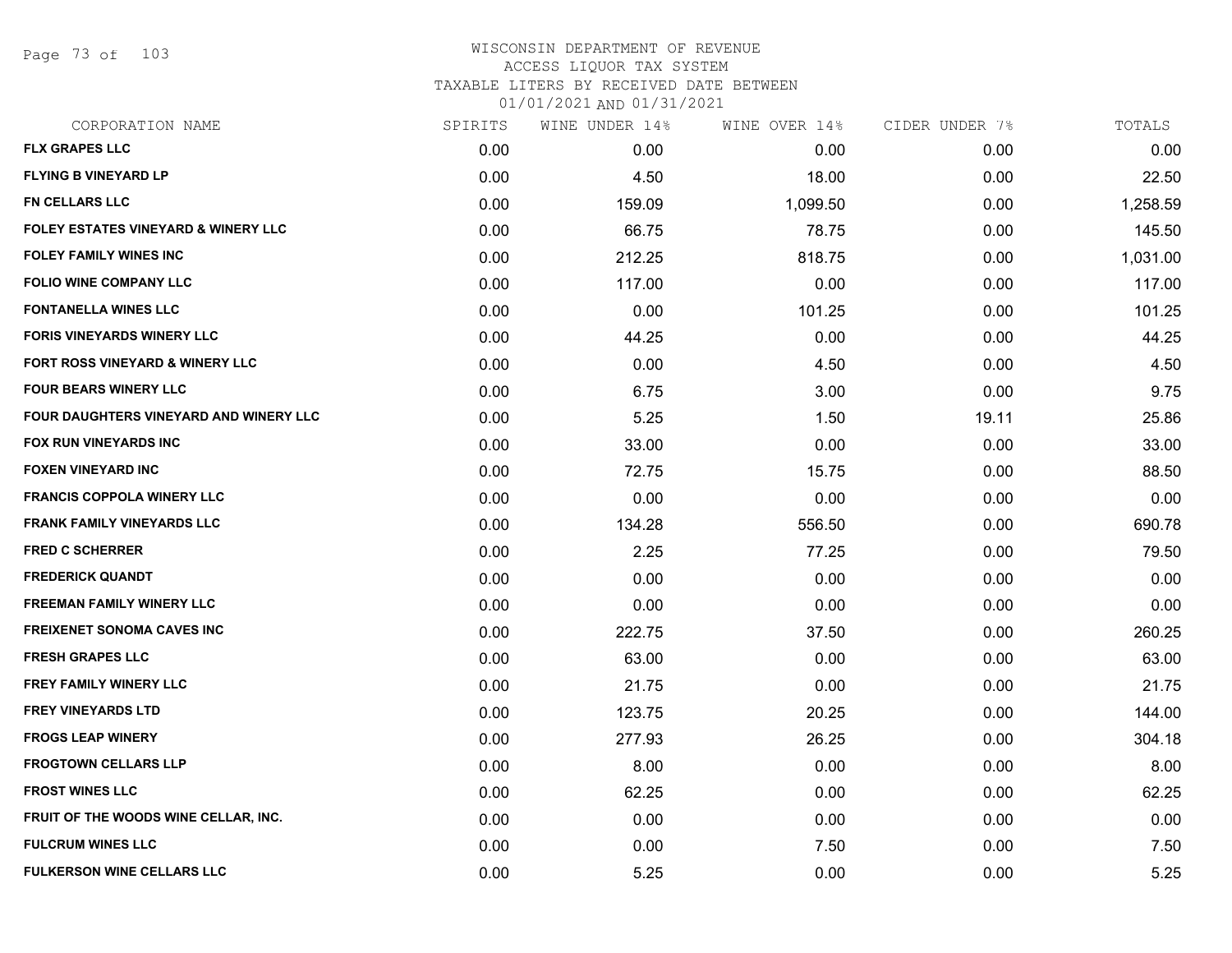WISCONSIN DEPARTMENT OF REVENUE
ACCESS LIQUOR TAX SYSTEM
TAXABLE LITERS BY RECEIVED DATE BETWEEN
01/01/2021 AND 01/31/2021

| CORPORATION NAME | SPIRITS | WINE UNDER 14% | WINE OVER 14% | CIDER UNDER 7% | TOTALS |
|---|---|---|---|---|---|
| FLX GRAPES LLC | 0.00 | 0.00 | 0.00 | 0.00 | 0.00 |
| FLYING B VINEYARD LP | 0.00 | 4.50 | 18.00 | 0.00 | 22.50 |
| FN CELLARS LLC | 0.00 | 159.09 | 1,099.50 | 0.00 | 1,258.59 |
| FOLEY ESTATES VINEYARD & WINERY LLC | 0.00 | 66.75 | 78.75 | 0.00 | 145.50 |
| FOLEY FAMILY WINES INC | 0.00 | 212.25 | 818.75 | 0.00 | 1,031.00 |
| FOLIO WINE COMPANY LLC | 0.00 | 117.00 | 0.00 | 0.00 | 117.00 |
| FONTANELLA WINES LLC | 0.00 | 0.00 | 101.25 | 0.00 | 101.25 |
| FORIS VINEYARDS WINERY LLC | 0.00 | 44.25 | 0.00 | 0.00 | 44.25 |
| FORT ROSS VINEYARD & WINERY LLC | 0.00 | 0.00 | 4.50 | 0.00 | 4.50 |
| FOUR BEARS WINERY LLC | 0.00 | 6.75 | 3.00 | 0.00 | 9.75 |
| FOUR DAUGHTERS VINEYARD AND WINERY LLC | 0.00 | 5.25 | 1.50 | 19.11 | 25.86 |
| FOX RUN VINEYARDS INC | 0.00 | 33.00 | 0.00 | 0.00 | 33.00 |
| FOXEN VINEYARD INC | 0.00 | 72.75 | 15.75 | 0.00 | 88.50 |
| FRANCIS COPPOLA WINERY LLC | 0.00 | 0.00 | 0.00 | 0.00 | 0.00 |
| FRANK FAMILY VINEYARDS LLC | 0.00 | 134.28 | 556.50 | 0.00 | 690.78 |
| FRED C SCHERRER | 0.00 | 2.25 | 77.25 | 0.00 | 79.50 |
| FREDERICK QUANDT | 0.00 | 0.00 | 0.00 | 0.00 | 0.00 |
| FREEMAN FAMILY WINERY LLC | 0.00 | 0.00 | 0.00 | 0.00 | 0.00 |
| FREIXENET SONOMA CAVES INC | 0.00 | 222.75 | 37.50 | 0.00 | 260.25 |
| FRESH GRAPES LLC | 0.00 | 63.00 | 0.00 | 0.00 | 63.00 |
| FREY FAMILY WINERY LLC | 0.00 | 21.75 | 0.00 | 0.00 | 21.75 |
| FREY VINEYARDS LTD | 0.00 | 123.75 | 20.25 | 0.00 | 144.00 |
| FROGS LEAP WINERY | 0.00 | 277.93 | 26.25 | 0.00 | 304.18 |
| FROGTOWN CELLARS LLP | 0.00 | 8.00 | 0.00 | 0.00 | 8.00 |
| FROST WINES LLC | 0.00 | 62.25 | 0.00 | 0.00 | 62.25 |
| FRUIT OF THE WOODS WINE CELLAR, INC. | 0.00 | 0.00 | 0.00 | 0.00 | 0.00 |
| FULCRUM WINES LLC | 0.00 | 0.00 | 7.50 | 0.00 | 7.50 |
| FULKERSON WINE CELLARS LLC | 0.00 | 5.25 | 0.00 | 0.00 | 5.25 |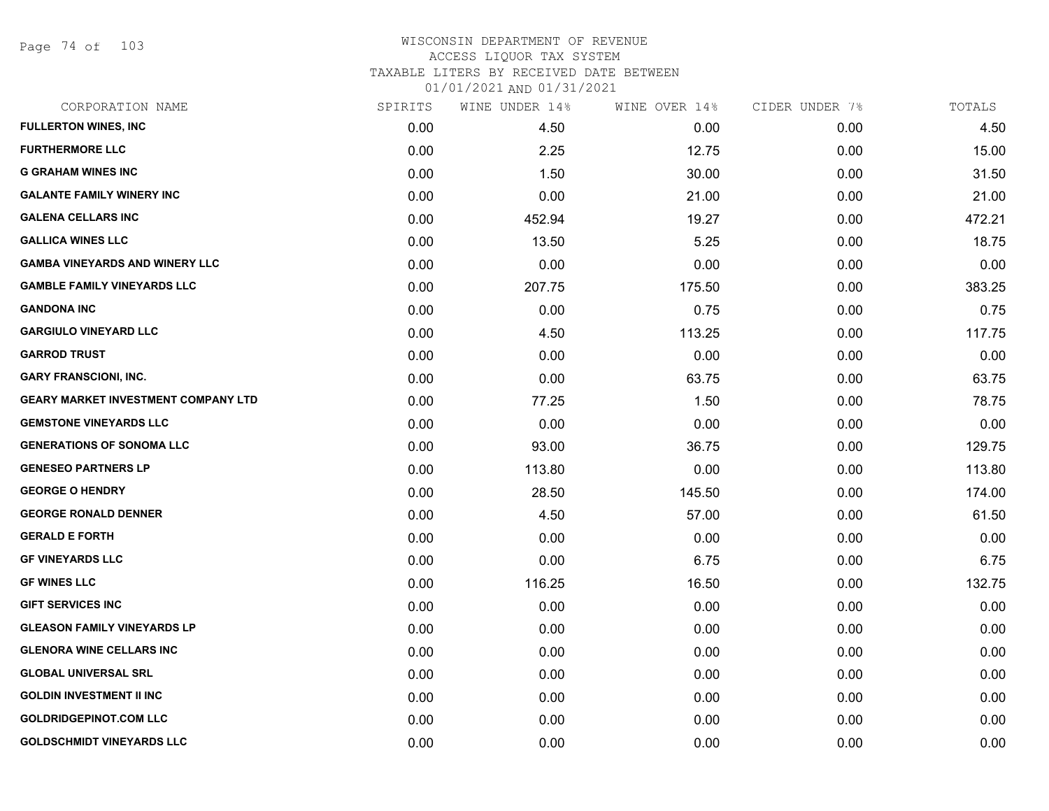WISCONSIN DEPARTMENT OF REVENUE
ACCESS LIQUOR TAX SYSTEM
TAXABLE LITERS BY RECEIVED DATE BETWEEN
01/01/2021 AND 01/31/2021

| CORPORATION NAME | SPIRITS | WINE UNDER 14% | WINE OVER 14% | CIDER UNDER 7% | TOTALS |
|---|---|---|---|---|---|
| FULLERTON WINES, INC | 0.00 | 4.50 | 0.00 | 0.00 | 4.50 |
| FURTHERMORE LLC | 0.00 | 2.25 | 12.75 | 0.00 | 15.00 |
| G GRAHAM WINES INC | 0.00 | 1.50 | 30.00 | 0.00 | 31.50 |
| GALANTE FAMILY WINERY INC | 0.00 | 0.00 | 21.00 | 0.00 | 21.00 |
| GALENA CELLARS INC | 0.00 | 452.94 | 19.27 | 0.00 | 472.21 |
| GALLICA WINES LLC | 0.00 | 13.50 | 5.25 | 0.00 | 18.75 |
| GAMBA VINEYARDS AND WINERY LLC | 0.00 | 0.00 | 0.00 | 0.00 | 0.00 |
| GAMBLE FAMILY VINEYARDS LLC | 0.00 | 207.75 | 175.50 | 0.00 | 383.25 |
| GANDONA INC | 0.00 | 0.00 | 0.75 | 0.00 | 0.75 |
| GARGIULO VINEYARD LLC | 0.00 | 4.50 | 113.25 | 0.00 | 117.75 |
| GARROD TRUST | 0.00 | 0.00 | 0.00 | 0.00 | 0.00 |
| GARY FRANSCIONI, INC. | 0.00 | 0.00 | 63.75 | 0.00 | 63.75 |
| GEARY MARKET INVESTMENT COMPANY LTD | 0.00 | 77.25 | 1.50 | 0.00 | 78.75 |
| GEMSTONE VINEYARDS LLC | 0.00 | 0.00 | 0.00 | 0.00 | 0.00 |
| GENERATIONS OF SONOMA LLC | 0.00 | 93.00 | 36.75 | 0.00 | 129.75 |
| GENESEO PARTNERS LP | 0.00 | 113.80 | 0.00 | 0.00 | 113.80 |
| GEORGE O HENDRY | 0.00 | 28.50 | 145.50 | 0.00 | 174.00 |
| GEORGE RONALD DENNER | 0.00 | 4.50 | 57.00 | 0.00 | 61.50 |
| GERALD E FORTH | 0.00 | 0.00 | 0.00 | 0.00 | 0.00 |
| GF VINEYARDS LLC | 0.00 | 0.00 | 6.75 | 0.00 | 6.75 |
| GF WINES LLC | 0.00 | 116.25 | 16.50 | 0.00 | 132.75 |
| GIFT SERVICES INC | 0.00 | 0.00 | 0.00 | 0.00 | 0.00 |
| GLEASON FAMILY VINEYARDS LP | 0.00 | 0.00 | 0.00 | 0.00 | 0.00 |
| GLENORA WINE CELLARS INC | 0.00 | 0.00 | 0.00 | 0.00 | 0.00 |
| GLOBAL UNIVERSAL SRL | 0.00 | 0.00 | 0.00 | 0.00 | 0.00 |
| GOLDIN INVESTMENT II INC | 0.00 | 0.00 | 0.00 | 0.00 | 0.00 |
| GOLDRIDGEPINOT.COM LLC | 0.00 | 0.00 | 0.00 | 0.00 | 0.00 |
| GOLDSCHMIDT VINEYARDS LLC | 0.00 | 0.00 | 0.00 | 0.00 | 0.00 |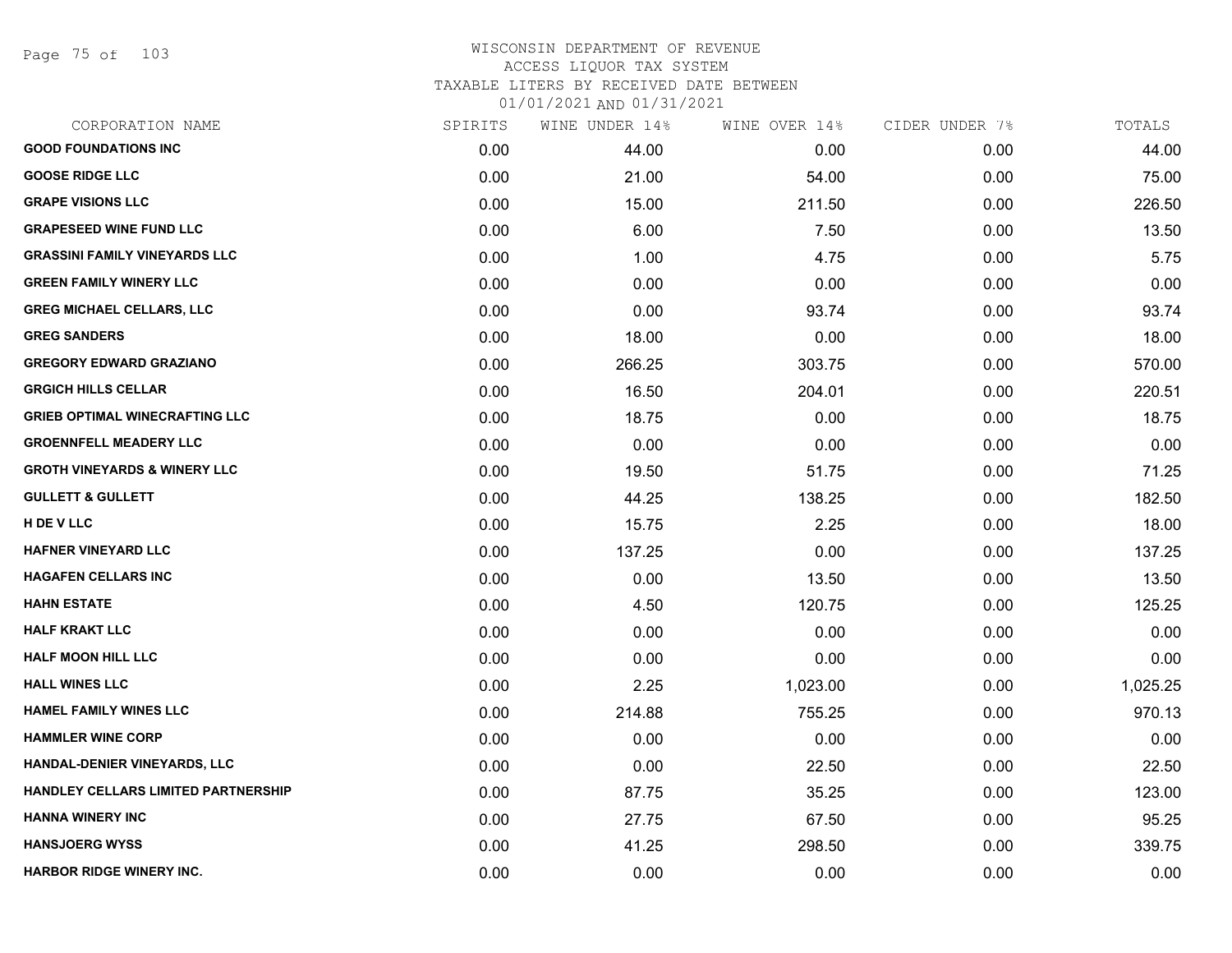WISCONSIN DEPARTMENT OF REVENUE
ACCESS LIQUOR TAX SYSTEM
TAXABLE LITERS BY RECEIVED DATE BETWEEN
01/01/2021 AND 01/31/2021

| CORPORATION NAME | SPIRITS | WINE UNDER 14% | WINE OVER 14% | CIDER UNDER 7% | TOTALS |
|---|---|---|---|---|---|
| GOOD FOUNDATIONS INC | 0.00 | 44.00 | 0.00 | 0.00 | 44.00 |
| GOOSE RIDGE LLC | 0.00 | 21.00 | 54.00 | 0.00 | 75.00 |
| GRAPE VISIONS LLC | 0.00 | 15.00 | 211.50 | 0.00 | 226.50 |
| GRAPESEED WINE FUND LLC | 0.00 | 6.00 | 7.50 | 0.00 | 13.50 |
| GRASSINI FAMILY VINEYARDS LLC | 0.00 | 1.00 | 4.75 | 0.00 | 5.75 |
| GREEN FAMILY WINERY LLC | 0.00 | 0.00 | 0.00 | 0.00 | 0.00 |
| GREG MICHAEL CELLARS, LLC | 0.00 | 0.00 | 93.74 | 0.00 | 93.74 |
| GREG SANDERS | 0.00 | 18.00 | 0.00 | 0.00 | 18.00 |
| GREGORY EDWARD GRAZIANO | 0.00 | 266.25 | 303.75 | 0.00 | 570.00 |
| GRGICH HILLS CELLAR | 0.00 | 16.50 | 204.01 | 0.00 | 220.51 |
| GRIEB OPTIMAL WINECRAFTING LLC | 0.00 | 18.75 | 0.00 | 0.00 | 18.75 |
| GROENNFELL MEADERY LLC | 0.00 | 0.00 | 0.00 | 0.00 | 0.00 |
| GROTH VINEYARDS & WINERY LLC | 0.00 | 19.50 | 51.75 | 0.00 | 71.25 |
| GULLETT & GULLETT | 0.00 | 44.25 | 138.25 | 0.00 | 182.50 |
| H DE V LLC | 0.00 | 15.75 | 2.25 | 0.00 | 18.00 |
| HAFNER VINEYARD LLC | 0.00 | 137.25 | 0.00 | 0.00 | 137.25 |
| HAGAFEN CELLARS INC | 0.00 | 0.00 | 13.50 | 0.00 | 13.50 |
| HAHN ESTATE | 0.00 | 4.50 | 120.75 | 0.00 | 125.25 |
| HALF KRAKT LLC | 0.00 | 0.00 | 0.00 | 0.00 | 0.00 |
| HALF MOON HILL LLC | 0.00 | 0.00 | 0.00 | 0.00 | 0.00 |
| HALL WINES LLC | 0.00 | 2.25 | 1,023.00 | 0.00 | 1,025.25 |
| HAMEL FAMILY WINES LLC | 0.00 | 214.88 | 755.25 | 0.00 | 970.13 |
| HAMMLER WINE CORP | 0.00 | 0.00 | 0.00 | 0.00 | 0.00 |
| HANDAL-DENIER VINEYARDS, LLC | 0.00 | 0.00 | 22.50 | 0.00 | 22.50 |
| HANDLEY CELLARS LIMITED PARTNERSHIP | 0.00 | 87.75 | 35.25 | 0.00 | 123.00 |
| HANNA WINERY INC | 0.00 | 27.75 | 67.50 | 0.00 | 95.25 |
| HANSJOERG WYSS | 0.00 | 41.25 | 298.50 | 0.00 | 339.75 |
| HARBOR RIDGE WINERY INC. | 0.00 | 0.00 | 0.00 | 0.00 | 0.00 |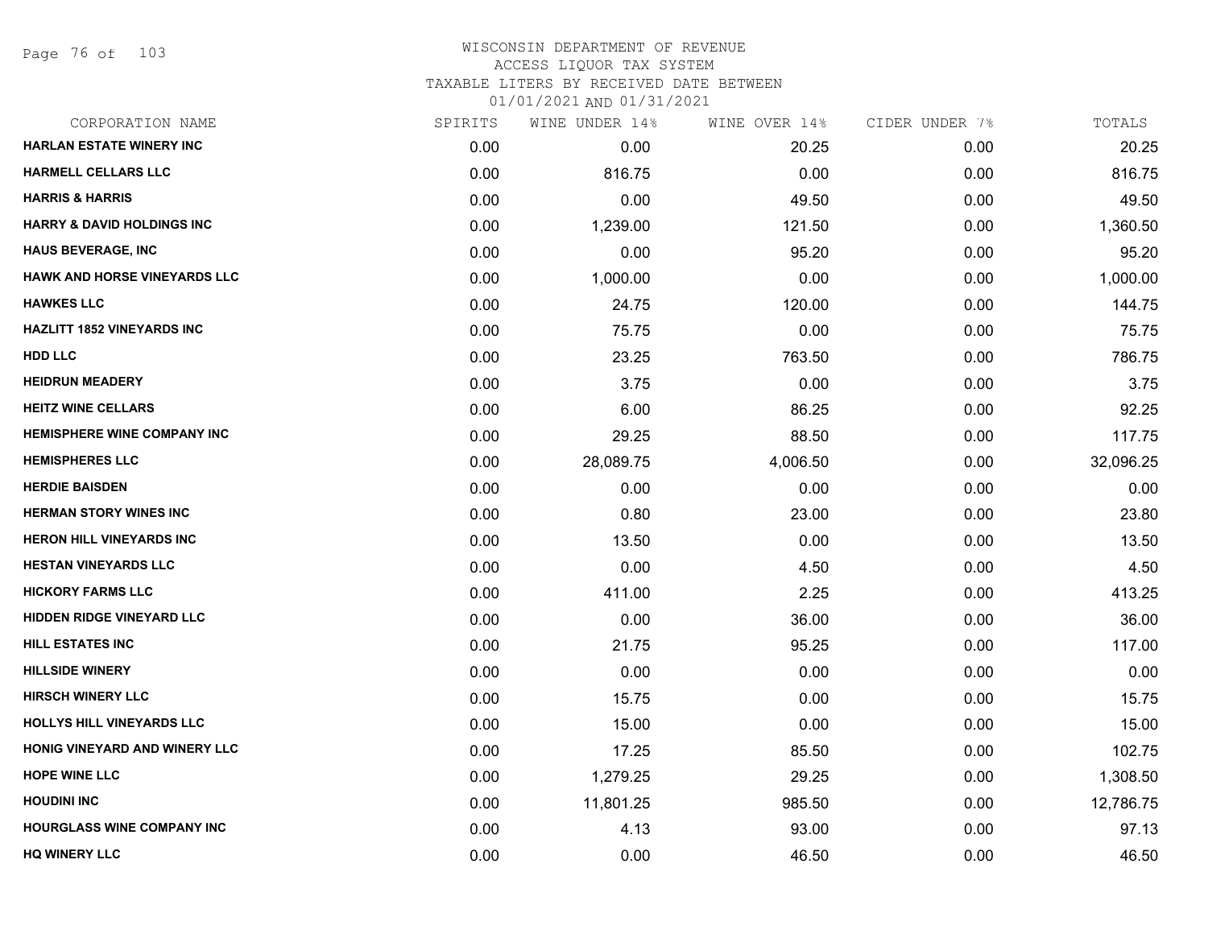WISCONSIN DEPARTMENT OF REVENUE
ACCESS LIQUOR TAX SYSTEM
TAXABLE LITERS BY RECEIVED DATE BETWEEN
01/01/2021 AND 01/31/2021

| CORPORATION NAME | SPIRITS | WINE UNDER 14% | WINE OVER 14% | CIDER UNDER 7% | TOTALS |
|---|---|---|---|---|---|
| HARLAN ESTATE WINERY INC | 0.00 | 0.00 | 20.25 | 0.00 | 20.25 |
| HARMELL CELLARS LLC | 0.00 | 816.75 | 0.00 | 0.00 | 816.75 |
| HARRIS & HARRIS | 0.00 | 0.00 | 49.50 | 0.00 | 49.50 |
| HARRY & DAVID HOLDINGS INC | 0.00 | 1,239.00 | 121.50 | 0.00 | 1,360.50 |
| HAUS BEVERAGE, INC | 0.00 | 0.00 | 95.20 | 0.00 | 95.20 |
| HAWK AND HORSE VINEYARDS LLC | 0.00 | 1,000.00 | 0.00 | 0.00 | 1,000.00 |
| HAWKES LLC | 0.00 | 24.75 | 120.00 | 0.00 | 144.75 |
| HAZLITT 1852 VINEYARDS INC | 0.00 | 75.75 | 0.00 | 0.00 | 75.75 |
| HDD LLC | 0.00 | 23.25 | 763.50 | 0.00 | 786.75 |
| HEIDRUN MEADERY | 0.00 | 3.75 | 0.00 | 0.00 | 3.75 |
| HEITZ WINE CELLARS | 0.00 | 6.00 | 86.25 | 0.00 | 92.25 |
| HEMISPHERE WINE COMPANY INC | 0.00 | 29.25 | 88.50 | 0.00 | 117.75 |
| HEMISPHERES LLC | 0.00 | 28,089.75 | 4,006.50 | 0.00 | 32,096.25 |
| HERDIE BAISDEN | 0.00 | 0.00 | 0.00 | 0.00 | 0.00 |
| HERMAN STORY WINES INC | 0.00 | 0.80 | 23.00 | 0.00 | 23.80 |
| HERON HILL VINEYARDS INC | 0.00 | 13.50 | 0.00 | 0.00 | 13.50 |
| HESTAN VINEYARDS LLC | 0.00 | 0.00 | 4.50 | 0.00 | 4.50 |
| HICKORY FARMS LLC | 0.00 | 411.00 | 2.25 | 0.00 | 413.25 |
| HIDDEN RIDGE VINEYARD LLC | 0.00 | 0.00 | 36.00 | 0.00 | 36.00 |
| HILL ESTATES INC | 0.00 | 21.75 | 95.25 | 0.00 | 117.00 |
| HILLSIDE WINERY | 0.00 | 0.00 | 0.00 | 0.00 | 0.00 |
| HIRSCH WINERY LLC | 0.00 | 15.75 | 0.00 | 0.00 | 15.75 |
| HOLLYS HILL VINEYARDS LLC | 0.00 | 15.00 | 0.00 | 0.00 | 15.00 |
| HONIG VINEYARD AND WINERY LLC | 0.00 | 17.25 | 85.50 | 0.00 | 102.75 |
| HOPE WINE LLC | 0.00 | 1,279.25 | 29.25 | 0.00 | 1,308.50 |
| HOUDINI INC | 0.00 | 11,801.25 | 985.50 | 0.00 | 12,786.75 |
| HOURGLASS WINE COMPANY INC | 0.00 | 4.13 | 93.00 | 0.00 | 97.13 |
| HQ WINERY LLC | 0.00 | 0.00 | 46.50 | 0.00 | 46.50 |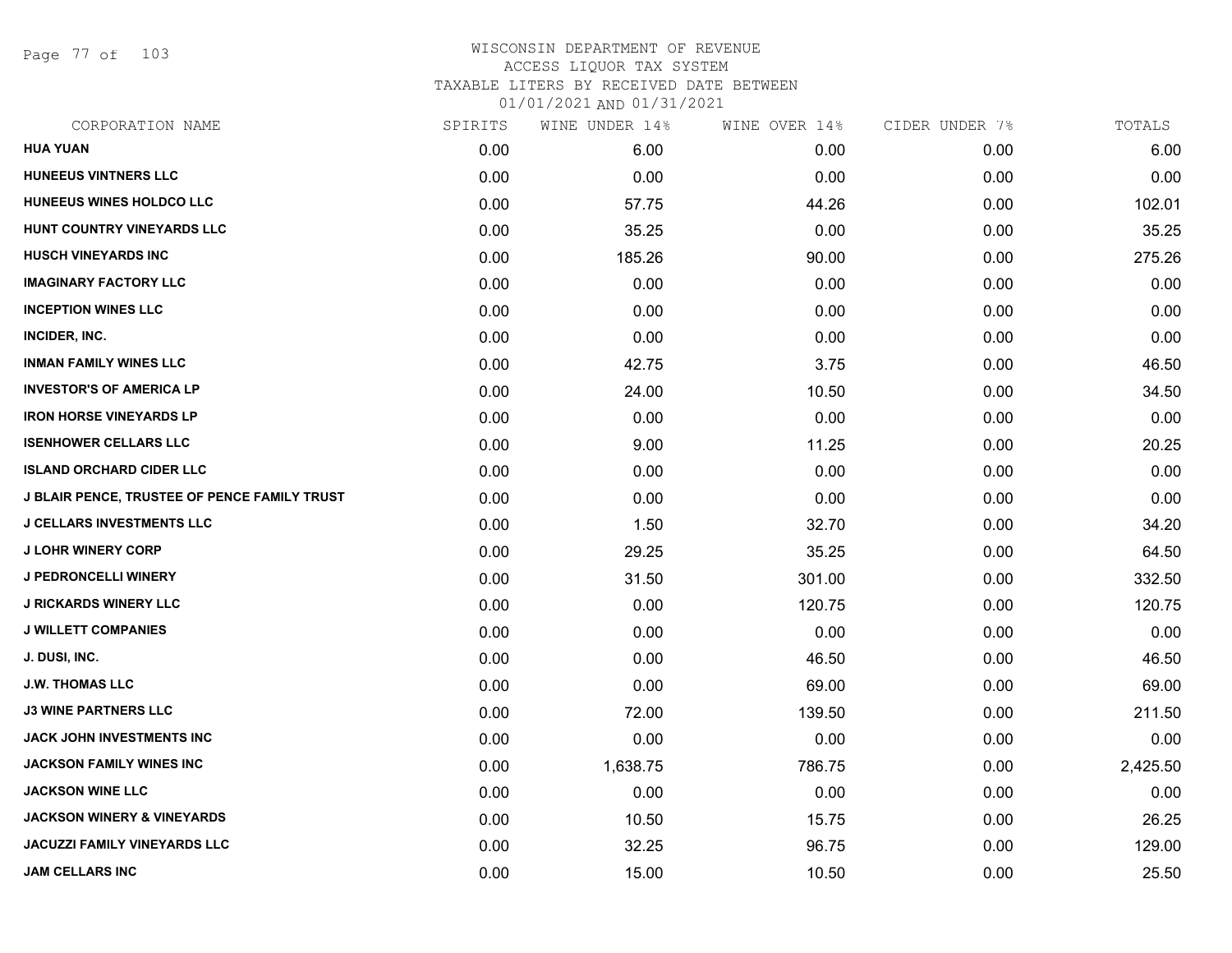# WISCONSIN DEPARTMENT OF REVENUE
## ACCESS LIQUOR TAX SYSTEM
### TAXABLE LITERS BY RECEIVED DATE BETWEEN 01/01/2021 AND 01/31/2021

| CORPORATION NAME | SPIRITS | WINE UNDER 14% | WINE OVER 14% | CIDER UNDER 7% | TOTALS |
|---|---|---|---|---|---|
| HUA YUAN | 0.00 | 6.00 | 0.00 | 0.00 | 6.00 |
| HUNEEUS VINTNERS LLC | 0.00 | 0.00 | 0.00 | 0.00 | 0.00 |
| HUNEEUS WINES HOLDCO LLC | 0.00 | 57.75 | 44.26 | 0.00 | 102.01 |
| HUNT COUNTRY VINEYARDS LLC | 0.00 | 35.25 | 0.00 | 0.00 | 35.25 |
| HUSCH VINEYARDS INC | 0.00 | 185.26 | 90.00 | 0.00 | 275.26 |
| IMAGINARY FACTORY LLC | 0.00 | 0.00 | 0.00 | 0.00 | 0.00 |
| INCEPTION WINES LLC | 0.00 | 0.00 | 0.00 | 0.00 | 0.00 |
| INCIDER, INC. | 0.00 | 0.00 | 0.00 | 0.00 | 0.00 |
| INMAN FAMILY WINES LLC | 0.00 | 42.75 | 3.75 | 0.00 | 46.50 |
| INVESTOR'S OF AMERICA LP | 0.00 | 24.00 | 10.50 | 0.00 | 34.50 |
| IRON HORSE VINEYARDS LP | 0.00 | 0.00 | 0.00 | 0.00 | 0.00 |
| ISENHOWER CELLARS LLC | 0.00 | 9.00 | 11.25 | 0.00 | 20.25 |
| ISLAND ORCHARD CIDER LLC | 0.00 | 0.00 | 0.00 | 0.00 | 0.00 |
| J BLAIR PENCE, TRUSTEE OF PENCE FAMILY TRUST | 0.00 | 0.00 | 0.00 | 0.00 | 0.00 |
| J CELLARS INVESTMENTS LLC | 0.00 | 1.50 | 32.70 | 0.00 | 34.20 |
| J LOHR WINERY CORP | 0.00 | 29.25 | 35.25 | 0.00 | 64.50 |
| J PEDRONCELLI WINERY | 0.00 | 31.50 | 301.00 | 0.00 | 332.50 |
| J RICKARDS WINERY LLC | 0.00 | 0.00 | 120.75 | 0.00 | 120.75 |
| J WILLETT COMPANIES | 0.00 | 0.00 | 0.00 | 0.00 | 0.00 |
| J. DUSI, INC. | 0.00 | 0.00 | 46.50 | 0.00 | 46.50 |
| J.W. THOMAS LLC | 0.00 | 0.00 | 69.00 | 0.00 | 69.00 |
| J3 WINE PARTNERS LLC | 0.00 | 72.00 | 139.50 | 0.00 | 211.50 |
| JACK JOHN INVESTMENTS INC | 0.00 | 0.00 | 0.00 | 0.00 | 0.00 |
| JACKSON FAMILY WINES INC | 0.00 | 1,638.75 | 786.75 | 0.00 | 2,425.50 |
| JACKSON WINE LLC | 0.00 | 0.00 | 0.00 | 0.00 | 0.00 |
| JACKSON WINERY & VINEYARDS | 0.00 | 10.50 | 15.75 | 0.00 | 26.25 |
| JACUZZI FAMILY VINEYARDS LLC | 0.00 | 32.25 | 96.75 | 0.00 | 129.00 |
| JAM CELLARS INC | 0.00 | 15.00 | 10.50 | 0.00 | 25.50 |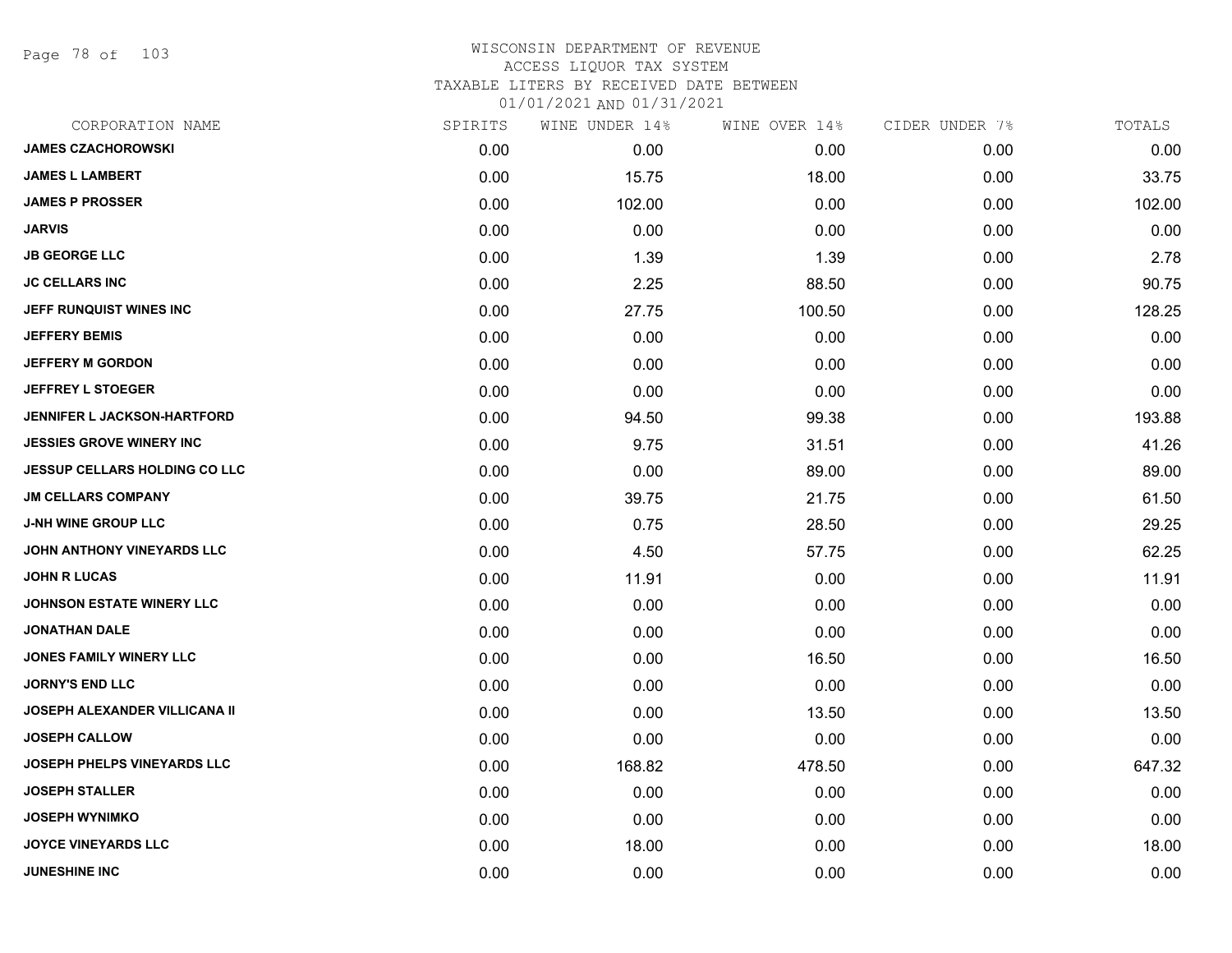# WISCONSIN DEPARTMENT OF REVENUE
## ACCESS LIQUOR TAX SYSTEM
## TAXABLE LITERS BY RECEIVED DATE BETWEEN 01/01/2021 AND 01/31/2021

| CORPORATION NAME | SPIRITS | WINE UNDER 14% | WINE OVER 14% | CIDER UNDER 7% | TOTALS |
|---|---|---|---|---|---|
| JAMES CZACHOROWSKI | 0.00 | 0.00 | 0.00 | 0.00 | 0.00 |
| JAMES L LAMBERT | 0.00 | 15.75 | 18.00 | 0.00 | 33.75 |
| JAMES P PROSSER | 0.00 | 102.00 | 0.00 | 0.00 | 102.00 |
| JARVIS | 0.00 | 0.00 | 0.00 | 0.00 | 0.00 |
| JB GEORGE LLC | 0.00 | 1.39 | 1.39 | 0.00 | 2.78 |
| JC CELLARS INC | 0.00 | 2.25 | 88.50 | 0.00 | 90.75 |
| JEFF RUNQUIST WINES INC | 0.00 | 27.75 | 100.50 | 0.00 | 128.25 |
| JEFFERY BEMIS | 0.00 | 0.00 | 0.00 | 0.00 | 0.00 |
| JEFFERY M GORDON | 0.00 | 0.00 | 0.00 | 0.00 | 0.00 |
| JEFFREY L STOEGER | 0.00 | 0.00 | 0.00 | 0.00 | 0.00 |
| JENNIFER L JACKSON-HARTFORD | 0.00 | 94.50 | 99.38 | 0.00 | 193.88 |
| JESSIES GROVE WINERY INC | 0.00 | 9.75 | 31.51 | 0.00 | 41.26 |
| JESSUP CELLARS HOLDING CO LLC | 0.00 | 0.00 | 89.00 | 0.00 | 89.00 |
| JM CELLARS COMPANY | 0.00 | 39.75 | 21.75 | 0.00 | 61.50 |
| J-NH WINE GROUP LLC | 0.00 | 0.75 | 28.50 | 0.00 | 29.25 |
| JOHN ANTHONY VINEYARDS LLC | 0.00 | 4.50 | 57.75 | 0.00 | 62.25 |
| JOHN R LUCAS | 0.00 | 11.91 | 0.00 | 0.00 | 11.91 |
| JOHNSON ESTATE WINERY LLC | 0.00 | 0.00 | 0.00 | 0.00 | 0.00 |
| JONATHAN DALE | 0.00 | 0.00 | 0.00 | 0.00 | 0.00 |
| JONES FAMILY WINERY LLC | 0.00 | 0.00 | 16.50 | 0.00 | 16.50 |
| JORNY'S END LLC | 0.00 | 0.00 | 0.00 | 0.00 | 0.00 |
| JOSEPH ALEXANDER VILLICANA II | 0.00 | 0.00 | 13.50 | 0.00 | 13.50 |
| JOSEPH CALLOW | 0.00 | 0.00 | 0.00 | 0.00 | 0.00 |
| JOSEPH PHELPS VINEYARDS LLC | 0.00 | 168.82 | 478.50 | 0.00 | 647.32 |
| JOSEPH STALLER | 0.00 | 0.00 | 0.00 | 0.00 | 0.00 |
| JOSEPH WYNIMKO | 0.00 | 0.00 | 0.00 | 0.00 | 0.00 |
| JOYCE VINEYARDS LLC | 0.00 | 18.00 | 0.00 | 0.00 | 18.00 |
| JUNESHINE INC | 0.00 | 0.00 | 0.00 | 0.00 | 0.00 |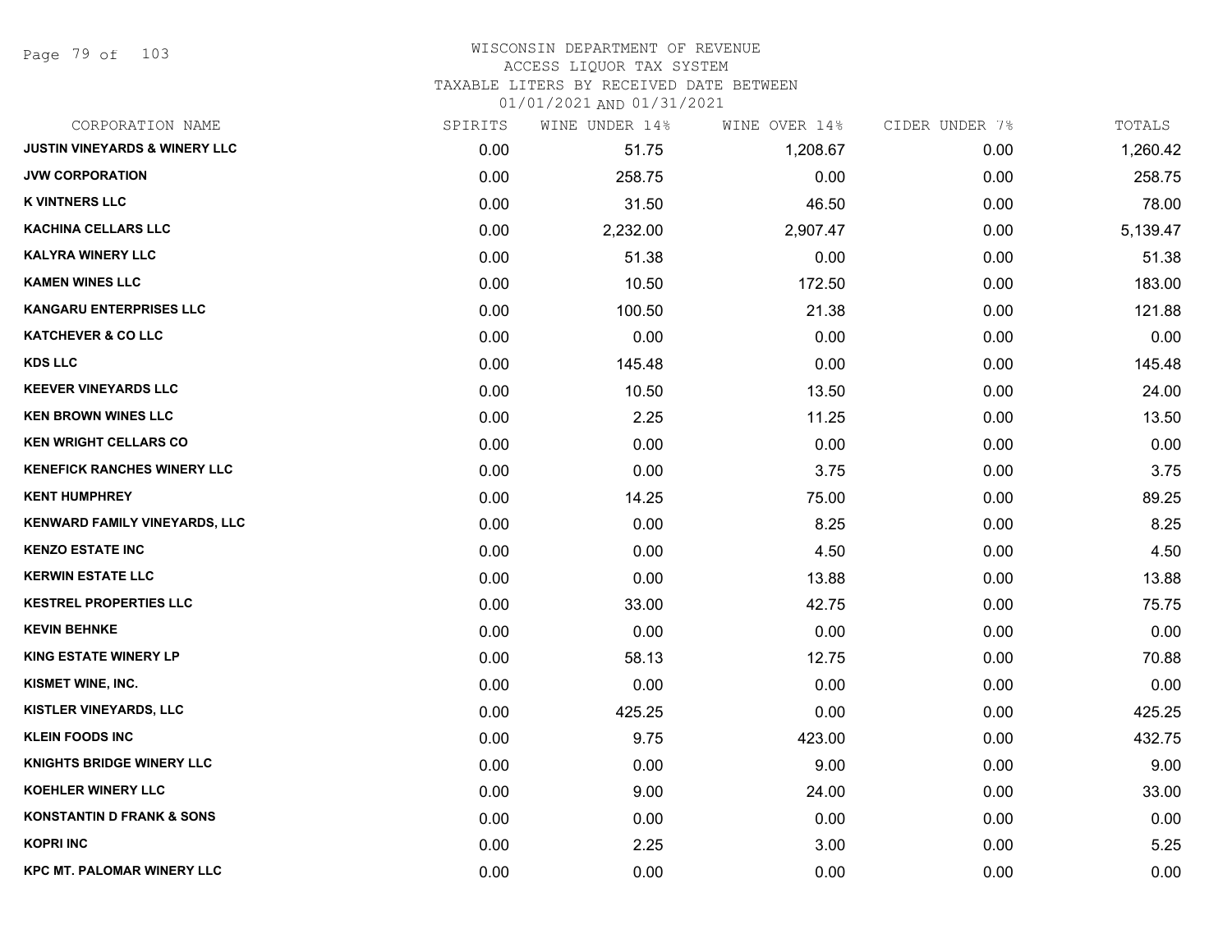WISCONSIN DEPARTMENT OF REVENUE
ACCESS LIQUOR TAX SYSTEM
TAXABLE LITERS BY RECEIVED DATE BETWEEN
01/01/2021 AND 01/31/2021

| CORPORATION NAME | SPIRITS | WINE UNDER 14% | WINE OVER 14% | CIDER UNDER 7% | TOTALS |
|---|---|---|---|---|---|
| JUSTIN VINEYARDS & WINERY LLC | 0.00 | 51.75 | 1,208.67 | 0.00 | 1,260.42 |
| JVW CORPORATION | 0.00 | 258.75 | 0.00 | 0.00 | 258.75 |
| K VINTNERS LLC | 0.00 | 31.50 | 46.50 | 0.00 | 78.00 |
| KACHINA CELLARS LLC | 0.00 | 2,232.00 | 2,907.47 | 0.00 | 5,139.47 |
| KALYRA WINERY LLC | 0.00 | 51.38 | 0.00 | 0.00 | 51.38 |
| KAMEN WINES LLC | 0.00 | 10.50 | 172.50 | 0.00 | 183.00 |
| KANGARU ENTERPRISES LLC | 0.00 | 100.50 | 21.38 | 0.00 | 121.88 |
| KATCHEVER & CO LLC | 0.00 | 0.00 | 0.00 | 0.00 | 0.00 |
| KDS LLC | 0.00 | 145.48 | 0.00 | 0.00 | 145.48 |
| KEEVER VINEYARDS LLC | 0.00 | 10.50 | 13.50 | 0.00 | 24.00 |
| KEN BROWN WINES LLC | 0.00 | 2.25 | 11.25 | 0.00 | 13.50 |
| KEN WRIGHT CELLARS CO | 0.00 | 0.00 | 0.00 | 0.00 | 0.00 |
| KENEFICK RANCHES WINERY LLC | 0.00 | 0.00 | 3.75 | 0.00 | 3.75 |
| KENT HUMPHREY | 0.00 | 14.25 | 75.00 | 0.00 | 89.25 |
| KENWARD FAMILY VINEYARDS, LLC | 0.00 | 0.00 | 8.25 | 0.00 | 8.25 |
| KENZO ESTATE INC | 0.00 | 0.00 | 4.50 | 0.00 | 4.50 |
| KERWIN ESTATE LLC | 0.00 | 0.00 | 13.88 | 0.00 | 13.88 |
| KESTREL PROPERTIES LLC | 0.00 | 33.00 | 42.75 | 0.00 | 75.75 |
| KEVIN BEHNKE | 0.00 | 0.00 | 0.00 | 0.00 | 0.00 |
| KING ESTATE WINERY LP | 0.00 | 58.13 | 12.75 | 0.00 | 70.88 |
| KISMET WINE, INC. | 0.00 | 0.00 | 0.00 | 0.00 | 0.00 |
| KISTLER VINEYARDS, LLC | 0.00 | 425.25 | 0.00 | 0.00 | 425.25 |
| KLEIN FOODS INC | 0.00 | 9.75 | 423.00 | 0.00 | 432.75 |
| KNIGHTS BRIDGE WINERY LLC | 0.00 | 0.00 | 9.00 | 0.00 | 9.00 |
| KOEHLER WINERY LLC | 0.00 | 9.00 | 24.00 | 0.00 | 33.00 |
| KONSTANTIN D FRANK & SONS | 0.00 | 0.00 | 0.00 | 0.00 | 0.00 |
| KOPRI INC | 0.00 | 2.25 | 3.00 | 0.00 | 5.25 |
| KPC MT. PALOMAR WINERY LLC | 0.00 | 0.00 | 0.00 | 0.00 | 0.00 |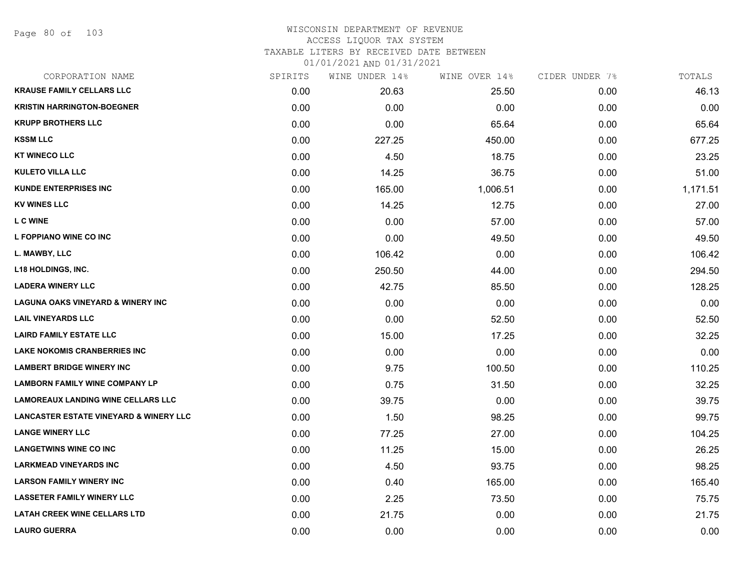# WISCONSIN DEPARTMENT OF REVENUE
## ACCESS LIQUOR TAX SYSTEM
### TAXABLE LITERS BY RECEIVED DATE BETWEEN 01/01/2021 AND 01/31/2021

| CORPORATION NAME | SPIRITS | WINE UNDER 14% | WINE OVER 14% | CIDER UNDER 7% | TOTALS |
|---|---|---|---|---|---|
| KRAUSE FAMILY CELLARS LLC | 0.00 | 20.63 | 25.50 | 0.00 | 46.13 |
| KRISTIN HARRINGTON-BOEGNER | 0.00 | 0.00 | 0.00 | 0.00 | 0.00 |
| KRUPP BROTHERS LLC | 0.00 | 0.00 | 65.64 | 0.00 | 65.64 |
| KSSM LLC | 0.00 | 227.25 | 450.00 | 0.00 | 677.25 |
| KT WINECO LLC | 0.00 | 4.50 | 18.75 | 0.00 | 23.25 |
| KULETO VILLA LLC | 0.00 | 14.25 | 36.75 | 0.00 | 51.00 |
| KUNDE ENTERPRISES INC | 0.00 | 165.00 | 1,006.51 | 0.00 | 1,171.51 |
| KV WINES LLC | 0.00 | 14.25 | 12.75 | 0.00 | 27.00 |
| L C WINE | 0.00 | 0.00 | 57.00 | 0.00 | 57.00 |
| L FOPPIANO WINE CO INC | 0.00 | 0.00 | 49.50 | 0.00 | 49.50 |
| L. MAWBY, LLC | 0.00 | 106.42 | 0.00 | 0.00 | 106.42 |
| L18 HOLDINGS, INC. | 0.00 | 250.50 | 44.00 | 0.00 | 294.50 |
| LADERA WINERY LLC | 0.00 | 42.75 | 85.50 | 0.00 | 128.25 |
| LAGUNA OAKS VINEYARD & WINERY INC | 0.00 | 0.00 | 0.00 | 0.00 | 0.00 |
| LAIL VINEYARDS LLC | 0.00 | 0.00 | 52.50 | 0.00 | 52.50 |
| LAIRD FAMILY ESTATE LLC | 0.00 | 15.00 | 17.25 | 0.00 | 32.25 |
| LAKE NOKOMIS CRANBERRIES INC | 0.00 | 0.00 | 0.00 | 0.00 | 0.00 |
| LAMBERT BRIDGE WINERY INC | 0.00 | 9.75 | 100.50 | 0.00 | 110.25 |
| LAMBORN FAMILY WINE COMPANY LP | 0.00 | 0.75 | 31.50 | 0.00 | 32.25 |
| LAMOREAUX LANDING WINE CELLARS LLC | 0.00 | 39.75 | 0.00 | 0.00 | 39.75 |
| LANCASTER ESTATE VINEYARD & WINERY LLC | 0.00 | 1.50 | 98.25 | 0.00 | 99.75 |
| LANGE WINERY LLC | 0.00 | 77.25 | 27.00 | 0.00 | 104.25 |
| LANGETWINS WINE CO INC | 0.00 | 11.25 | 15.00 | 0.00 | 26.25 |
| LARKMEAD VINEYARDS INC | 0.00 | 4.50 | 93.75 | 0.00 | 98.25 |
| LARSON FAMILY WINERY INC | 0.00 | 0.40 | 165.00 | 0.00 | 165.40 |
| LASSETER FAMILY WINERY LLC | 0.00 | 2.25 | 73.50 | 0.00 | 75.75 |
| LATAH CREEK WINE CELLARS LTD | 0.00 | 21.75 | 0.00 | 0.00 | 21.75 |
| LAURO GUERRA | 0.00 | 0.00 | 0.00 | 0.00 | 0.00 |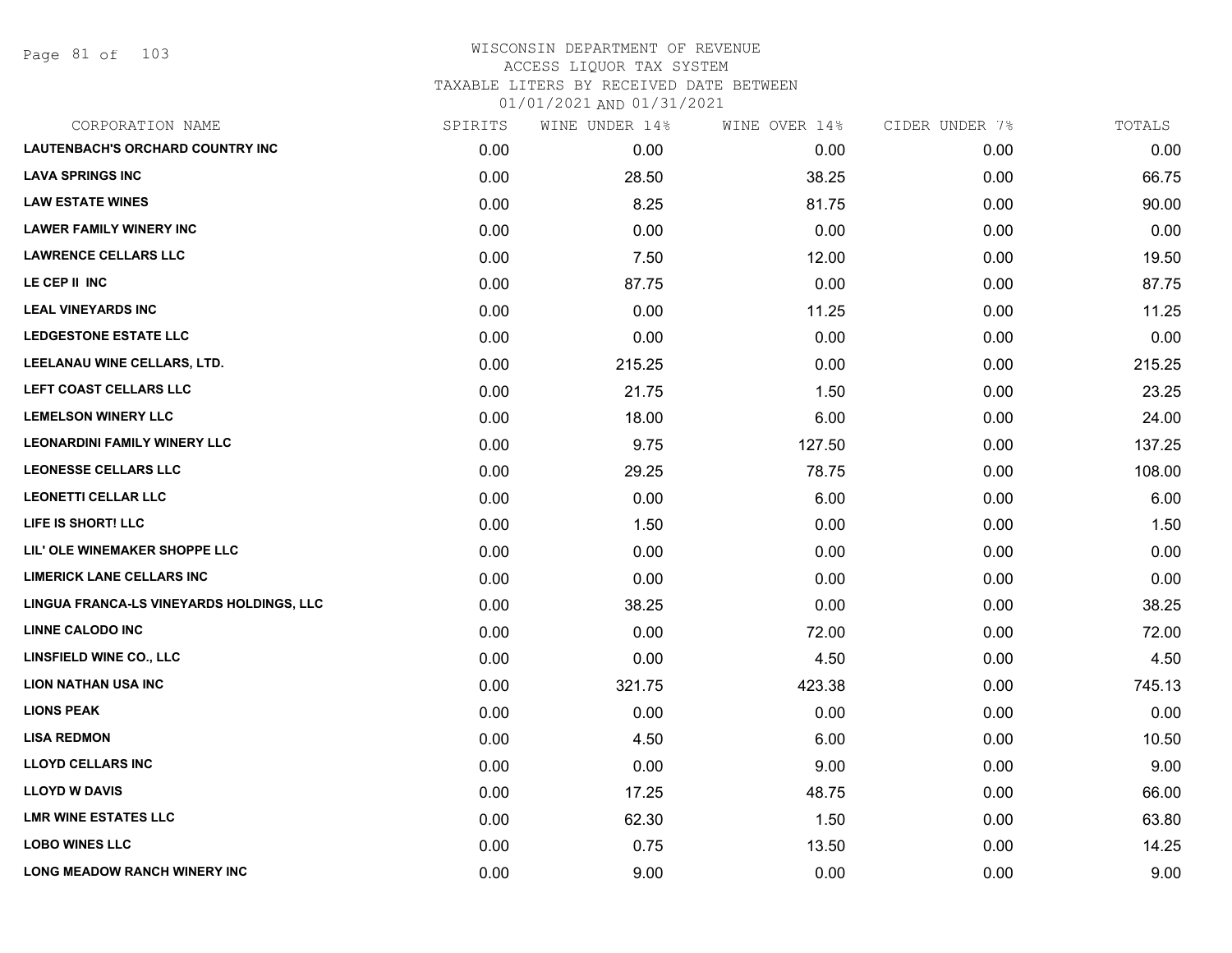WISCONSIN DEPARTMENT OF REVENUE
ACCESS LIQUOR TAX SYSTEM
TAXABLE LITERS BY RECEIVED DATE BETWEEN
01/01/2021 AND 01/31/2021

| CORPORATION NAME | SPIRITS | WINE UNDER 14% | WINE OVER 14% | CIDER UNDER 7% | TOTALS |
|---|---|---|---|---|---|
| LAUTENBACH'S ORCHARD COUNTRY INC | 0.00 | 0.00 | 0.00 | 0.00 | 0.00 |
| LAVA SPRINGS INC | 0.00 | 28.50 | 38.25 | 0.00 | 66.75 |
| LAW ESTATE WINES | 0.00 | 8.25 | 81.75 | 0.00 | 90.00 |
| LAWER FAMILY WINERY INC | 0.00 | 0.00 | 0.00 | 0.00 | 0.00 |
| LAWRENCE CELLARS LLC | 0.00 | 7.50 | 12.00 | 0.00 | 19.50 |
| LE CEP II INC | 0.00 | 87.75 | 0.00 | 0.00 | 87.75 |
| LEAL VINEYARDS INC | 0.00 | 0.00 | 11.25 | 0.00 | 11.25 |
| LEDGESTONE ESTATE LLC | 0.00 | 0.00 | 0.00 | 0.00 | 0.00 |
| LEELANAU WINE CELLARS, LTD. | 0.00 | 215.25 | 0.00 | 0.00 | 215.25 |
| LEFT COAST CELLARS LLC | 0.00 | 21.75 | 1.50 | 0.00 | 23.25 |
| LEMELSON WINERY LLC | 0.00 | 18.00 | 6.00 | 0.00 | 24.00 |
| LEONARDINI FAMILY WINERY LLC | 0.00 | 9.75 | 127.50 | 0.00 | 137.25 |
| LEONESSE CELLARS LLC | 0.00 | 29.25 | 78.75 | 0.00 | 108.00 |
| LEONETTI CELLAR LLC | 0.00 | 0.00 | 6.00 | 0.00 | 6.00 |
| LIFE IS SHORT! LLC | 0.00 | 1.50 | 0.00 | 0.00 | 1.50 |
| LIL' OLE WINEMAKER SHOPPE LLC | 0.00 | 0.00 | 0.00 | 0.00 | 0.00 |
| LIMERICK LANE CELLARS INC | 0.00 | 0.00 | 0.00 | 0.00 | 0.00 |
| LINGUA FRANCA-LS VINEYARDS HOLDINGS, LLC | 0.00 | 38.25 | 0.00 | 0.00 | 38.25 |
| LINNE CALODO INC | 0.00 | 0.00 | 72.00 | 0.00 | 72.00 |
| LINSFIELD WINE CO., LLC | 0.00 | 0.00 | 4.50 | 0.00 | 4.50 |
| LION NATHAN USA INC | 0.00 | 321.75 | 423.38 | 0.00 | 745.13 |
| LIONS PEAK | 0.00 | 0.00 | 0.00 | 0.00 | 0.00 |
| LISA REDMON | 0.00 | 4.50 | 6.00 | 0.00 | 10.50 |
| LLOYD CELLARS INC | 0.00 | 0.00 | 9.00 | 0.00 | 9.00 |
| LLOYD W DAVIS | 0.00 | 17.25 | 48.75 | 0.00 | 66.00 |
| LMR WINE ESTATES LLC | 0.00 | 62.30 | 1.50 | 0.00 | 63.80 |
| LOBO WINES LLC | 0.00 | 0.75 | 13.50 | 0.00 | 14.25 |
| LONG MEADOW RANCH WINERY INC | 0.00 | 9.00 | 0.00 | 0.00 | 9.00 |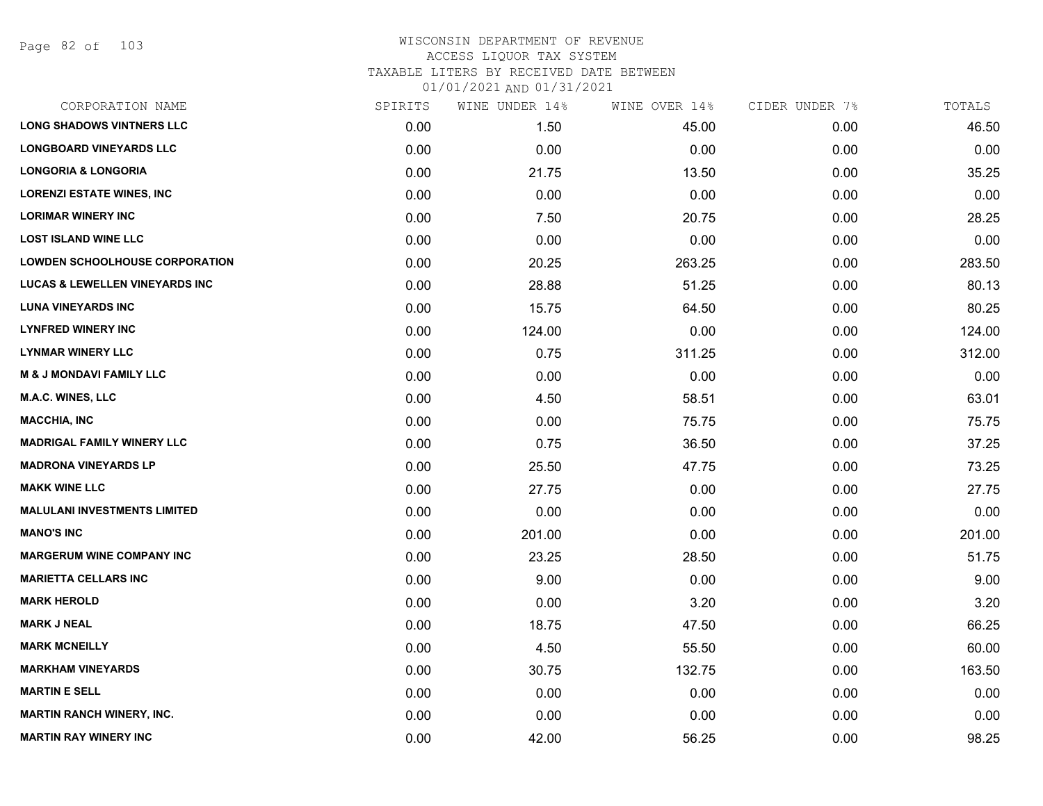# WISCONSIN DEPARTMENT OF REVENUE
## ACCESS LIQUOR TAX SYSTEM
### TAXABLE LITERS BY RECEIVED DATE BETWEEN 01/01/2021 AND 01/31/2021

| CORPORATION NAME | SPIRITS | WINE UNDER 14% | WINE OVER 14% | CIDER UNDER 7% | TOTALS |
|---|---|---|---|---|---|
| LONG SHADOWS VINTNERS LLC | 0.00 | 1.50 | 45.00 | 0.00 | 46.50 |
| LONGBOARD VINEYARDS LLC | 0.00 | 0.00 | 0.00 | 0.00 | 0.00 |
| LONGORIA & LONGORIA | 0.00 | 21.75 | 13.50 | 0.00 | 35.25 |
| LORENZI ESTATE WINES, INC | 0.00 | 0.00 | 0.00 | 0.00 | 0.00 |
| LORIMAR WINERY INC | 0.00 | 7.50 | 20.75 | 0.00 | 28.25 |
| LOST ISLAND WINE LLC | 0.00 | 0.00 | 0.00 | 0.00 | 0.00 |
| LOWDEN SCHOOLHOUSE CORPORATION | 0.00 | 20.25 | 263.25 | 0.00 | 283.50 |
| LUCAS & LEWELLEN VINEYARDS INC | 0.00 | 28.88 | 51.25 | 0.00 | 80.13 |
| LUNA VINEYARDS INC | 0.00 | 15.75 | 64.50 | 0.00 | 80.25 |
| LYNFRED WINERY INC | 0.00 | 124.00 | 0.00 | 0.00 | 124.00 |
| LYNMAR WINERY LLC | 0.00 | 0.75 | 311.25 | 0.00 | 312.00 |
| M & J MONDAVI FAMILY LLC | 0.00 | 0.00 | 0.00 | 0.00 | 0.00 |
| M.A.C. WINES, LLC | 0.00 | 4.50 | 58.51 | 0.00 | 63.01 |
| MACCHIA, INC | 0.00 | 0.00 | 75.75 | 0.00 | 75.75 |
| MADRIGAL FAMILY WINERY LLC | 0.00 | 0.75 | 36.50 | 0.00 | 37.25 |
| MADRONA VINEYARDS LP | 0.00 | 25.50 | 47.75 | 0.00 | 73.25 |
| MAKK WINE LLC | 0.00 | 27.75 | 0.00 | 0.00 | 27.75 |
| MALULANI INVESTMENTS LIMITED | 0.00 | 0.00 | 0.00 | 0.00 | 0.00 |
| MANO'S INC | 0.00 | 201.00 | 0.00 | 0.00 | 201.00 |
| MARGERUM WINE COMPANY INC | 0.00 | 23.25 | 28.50 | 0.00 | 51.75 |
| MARIETTA CELLARS INC | 0.00 | 9.00 | 0.00 | 0.00 | 9.00 |
| MARK HEROLD | 0.00 | 0.00 | 3.20 | 0.00 | 3.20 |
| MARK J NEAL | 0.00 | 18.75 | 47.50 | 0.00 | 66.25 |
| MARK MCNEILLY | 0.00 | 4.50 | 55.50 | 0.00 | 60.00 |
| MARKHAM VINEYARDS | 0.00 | 30.75 | 132.75 | 0.00 | 163.50 |
| MARTIN E SELL | 0.00 | 0.00 | 0.00 | 0.00 | 0.00 |
| MARTIN RANCH WINERY, INC. | 0.00 | 0.00 | 0.00 | 0.00 | 0.00 |
| MARTIN RAY WINERY INC | 0.00 | 42.00 | 56.25 | 0.00 | 98.25 |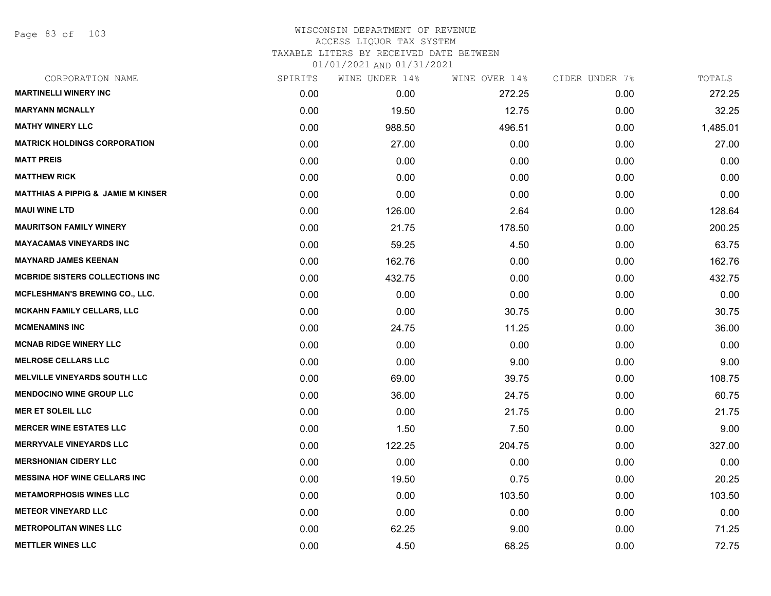# WISCONSIN DEPARTMENT OF REVENUE
ACCESS LIQUOR TAX SYSTEM
TAXABLE LITERS BY RECEIVED DATE BETWEEN
01/01/2021 AND 01/31/2021

| CORPORATION NAME | SPIRITS | WINE UNDER 14% | WINE OVER 14% | CIDER UNDER 7% | TOTALS |
|---|---|---|---|---|---|
| MARTINELLI WINERY INC | 0.00 | 0.00 | 272.25 | 0.00 | 272.25 |
| MARYANN MCNALLY | 0.00 | 19.50 | 12.75 | 0.00 | 32.25 |
| MATHY WINERY LLC | 0.00 | 988.50 | 496.51 | 0.00 | 1,485.01 |
| MATRICK HOLDINGS CORPORATION | 0.00 | 27.00 | 0.00 | 0.00 | 27.00 |
| MATT PREIS | 0.00 | 0.00 | 0.00 | 0.00 | 0.00 |
| MATTHEW RICK | 0.00 | 0.00 | 0.00 | 0.00 | 0.00 |
| MATTHIAS A PIPPIG & JAMIE M KINSER | 0.00 | 0.00 | 0.00 | 0.00 | 0.00 |
| MAUI WINE LTD | 0.00 | 126.00 | 2.64 | 0.00 | 128.64 |
| MAURITSON FAMILY WINERY | 0.00 | 21.75 | 178.50 | 0.00 | 200.25 |
| MAYACAMAS VINEYARDS INC | 0.00 | 59.25 | 4.50 | 0.00 | 63.75 |
| MAYNARD JAMES KEENAN | 0.00 | 162.76 | 0.00 | 0.00 | 162.76 |
| MCBRIDE SISTERS COLLECTIONS INC | 0.00 | 432.75 | 0.00 | 0.00 | 432.75 |
| MCFLESHMAN'S BREWING CO., LLC. | 0.00 | 0.00 | 0.00 | 0.00 | 0.00 |
| MCKAHN FAMILY CELLARS, LLC | 0.00 | 0.00 | 30.75 | 0.00 | 30.75 |
| MCMENAMINS INC | 0.00 | 24.75 | 11.25 | 0.00 | 36.00 |
| MCNAB RIDGE WINERY LLC | 0.00 | 0.00 | 0.00 | 0.00 | 0.00 |
| MELROSE CELLARS LLC | 0.00 | 0.00 | 9.00 | 0.00 | 9.00 |
| MELVILLE VINEYARDS SOUTH LLC | 0.00 | 69.00 | 39.75 | 0.00 | 108.75 |
| MENDOCINO WINE GROUP LLC | 0.00 | 36.00 | 24.75 | 0.00 | 60.75 |
| MER ET SOLEIL LLC | 0.00 | 0.00 | 21.75 | 0.00 | 21.75 |
| MERCER WINE ESTATES LLC | 0.00 | 1.50 | 7.50 | 0.00 | 9.00 |
| MERRYVALE VINEYARDS LLC | 0.00 | 122.25 | 204.75 | 0.00 | 327.00 |
| MERSHONIAN CIDERY LLC | 0.00 | 0.00 | 0.00 | 0.00 | 0.00 |
| MESSINA HOF WINE CELLARS INC | 0.00 | 19.50 | 0.75 | 0.00 | 20.25 |
| METAMORPHOSIS WINES LLC | 0.00 | 0.00 | 103.50 | 0.00 | 103.50 |
| METEOR VINEYARD LLC | 0.00 | 0.00 | 0.00 | 0.00 | 0.00 |
| METROPOLITAN WINES LLC | 0.00 | 62.25 | 9.00 | 0.00 | 71.25 |
| METTLER WINES LLC | 0.00 | 4.50 | 68.25 | 0.00 | 72.75 |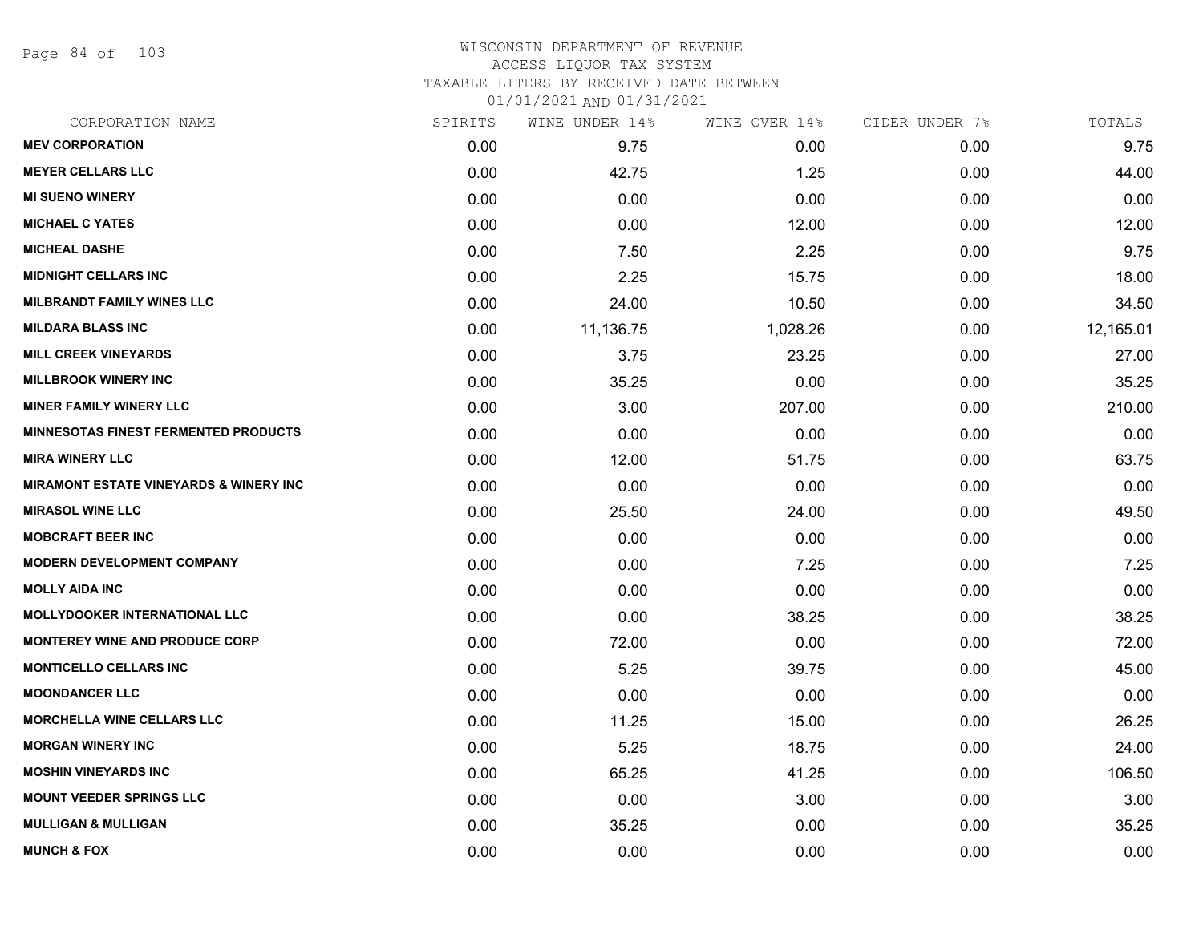# WISCONSIN DEPARTMENT OF REVENUE
## ACCESS LIQUOR TAX SYSTEM
### TAXABLE LITERS BY RECEIVED DATE BETWEEN 01/01/2021 AND 01/31/2021

| CORPORATION NAME | SPIRITS | WINE UNDER 14% | WINE OVER 14% | CIDER UNDER 7% | TOTALS |
|---|---|---|---|---|---|
| MEV CORPORATION | 0.00 | 9.75 | 0.00 | 0.00 | 9.75 |
| MEYER CELLARS LLC | 0.00 | 42.75 | 1.25 | 0.00 | 44.00 |
| MI SUENO WINERY | 0.00 | 0.00 | 0.00 | 0.00 | 0.00 |
| MICHAEL C YATES | 0.00 | 0.00 | 12.00 | 0.00 | 12.00 |
| MICHEAL DASHE | 0.00 | 7.50 | 2.25 | 0.00 | 9.75 |
| MIDNIGHT CELLARS INC | 0.00 | 2.25 | 15.75 | 0.00 | 18.00 |
| MILBRANDT FAMILY WINES LLC | 0.00 | 24.00 | 10.50 | 0.00 | 34.50 |
| MILDARA BLASS INC | 0.00 | 11,136.75 | 1,028.26 | 0.00 | 12,165.01 |
| MILL CREEK VINEYARDS | 0.00 | 3.75 | 23.25 | 0.00 | 27.00 |
| MILLBROOK WINERY INC | 0.00 | 35.25 | 0.00 | 0.00 | 35.25 |
| MINER FAMILY WINERY LLC | 0.00 | 3.00 | 207.00 | 0.00 | 210.00 |
| MINNESOTAS FINEST FERMENTED PRODUCTS | 0.00 | 0.00 | 0.00 | 0.00 | 0.00 |
| MIRA WINERY LLC | 0.00 | 12.00 | 51.75 | 0.00 | 63.75 |
| MIRAMONT ESTATE VINEYARDS & WINERY INC | 0.00 | 0.00 | 0.00 | 0.00 | 0.00 |
| MIRASOL WINE LLC | 0.00 | 25.50 | 24.00 | 0.00 | 49.50 |
| MOBCRAFT BEER INC | 0.00 | 0.00 | 0.00 | 0.00 | 0.00 |
| MODERN DEVELOPMENT COMPANY | 0.00 | 0.00 | 7.25 | 0.00 | 7.25 |
| MOLLY AIDA INC | 0.00 | 0.00 | 0.00 | 0.00 | 0.00 |
| MOLLYDOOKER INTERNATIONAL LLC | 0.00 | 0.00 | 38.25 | 0.00 | 38.25 |
| MONTEREY WINE AND PRODUCE CORP | 0.00 | 72.00 | 0.00 | 0.00 | 72.00 |
| MONTICELLO CELLARS INC | 0.00 | 5.25 | 39.75 | 0.00 | 45.00 |
| MOONDANCER LLC | 0.00 | 0.00 | 0.00 | 0.00 | 0.00 |
| MORCHELLA WINE CELLARS LLC | 0.00 | 11.25 | 15.00 | 0.00 | 26.25 |
| MORGAN WINERY INC | 0.00 | 5.25 | 18.75 | 0.00 | 24.00 |
| MOSHIN VINEYARDS INC | 0.00 | 65.25 | 41.25 | 0.00 | 106.50 |
| MOUNT VEEDER SPRINGS LLC | 0.00 | 0.00 | 3.00 | 0.00 | 3.00 |
| MULLIGAN & MULLIGAN | 0.00 | 35.25 | 0.00 | 0.00 | 35.25 |
| MUNCH & FOX | 0.00 | 0.00 | 0.00 | 0.00 | 0.00 |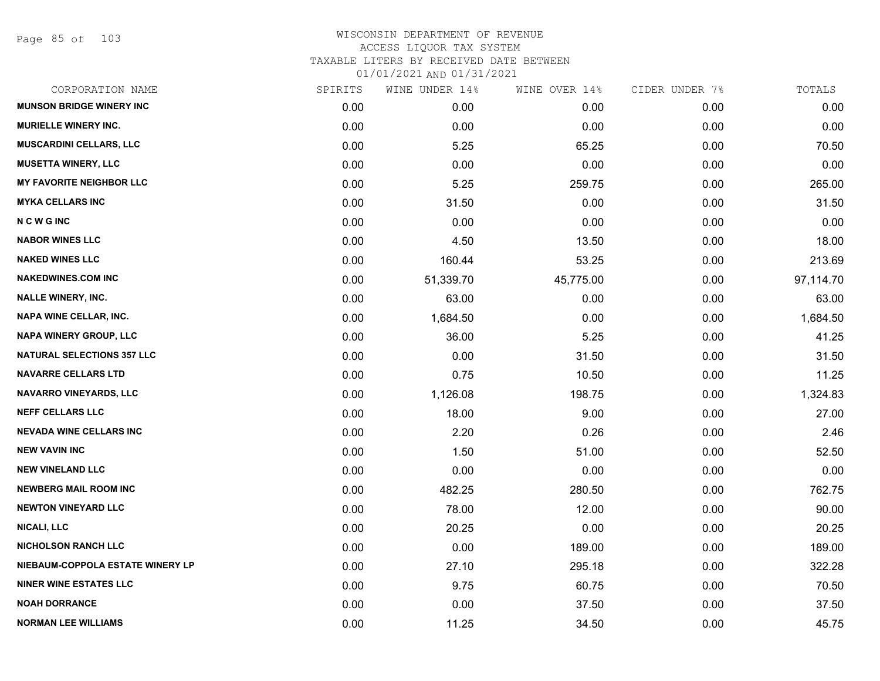WISCONSIN DEPARTMENT OF REVENUE
ACCESS LIQUOR TAX SYSTEM
TAXABLE LITERS BY RECEIVED DATE BETWEEN
01/01/2021 AND 01/31/2021

| CORPORATION NAME | SPIRITS | WINE UNDER 14% | WINE OVER 14% | CIDER UNDER 7% | TOTALS |
|---|---|---|---|---|---|
| MUNSON BRIDGE WINERY INC | 0.00 | 0.00 | 0.00 | 0.00 | 0.00 |
| MURIELLE WINERY INC. | 0.00 | 0.00 | 0.00 | 0.00 | 0.00 |
| MUSCARDINI CELLARS, LLC | 0.00 | 5.25 | 65.25 | 0.00 | 70.50 |
| MUSETTA WINERY, LLC | 0.00 | 0.00 | 0.00 | 0.00 | 0.00 |
| MY FAVORITE NEIGHBOR LLC | 0.00 | 5.25 | 259.75 | 0.00 | 265.00 |
| MYKA CELLARS INC | 0.00 | 31.50 | 0.00 | 0.00 | 31.50 |
| N C W G INC | 0.00 | 0.00 | 0.00 | 0.00 | 0.00 |
| NABOR WINES LLC | 0.00 | 4.50 | 13.50 | 0.00 | 18.00 |
| NAKED WINES LLC | 0.00 | 160.44 | 53.25 | 0.00 | 213.69 |
| NAKEDWINES.COM INC | 0.00 | 51,339.70 | 45,775.00 | 0.00 | 97,114.70 |
| NALLE WINERY, INC. | 0.00 | 63.00 | 0.00 | 0.00 | 63.00 |
| NAPA WINE CELLAR, INC. | 0.00 | 1,684.50 | 0.00 | 0.00 | 1,684.50 |
| NAPA WINERY GROUP, LLC | 0.00 | 36.00 | 5.25 | 0.00 | 41.25 |
| NATURAL SELECTIONS 357 LLC | 0.00 | 0.00 | 31.50 | 0.00 | 31.50 |
| NAVARRE CELLARS LTD | 0.00 | 0.75 | 10.50 | 0.00 | 11.25 |
| NAVARRO VINEYARDS, LLC | 0.00 | 1,126.08 | 198.75 | 0.00 | 1,324.83 |
| NEFF CELLARS LLC | 0.00 | 18.00 | 9.00 | 0.00 | 27.00 |
| NEVADA WINE CELLARS INC | 0.00 | 2.20 | 0.26 | 0.00 | 2.46 |
| NEW VAVIN INC | 0.00 | 1.50 | 51.00 | 0.00 | 52.50 |
| NEW VINELAND LLC | 0.00 | 0.00 | 0.00 | 0.00 | 0.00 |
| NEWBERG MAIL ROOM INC | 0.00 | 482.25 | 280.50 | 0.00 | 762.75 |
| NEWTON VINEYARD LLC | 0.00 | 78.00 | 12.00 | 0.00 | 90.00 |
| NICALI, LLC | 0.00 | 20.25 | 0.00 | 0.00 | 20.25 |
| NICHOLSON RANCH LLC | 0.00 | 0.00 | 189.00 | 0.00 | 189.00 |
| NIEBAUM-COPPOLA ESTATE WINERY LP | 0.00 | 27.10 | 295.18 | 0.00 | 322.28 |
| NINER WINE ESTATES LLC | 0.00 | 9.75 | 60.75 | 0.00 | 70.50 |
| NOAH DORRANCE | 0.00 | 0.00 | 37.50 | 0.00 | 37.50 |
| NORMAN LEE WILLIAMS | 0.00 | 11.25 | 34.50 | 0.00 | 45.75 |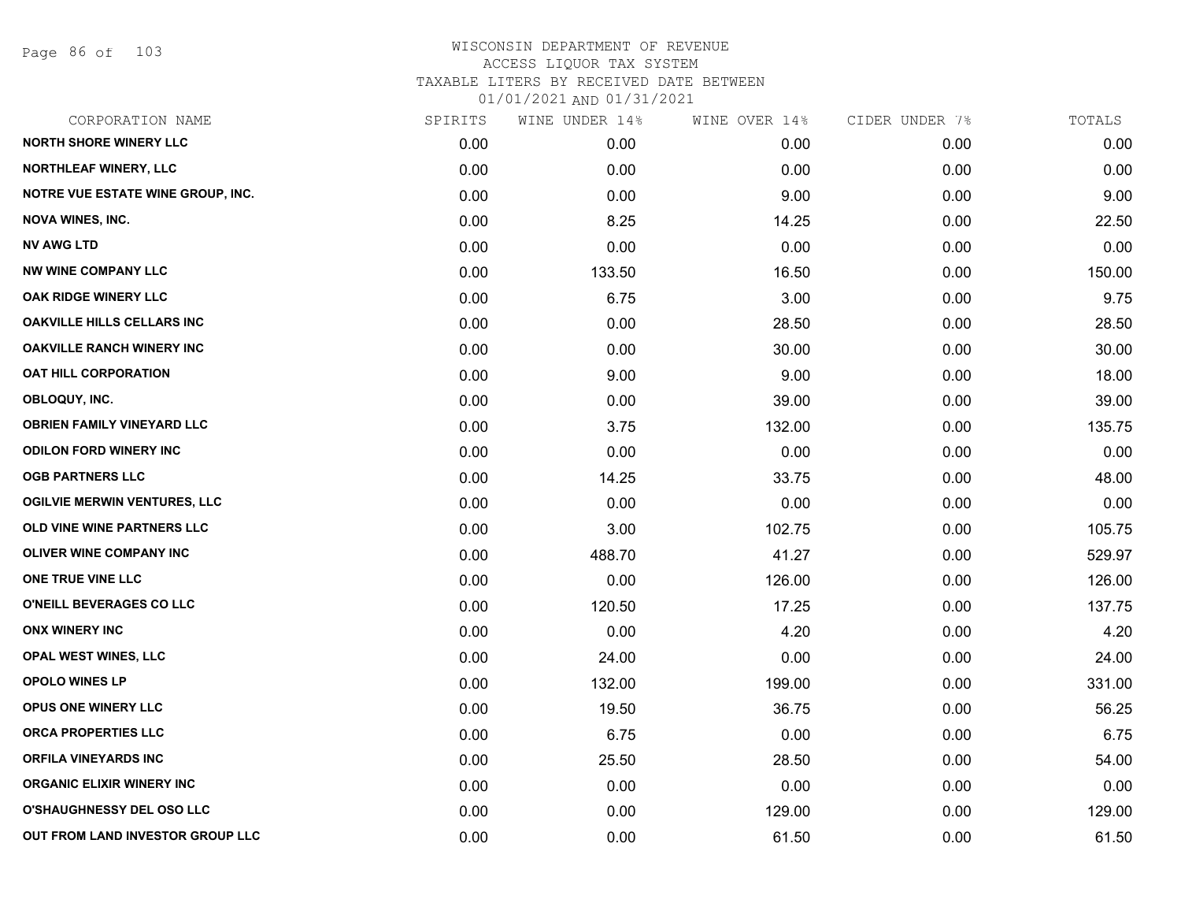WISCONSIN DEPARTMENT OF REVENUE
ACCESS LIQUOR TAX SYSTEM
TAXABLE LITERS BY RECEIVED DATE BETWEEN
01/01/2021 AND 01/31/2021

| CORPORATION NAME | SPIRITS | WINE UNDER 14% | WINE OVER 14% | CIDER UNDER 7% | TOTALS |
|---|---|---|---|---|---|
| NORTH SHORE WINERY LLC | 0.00 | 0.00 | 0.00 | 0.00 | 0.00 |
| NORTHLEAF WINERY, LLC | 0.00 | 0.00 | 0.00 | 0.00 | 0.00 |
| NOTRE VUE ESTATE WINE GROUP, INC. | 0.00 | 0.00 | 9.00 | 0.00 | 9.00 |
| NOVA WINES, INC. | 0.00 | 8.25 | 14.25 | 0.00 | 22.50 |
| NV AWG LTD | 0.00 | 0.00 | 0.00 | 0.00 | 0.00 |
| NW WINE COMPANY LLC | 0.00 | 133.50 | 16.50 | 0.00 | 150.00 |
| OAK RIDGE WINERY LLC | 0.00 | 6.75 | 3.00 | 0.00 | 9.75 |
| OAKVILLE HILLS CELLARS INC | 0.00 | 0.00 | 28.50 | 0.00 | 28.50 |
| OAKVILLE RANCH WINERY INC | 0.00 | 0.00 | 30.00 | 0.00 | 30.00 |
| OAT HILL CORPORATION | 0.00 | 9.00 | 9.00 | 0.00 | 18.00 |
| OBLOQUY, INC. | 0.00 | 0.00 | 39.00 | 0.00 | 39.00 |
| OBRIEN FAMILY VINEYARD LLC | 0.00 | 3.75 | 132.00 | 0.00 | 135.75 |
| ODILON FORD WINERY INC | 0.00 | 0.00 | 0.00 | 0.00 | 0.00 |
| OGB PARTNERS LLC | 0.00 | 14.25 | 33.75 | 0.00 | 48.00 |
| OGILVIE MERWIN VENTURES, LLC | 0.00 | 0.00 | 0.00 | 0.00 | 0.00 |
| OLD VINE WINE PARTNERS LLC | 0.00 | 3.00 | 102.75 | 0.00 | 105.75 |
| OLIVER WINE COMPANY INC | 0.00 | 488.70 | 41.27 | 0.00 | 529.97 |
| ONE TRUE VINE LLC | 0.00 | 0.00 | 126.00 | 0.00 | 126.00 |
| O'NEILL BEVERAGES CO LLC | 0.00 | 120.50 | 17.25 | 0.00 | 137.75 |
| ONX WINERY INC | 0.00 | 0.00 | 4.20 | 0.00 | 4.20 |
| OPAL WEST WINES, LLC | 0.00 | 24.00 | 0.00 | 0.00 | 24.00 |
| OPOLO WINES LP | 0.00 | 132.00 | 199.00 | 0.00 | 331.00 |
| OPUS ONE WINERY LLC | 0.00 | 19.50 | 36.75 | 0.00 | 56.25 |
| ORCA PROPERTIES LLC | 0.00 | 6.75 | 0.00 | 0.00 | 6.75 |
| ORFILA VINEYARDS INC | 0.00 | 25.50 | 28.50 | 0.00 | 54.00 |
| ORGANIC ELIXIR WINERY INC | 0.00 | 0.00 | 0.00 | 0.00 | 0.00 |
| O'SHAUGHNESSY DEL OSO LLC | 0.00 | 0.00 | 129.00 | 0.00 | 129.00 |
| OUT FROM LAND INVESTOR GROUP LLC | 0.00 | 0.00 | 61.50 | 0.00 | 61.50 |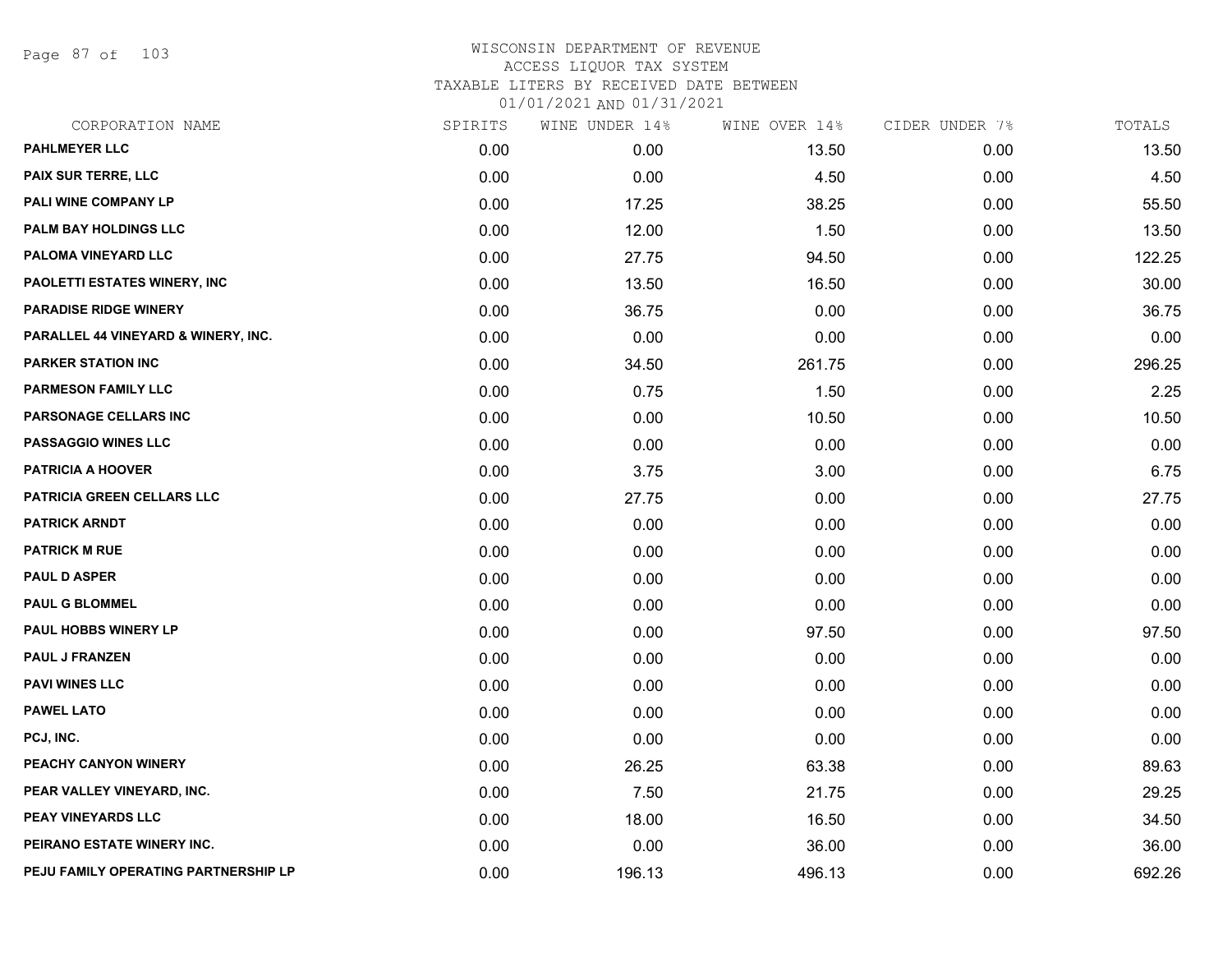WISCONSIN DEPARTMENT OF REVENUE
ACCESS LIQUOR TAX SYSTEM
TAXABLE LITERS BY RECEIVED DATE BETWEEN
01/01/2021 AND 01/31/2021

| CORPORATION NAME | SPIRITS | WINE UNDER 14% | WINE OVER 14% | CIDER UNDER 7% | TOTALS |
|---|---|---|---|---|---|
| PAHLMEYER LLC | 0.00 | 0.00 | 13.50 | 0.00 | 13.50 |
| PAIX SUR TERRE, LLC | 0.00 | 0.00 | 4.50 | 0.00 | 4.50 |
| PALI WINE COMPANY LP | 0.00 | 17.25 | 38.25 | 0.00 | 55.50 |
| PALM BAY HOLDINGS LLC | 0.00 | 12.00 | 1.50 | 0.00 | 13.50 |
| PALOMA VINEYARD LLC | 0.00 | 27.75 | 94.50 | 0.00 | 122.25 |
| PAOLETTI ESTATES WINERY, INC | 0.00 | 13.50 | 16.50 | 0.00 | 30.00 |
| PARADISE RIDGE WINERY | 0.00 | 36.75 | 0.00 | 0.00 | 36.75 |
| PARALLEL 44 VINEYARD & WINERY, INC. | 0.00 | 0.00 | 0.00 | 0.00 | 0.00 |
| PARKER STATION INC | 0.00 | 34.50 | 261.75 | 0.00 | 296.25 |
| PARMESON FAMILY LLC | 0.00 | 0.75 | 1.50 | 0.00 | 2.25 |
| PARSONAGE CELLARS INC | 0.00 | 0.00 | 10.50 | 0.00 | 10.50 |
| PASSAGGIO WINES LLC | 0.00 | 0.00 | 0.00 | 0.00 | 0.00 |
| PATRICIA A HOOVER | 0.00 | 3.75 | 3.00 | 0.00 | 6.75 |
| PATRICIA GREEN CELLARS LLC | 0.00 | 27.75 | 0.00 | 0.00 | 27.75 |
| PATRICK ARNDT | 0.00 | 0.00 | 0.00 | 0.00 | 0.00 |
| PATRICK M RUE | 0.00 | 0.00 | 0.00 | 0.00 | 0.00 |
| PAUL D ASPER | 0.00 | 0.00 | 0.00 | 0.00 | 0.00 |
| PAUL G BLOMMEL | 0.00 | 0.00 | 0.00 | 0.00 | 0.00 |
| PAUL HOBBS WINERY LP | 0.00 | 0.00 | 97.50 | 0.00 | 97.50 |
| PAUL J FRANZEN | 0.00 | 0.00 | 0.00 | 0.00 | 0.00 |
| PAVI WINES LLC | 0.00 | 0.00 | 0.00 | 0.00 | 0.00 |
| PAWEL LATO | 0.00 | 0.00 | 0.00 | 0.00 | 0.00 |
| PCJ, INC. | 0.00 | 0.00 | 0.00 | 0.00 | 0.00 |
| PEACHY CANYON WINERY | 0.00 | 26.25 | 63.38 | 0.00 | 89.63 |
| PEAR VALLEY VINEYARD, INC. | 0.00 | 7.50 | 21.75 | 0.00 | 29.25 |
| PEAY VINEYARDS LLC | 0.00 | 18.00 | 16.50 | 0.00 | 34.50 |
| PEIRANO ESTATE WINERY INC. | 0.00 | 0.00 | 36.00 | 0.00 | 36.00 |
| PEJU FAMILY OPERATING PARTNERSHIP LP | 0.00 | 196.13 | 496.13 | 0.00 | 692.26 |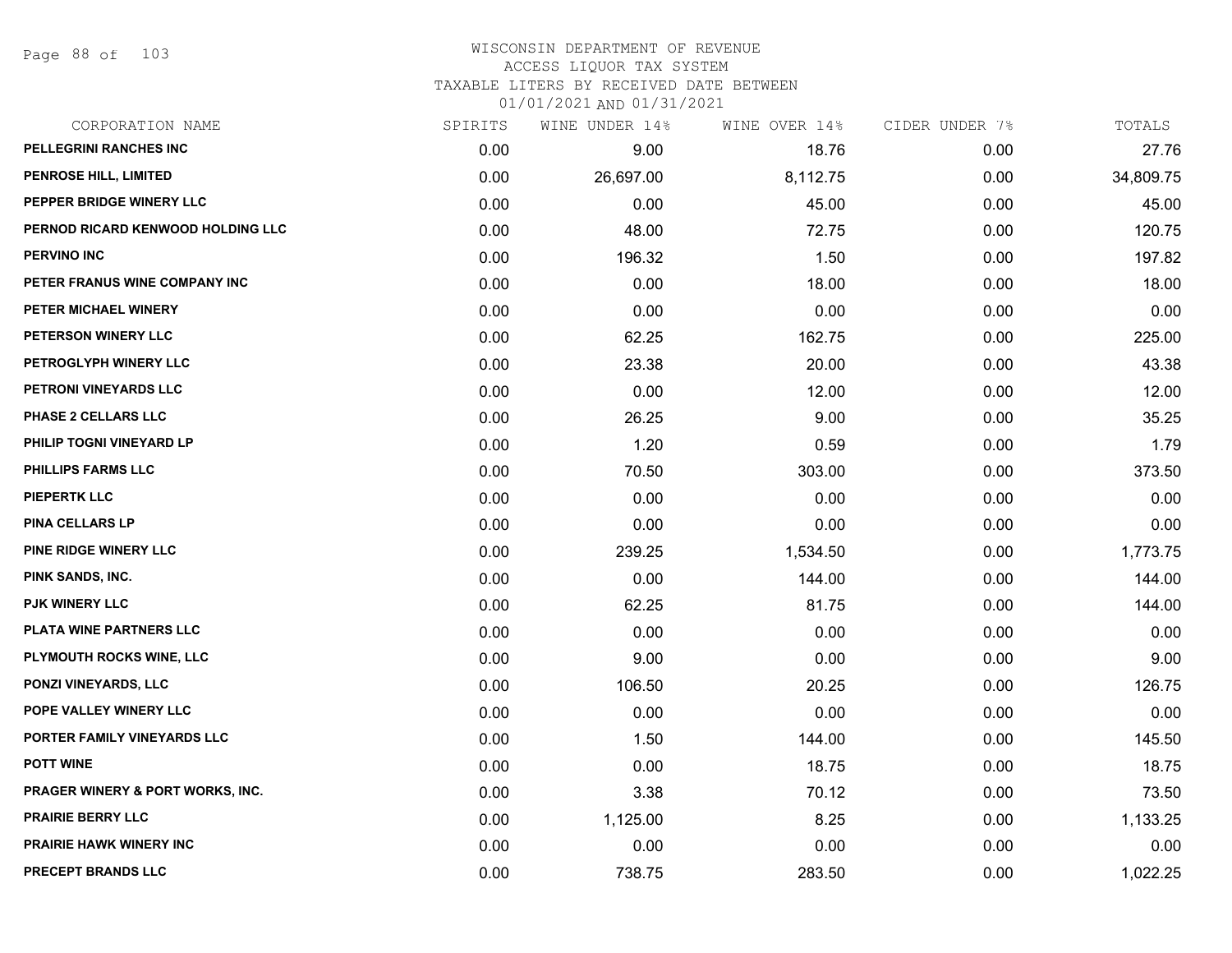# WISCONSIN DEPARTMENT OF REVENUE
## ACCESS LIQUOR TAX SYSTEM
### TAXABLE LITERS BY RECEIVED DATE BETWEEN 01/01/2021 AND 01/31/2021

| CORPORATION NAME | SPIRITS | WINE UNDER 14% | WINE OVER 14% | CIDER UNDER 7% | TOTALS |
|---|---|---|---|---|---|
| PELLEGRINI RANCHES INC | 0.00 | 9.00 | 18.76 | 0.00 | 27.76 |
| PENROSE HILL, LIMITED | 0.00 | 26,697.00 | 8,112.75 | 0.00 | 34,809.75 |
| PEPPER BRIDGE WINERY LLC | 0.00 | 0.00 | 45.00 | 0.00 | 45.00 |
| PERNOD RICARD KENWOOD HOLDING LLC | 0.00 | 48.00 | 72.75 | 0.00 | 120.75 |
| PERVINO INC | 0.00 | 196.32 | 1.50 | 0.00 | 197.82 |
| PETER FRANUS WINE COMPANY INC | 0.00 | 0.00 | 18.00 | 0.00 | 18.00 |
| PETER MICHAEL WINERY | 0.00 | 0.00 | 0.00 | 0.00 | 0.00 |
| PETERSON WINERY LLC | 0.00 | 62.25 | 162.75 | 0.00 | 225.00 |
| PETROGLYPH WINERY LLC | 0.00 | 23.38 | 20.00 | 0.00 | 43.38 |
| PETRONI VINEYARDS LLC | 0.00 | 0.00 | 12.00 | 0.00 | 12.00 |
| PHASE 2 CELLARS LLC | 0.00 | 26.25 | 9.00 | 0.00 | 35.25 |
| PHILIP TOGNI VINEYARD LP | 0.00 | 1.20 | 0.59 | 0.00 | 1.79 |
| PHILLIPS FARMS LLC | 0.00 | 70.50 | 303.00 | 0.00 | 373.50 |
| PIEPERTK LLC | 0.00 | 0.00 | 0.00 | 0.00 | 0.00 |
| PINA CELLARS LP | 0.00 | 0.00 | 0.00 | 0.00 | 0.00 |
| PINE RIDGE WINERY LLC | 0.00 | 239.25 | 1,534.50 | 0.00 | 1,773.75 |
| PINK SANDS, INC. | 0.00 | 0.00 | 144.00 | 0.00 | 144.00 |
| PJK WINERY LLC | 0.00 | 62.25 | 81.75 | 0.00 | 144.00 |
| PLATA WINE PARTNERS LLC | 0.00 | 0.00 | 0.00 | 0.00 | 0.00 |
| PLYMOUTH ROCKS WINE, LLC | 0.00 | 9.00 | 0.00 | 0.00 | 9.00 |
| PONZI VINEYARDS, LLC | 0.00 | 106.50 | 20.25 | 0.00 | 126.75 |
| POPE VALLEY WINERY LLC | 0.00 | 0.00 | 0.00 | 0.00 | 0.00 |
| PORTER FAMILY VINEYARDS LLC | 0.00 | 1.50 | 144.00 | 0.00 | 145.50 |
| POTT WINE | 0.00 | 0.00 | 18.75 | 0.00 | 18.75 |
| PRAGER WINERY & PORT WORKS, INC. | 0.00 | 3.38 | 70.12 | 0.00 | 73.50 |
| PRAIRIE BERRY LLC | 0.00 | 1,125.00 | 8.25 | 0.00 | 1,133.25 |
| PRAIRIE HAWK WINERY INC | 0.00 | 0.00 | 0.00 | 0.00 | 0.00 |
| PRECEPT BRANDS LLC | 0.00 | 738.75 | 283.50 | 0.00 | 1,022.25 |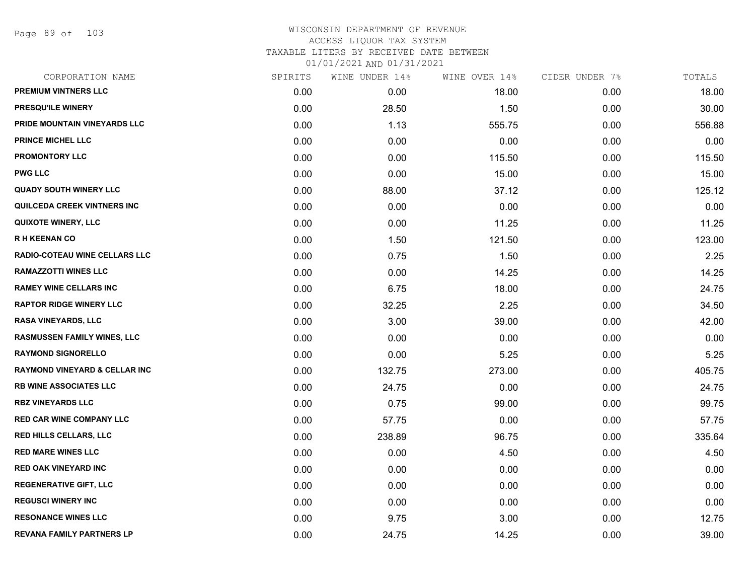# WISCONSIN DEPARTMENT OF REVENUE
## ACCESS LIQUOR TAX SYSTEM
### TAXABLE LITERS BY RECEIVED DATE BETWEEN 01/01/2021 AND 01/31/2021

| CORPORATION NAME | SPIRITS | WINE UNDER 14% | WINE OVER 14% | CIDER UNDER 7% | TOTALS |
|---|---|---|---|---|---|
| PREMIUM VINTNERS LLC | 0.00 | 0.00 | 18.00 | 0.00 | 18.00 |
| PRESQU'ILE WINERY | 0.00 | 28.50 | 1.50 | 0.00 | 30.00 |
| PRIDE MOUNTAIN VINEYARDS LLC | 0.00 | 1.13 | 555.75 | 0.00 | 556.88 |
| PRINCE MICHEL LLC | 0.00 | 0.00 | 0.00 | 0.00 | 0.00 |
| PROMONTORY LLC | 0.00 | 0.00 | 115.50 | 0.00 | 115.50 |
| PWG LLC | 0.00 | 0.00 | 15.00 | 0.00 | 15.00 |
| QUADY SOUTH WINERY LLC | 0.00 | 88.00 | 37.12 | 0.00 | 125.12 |
| QUILCEDA CREEK VINTNERS INC | 0.00 | 0.00 | 0.00 | 0.00 | 0.00 |
| QUIXOTE WINERY, LLC | 0.00 | 0.00 | 11.25 | 0.00 | 11.25 |
| R H KEENAN CO | 0.00 | 1.50 | 121.50 | 0.00 | 123.00 |
| RADIO-COTEAU WINE CELLARS LLC | 0.00 | 0.75 | 1.50 | 0.00 | 2.25 |
| RAMAZZOTTI WINES LLC | 0.00 | 0.00 | 14.25 | 0.00 | 14.25 |
| RAMEY WINE CELLARS INC | 0.00 | 6.75 | 18.00 | 0.00 | 24.75 |
| RAPTOR RIDGE WINERY LLC | 0.00 | 32.25 | 2.25 | 0.00 | 34.50 |
| RASA VINEYARDS, LLC | 0.00 | 3.00 | 39.00 | 0.00 | 42.00 |
| RASMUSSEN FAMILY WINES, LLC | 0.00 | 0.00 | 0.00 | 0.00 | 0.00 |
| RAYMOND SIGNORELLO | 0.00 | 0.00 | 5.25 | 0.00 | 5.25 |
| RAYMOND VINEYARD & CELLAR INC | 0.00 | 132.75 | 273.00 | 0.00 | 405.75 |
| RB WINE ASSOCIATES LLC | 0.00 | 24.75 | 0.00 | 0.00 | 24.75 |
| RBZ VINEYARDS LLC | 0.00 | 0.75 | 99.00 | 0.00 | 99.75 |
| RED CAR WINE COMPANY LLC | 0.00 | 57.75 | 0.00 | 0.00 | 57.75 |
| RED HILLS CELLARS, LLC | 0.00 | 238.89 | 96.75 | 0.00 | 335.64 |
| RED MARE WINES LLC | 0.00 | 0.00 | 4.50 | 0.00 | 4.50 |
| RED OAK VINEYARD INC | 0.00 | 0.00 | 0.00 | 0.00 | 0.00 |
| REGENERATIVE GIFT, LLC | 0.00 | 0.00 | 0.00 | 0.00 | 0.00 |
| REGUSCI WINERY INC | 0.00 | 0.00 | 0.00 | 0.00 | 0.00 |
| RESONANCE WINES LLC | 0.00 | 9.75 | 3.00 | 0.00 | 12.75 |
| REVANA FAMILY PARTNERS LP | 0.00 | 24.75 | 14.25 | 0.00 | 39.00 |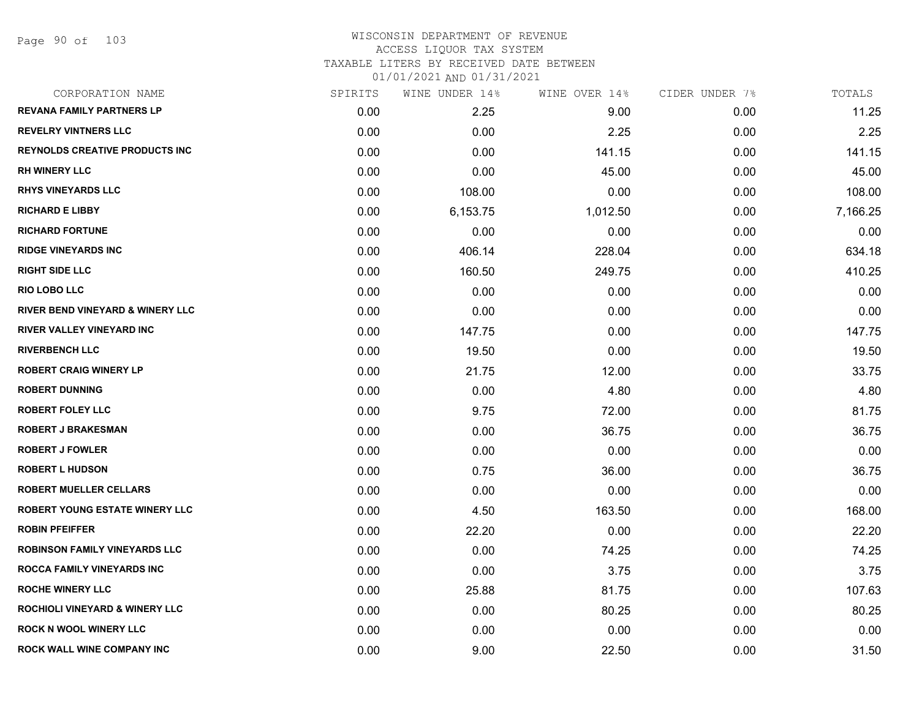WISCONSIN DEPARTMENT OF REVENUE
ACCESS LIQUOR TAX SYSTEM
TAXABLE LITERS BY RECEIVED DATE BETWEEN
01/01/2021 AND 01/31/2021

| CORPORATION NAME | SPIRITS | WINE UNDER 14% | WINE OVER 14% | CIDER UNDER 7% | TOTALS |
|---|---|---|---|---|---|
| REVANA FAMILY PARTNERS LP | 0.00 | 2.25 | 9.00 | 0.00 | 11.25 |
| REVELRY VINTNERS LLC | 0.00 | 0.00 | 2.25 | 0.00 | 2.25 |
| REYNOLDS CREATIVE PRODUCTS INC | 0.00 | 0.00 | 141.15 | 0.00 | 141.15 |
| RH WINERY LLC | 0.00 | 0.00 | 45.00 | 0.00 | 45.00 |
| RHYS VINEYARDS LLC | 0.00 | 108.00 | 0.00 | 0.00 | 108.00 |
| RICHARD E LIBBY | 0.00 | 6,153.75 | 1,012.50 | 0.00 | 7,166.25 |
| RICHARD FORTUNE | 0.00 | 0.00 | 0.00 | 0.00 | 0.00 |
| RIDGE VINEYARDS INC | 0.00 | 406.14 | 228.04 | 0.00 | 634.18 |
| RIGHT SIDE LLC | 0.00 | 160.50 | 249.75 | 0.00 | 410.25 |
| RIO LOBO LLC | 0.00 | 0.00 | 0.00 | 0.00 | 0.00 |
| RIVER BEND VINEYARD & WINERY LLC | 0.00 | 0.00 | 0.00 | 0.00 | 0.00 |
| RIVER VALLEY VINEYARD INC | 0.00 | 147.75 | 0.00 | 0.00 | 147.75 |
| RIVERBENCH LLC | 0.00 | 19.50 | 0.00 | 0.00 | 19.50 |
| ROBERT CRAIG WINERY LP | 0.00 | 21.75 | 12.00 | 0.00 | 33.75 |
| ROBERT DUNNING | 0.00 | 0.00 | 4.80 | 0.00 | 4.80 |
| ROBERT FOLEY LLC | 0.00 | 9.75 | 72.00 | 0.00 | 81.75 |
| ROBERT J BRAKESMAN | 0.00 | 0.00 | 36.75 | 0.00 | 36.75 |
| ROBERT J FOWLER | 0.00 | 0.00 | 0.00 | 0.00 | 0.00 |
| ROBERT L HUDSON | 0.00 | 0.75 | 36.00 | 0.00 | 36.75 |
| ROBERT MUELLER CELLARS | 0.00 | 0.00 | 0.00 | 0.00 | 0.00 |
| ROBERT YOUNG ESTATE WINERY LLC | 0.00 | 4.50 | 163.50 | 0.00 | 168.00 |
| ROBIN PFEIFFER | 0.00 | 22.20 | 0.00 | 0.00 | 22.20 |
| ROBINSON FAMILY VINEYARDS LLC | 0.00 | 0.00 | 74.25 | 0.00 | 74.25 |
| ROCCA FAMILY VINEYARDS INC | 0.00 | 0.00 | 3.75 | 0.00 | 3.75 |
| ROCHE WINERY LLC | 0.00 | 25.88 | 81.75 | 0.00 | 107.63 |
| ROCHIOLI VINEYARD & WINERY LLC | 0.00 | 0.00 | 80.25 | 0.00 | 80.25 |
| ROCK N WOOL WINERY LLC | 0.00 | 0.00 | 0.00 | 0.00 | 0.00 |
| ROCK WALL WINE COMPANY INC | 0.00 | 9.00 | 22.50 | 0.00 | 31.50 |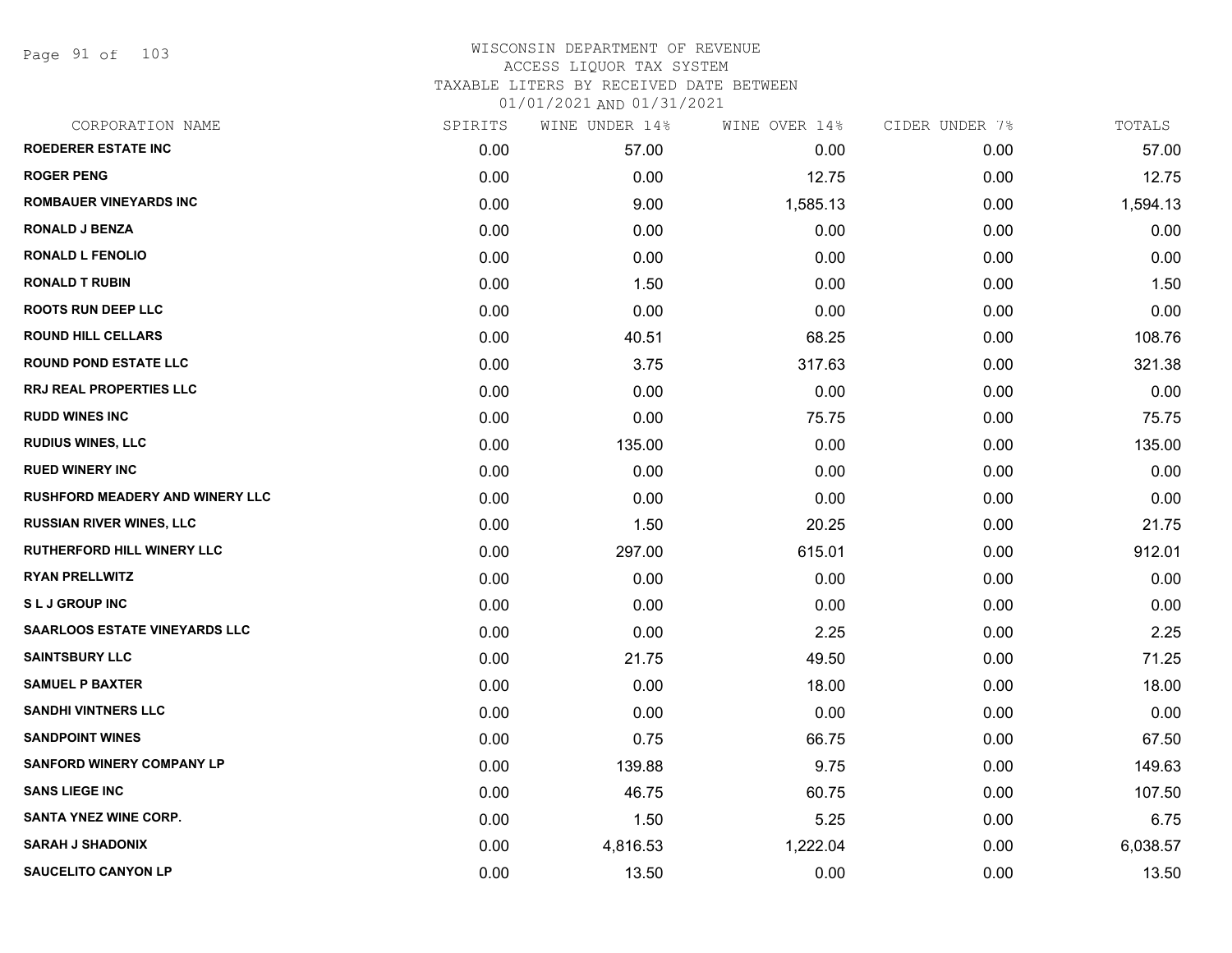WISCONSIN DEPARTMENT OF REVENUE
ACCESS LIQUOR TAX SYSTEM
TAXABLE LITERS BY RECEIVED DATE BETWEEN
01/01/2021 AND 01/31/2021

| CORPORATION NAME | SPIRITS | WINE UNDER 14% | WINE OVER 14% | CIDER UNDER 7% | TOTALS |
|---|---|---|---|---|---|
| ROEDERER ESTATE INC | 0.00 | 57.00 | 0.00 | 0.00 | 57.00 |
| ROGER PENG | 0.00 | 0.00 | 12.75 | 0.00 | 12.75 |
| ROMBAUER VINEYARDS INC | 0.00 | 9.00 | 1,585.13 | 0.00 | 1,594.13 |
| RONALD J BENZA | 0.00 | 0.00 | 0.00 | 0.00 | 0.00 |
| RONALD L FENOLIO | 0.00 | 0.00 | 0.00 | 0.00 | 0.00 |
| RONALD T RUBIN | 0.00 | 1.50 | 0.00 | 0.00 | 1.50 |
| ROOTS RUN DEEP LLC | 0.00 | 0.00 | 0.00 | 0.00 | 0.00 |
| ROUND HILL CELLARS | 0.00 | 40.51 | 68.25 | 0.00 | 108.76 |
| ROUND POND ESTATE LLC | 0.00 | 3.75 | 317.63 | 0.00 | 321.38 |
| RRJ REAL PROPERTIES LLC | 0.00 | 0.00 | 0.00 | 0.00 | 0.00 |
| RUDD WINES INC | 0.00 | 0.00 | 75.75 | 0.00 | 75.75 |
| RUDIUS WINES, LLC | 0.00 | 135.00 | 0.00 | 0.00 | 135.00 |
| RUED WINERY INC | 0.00 | 0.00 | 0.00 | 0.00 | 0.00 |
| RUSHFORD MEADERY AND WINERY LLC | 0.00 | 0.00 | 0.00 | 0.00 | 0.00 |
| RUSSIAN RIVER WINES, LLC | 0.00 | 1.50 | 20.25 | 0.00 | 21.75 |
| RUTHERFORD HILL WINERY LLC | 0.00 | 297.00 | 615.01 | 0.00 | 912.01 |
| RYAN PRELLWITZ | 0.00 | 0.00 | 0.00 | 0.00 | 0.00 |
| S L J GROUP INC | 0.00 | 0.00 | 0.00 | 0.00 | 0.00 |
| SAARLOOS ESTATE VINEYARDS LLC | 0.00 | 0.00 | 2.25 | 0.00 | 2.25 |
| SAINTSBURY LLC | 0.00 | 21.75 | 49.50 | 0.00 | 71.25 |
| SAMUEL P BAXTER | 0.00 | 0.00 | 18.00 | 0.00 | 18.00 |
| SANDHI VINTNERS LLC | 0.00 | 0.00 | 0.00 | 0.00 | 0.00 |
| SANDPOINT WINES | 0.00 | 0.75 | 66.75 | 0.00 | 67.50 |
| SANFORD WINERY COMPANY LP | 0.00 | 139.88 | 9.75 | 0.00 | 149.63 |
| SANS LIEGE INC | 0.00 | 46.75 | 60.75 | 0.00 | 107.50 |
| SANTA YNEZ WINE CORP. | 0.00 | 1.50 | 5.25 | 0.00 | 6.75 |
| SARAH J SHADONIX | 0.00 | 4,816.53 | 1,222.04 | 0.00 | 6,038.57 |
| SAUCELITO CANYON LP | 0.00 | 13.50 | 0.00 | 0.00 | 13.50 |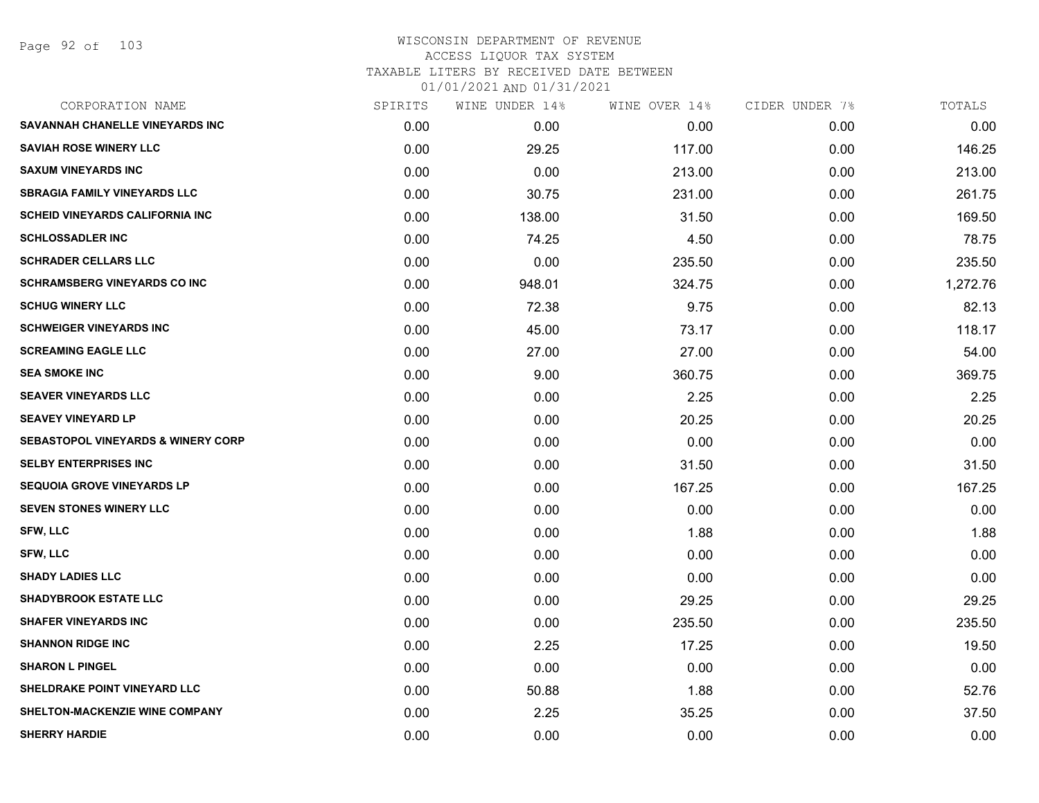WISCONSIN DEPARTMENT OF REVENUE
ACCESS LIQUOR TAX SYSTEM
TAXABLE LITERS BY RECEIVED DATE BETWEEN
01/01/2021 AND 01/31/2021

| CORPORATION NAME | SPIRITS | WINE UNDER 14% | WINE OVER 14% | CIDER UNDER 7% | TOTALS |
|---|---|---|---|---|---|
| SAVANNAH CHANELLE VINEYARDS INC | 0.00 | 0.00 | 0.00 | 0.00 | 0.00 |
| SAVIAH ROSE WINERY LLC | 0.00 | 29.25 | 117.00 | 0.00 | 146.25 |
| SAXUM VINEYARDS INC | 0.00 | 0.00 | 213.00 | 0.00 | 213.00 |
| SBRAGIA FAMILY VINEYARDS LLC | 0.00 | 30.75 | 231.00 | 0.00 | 261.75 |
| SCHEID VINEYARDS CALIFORNIA INC | 0.00 | 138.00 | 31.50 | 0.00 | 169.50 |
| SCHLOSSADLER INC | 0.00 | 74.25 | 4.50 | 0.00 | 78.75 |
| SCHRADER CELLARS LLC | 0.00 | 0.00 | 235.50 | 0.00 | 235.50 |
| SCHRAMSBERG VINEYARDS CO INC | 0.00 | 948.01 | 324.75 | 0.00 | 1,272.76 |
| SCHUG WINERY LLC | 0.00 | 72.38 | 9.75 | 0.00 | 82.13 |
| SCHWEIGER VINEYARDS INC | 0.00 | 45.00 | 73.17 | 0.00 | 118.17 |
| SCREAMING EAGLE LLC | 0.00 | 27.00 | 27.00 | 0.00 | 54.00 |
| SEA SMOKE INC | 0.00 | 9.00 | 360.75 | 0.00 | 369.75 |
| SEAVER VINEYARDS LLC | 0.00 | 0.00 | 2.25 | 0.00 | 2.25 |
| SEAVEY VINEYARD LP | 0.00 | 0.00 | 20.25 | 0.00 | 20.25 |
| SEBASTOPOL VINEYARDS & WINERY CORP | 0.00 | 0.00 | 0.00 | 0.00 | 0.00 |
| SELBY ENTERPRISES INC | 0.00 | 0.00 | 31.50 | 0.00 | 31.50 |
| SEQUOIA GROVE VINEYARDS LP | 0.00 | 0.00 | 167.25 | 0.00 | 167.25 |
| SEVEN STONES WINERY LLC | 0.00 | 0.00 | 0.00 | 0.00 | 0.00 |
| SFW, LLC | 0.00 | 0.00 | 1.88 | 0.00 | 1.88 |
| SFW, LLC | 0.00 | 0.00 | 0.00 | 0.00 | 0.00 |
| SHADY LADIES LLC | 0.00 | 0.00 | 0.00 | 0.00 | 0.00 |
| SHADYBROOK ESTATE LLC | 0.00 | 0.00 | 29.25 | 0.00 | 29.25 |
| SHAFER VINEYARDS INC | 0.00 | 0.00 | 235.50 | 0.00 | 235.50 |
| SHANNON RIDGE INC | 0.00 | 2.25 | 17.25 | 0.00 | 19.50 |
| SHARON L PINGEL | 0.00 | 0.00 | 0.00 | 0.00 | 0.00 |
| SHELDRAKE POINT VINEYARD LLC | 0.00 | 50.88 | 1.88 | 0.00 | 52.76 |
| SHELTON-MACKENZIE WINE COMPANY | 0.00 | 2.25 | 35.25 | 0.00 | 37.50 |
| SHERRY HARDIE | 0.00 | 0.00 | 0.00 | 0.00 | 0.00 |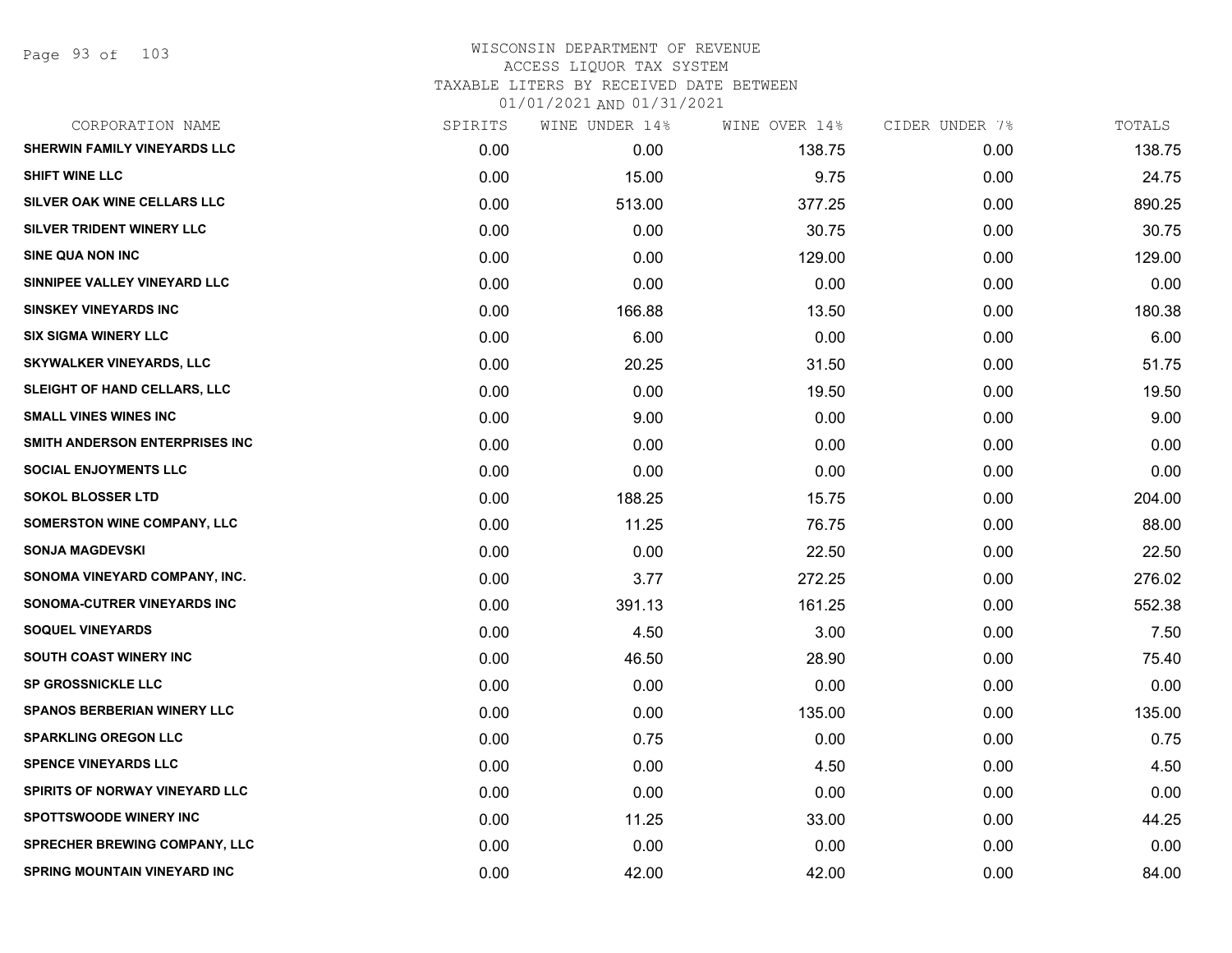# WISCONSIN DEPARTMENT OF REVENUE

ACCESS LIQUOR TAX SYSTEM

TAXABLE LITERS BY RECEIVED DATE BETWEEN

01/01/2021 AND 01/31/2021

| CORPORATION NAME | SPIRITS | WINE UNDER 14% | WINE OVER 14% | CIDER UNDER 7% | TOTALS |
|---|---|---|---|---|---|
| SHERWIN FAMILY VINEYARDS LLC | 0.00 | 0.00 | 138.75 | 0.00 | 138.75 |
| SHIFT WINE LLC | 0.00 | 15.00 | 9.75 | 0.00 | 24.75 |
| SILVER OAK WINE CELLARS LLC | 0.00 | 513.00 | 377.25 | 0.00 | 890.25 |
| SILVER TRIDENT WINERY LLC | 0.00 | 0.00 | 30.75 | 0.00 | 30.75 |
| SINE QUA NON INC | 0.00 | 0.00 | 129.00 | 0.00 | 129.00 |
| SINNIPEE VALLEY VINEYARD LLC | 0.00 | 0.00 | 0.00 | 0.00 | 0.00 |
| SINSKEY VINEYARDS INC | 0.00 | 166.88 | 13.50 | 0.00 | 180.38 |
| SIX SIGMA WINERY LLC | 0.00 | 6.00 | 0.00 | 0.00 | 6.00 |
| SKYWALKER VINEYARDS, LLC | 0.00 | 20.25 | 31.50 | 0.00 | 51.75 |
| SLEIGHT OF HAND CELLARS, LLC | 0.00 | 0.00 | 19.50 | 0.00 | 19.50 |
| SMALL VINES WINES INC | 0.00 | 9.00 | 0.00 | 0.00 | 9.00 |
| SMITH ANDERSON ENTERPRISES INC | 0.00 | 0.00 | 0.00 | 0.00 | 0.00 |
| SOCIAL ENJOYMENTS LLC | 0.00 | 0.00 | 0.00 | 0.00 | 0.00 |
| SOKOL BLOSSER LTD | 0.00 | 188.25 | 15.75 | 0.00 | 204.00 |
| SOMERSTON WINE COMPANY, LLC | 0.00 | 11.25 | 76.75 | 0.00 | 88.00 |
| SONJA MAGDEVSKI | 0.00 | 0.00 | 22.50 | 0.00 | 22.50 |
| SONOMA VINEYARD COMPANY, INC. | 0.00 | 3.77 | 272.25 | 0.00 | 276.02 |
| SONOMA-CUTRER VINEYARDS INC | 0.00 | 391.13 | 161.25 | 0.00 | 552.38 |
| SOQUEL VINEYARDS | 0.00 | 4.50 | 3.00 | 0.00 | 7.50 |
| SOUTH COAST WINERY INC | 0.00 | 46.50 | 28.90 | 0.00 | 75.40 |
| SP GROSSNICKLE LLC | 0.00 | 0.00 | 0.00 | 0.00 | 0.00 |
| SPANOS BERBERIAN WINERY LLC | 0.00 | 0.00 | 135.00 | 0.00 | 135.00 |
| SPARKLING OREGON LLC | 0.00 | 0.75 | 0.00 | 0.00 | 0.75 |
| SPENCE VINEYARDS LLC | 0.00 | 0.00 | 4.50 | 0.00 | 4.50 |
| SPIRITS OF NORWAY VINEYARD LLC | 0.00 | 0.00 | 0.00 | 0.00 | 0.00 |
| SPOTTSWOODE WINERY INC | 0.00 | 11.25 | 33.00 | 0.00 | 44.25 |
| SPRECHER BREWING COMPANY, LLC | 0.00 | 0.00 | 0.00 | 0.00 | 0.00 |
| SPRING MOUNTAIN VINEYARD INC | 0.00 | 42.00 | 42.00 | 0.00 | 84.00 |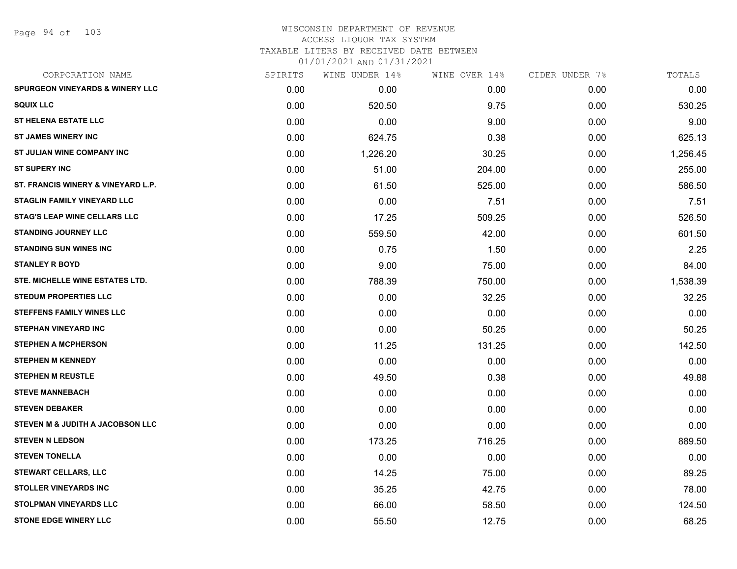# WISCONSIN DEPARTMENT OF REVENUE
## ACCESS LIQUOR TAX SYSTEM
### TAXABLE LITERS BY RECEIVED DATE BETWEEN 01/01/2021 AND 01/31/2021

| CORPORATION NAME | SPIRITS | WINE UNDER 14% | WINE OVER 14% | CIDER UNDER 7% | TOTALS |
|---|---|---|---|---|---|
| SPURGEON VINEYARDS & WINERY LLC | 0.00 | 0.00 | 0.00 | 0.00 | 0.00 |
| SQUIX LLC | 0.00 | 520.50 | 9.75 | 0.00 | 530.25 |
| ST HELENA ESTATE LLC | 0.00 | 0.00 | 9.00 | 0.00 | 9.00 |
| ST JAMES WINERY INC | 0.00 | 624.75 | 0.38 | 0.00 | 625.13 |
| ST JULIAN WINE COMPANY INC | 0.00 | 1,226.20 | 30.25 | 0.00 | 1,256.45 |
| ST SUPERY INC | 0.00 | 51.00 | 204.00 | 0.00 | 255.00 |
| ST. FRANCIS WINERY & VINEYARD L.P. | 0.00 | 61.50 | 525.00 | 0.00 | 586.50 |
| STAGLIN FAMILY VINEYARD LLC | 0.00 | 0.00 | 7.51 | 0.00 | 7.51 |
| STAG'S LEAP WINE CELLARS LLC | 0.00 | 17.25 | 509.25 | 0.00 | 526.50 |
| STANDING JOURNEY LLC | 0.00 | 559.50 | 42.00 | 0.00 | 601.50 |
| STANDING SUN WINES INC | 0.00 | 0.75 | 1.50 | 0.00 | 2.25 |
| STANLEY R BOYD | 0.00 | 9.00 | 75.00 | 0.00 | 84.00 |
| STE. MICHELLE WINE ESTATES LTD. | 0.00 | 788.39 | 750.00 | 0.00 | 1,538.39 |
| STEDUM PROPERTIES LLC | 0.00 | 0.00 | 32.25 | 0.00 | 32.25 |
| STEFFENS FAMILY WINES LLC | 0.00 | 0.00 | 0.00 | 0.00 | 0.00 |
| STEPHAN VINEYARD INC | 0.00 | 0.00 | 50.25 | 0.00 | 50.25 |
| STEPHEN A MCPHERSON | 0.00 | 11.25 | 131.25 | 0.00 | 142.50 |
| STEPHEN M KENNEDY | 0.00 | 0.00 | 0.00 | 0.00 | 0.00 |
| STEPHEN M REUSTLE | 0.00 | 49.50 | 0.38 | 0.00 | 49.88 |
| STEVE MANNEBACH | 0.00 | 0.00 | 0.00 | 0.00 | 0.00 |
| STEVEN DEBAKER | 0.00 | 0.00 | 0.00 | 0.00 | 0.00 |
| STEVEN M & JUDITH A JACOBSON LLC | 0.00 | 0.00 | 0.00 | 0.00 | 0.00 |
| STEVEN N LEDSON | 0.00 | 173.25 | 716.25 | 0.00 | 889.50 |
| STEVEN TONELLA | 0.00 | 0.00 | 0.00 | 0.00 | 0.00 |
| STEWART CELLARS, LLC | 0.00 | 14.25 | 75.00 | 0.00 | 89.25 |
| STOLLER VINEYARDS INC | 0.00 | 35.25 | 42.75 | 0.00 | 78.00 |
| STOLPMAN VINEYARDS LLC | 0.00 | 66.00 | 58.50 | 0.00 | 124.50 |
| STONE EDGE WINERY LLC | 0.00 | 55.50 | 12.75 | 0.00 | 68.25 |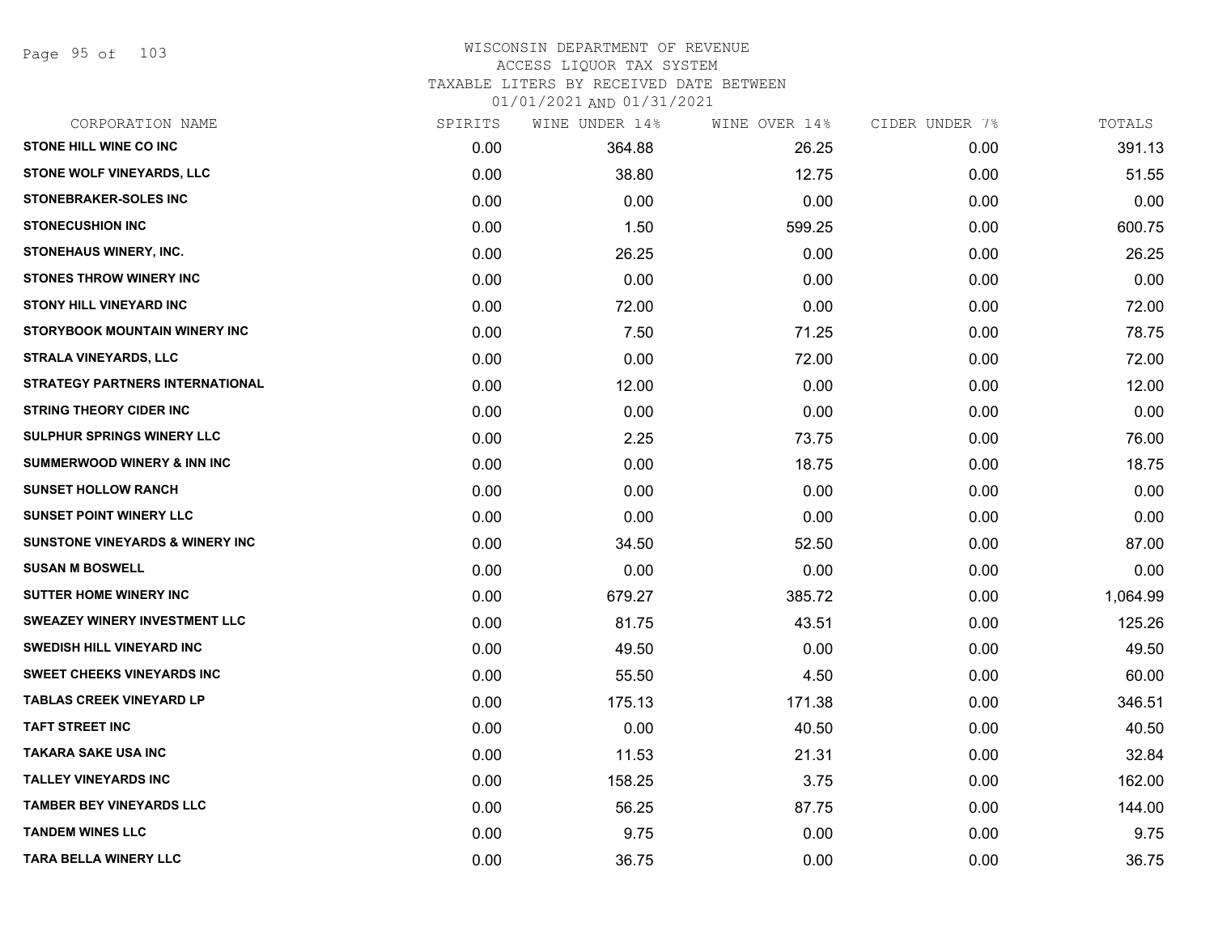WISCONSIN DEPARTMENT OF REVENUE
ACCESS LIQUOR TAX SYSTEM
TAXABLE LITERS BY RECEIVED DATE BETWEEN
01/01/2021 AND 01/31/2021

| CORPORATION NAME | SPIRITS | WINE UNDER 14% | WINE OVER 14% | CIDER UNDER 7% | TOTALS |
|---|---|---|---|---|---|
| STONE HILL WINE CO INC | 0.00 | 364.88 | 26.25 | 0.00 | 391.13 |
| STONE WOLF VINEYARDS, LLC | 0.00 | 38.80 | 12.75 | 0.00 | 51.55 |
| STONEBRAKER-SOLES INC | 0.00 | 0.00 | 0.00 | 0.00 | 0.00 |
| STONECUSHION INC | 0.00 | 1.50 | 599.25 | 0.00 | 600.75 |
| STONEHAUS WINERY, INC. | 0.00 | 26.25 | 0.00 | 0.00 | 26.25 |
| STONES THROW WINERY INC | 0.00 | 0.00 | 0.00 | 0.00 | 0.00 |
| STONY HILL VINEYARD INC | 0.00 | 72.00 | 0.00 | 0.00 | 72.00 |
| STORYBOOK MOUNTAIN WINERY INC | 0.00 | 7.50 | 71.25 | 0.00 | 78.75 |
| STRALA VINEYARDS, LLC | 0.00 | 0.00 | 72.00 | 0.00 | 72.00 |
| STRATEGY PARTNERS INTERNATIONAL | 0.00 | 12.00 | 0.00 | 0.00 | 12.00 |
| STRING THEORY CIDER INC | 0.00 | 0.00 | 0.00 | 0.00 | 0.00 |
| SULPHUR SPRINGS WINERY LLC | 0.00 | 2.25 | 73.75 | 0.00 | 76.00 |
| SUMMERWOOD WINERY & INN INC | 0.00 | 0.00 | 18.75 | 0.00 | 18.75 |
| SUNSET HOLLOW RANCH | 0.00 | 0.00 | 0.00 | 0.00 | 0.00 |
| SUNSET POINT WINERY LLC | 0.00 | 0.00 | 0.00 | 0.00 | 0.00 |
| SUNSTONE VINEYARDS & WINERY INC | 0.00 | 34.50 | 52.50 | 0.00 | 87.00 |
| SUSAN M BOSWELL | 0.00 | 0.00 | 0.00 | 0.00 | 0.00 |
| SUTTER HOME WINERY INC | 0.00 | 679.27 | 385.72 | 0.00 | 1,064.99 |
| SWEAZEY WINERY INVESTMENT LLC | 0.00 | 81.75 | 43.51 | 0.00 | 125.26 |
| SWEDISH HILL VINEYARD INC | 0.00 | 49.50 | 0.00 | 0.00 | 49.50 |
| SWEET CHEEKS VINEYARDS INC | 0.00 | 55.50 | 4.50 | 0.00 | 60.00 |
| TABLAS CREEK VINEYARD LP | 0.00 | 175.13 | 171.38 | 0.00 | 346.51 |
| TAFT STREET INC | 0.00 | 0.00 | 40.50 | 0.00 | 40.50 |
| TAKARA SAKE USA INC | 0.00 | 11.53 | 21.31 | 0.00 | 32.84 |
| TALLEY VINEYARDS INC | 0.00 | 158.25 | 3.75 | 0.00 | 162.00 |
| TAMBER BEY VINEYARDS LLC | 0.00 | 56.25 | 87.75 | 0.00 | 144.00 |
| TANDEM WINES LLC | 0.00 | 9.75 | 0.00 | 0.00 | 9.75 |
| TARA BELLA WINERY LLC | 0.00 | 36.75 | 0.00 | 0.00 | 36.75 |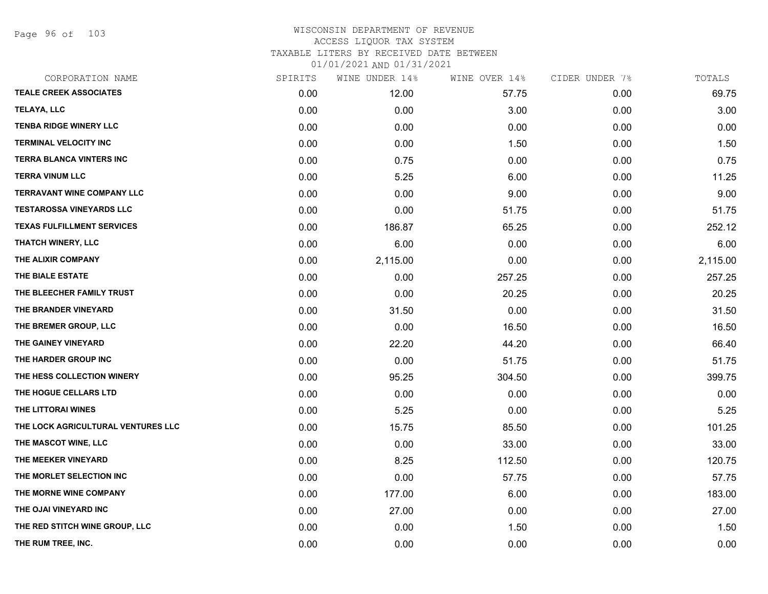# WISCONSIN DEPARTMENT OF REVENUE
ACCESS LIQUOR TAX SYSTEM
TAXABLE LITERS BY RECEIVED DATE BETWEEN
01/01/2021 AND 01/31/2021

| CORPORATION NAME | SPIRITS | WINE UNDER 14% | WINE OVER 14% | CIDER UNDER 7% | TOTALS |
|---|---|---|---|---|---|
| TEALE CREEK ASSOCIATES | 0.00 | 12.00 | 57.75 | 0.00 | 69.75 |
| TELAYA, LLC | 0.00 | 0.00 | 3.00 | 0.00 | 3.00 |
| TENBA RIDGE WINERY LLC | 0.00 | 0.00 | 0.00 | 0.00 | 0.00 |
| TERMINAL VELOCITY INC | 0.00 | 0.00 | 1.50 | 0.00 | 1.50 |
| TERRA BLANCA VINTERS INC | 0.00 | 0.75 | 0.00 | 0.00 | 0.75 |
| TERRA VINUM LLC | 0.00 | 5.25 | 6.00 | 0.00 | 11.25 |
| TERRAVANT WINE COMPANY LLC | 0.00 | 0.00 | 9.00 | 0.00 | 9.00 |
| TESTAROSSA VINEYARDS LLC | 0.00 | 0.00 | 51.75 | 0.00 | 51.75 |
| TEXAS FULFILLMENT SERVICES | 0.00 | 186.87 | 65.25 | 0.00 | 252.12 |
| THATCH WINERY, LLC | 0.00 | 6.00 | 0.00 | 0.00 | 6.00 |
| THE ALIXIR COMPANY | 0.00 | 2,115.00 | 0.00 | 0.00 | 2,115.00 |
| THE BIALE ESTATE | 0.00 | 0.00 | 257.25 | 0.00 | 257.25 |
| THE BLEECHER FAMILY TRUST | 0.00 | 0.00 | 20.25 | 0.00 | 20.25 |
| THE BRANDER VINEYARD | 0.00 | 31.50 | 0.00 | 0.00 | 31.50 |
| THE BREMER GROUP, LLC | 0.00 | 0.00 | 16.50 | 0.00 | 16.50 |
| THE GAINEY VINEYARD | 0.00 | 22.20 | 44.20 | 0.00 | 66.40 |
| THE HARDER GROUP INC | 0.00 | 0.00 | 51.75 | 0.00 | 51.75 |
| THE HESS COLLECTION WINERY | 0.00 | 95.25 | 304.50 | 0.00 | 399.75 |
| THE HOGUE CELLARS LTD | 0.00 | 0.00 | 0.00 | 0.00 | 0.00 |
| THE LITTORAI WINES | 0.00 | 5.25 | 0.00 | 0.00 | 5.25 |
| THE LOCK AGRICULTURAL VENTURES LLC | 0.00 | 15.75 | 85.50 | 0.00 | 101.25 |
| THE MASCOT WINE, LLC | 0.00 | 0.00 | 33.00 | 0.00 | 33.00 |
| THE MEEKER VINEYARD | 0.00 | 8.25 | 112.50 | 0.00 | 120.75 |
| THE MORLET SELECTION INC | 0.00 | 0.00 | 57.75 | 0.00 | 57.75 |
| THE MORNE WINE COMPANY | 0.00 | 177.00 | 6.00 | 0.00 | 183.00 |
| THE OJAI VINEYARD INC | 0.00 | 27.00 | 0.00 | 0.00 | 27.00 |
| THE RED STITCH WINE GROUP, LLC | 0.00 | 0.00 | 1.50 | 0.00 | 1.50 |
| THE RUM TREE, INC. | 0.00 | 0.00 | 0.00 | 0.00 | 0.00 |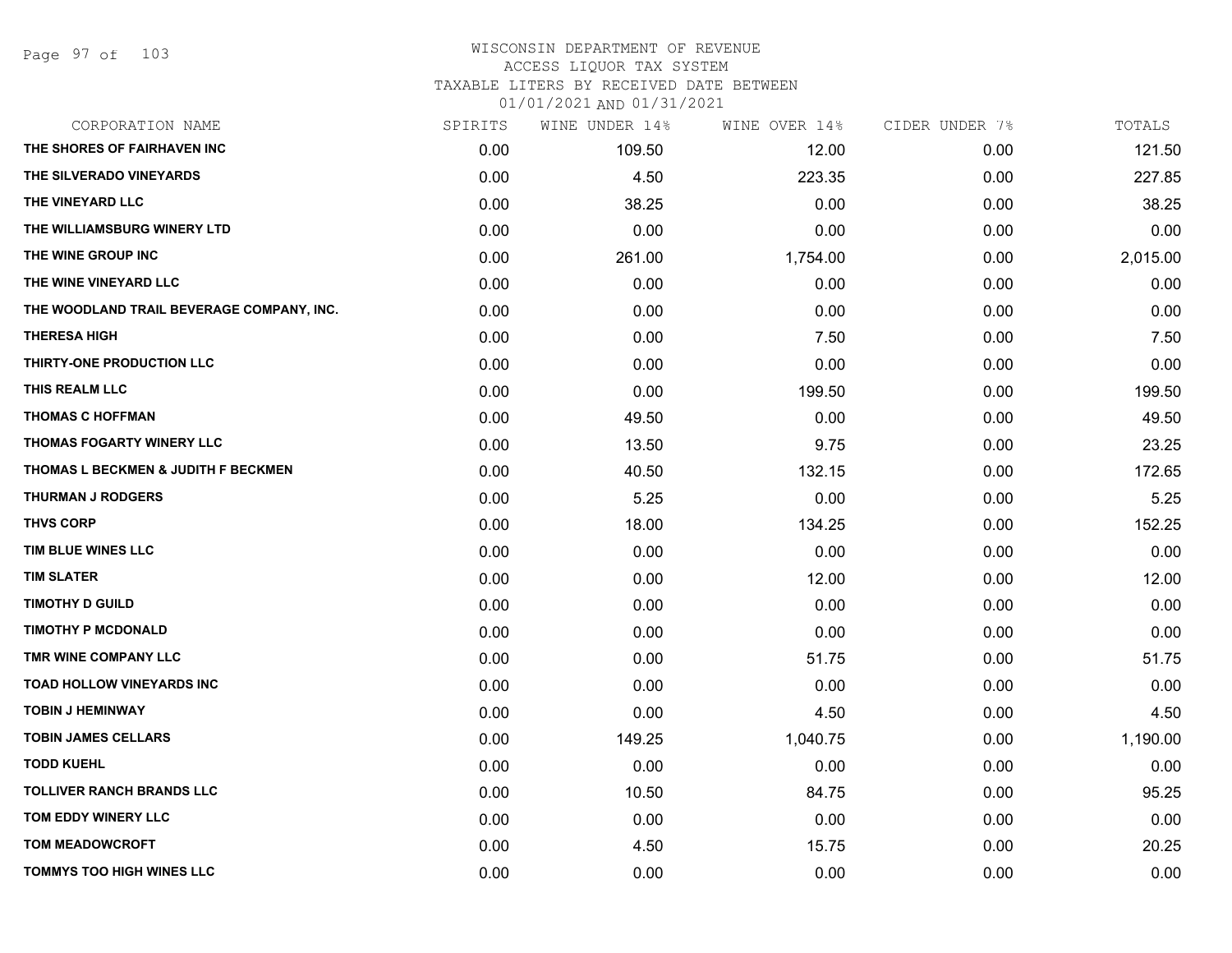WISCONSIN DEPARTMENT OF REVENUE
ACCESS LIQUOR TAX SYSTEM
TAXABLE LITERS BY RECEIVED DATE BETWEEN
01/01/2021 AND 01/31/2021

| CORPORATION NAME | SPIRITS | WINE UNDER 14% | WINE OVER 14% | CIDER UNDER 7% | TOTALS |
|---|---|---|---|---|---|
| THE SHORES OF FAIRHAVEN INC | 0.00 | 109.50 | 12.00 | 0.00 | 121.50 |
| THE SILVERADO VINEYARDS | 0.00 | 4.50 | 223.35 | 0.00 | 227.85 |
| THE VINEYARD LLC | 0.00 | 38.25 | 0.00 | 0.00 | 38.25 |
| THE WILLIAMSBURG WINERY LTD | 0.00 | 0.00 | 0.00 | 0.00 | 0.00 |
| THE WINE GROUP INC | 0.00 | 261.00 | 1,754.00 | 0.00 | 2,015.00 |
| THE WINE VINEYARD LLC | 0.00 | 0.00 | 0.00 | 0.00 | 0.00 |
| THE WOODLAND TRAIL BEVERAGE COMPANY, INC. | 0.00 | 0.00 | 0.00 | 0.00 | 0.00 |
| THERESA HIGH | 0.00 | 0.00 | 7.50 | 0.00 | 7.50 |
| THIRTY-ONE PRODUCTION LLC | 0.00 | 0.00 | 0.00 | 0.00 | 0.00 |
| THIS REALM LLC | 0.00 | 0.00 | 199.50 | 0.00 | 199.50 |
| THOMAS C HOFFMAN | 0.00 | 49.50 | 0.00 | 0.00 | 49.50 |
| THOMAS FOGARTY WINERY LLC | 0.00 | 13.50 | 9.75 | 0.00 | 23.25 |
| THOMAS L BECKMEN & JUDITH F BECKMEN | 0.00 | 40.50 | 132.15 | 0.00 | 172.65 |
| THURMAN J RODGERS | 0.00 | 5.25 | 0.00 | 0.00 | 5.25 |
| THVS CORP | 0.00 | 18.00 | 134.25 | 0.00 | 152.25 |
| TIM BLUE WINES LLC | 0.00 | 0.00 | 0.00 | 0.00 | 0.00 |
| TIM SLATER | 0.00 | 0.00 | 12.00 | 0.00 | 12.00 |
| TIMOTHY D GUILD | 0.00 | 0.00 | 0.00 | 0.00 | 0.00 |
| TIMOTHY P MCDONALD | 0.00 | 0.00 | 0.00 | 0.00 | 0.00 |
| TMR WINE COMPANY LLC | 0.00 | 0.00 | 51.75 | 0.00 | 51.75 |
| TOAD HOLLOW VINEYARDS INC | 0.00 | 0.00 | 0.00 | 0.00 | 0.00 |
| TOBIN J HEMINWAY | 0.00 | 0.00 | 4.50 | 0.00 | 4.50 |
| TOBIN JAMES CELLARS | 0.00 | 149.25 | 1,040.75 | 0.00 | 1,190.00 |
| TODD KUEHL | 0.00 | 0.00 | 0.00 | 0.00 | 0.00 |
| TOLLIVER RANCH BRANDS LLC | 0.00 | 10.50 | 84.75 | 0.00 | 95.25 |
| TOM EDDY WINERY LLC | 0.00 | 0.00 | 0.00 | 0.00 | 0.00 |
| TOM MEADOWCROFT | 0.00 | 4.50 | 15.75 | 0.00 | 20.25 |
| TOMMYS TOO HIGH WINES LLC | 0.00 | 0.00 | 0.00 | 0.00 | 0.00 |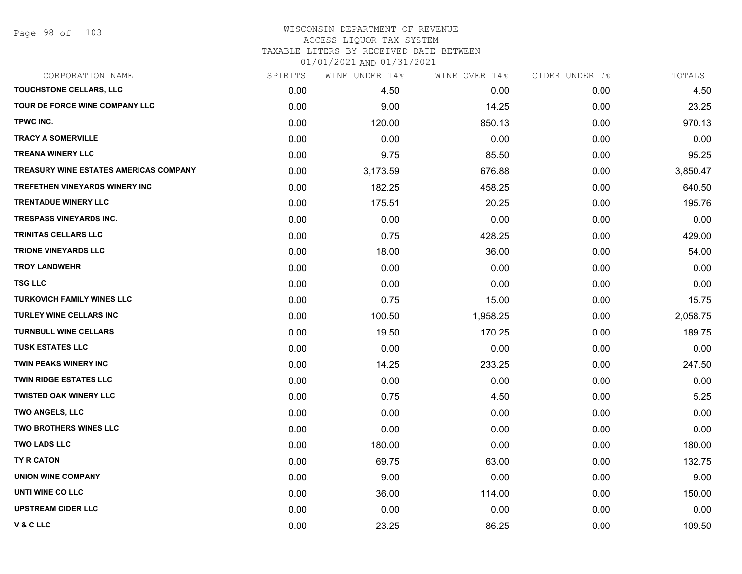# WISCONSIN DEPARTMENT OF REVENUE
ACCESS LIQUOR TAX SYSTEM
TAXABLE LITERS BY RECEIVED DATE BETWEEN
01/01/2021 AND 01/31/2021

| CORPORATION NAME | SPIRITS | WINE UNDER 14% | WINE OVER 14% | CIDER UNDER 7% | TOTALS |
|---|---|---|---|---|---|
| TOUCHSTONE CELLARS, LLC | 0.00 | 4.50 | 0.00 | 0.00 | 4.50 |
| TOUR DE FORCE WINE COMPANY LLC | 0.00 | 9.00 | 14.25 | 0.00 | 23.25 |
| TPWC INC. | 0.00 | 120.00 | 850.13 | 0.00 | 970.13 |
| TRACY A SOMERVILLE | 0.00 | 0.00 | 0.00 | 0.00 | 0.00 |
| TREANA WINERY LLC | 0.00 | 9.75 | 85.50 | 0.00 | 95.25 |
| TREASURY WINE ESTATES AMERICAS COMPANY | 0.00 | 3,173.59 | 676.88 | 0.00 | 3,850.47 |
| TREFETHEN VINEYARDS WINERY INC | 0.00 | 182.25 | 458.25 | 0.00 | 640.50 |
| TRENTADUE WINERY LLC | 0.00 | 175.51 | 20.25 | 0.00 | 195.76 |
| TRESPASS VINEYARDS INC. | 0.00 | 0.00 | 0.00 | 0.00 | 0.00 |
| TRINITAS CELLARS LLC | 0.00 | 0.75 | 428.25 | 0.00 | 429.00 |
| TRIONE VINEYARDS LLC | 0.00 | 18.00 | 36.00 | 0.00 | 54.00 |
| TROY LANDWEHR | 0.00 | 0.00 | 0.00 | 0.00 | 0.00 |
| TSG LLC | 0.00 | 0.00 | 0.00 | 0.00 | 0.00 |
| TURKOVICH FAMILY WINES LLC | 0.00 | 0.75 | 15.00 | 0.00 | 15.75 |
| TURLEY WINE CELLARS INC | 0.00 | 100.50 | 1,958.25 | 0.00 | 2,058.75 |
| TURNBULL WINE CELLARS | 0.00 | 19.50 | 170.25 | 0.00 | 189.75 |
| TUSK ESTATES LLC | 0.00 | 0.00 | 0.00 | 0.00 | 0.00 |
| TWIN PEAKS WINERY INC | 0.00 | 14.25 | 233.25 | 0.00 | 247.50 |
| TWIN RIDGE ESTATES LLC | 0.00 | 0.00 | 0.00 | 0.00 | 0.00 |
| TWISTED OAK WINERY LLC | 0.00 | 0.75 | 4.50 | 0.00 | 5.25 |
| TWO ANGELS, LLC | 0.00 | 0.00 | 0.00 | 0.00 | 0.00 |
| TWO BROTHERS WINES LLC | 0.00 | 0.00 | 0.00 | 0.00 | 0.00 |
| TWO LADS LLC | 0.00 | 180.00 | 0.00 | 0.00 | 180.00 |
| TY R CATON | 0.00 | 69.75 | 63.00 | 0.00 | 132.75 |
| UNION WINE COMPANY | 0.00 | 9.00 | 0.00 | 0.00 | 9.00 |
| UNTI WINE CO LLC | 0.00 | 36.00 | 114.00 | 0.00 | 150.00 |
| UPSTREAM CIDER LLC | 0.00 | 0.00 | 0.00 | 0.00 | 0.00 |
| V & C LLC | 0.00 | 23.25 | 86.25 | 0.00 | 109.50 |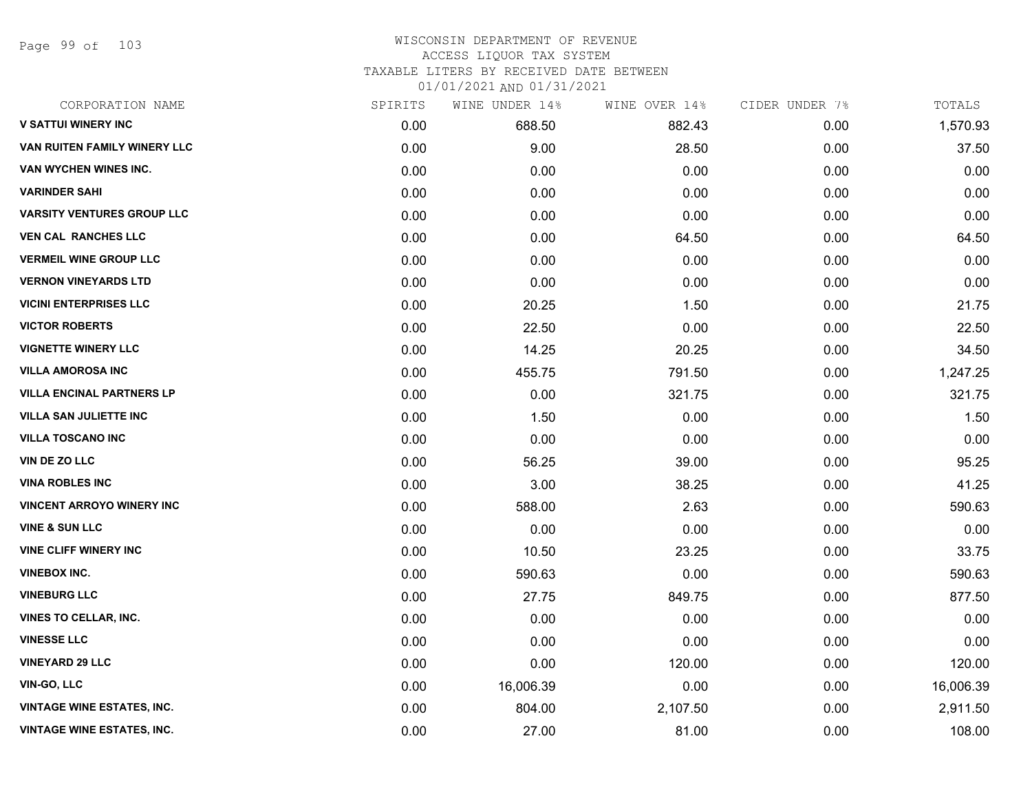# WISCONSIN DEPARTMENT OF REVENUE
## ACCESS LIQUOR TAX SYSTEM
### TAXABLE LITERS BY RECEIVED DATE BETWEEN 01/01/2021 AND 01/31/2021

| CORPORATION NAME | SPIRITS | WINE UNDER 14% | WINE OVER 14% | CIDER UNDER 7% | TOTALS |
|---|---|---|---|---|---|
| V SATTUI WINERY INC | 0.00 | 688.50 | 882.43 | 0.00 | 1,570.93 |
| VAN RUITEN FAMILY WINERY LLC | 0.00 | 9.00 | 28.50 | 0.00 | 37.50 |
| VAN WYCHEN WINES INC. | 0.00 | 0.00 | 0.00 | 0.00 | 0.00 |
| VARINDER SAHI | 0.00 | 0.00 | 0.00 | 0.00 | 0.00 |
| VARSITY VENTURES GROUP LLC | 0.00 | 0.00 | 0.00 | 0.00 | 0.00 |
| VEN CAL RANCHES LLC | 0.00 | 0.00 | 64.50 | 0.00 | 64.50 |
| VERMEIL WINE GROUP LLC | 0.00 | 0.00 | 0.00 | 0.00 | 0.00 |
| VERNON VINEYARDS LTD | 0.00 | 0.00 | 0.00 | 0.00 | 0.00 |
| VICINI ENTERPRISES LLC | 0.00 | 20.25 | 1.50 | 0.00 | 21.75 |
| VICTOR ROBERTS | 0.00 | 22.50 | 0.00 | 0.00 | 22.50 |
| VIGNETTE WINERY LLC | 0.00 | 14.25 | 20.25 | 0.00 | 34.50 |
| VILLA AMOROSA INC | 0.00 | 455.75 | 791.50 | 0.00 | 1,247.25 |
| VILLA ENCINAL PARTNERS LP | 0.00 | 0.00 | 321.75 | 0.00 | 321.75 |
| VILLA SAN JULIETTE INC | 0.00 | 1.50 | 0.00 | 0.00 | 1.50 |
| VILLA TOSCANO INC | 0.00 | 0.00 | 0.00 | 0.00 | 0.00 |
| VIN DE ZO LLC | 0.00 | 56.25 | 39.00 | 0.00 | 95.25 |
| VINA ROBLES INC | 0.00 | 3.00 | 38.25 | 0.00 | 41.25 |
| VINCENT ARROYO WINERY INC | 0.00 | 588.00 | 2.63 | 0.00 | 590.63 |
| VINE & SUN LLC | 0.00 | 0.00 | 0.00 | 0.00 | 0.00 |
| VINE CLIFF WINERY INC | 0.00 | 10.50 | 23.25 | 0.00 | 33.75 |
| VINEBOX INC. | 0.00 | 590.63 | 0.00 | 0.00 | 590.63 |
| VINEBURG LLC | 0.00 | 27.75 | 849.75 | 0.00 | 877.50 |
| VINES TO CELLAR, INC. | 0.00 | 0.00 | 0.00 | 0.00 | 0.00 |
| VINESSE LLC | 0.00 | 0.00 | 0.00 | 0.00 | 0.00 |
| VINEYARD 29 LLC | 0.00 | 0.00 | 120.00 | 0.00 | 120.00 |
| VIN-GO, LLC | 0.00 | 16,006.39 | 0.00 | 0.00 | 16,006.39 |
| VINTAGE WINE ESTATES, INC. | 0.00 | 804.00 | 2,107.50 | 0.00 | 2,911.50 |
| VINTAGE WINE ESTATES, INC. | 0.00 | 27.00 | 81.00 | 0.00 | 108.00 |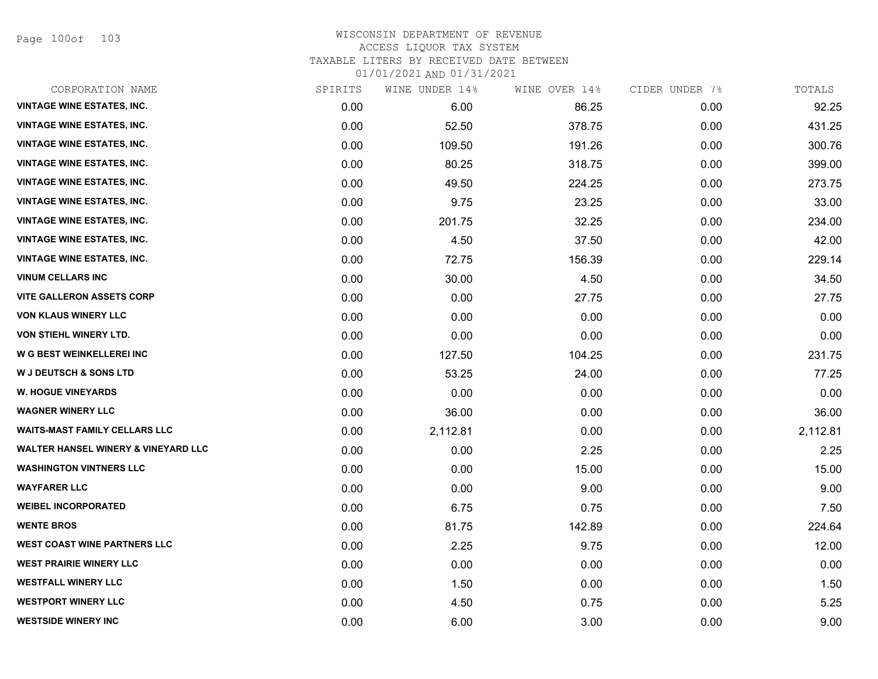# WISCONSIN DEPARTMENT OF REVENUE
## ACCESS LIQUOR TAX SYSTEM
### TAXABLE LITERS BY RECEIVED DATE BETWEEN 01/01/2021 AND 01/31/2021

| CORPORATION NAME | SPIRITS | WINE UNDER 14% | WINE OVER 14% | CIDER UNDER 7% | TOTALS |
|---|---|---|---|---|---|
| VINTAGE WINE ESTATES, INC. | 0.00 | 6.00 | 86.25 | 0.00 | 92.25 |
| VINTAGE WINE ESTATES, INC. | 0.00 | 52.50 | 378.75 | 0.00 | 431.25 |
| VINTAGE WINE ESTATES, INC. | 0.00 | 109.50 | 191.26 | 0.00 | 300.76 |
| VINTAGE WINE ESTATES, INC. | 0.00 | 80.25 | 318.75 | 0.00 | 399.00 |
| VINTAGE WINE ESTATES, INC. | 0.00 | 49.50 | 224.25 | 0.00 | 273.75 |
| VINTAGE WINE ESTATES, INC. | 0.00 | 9.75 | 23.25 | 0.00 | 33.00 |
| VINTAGE WINE ESTATES, INC. | 0.00 | 201.75 | 32.25 | 0.00 | 234.00 |
| VINTAGE WINE ESTATES, INC. | 0.00 | 4.50 | 37.50 | 0.00 | 42.00 |
| VINTAGE WINE ESTATES, INC. | 0.00 | 72.75 | 156.39 | 0.00 | 229.14 |
| VINUM CELLARS INC | 0.00 | 30.00 | 4.50 | 0.00 | 34.50 |
| VITE GALLERON ASSETS CORP | 0.00 | 0.00 | 27.75 | 0.00 | 27.75 |
| VON KLAUS WINERY LLC | 0.00 | 0.00 | 0.00 | 0.00 | 0.00 |
| VON STIEHL WINERY LTD. | 0.00 | 0.00 | 0.00 | 0.00 | 0.00 |
| W G BEST WEINKELLEREI INC | 0.00 | 127.50 | 104.25 | 0.00 | 231.75 |
| W J DEUTSCH & SONS LTD | 0.00 | 53.25 | 24.00 | 0.00 | 77.25 |
| W. HOGUE VINEYARDS | 0.00 | 0.00 | 0.00 | 0.00 | 0.00 |
| WAGNER WINERY LLC | 0.00 | 36.00 | 0.00 | 0.00 | 36.00 |
| WAITS-MAST FAMILY CELLARS LLC | 0.00 | 2,112.81 | 0.00 | 0.00 | 2,112.81 |
| WALTER HANSEL WINERY & VINEYARD LLC | 0.00 | 0.00 | 2.25 | 0.00 | 2.25 |
| WASHINGTON VINTNERS LLC | 0.00 | 0.00 | 15.00 | 0.00 | 15.00 |
| WAYFARER LLC | 0.00 | 0.00 | 9.00 | 0.00 | 9.00 |
| WEIBEL INCORPORATED | 0.00 | 6.75 | 0.75 | 0.00 | 7.50 |
| WENTE BROS | 0.00 | 81.75 | 142.89 | 0.00 | 224.64 |
| WEST COAST WINE PARTNERS LLC | 0.00 | 2.25 | 9.75 | 0.00 | 12.00 |
| WEST PRAIRIE WINERY LLC | 0.00 | 0.00 | 0.00 | 0.00 | 0.00 |
| WESTFALL WINERY LLC | 0.00 | 1.50 | 0.00 | 0.00 | 1.50 |
| WESTPORT WINERY LLC | 0.00 | 4.50 | 0.75 | 0.00 | 5.25 |
| WESTSIDE WINERY INC | 0.00 | 6.00 | 3.00 | 0.00 | 9.00 |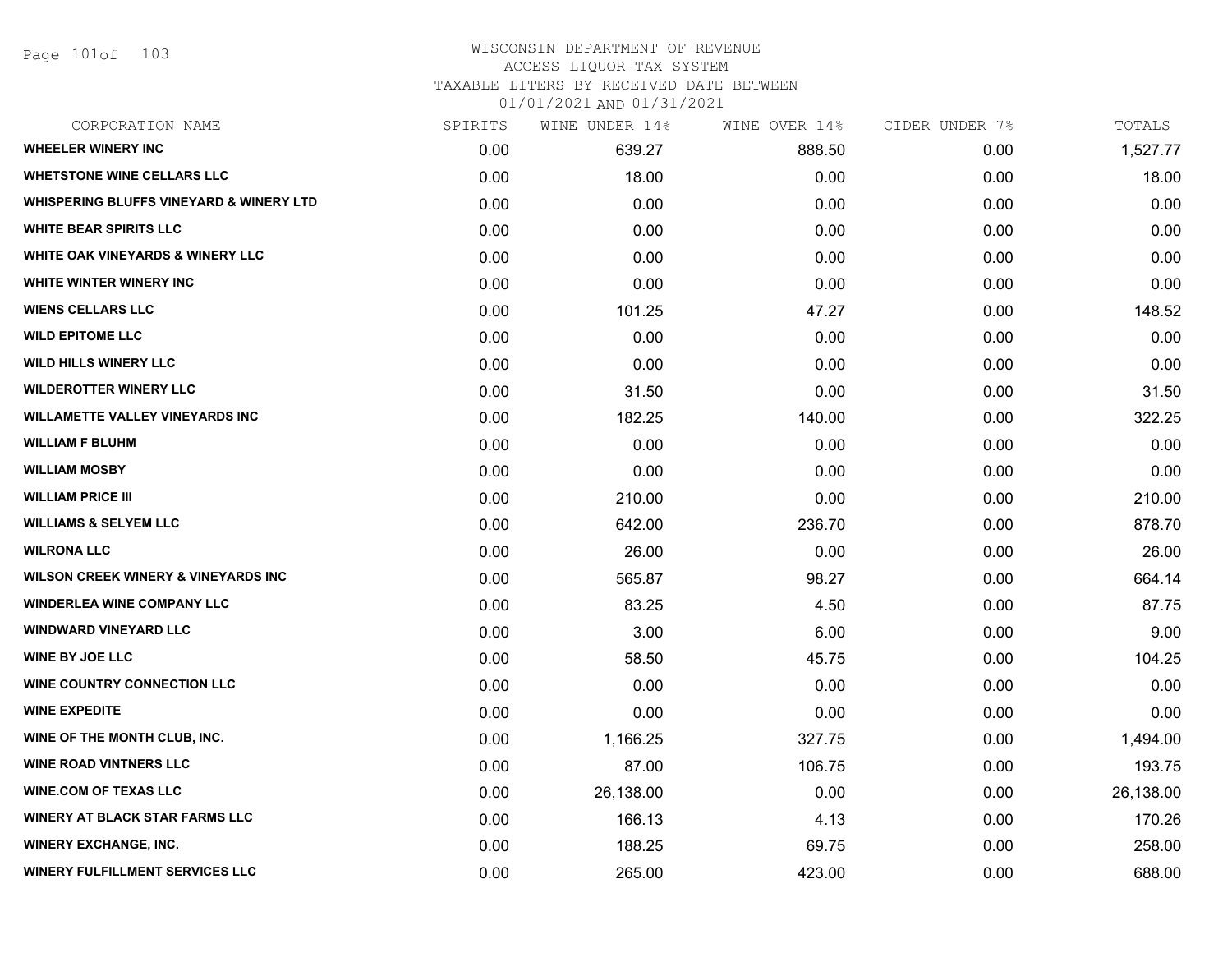WISCONSIN DEPARTMENT OF REVENUE
ACCESS LIQUOR TAX SYSTEM
TAXABLE LITERS BY RECEIVED DATE BETWEEN
01/01/2021 AND 01/31/2021

| CORPORATION NAME | SPIRITS | WINE UNDER 14% | WINE OVER 14% | CIDER UNDER 7% | TOTALS |
|---|---|---|---|---|---|
| WHEELER WINERY INC | 0.00 | 639.27 | 888.50 | 0.00 | 1,527.77 |
| WHETSTONE WINE CELLARS LLC | 0.00 | 18.00 | 0.00 | 0.00 | 18.00 |
| WHISPERING BLUFFS VINEYARD & WINERY LTD | 0.00 | 0.00 | 0.00 | 0.00 | 0.00 |
| WHITE BEAR SPIRITS LLC | 0.00 | 0.00 | 0.00 | 0.00 | 0.00 |
| WHITE OAK VINEYARDS & WINERY LLC | 0.00 | 0.00 | 0.00 | 0.00 | 0.00 |
| WHITE WINTER WINERY INC | 0.00 | 0.00 | 0.00 | 0.00 | 0.00 |
| WIENS CELLARS LLC | 0.00 | 101.25 | 47.27 | 0.00 | 148.52 |
| WILD EPITOME LLC | 0.00 | 0.00 | 0.00 | 0.00 | 0.00 |
| WILD HILLS WINERY LLC | 0.00 | 0.00 | 0.00 | 0.00 | 0.00 |
| WILDEROTTER WINERY LLC | 0.00 | 31.50 | 0.00 | 0.00 | 31.50 |
| WILLAMETTE VALLEY VINEYARDS INC | 0.00 | 182.25 | 140.00 | 0.00 | 322.25 |
| WILLIAM F BLUHM | 0.00 | 0.00 | 0.00 | 0.00 | 0.00 |
| WILLIAM MOSBY | 0.00 | 0.00 | 0.00 | 0.00 | 0.00 |
| WILLIAM PRICE III | 0.00 | 210.00 | 0.00 | 0.00 | 210.00 |
| WILLIAMS & SELYEM LLC | 0.00 | 642.00 | 236.70 | 0.00 | 878.70 |
| WILRONA LLC | 0.00 | 26.00 | 0.00 | 0.00 | 26.00 |
| WILSON CREEK WINERY & VINEYARDS INC | 0.00 | 565.87 | 98.27 | 0.00 | 664.14 |
| WINDERLEA WINE COMPANY LLC | 0.00 | 83.25 | 4.50 | 0.00 | 87.75 |
| WINDWARD VINEYARD LLC | 0.00 | 3.00 | 6.00 | 0.00 | 9.00 |
| WINE BY JOE LLC | 0.00 | 58.50 | 45.75 | 0.00 | 104.25 |
| WINE COUNTRY CONNECTION LLC | 0.00 | 0.00 | 0.00 | 0.00 | 0.00 |
| WINE EXPEDITE | 0.00 | 0.00 | 0.00 | 0.00 | 0.00 |
| WINE OF THE MONTH CLUB, INC. | 0.00 | 1,166.25 | 327.75 | 0.00 | 1,494.00 |
| WINE ROAD VINTNERS LLC | 0.00 | 87.00 | 106.75 | 0.00 | 193.75 |
| WINE.COM OF TEXAS LLC | 0.00 | 26,138.00 | 0.00 | 0.00 | 26,138.00 |
| WINERY AT BLACK STAR FARMS LLC | 0.00 | 166.13 | 4.13 | 0.00 | 170.26 |
| WINERY EXCHANGE, INC. | 0.00 | 188.25 | 69.75 | 0.00 | 258.00 |
| WINERY FULFILLMENT SERVICES LLC | 0.00 | 265.00 | 423.00 | 0.00 | 688.00 |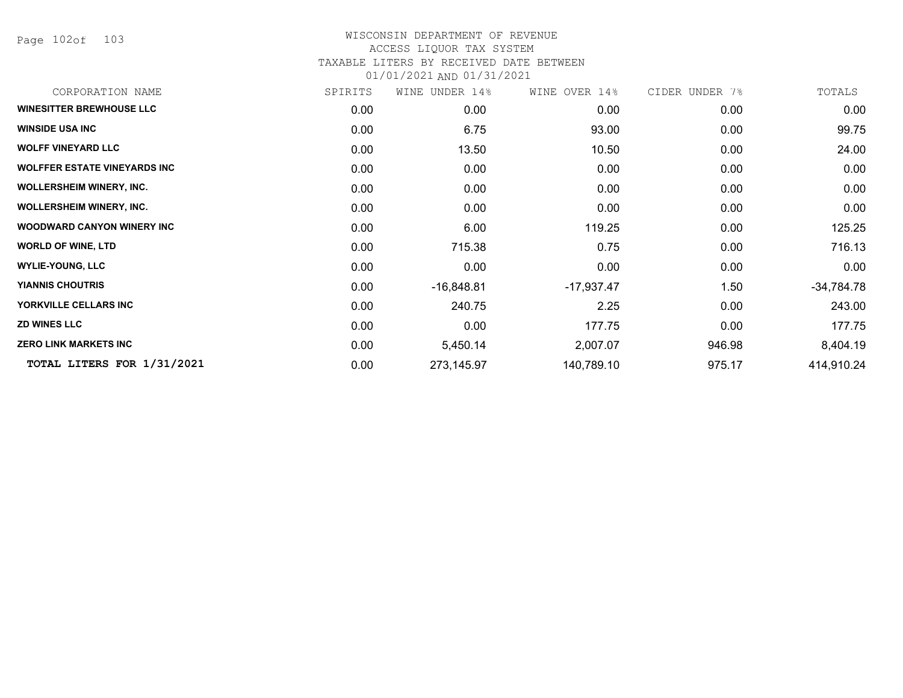# WISCONSIN DEPARTMENT OF REVENUE
## ACCESS LIQUOR TAX SYSTEM
### TAXABLE LITERS BY RECEIVED DATE BETWEEN 01/01/2021 AND 01/31/2021

| CORPORATION NAME | SPIRITS | WINE UNDER 14% | WINE OVER 14% | CIDER UNDER 7% | TOTALS |
|---|---|---|---|---|---|
| **WINESITTER BREWHOUSE LLC** | 0.00 | 0.00 | 0.00 | 0.00 | 0.00 |
| **WINSIDE USA INC** | 0.00 | 6.75 | 93.00 | 0.00 | 99.75 |
| **WOLFF VINEYARD LLC** | 0.00 | 13.50 | 10.50 | 0.00 | 24.00 |
| **WOLFFER ESTATE VINEYARDS INC** | 0.00 | 0.00 | 0.00 | 0.00 | 0.00 |
| **WOLLERSHEIM WINERY, INC.** | 0.00 | 0.00 | 0.00 | 0.00 | 0.00 |
| **WOLLERSHEIM WINERY, INC.** | 0.00 | 0.00 | 0.00 | 0.00 | 0.00 |
| **WOODWARD CANYON WINERY INC** | 0.00 | 6.00 | 119.25 | 0.00 | 125.25 |
| **WORLD OF WINE, LTD** | 0.00 | 715.38 | 0.75 | 0.00 | 716.13 |
| **WYLIE-YOUNG, LLC** | 0.00 | 0.00 | 0.00 | 0.00 | 0.00 |
| **YIANNIS CHOUTRIS** | 0.00 | -16,848.81 | -17,937.47 | 1.50 | -34,784.78 |
| **YORKVILLE CELLARS INC** | 0.00 | 240.75 | 2.25 | 0.00 | 243.00 |
| **ZD WINES LLC** | 0.00 | 0.00 | 177.75 | 0.00 | 177.75 |
| **ZERO LINK MARKETS INC** | 0.00 | 5,450.14 | 2,007.07 | 946.98 | 8,404.19 |
| **TOTAL LITERS FOR 1/31/2021** | 0.00 | 273,145.97 | 140,789.10 | 975.17 | 414,910.24 |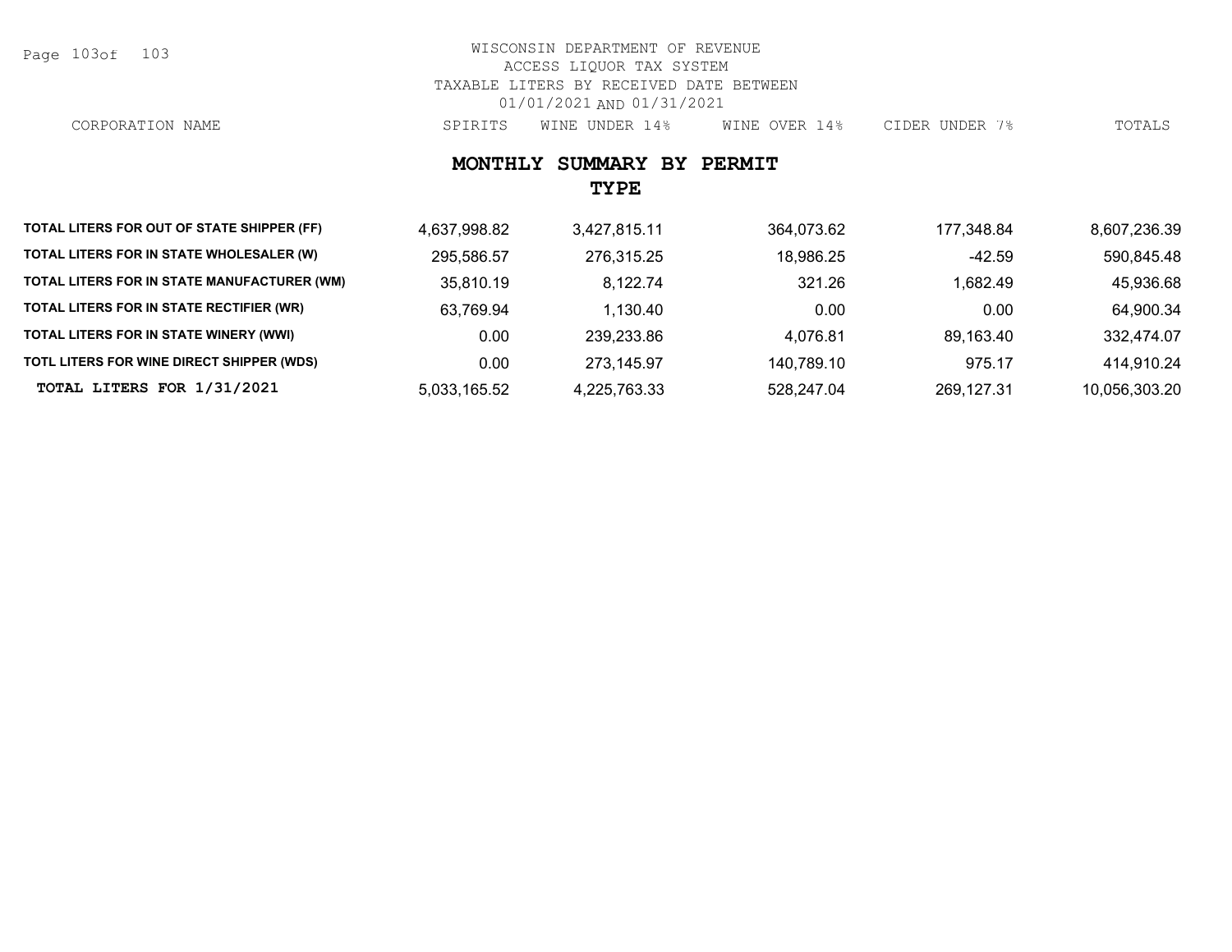WISCONSIN DEPARTMENT OF REVENUE
ACCESS LIQUOR TAX SYSTEM
TAXABLE LITERS BY RECEIVED DATE BETWEEN
01/01/2021 AND 01/31/2021

## MONTHLY SUMMARY BY PERMIT TYPE

| CORPORATION NAME | SPIRITS | WINE UNDER 14% | WINE OVER 14% | CIDER UNDER 7% | TOTALS |
|---|---|---|---|---|---|
| TOTAL LITERS FOR OUT OF STATE SHIPPER (FF) | 4,637,998.82 | 3,427,815.11 | 364,073.62 | 177,348.84 | 8,607,236.39 |
| TOTAL LITERS FOR IN STATE WHOLESALER (W) | 295,586.57 | 276,315.25 | 18,986.25 | -42.59 | 590,845.48 |
| TOTAL LITERS FOR IN STATE MANUFACTURER (WM) | 35,810.19 | 8,122.74 | 321.26 | 1,682.49 | 45,936.68 |
| TOTAL LITERS FOR IN STATE RECTIFIER (WR) | 63,769.94 | 1,130.40 | 0.00 | 0.00 | 64,900.34 |
| TOTAL LITERS FOR IN STATE WINERY (WWI) | 0.00 | 239,233.86 | 4,076.81 | 89,163.40 | 332,474.07 |
| TOTL LITERS FOR WINE DIRECT SHIPPER (WDS) | 0.00 | 273,145.97 | 140,789.10 | 975.17 | 414,910.24 |
| **TOTAL LITERS FOR 1/31/2021** | 5,033,165.52 | 4,225,763.33 | 528,247.04 | 269,127.31 | 10,056,303.20 |